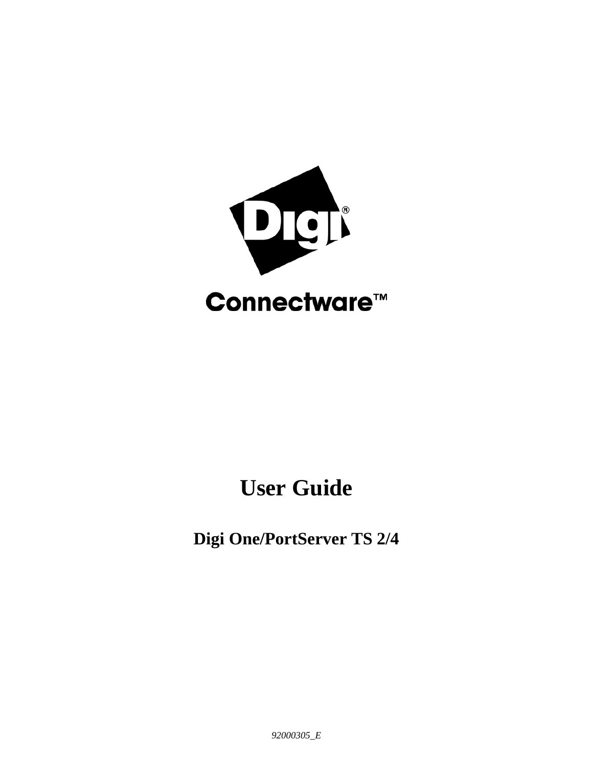Digi®

Connectware™

# User Guide

## Digi One/PortServer TS 2/4

*92000305_E*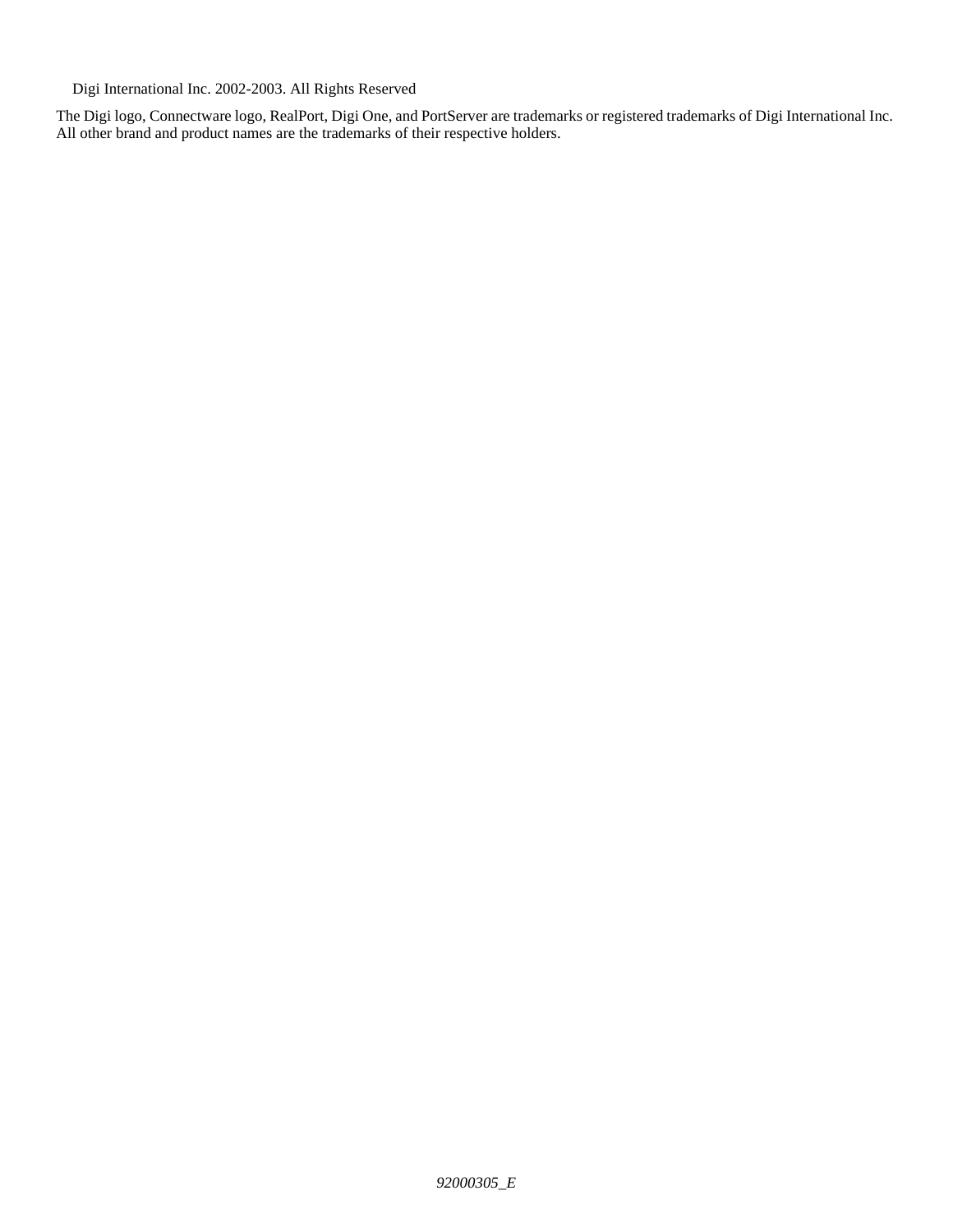Digi International Inc. 2002-2003. All Rights Reserved

The Digi logo, Connectware logo, RealPort, Digi One, and PortServer are trademarks or registered trademarks of Digi International Inc. All other brand and product names are the trademarks of their respective holders.

*92000305_E*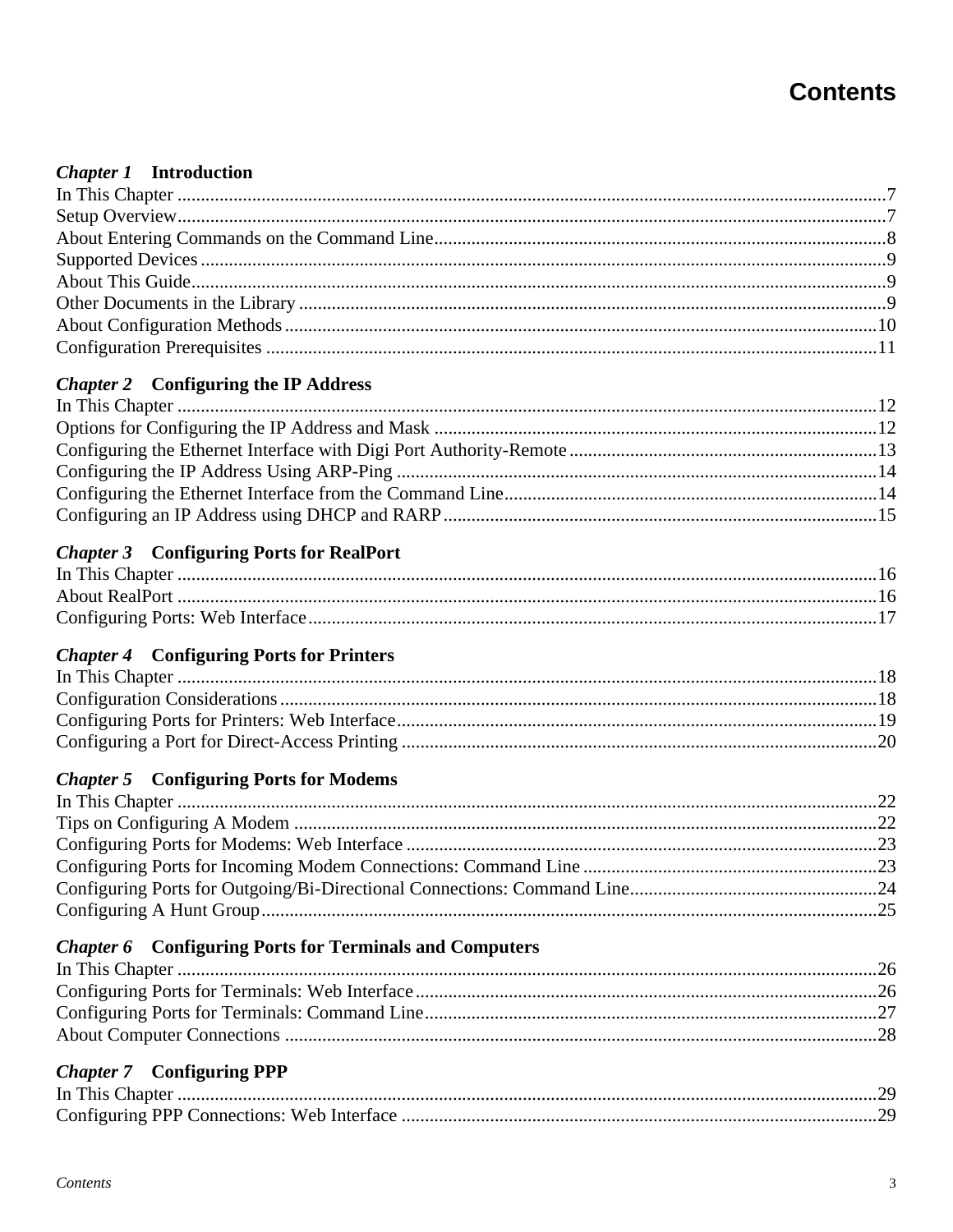# Contents

***Chapter 1* Introduction**

In This Chapter ....................................................................................................................................7
Setup Overview.....................................................................................................................................7
About Entering Commands on the Command Line................................................................................8
Supported Devices ................................................................................................................................9
About This Guide..................................................................................................................................9
Other Documents in the Library ...........................................................................................................9
About Configuration Methods .............................................................................................................10
Configuration Prerequisites ................................................................................................................11

***Chapter 2* Configuring the IP Address**

In This Chapter ..................................................................................................................................12
Options for Configuring the IP Address and Mask .............................................................................12
Configuring the Ethernet Interface with Digi Port Authority-Remote ................................................13
Configuring the IP Address Using ARP-Ping .....................................................................................14
Configuring the Ethernet Interface from the Command Line..............................................................14
Configuring an IP Address using DHCP and RARP...........................................................................15

***Chapter 3* Configuring Ports for RealPort**

In This Chapter ..................................................................................................................................16
About RealPort ...................................................................................................................................16
Configuring Ports: Web Interface........................................................................................................17

***Chapter 4* Configuring Ports for Printers**

In This Chapter ..................................................................................................................................18
Configuration Considerations.............................................................................................................18
Configuring Ports for Printers: Web Interface.....................................................................................19
Configuring a Port for Direct-Access Printing ....................................................................................20

***Chapter 5* Configuring Ports for Modems**

In This Chapter ..................................................................................................................................22
Tips on Configuring A Modem ...........................................................................................................22
Configuring Ports for Modems: Web Interface ...................................................................................23
Configuring Ports for Incoming Modem Connections: Command Line ..............................................23
Configuring Ports for Outgoing/Bi-Directional Connections: Command Line....................................24
Configuring A Hunt Group.................................................................................................................25

***Chapter 6* Configuring Ports for Terminals and Computers**

In This Chapter ..................................................................................................................................26
Configuring Ports for Terminals: Web Interface.................................................................................26
Configuring Ports for Terminals: Command Line...............................................................................27
About Computer Connections .............................................................................................................28

***Chapter 7* Configuring PPP**

In This Chapter ..................................................................................................................................29
Configuring PPP Connections: Web Interface ....................................................................................29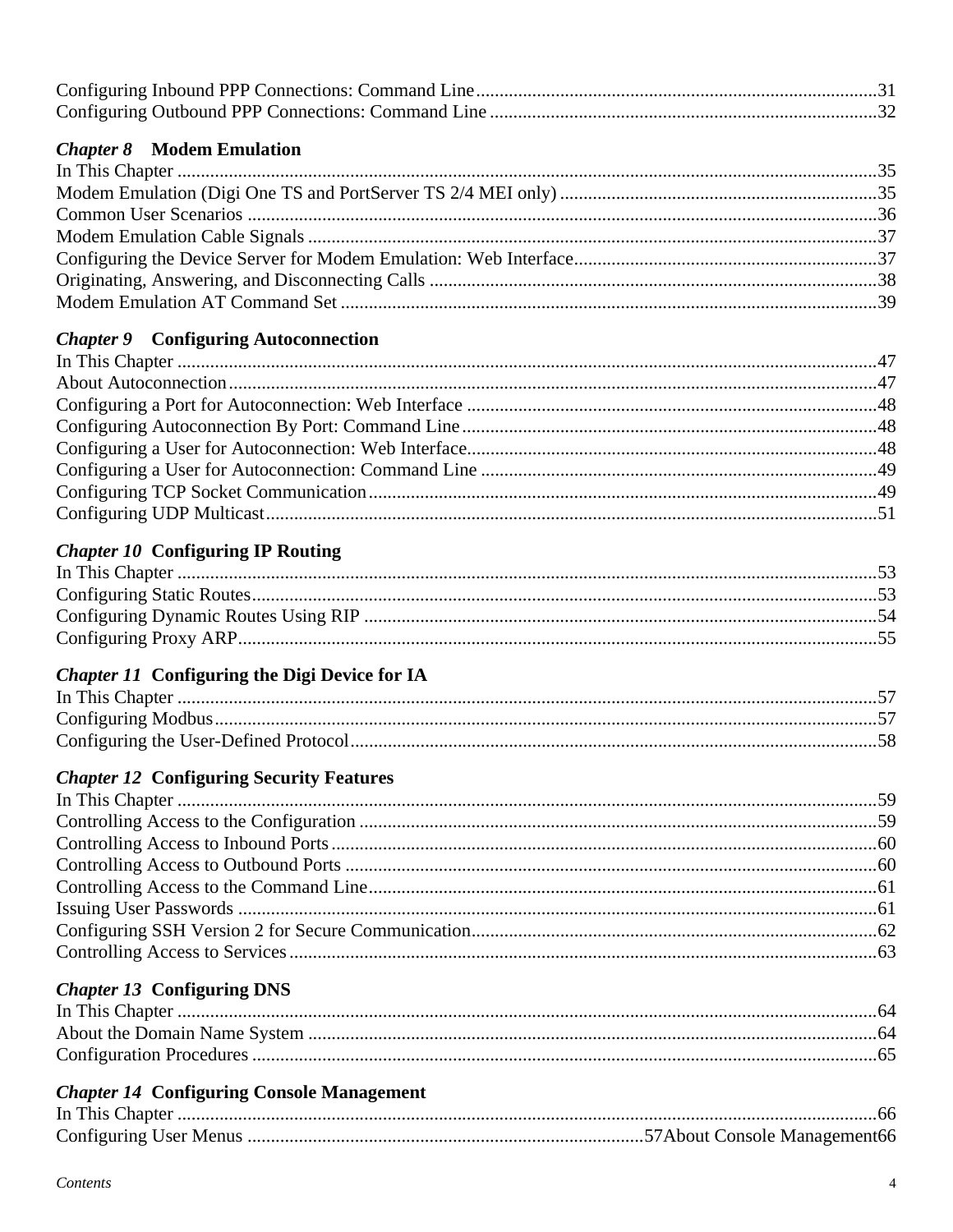Configuring Inbound PPP Connections: Command Line .......................................................................................31
Configuring Outbound PPP Connections: Command Line .................................................................................32

**_Chapter 8_ Modem Emulation**

In This Chapter ......................................................................................................................................35
Modem Emulation (Digi One TS and PortServer TS 2/4 MEI only) ....................................................................35
Common User Scenarios ..........................................................................................................................36
Modem Emulation Cable Signals ..............................................................................................................37
Configuring the Device Server for Modem Emulation: Web Interface..................................................................37
Originating, Answering, and Disconnecting Calls ..........................................................................................38
Modem Emulation AT Command Set ........................................................................................................39

**_Chapter 9_ Configuring Autoconnection**

In This Chapter ......................................................................................................................................47
About Autoconnection .............................................................................................................................47
Configuring a Port for Autoconnection: Web Interface .....................................................................................48
Configuring Autoconnection By Port: Command Line ....................................................................................48
Configuring a User for Autoconnection: Web Interface.....................................................................................48
Configuring a User for Autoconnection: Command Line ..................................................................................49
Configuring TCP Socket Communication ....................................................................................................49
Configuring UDP Multicast .......................................................................................................................51

**_Chapter 10_ Configuring IP Routing**

In This Chapter ......................................................................................................................................53
Configuring Static Routes .........................................................................................................................53
Configuring Dynamic Routes Using RIP ......................................................................................................54
Configuring Proxy ARP.............................................................................................................................55

**_Chapter 11_ Configuring the Digi Device for IA**

In This Chapter ......................................................................................................................................57
Configuring Modbus.................................................................................................................................57
Configuring the User-Defined Protocol.........................................................................................................58

**_Chapter 12_ Configuring Security Features**

In This Chapter ......................................................................................................................................59
Controlling Access to the Configuration .......................................................................................................59
Controlling Access to Inbound Ports ............................................................................................................60
Controlling Access to Outbound Ports ..........................................................................................................60
Controlling Access to the Command Line......................................................................................................61
Issuing User Passwords ...........................................................................................................................61
Configuring SSH Version 2 for Secure Communication....................................................................................62
Controlling Access to Services ...................................................................................................................63

**_Chapter 13_ Configuring DNS**

In This Chapter ......................................................................................................................................64
About the Domain Name System ...............................................................................................................64
Configuration Procedures ..........................................................................................................................65

**_Chapter 14_ Configuring Console Management**

In This Chapter ......................................................................................................................................66
Configuring User Menus ...................................................................................57About Console Management66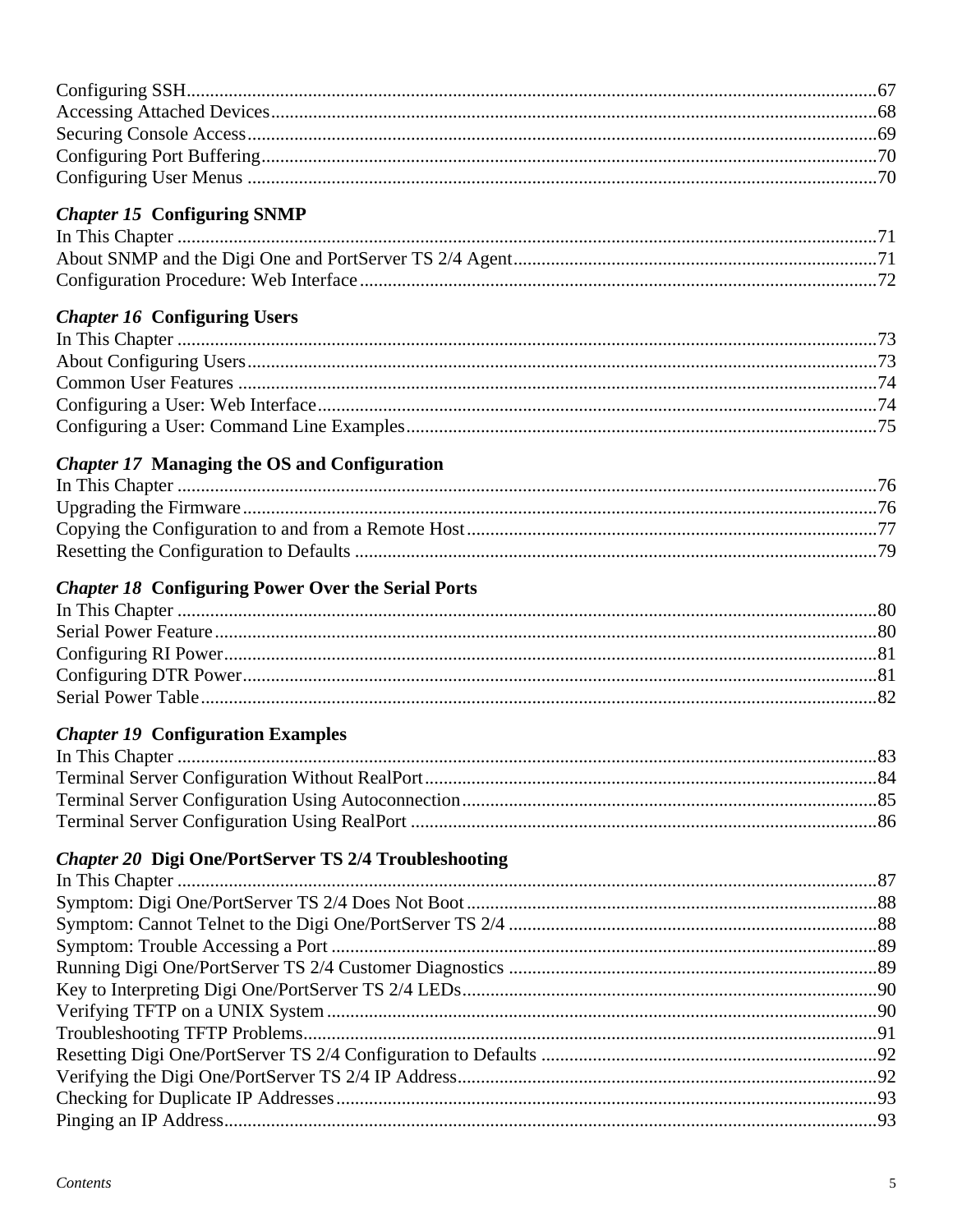Configuring SSH......67
Accessing Attached Devices......68
Securing Console Access......69
Configuring Port Buffering......70
Configuring User Menus......70

***Chapter 15* Configuring SNMP**

In This Chapter......71
About SNMP and the Digi One and PortServer TS 2/4 Agent......71
Configuration Procedure: Web Interface......72

***Chapter 16* Configuring Users**

In This Chapter......73
About Configuring Users......73
Common User Features......74
Configuring a User: Web Interface......74
Configuring a User: Command Line Examples......75

***Chapter 17* Managing the OS and Configuration**

In This Chapter......76
Upgrading the Firmware......76
Copying the Configuration to and from a Remote Host......77
Resetting the Configuration to Defaults......79

***Chapter 18* Configuring Power Over the Serial Ports**

In This Chapter......80
Serial Power Feature......80
Configuring RI Power......81
Configuring DTR Power......81
Serial Power Table......82

***Chapter 19* Configuration Examples**

In This Chapter......83
Terminal Server Configuration Without RealPort......84
Terminal Server Configuration Using Autoconnection......85
Terminal Server Configuration Using RealPort......86

***Chapter 20* Digi One/PortServer TS 2/4 Troubleshooting**

In This Chapter......87
Symptom: Digi One/PortServer TS 2/4 Does Not Boot......88
Symptom: Cannot Telnet to the Digi One/PortServer TS 2/4......88
Symptom: Trouble Accessing a Port......89
Running Digi One/PortServer TS 2/4 Customer Diagnostics......89
Key to Interpreting Digi One/PortServer TS 2/4 LEDs......90
Verifying TFTP on a UNIX System......90
Troubleshooting TFTP Problems......91
Resetting Digi One/PortServer TS 2/4 Configuration to Defaults......92
Verifying the Digi One/PortServer TS 2/4 IP Address......92
Checking for Duplicate IP Addresses......93
Pinging an IP Address......93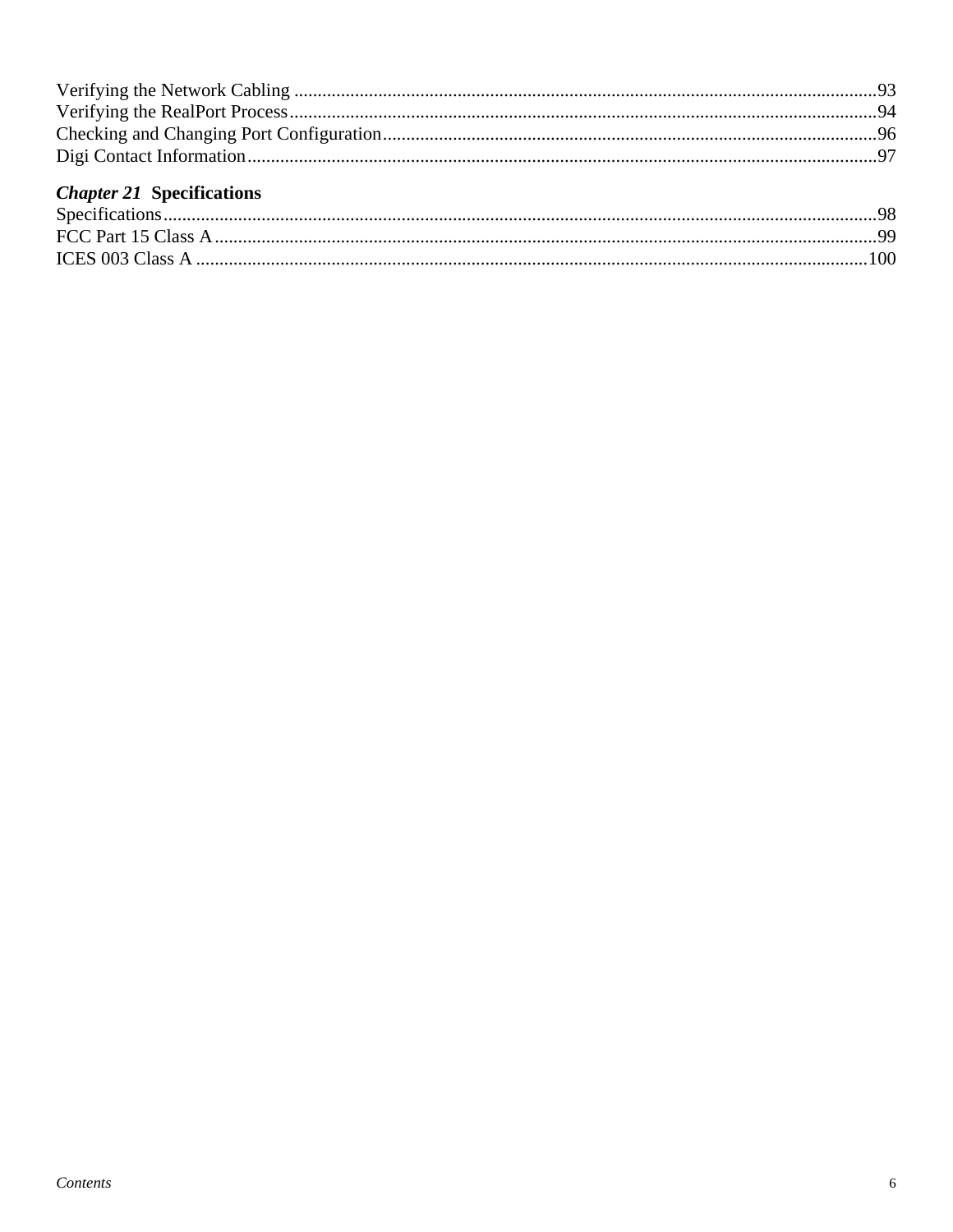Verifying the Network Cabling ...........................................................................................................................93
Verifying the RealPort Process............................................................................................................................94
Checking and Changing Port Configuration.........................................................................................................96
Digi Contact Information.......................................................................................................................................97

**_Chapter 21_ Specifications**

Specifications........................................................................................................................................................98
FCC Part 15 Class A.............................................................................................................................................99
ICES 003 Class A ...............................................................................................................................................100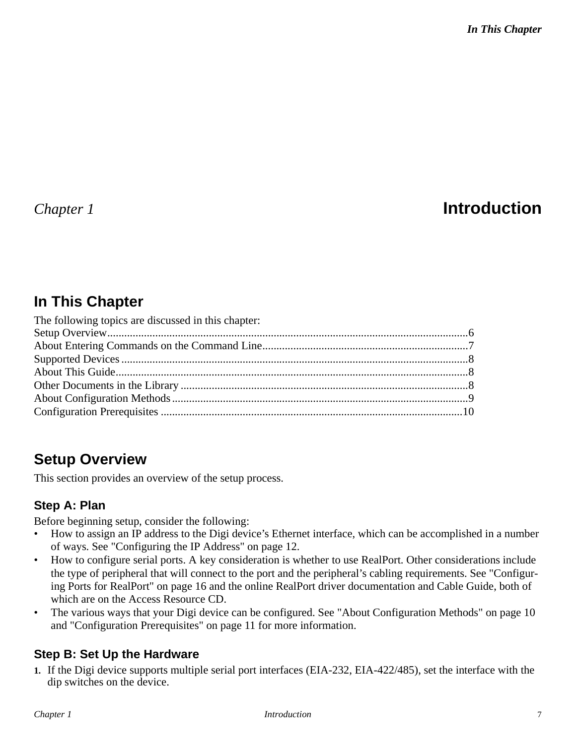# Chapter 1 Introduction

## In This Chapter

The following topics are discussed in this chapter:

Setup Overview................................................................................................................6
About Entering Commands on the Command Line.........................................................7
Supported Devices ...........................................................................................................8
About This Guide.............................................................................................................8
Other Documents in the Library ......................................................................................8
About Configuration Methods.........................................................................................9
Configuration Prerequisites ...........................................................................................10

## Setup Overview

This section provides an overview of the setup process.

### Step A: Plan

Before beginning setup, consider the following:

- How to assign an IP address to the Digi device's Ethernet interface, which can be accomplished in a number of ways. See "Configuring the IP Address" on page 12.
- How to configure serial ports. A key consideration is whether to use RealPort. Other considerations include the type of peripheral that will connect to the port and the peripheral's cabling requirements. See "Configuring Ports for RealPort" on page 16 and the online RealPort driver documentation and Cable Guide, both of which are on the Access Resource CD.
- The various ways that your Digi device can be configured. See "About Configuration Methods" on page 10 and "Configuration Prerequisites" on page 11 for more information.

### Step B: Set Up the Hardware

1. If the Digi device supports multiple serial port interfaces (EIA-232, EIA-422/485), set the interface with the dip switches on the device.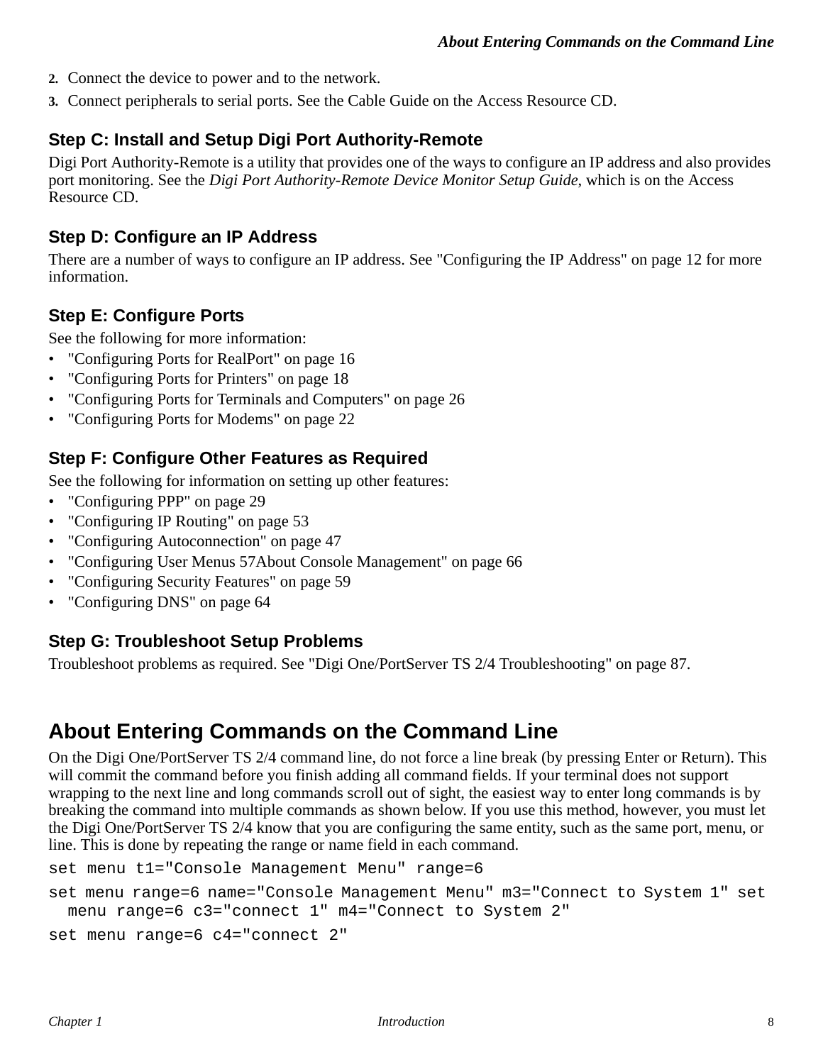2. Connect the device to power and to the network.
3. Connect peripherals to serial ports. See the Cable Guide on the Access Resource CD.

### Step C: Install and Setup Digi Port Authority-Remote

Digi Port Authority-Remote is a utility that provides one of the ways to configure an IP address and also provides port monitoring. See the *Digi Port Authority-Remote Device Monitor Setup Guide*, which is on the Access Resource CD.

### Step D: Configure an IP Address

There are a number of ways to configure an IP address. See "Configuring the IP Address" on page 12 for more information.

### Step E: Configure Ports

See the following for more information:

- "Configuring Ports for RealPort" on page 16
- "Configuring Ports for Printers" on page 18
- "Configuring Ports for Terminals and Computers" on page 26
- "Configuring Ports for Modems" on page 22

### Step F: Configure Other Features as Required

See the following for information on setting up other features:

- "Configuring PPP" on page 29
- "Configuring IP Routing" on page 53
- "Configuring Autoconnection" on page 47
- "Configuring User Menus 57About Console Management" on page 66
- "Configuring Security Features" on page 59
- "Configuring DNS" on page 64

### Step G: Troubleshoot Setup Problems

Troubleshoot problems as required. See "Digi One/PortServer TS 2/4 Troubleshooting" on page 87.

## About Entering Commands on the Command Line

On the Digi One/PortServer TS 2/4 command line, do not force a line break (by pressing Enter or Return). This will commit the command before you finish adding all command fields. If your terminal does not support wrapping to the next line and long commands scroll out of sight, the easiest way to enter long commands is by breaking the command into multiple commands as shown below. If you use this method, however, you must let the Digi One/PortServer TS 2/4 know that you are configuring the same entity, such as the same port, menu, or line. This is done by repeating the range or name field in each command.

```
set menu t1="Console Management Menu" range=6

set menu range=6 name="Console Management Menu" m3="Connect to System 1" set
  menu range=6 c3="connect 1" m4="Connect to System 2"

set menu range=6 c4="connect 2"
```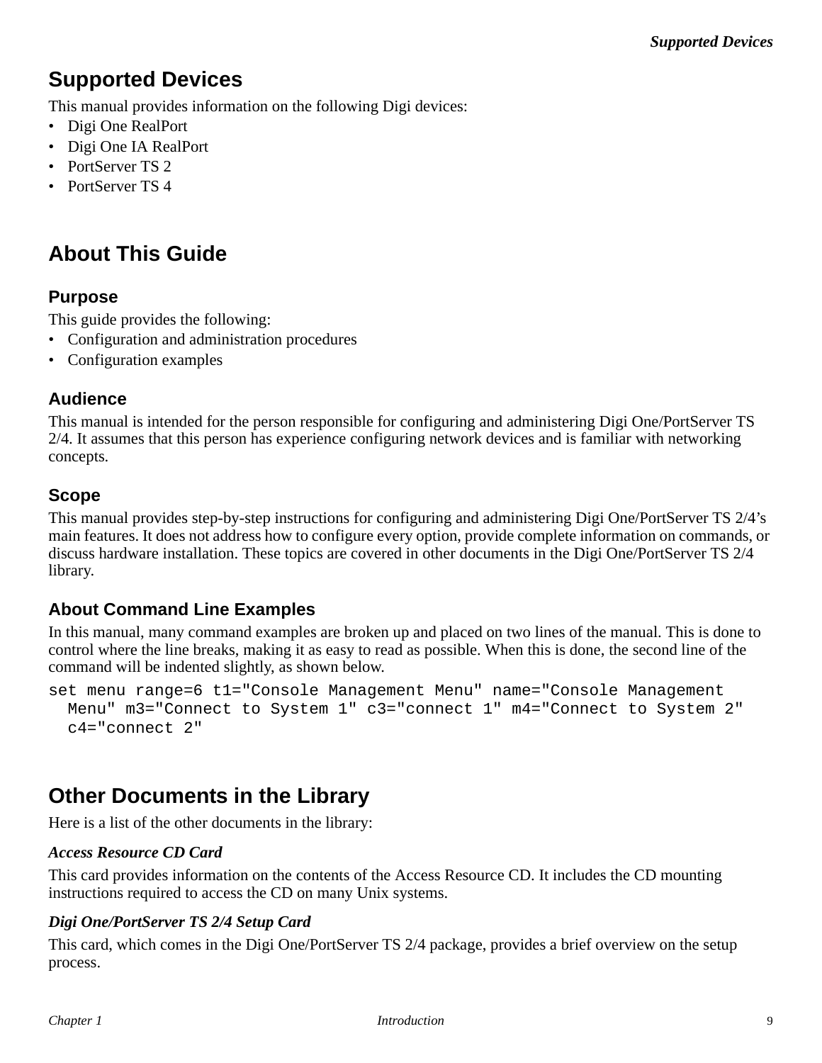## Supported Devices

This manual provides information on the following Digi devices:

- Digi One RealPort
- Digi One IA RealPort
- PortServer TS 2
- PortServer TS 4

## About This Guide

### Purpose

This guide provides the following:

- Configuration and administration procedures
- Configuration examples

### Audience

This manual is intended for the person responsible for configuring and administering Digi One/PortServer TS 2/4. It assumes that this person has experience configuring network devices and is familiar with networking concepts.

### Scope

This manual provides step-by-step instructions for configuring and administering Digi One/PortServer TS 2/4's main features. It does not address how to configure every option, provide complete information on commands, or discuss hardware installation. These topics are covered in other documents in the Digi One/PortServer TS 2/4 library.

### About Command Line Examples

In this manual, many command examples are broken up and placed on two lines of the manual. This is done to control where the line breaks, making it as easy to read as possible. When this is done, the second line of the command will be indented slightly, as shown below.

```
set menu range=6 t1="Console Management Menu" name="Console Management
  Menu" m3="Connect to System 1" c3="connect 1" m4="Connect to System 2"
  c4="connect 2"
```

## Other Documents in the Library

Here is a list of the other documents in the library:

***Access Resource CD Card***

This card provides information on the contents of the Access Resource CD. It includes the CD mounting instructions required to access the CD on many Unix systems.

***Digi One/PortServer TS 2/4 Setup Card***

This card, which comes in the Digi One/PortServer TS 2/4 package, provides a brief overview on the setup process.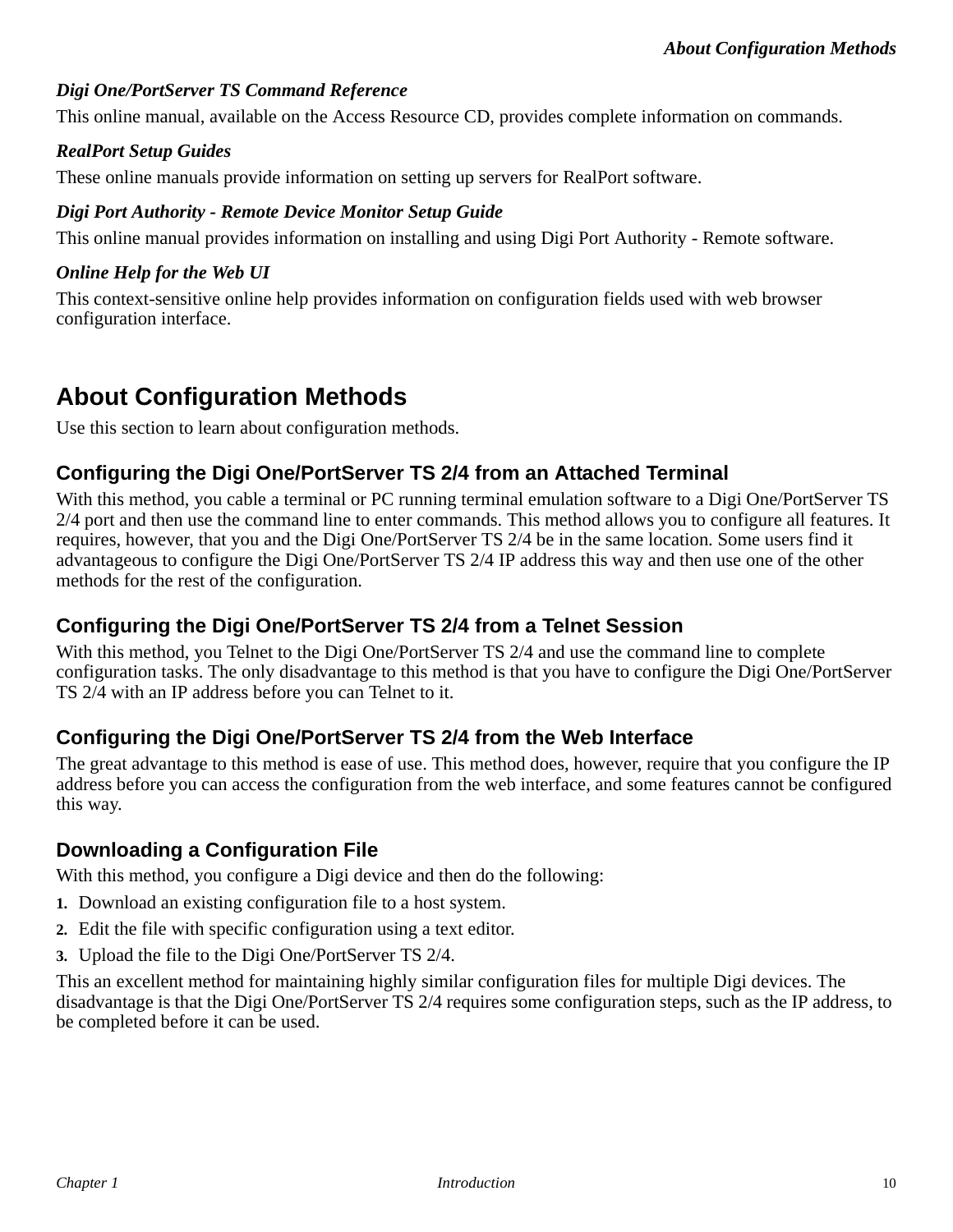***Digi One/PortServer TS Command Reference***

This online manual, available on the Access Resource CD, provides complete information on commands.

***RealPort Setup Guides***

These online manuals provide information on setting up servers for RealPort software.

***Digi Port Authority - Remote Device Monitor Setup Guide***

This online manual provides information on installing and using Digi Port Authority - Remote software.

***Online Help for the Web UI***

This context-sensitive online help provides information on configuration fields used with web browser configuration interface.

## About Configuration Methods

Use this section to learn about configuration methods.

### Configuring the Digi One/PortServer TS 2/4 from an Attached Terminal

With this method, you cable a terminal or PC running terminal emulation software to a Digi One/PortServer TS 2/4 port and then use the command line to enter commands. This method allows you to configure all features. It requires, however, that you and the Digi One/PortServer TS 2/4 be in the same location. Some users find it advantageous to configure the Digi One/PortServer TS 2/4 IP address this way and then use one of the other methods for the rest of the configuration.

### Configuring the Digi One/PortServer TS 2/4 from a Telnet Session

With this method, you Telnet to the Digi One/PortServer TS 2/4 and use the command line to complete configuration tasks. The only disadvantage to this method is that you have to configure the Digi One/PortServer TS 2/4 with an IP address before you can Telnet to it.

### Configuring the Digi One/PortServer TS 2/4 from the Web Interface

The great advantage to this method is ease of use. This method does, however, require that you configure the IP address before you can access the configuration from the web interface, and some features cannot be configured this way.

### Downloading a Configuration File

With this method, you configure a Digi device and then do the following:

1. Download an existing configuration file to a host system.
2. Edit the file with specific configuration using a text editor.
3. Upload the file to the Digi One/PortServer TS 2/4.

This an excellent method for maintaining highly similar configuration files for multiple Digi devices. The disadvantage is that the Digi One/PortServer TS 2/4 requires some configuration steps, such as the IP address, to be completed before it can be used.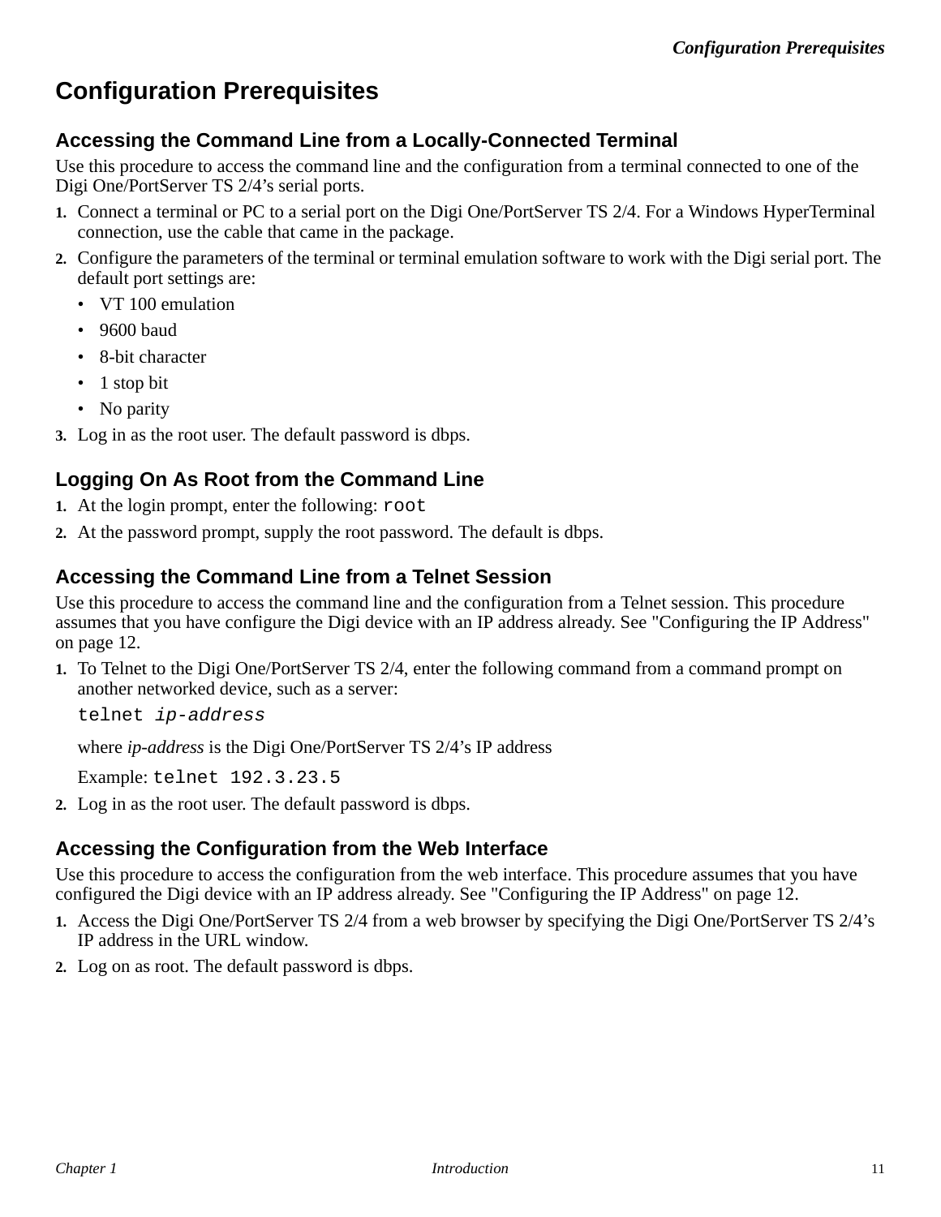# Configuration Prerequisites

## Accessing the Command Line from a Locally-Connected Terminal

Use this procedure to access the command line and the configuration from a terminal connected to one of the Digi One/PortServer TS 2/4's serial ports.

1. Connect a terminal or PC to a serial port on the Digi One/PortServer TS 2/4. For a Windows HyperTerminal connection, use the cable that came in the package.
2. Configure the parameters of the terminal or terminal emulation software to work with the Digi serial port. The default port settings are:
   - VT 100 emulation
   - 9600 baud
   - 8-bit character
   - 1 stop bit
   - No parity
3. Log in as the root user. The default password is dbps.

## Logging On As Root from the Command Line

1. At the login prompt, enter the following: `root`
2. At the password prompt, supply the root password. The default is dbps.

## Accessing the Command Line from a Telnet Session

Use this procedure to access the command line and the configuration from a Telnet session. This procedure assumes that you have configure the Digi device with an IP address already. See "Configuring the IP Address" on page 12.

1. To Telnet to the Digi One/PortServer TS 2/4, enter the following command from a command prompt on another networked device, such as a server:

   `telnet` *`ip-address`*

   where *ip-address* is the Digi One/PortServer TS 2/4's IP address

   Example: `telnet 192.3.23.5`
2. Log in as the root user. The default password is dbps.

## Accessing the Configuration from the Web Interface

Use this procedure to access the configuration from the web interface. This procedure assumes that you have configured the Digi device with an IP address already. See "Configuring the IP Address" on page 12.

1. Access the Digi One/PortServer TS 2/4 from a web browser by specifying the Digi One/PortServer TS 2/4's IP address in the URL window.
2. Log on as root. The default password is dbps.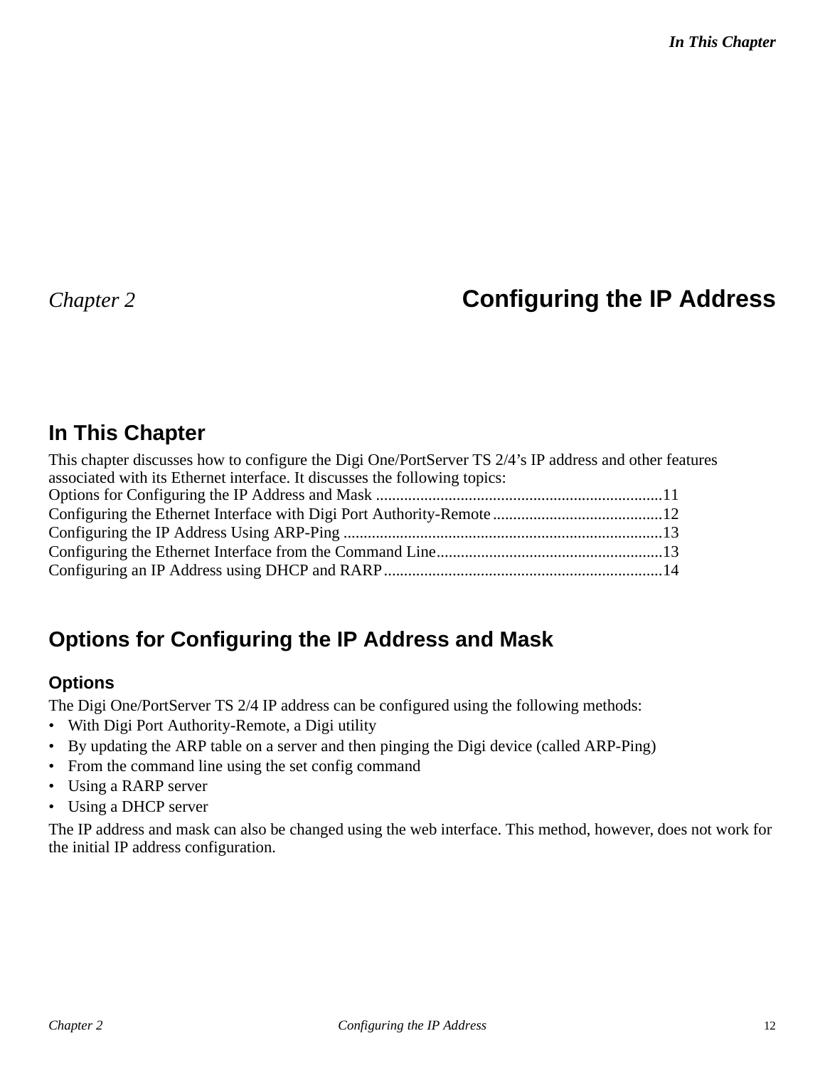*Chapter 2*

# Configuring the IP Address

## In This Chapter

This chapter discusses how to configure the Digi One/PortServer TS 2/4's IP address and other features associated with its Ethernet interface. It discusses the following topics:

Options for Configuring the IP Address and Mask ........................................................................11
Configuring the Ethernet Interface with Digi Port Authority-Remote ...........................................12
Configuring the IP Address Using ARP-Ping ...............................................................................13
Configuring the Ethernet Interface from the Command Line........................................................13
Configuring an IP Address using DHCP and RARP.....................................................................14

## Options for Configuring the IP Address and Mask

### Options

The Digi One/PortServer TS 2/4 IP address can be configured using the following methods:

- With Digi Port Authority-Remote, a Digi utility
- By updating the ARP table on a server and then pinging the Digi device (called ARP-Ping)
- From the command line using the set config command
- Using a RARP server
- Using a DHCP server

The IP address and mask can also be changed using the web interface. This method, however, does not work for the initial IP address configuration.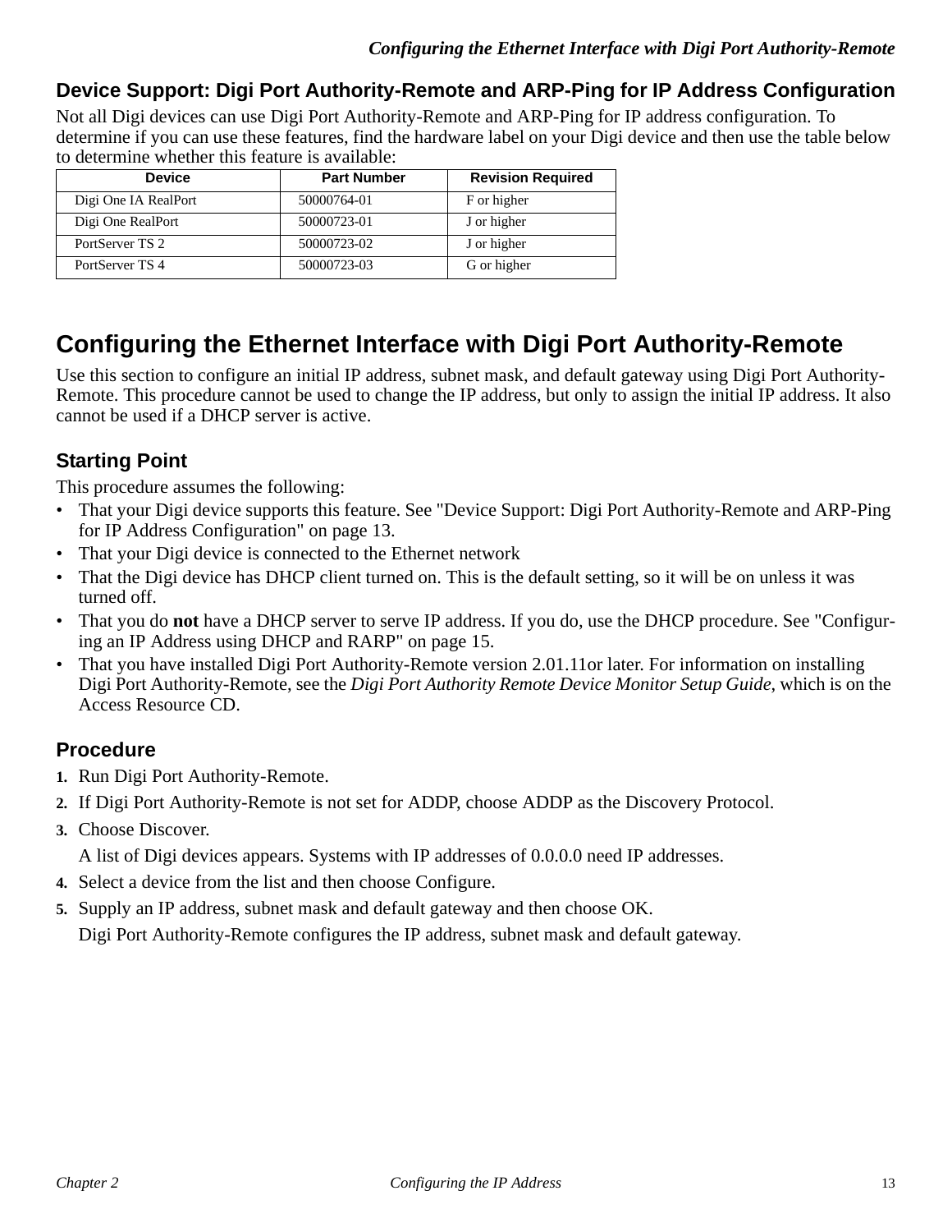## Device Support: Digi Port Authority-Remote and ARP-Ping for IP Address Configuration

Not all Digi devices can use Digi Port Authority-Remote and ARP-Ping for IP address configuration. To determine if you can use these features, find the hardware label on your Digi device and then use the table below to determine whether this feature is available:

| Device | Part Number | Revision Required |
|---|---|---|
| Digi One IA RealPort | 50000764-01 | F or higher |
| Digi One RealPort | 50000723-01 | J or higher |
| PortServer TS 2 | 50000723-02 | J or higher |
| PortServer TS 4 | 50000723-03 | G or higher |

# Configuring the Ethernet Interface with Digi Port Authority-Remote

Use this section to configure an initial IP address, subnet mask, and default gateway using Digi Port Authority-Remote. This procedure cannot be used to change the IP address, but only to assign the initial IP address. It also cannot be used if a DHCP server is active.

## Starting Point

This procedure assumes the following:

- That your Digi device supports this feature. See "Device Support: Digi Port Authority-Remote and ARP-Ping for IP Address Configuration" on page 13.
- That your Digi device is connected to the Ethernet network
- That the Digi device has DHCP client turned on. This is the default setting, so it will be on unless it was turned off.
- That you do **not** have a DHCP server to serve IP address. If you do, use the DHCP procedure. See "Configuring an IP Address using DHCP and RARP" on page 15.
- That you have installed Digi Port Authority-Remote version 2.01.11or later. For information on installing Digi Port Authority-Remote, see the *Digi Port Authority Remote Device Monitor Setup Guide*, which is on the Access Resource CD.

## Procedure

1. Run Digi Port Authority-Remote.
2. If Digi Port Authority-Remote is not set for ADDP, choose ADDP as the Discovery Protocol.
3. Choose Discover.

   A list of Digi devices appears. Systems with IP addresses of 0.0.0.0 need IP addresses.
4. Select a device from the list and then choose Configure.
5. Supply an IP address, subnet mask and default gateway and then choose OK.

   Digi Port Authority-Remote configures the IP address, subnet mask and default gateway.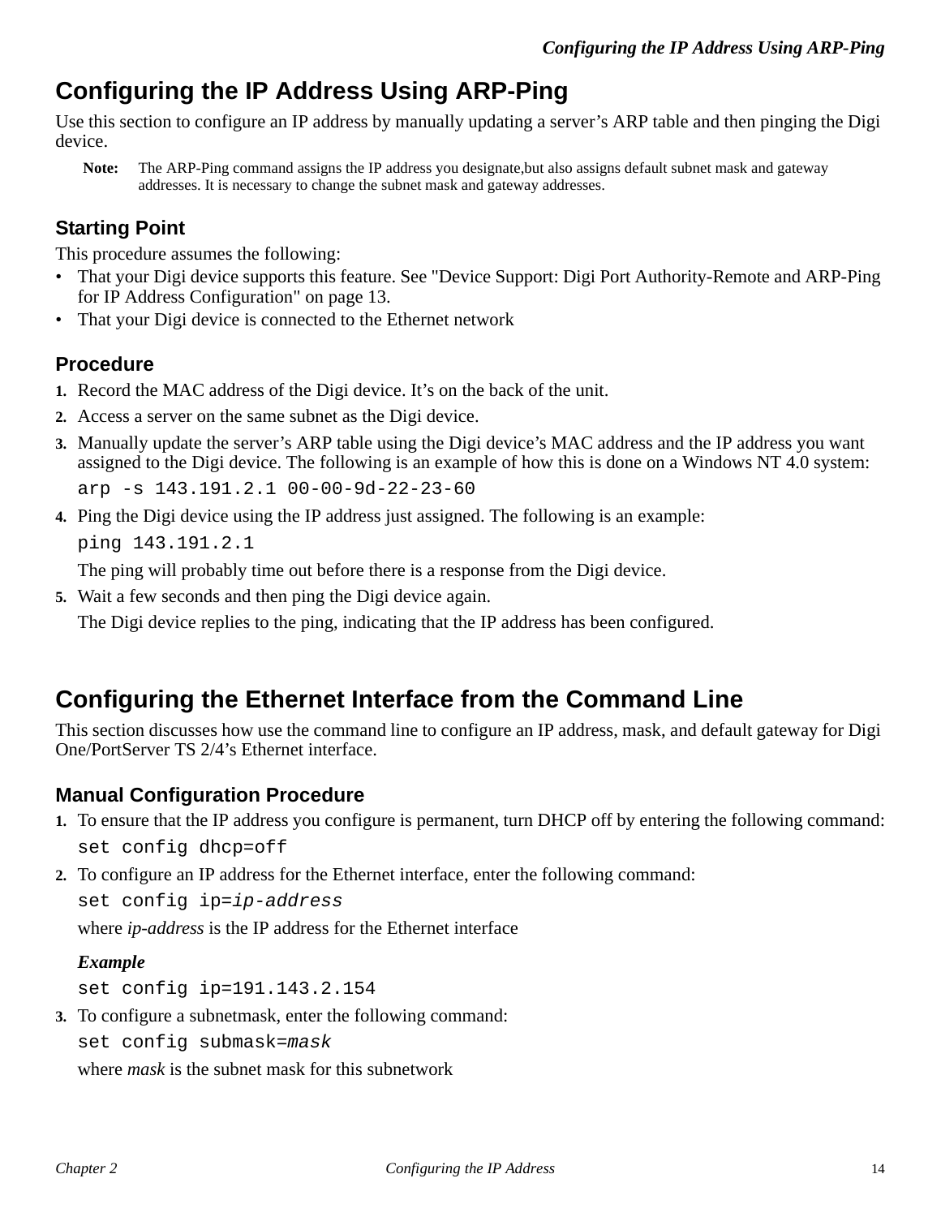# Configuring the IP Address Using ARP-Ping

Use this section to configure an IP address by manually updating a server's ARP table and then pinging the Digi device.

**Note:** The ARP-Ping command assigns the IP address you designate,but also assigns default subnet mask and gateway addresses. It is necessary to change the subnet mask and gateway addresses.

## Starting Point

This procedure assumes the following:

- That your Digi device supports this feature. See "Device Support: Digi Port Authority-Remote and ARP-Ping for IP Address Configuration" on page 13.
- That your Digi device is connected to the Ethernet network

## Procedure

1. Record the MAC address of the Digi device. It's on the back of the unit.
2. Access a server on the same subnet as the Digi device.
3. Manually update the server's ARP table using the Digi device's MAC address and the IP address you want assigned to the Digi device. The following is an example of how this is done on a Windows NT 4.0 system:

   ```
   arp -s 143.191.2.1 00-00-9d-22-23-60
   ```

4. Ping the Digi device using the IP address just assigned. The following is an example:

   ```
   ping 143.191.2.1
   ```

   The ping will probably time out before there is a response from the Digi device.

5. Wait a few seconds and then ping the Digi device again.

   The Digi device replies to the ping, indicating that the IP address has been configured.

# Configuring the Ethernet Interface from the Command Line

This section discusses how use the command line to configure an IP address, mask, and default gateway for Digi One/PortServer TS 2/4's Ethernet interface.

## Manual Configuration Procedure

1. To ensure that the IP address you configure is permanent, turn DHCP off by entering the following command:

   ```
   set config dhcp=off
   ```

2. To configure an IP address for the Ethernet interface, enter the following command:

   ```
   set config ip=ip-address
   ```

   where *ip-address* is the IP address for the Ethernet interface

   ***Example***

   ```
   set config ip=191.143.2.154
   ```

3. To configure a subnetmask, enter the following command:

   ```
   set config submask=mask
   ```

   where *mask* is the subnet mask for this subnetwork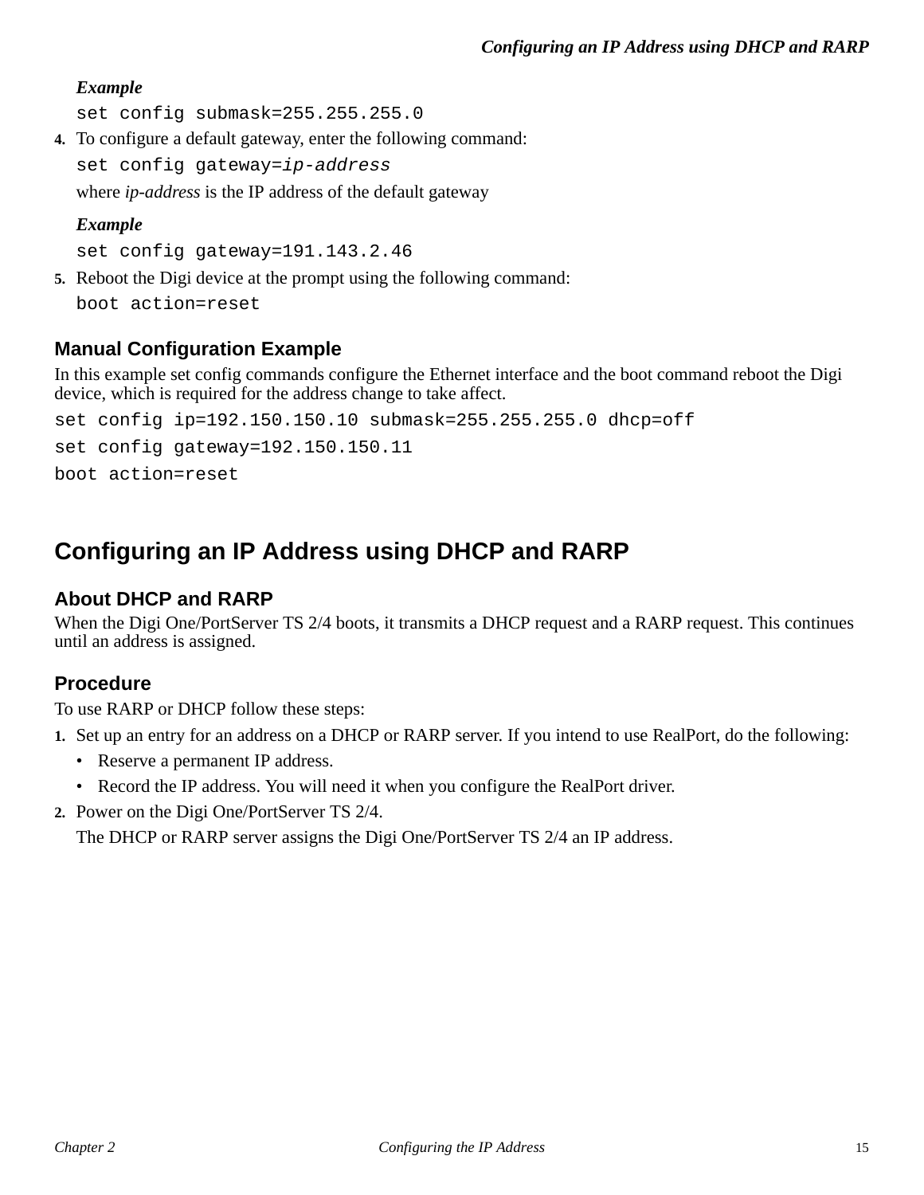*Example*

```
set config submask=255.255.255.0
```

4. To configure a default gateway, enter the following command:

   `set config gateway=`*`ip-address`*

   where *ip-address* is the IP address of the default gateway

   *Example*

   ```
   set config gateway=191.143.2.46
   ```

5. Reboot the Digi device at the prompt using the following command:

   ```
   boot action=reset
   ```

### Manual Configuration Example

In this example set config commands configure the Ethernet interface and the boot command reboot the Digi device, which is required for the address change to take affect.

```
set config ip=192.150.150.10 submask=255.255.255.0 dhcp=off
set config gateway=192.150.150.11
boot action=reset
```

## Configuring an IP Address using DHCP and RARP

### About DHCP and RARP

When the Digi One/PortServer TS 2/4 boots, it transmits a DHCP request and a RARP request. This continues until an address is assigned.

### Procedure

To use RARP or DHCP follow these steps:

1. Set up an entry for an address on a DHCP or RARP server. If you intend to use RealPort, do the following:
   - Reserve a permanent IP address.
   - Record the IP address. You will need it when you configure the RealPort driver.
2. Power on the Digi One/PortServer TS 2/4.

   The DHCP or RARP server assigns the Digi One/PortServer TS 2/4 an IP address.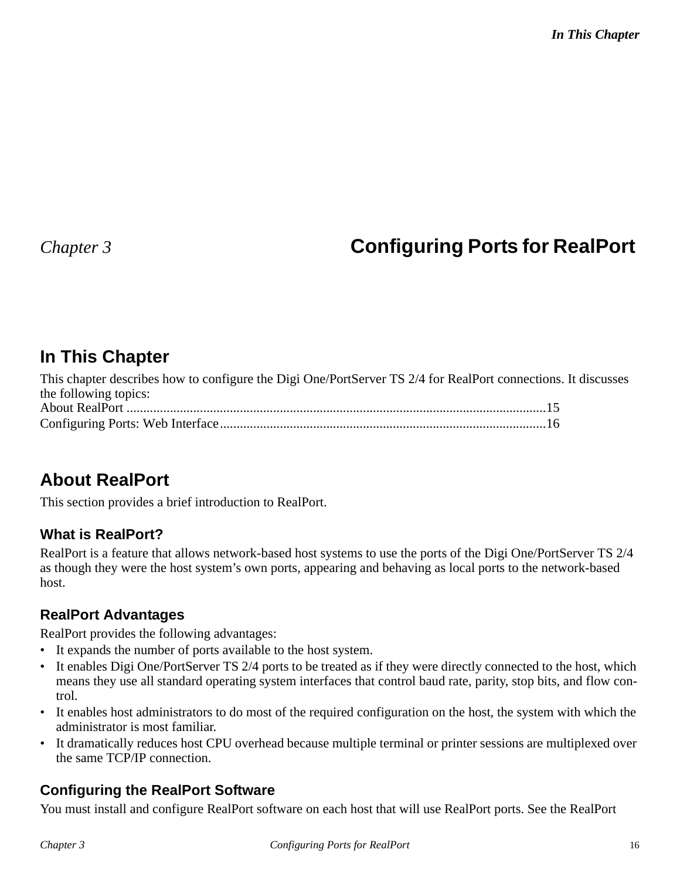# Chapter 3 Configuring Ports for RealPort

## In This Chapter

This chapter describes how to configure the Digi One/PortServer TS 2/4 for RealPort connections. It discusses the following topics:

About RealPort ..............................................................................................................................15
Configuring Ports: Web Interface..................................................................................................16

## About RealPort

This section provides a brief introduction to RealPort.

### What is RealPort?

RealPort is a feature that allows network-based host systems to use the ports of the Digi One/PortServer TS 2/4 as though they were the host system's own ports, appearing and behaving as local ports to the network-based host.

### RealPort Advantages

RealPort provides the following advantages:

- It expands the number of ports available to the host system.
- It enables Digi One/PortServer TS 2/4 ports to be treated as if they were directly connected to the host, which means they use all standard operating system interfaces that control baud rate, parity, stop bits, and flow control.
- It enables host administrators to do most of the required configuration on the host, the system with which the administrator is most familiar.
- It dramatically reduces host CPU overhead because multiple terminal or printer sessions are multiplexed over the same TCP/IP connection.

### Configuring the RealPort Software

You must install and configure RealPort software on each host that will use RealPort ports. See the RealPort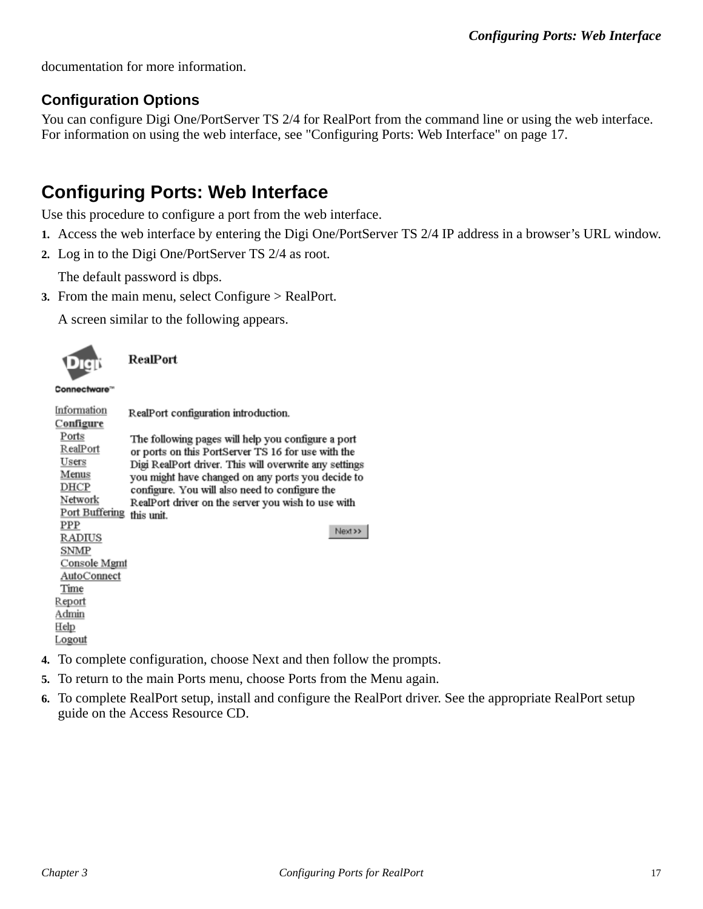documentation for more information.

### Configuration Options

You can configure Digi One/PortServer TS 2/4 for RealPort from the command line or using the web interface. For information on using the web interface, see "Configuring Ports: Web Interface" on page 17.

## Configuring Ports: Web Interface

Use this procedure to configure a port from the web interface.

1. Access the web interface by entering the Digi One/PortServer TS 2/4 IP address in a browser's URL window.
2. Log in to the Digi One/PortServer TS 2/4 as root.

   The default password is dbps.
3. From the main menu, select Configure > RealPort.

   A screen similar to the following appears.

4. To complete configuration, choose Next and then follow the prompts.
5. To return to the main Ports menu, choose Ports from the Menu again.
6. To complete RealPort setup, install and configure the RealPort driver. See the appropriate RealPort setup guide on the Access Resource CD.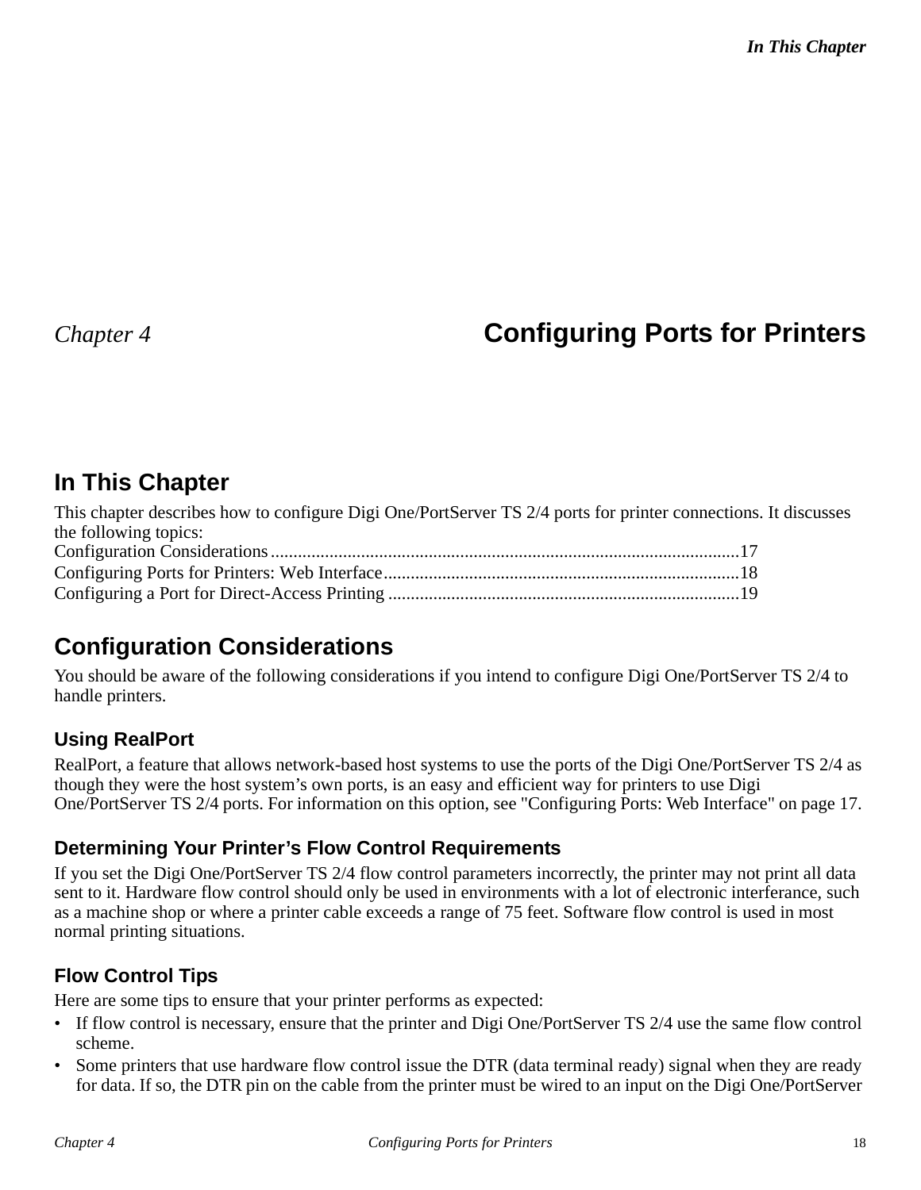# Chapter 4 Configuring Ports for Printers

## In This Chapter

This chapter describes how to configure Digi One/PortServer TS 2/4 ports for printer connections. It discusses the following topics:

Configuration Considerations........................................................................................................17
Configuring Ports for Printers: Web Interface...............................................................................18
Configuring a Port for Direct-Access Printing .............................................................................19

## Configuration Considerations

You should be aware of the following considerations if you intend to configure Digi One/PortServer TS 2/4 to handle printers.

### Using RealPort

RealPort, a feature that allows network-based host systems to use the ports of the Digi One/PortServer TS 2/4 as though they were the host system's own ports, is an easy and efficient way for printers to use Digi One/PortServer TS 2/4 ports. For information on this option, see "Configuring Ports: Web Interface" on page 17.

### Determining Your Printer's Flow Control Requirements

If you set the Digi One/PortServer TS 2/4 flow control parameters incorrectly, the printer may not print all data sent to it. Hardware flow control should only be used in environments with a lot of electronic interferance, such as a machine shop or where a printer cable exceeds a range of 75 feet. Software flow control is used in most normal printing situations.

### Flow Control Tips

Here are some tips to ensure that your printer performs as expected:

- If flow control is necessary, ensure that the printer and Digi One/PortServer TS 2/4 use the same flow control scheme.
- Some printers that use hardware flow control issue the DTR (data terminal ready) signal when they are ready for data. If so, the DTR pin on the cable from the printer must be wired to an input on the Digi One/PortServer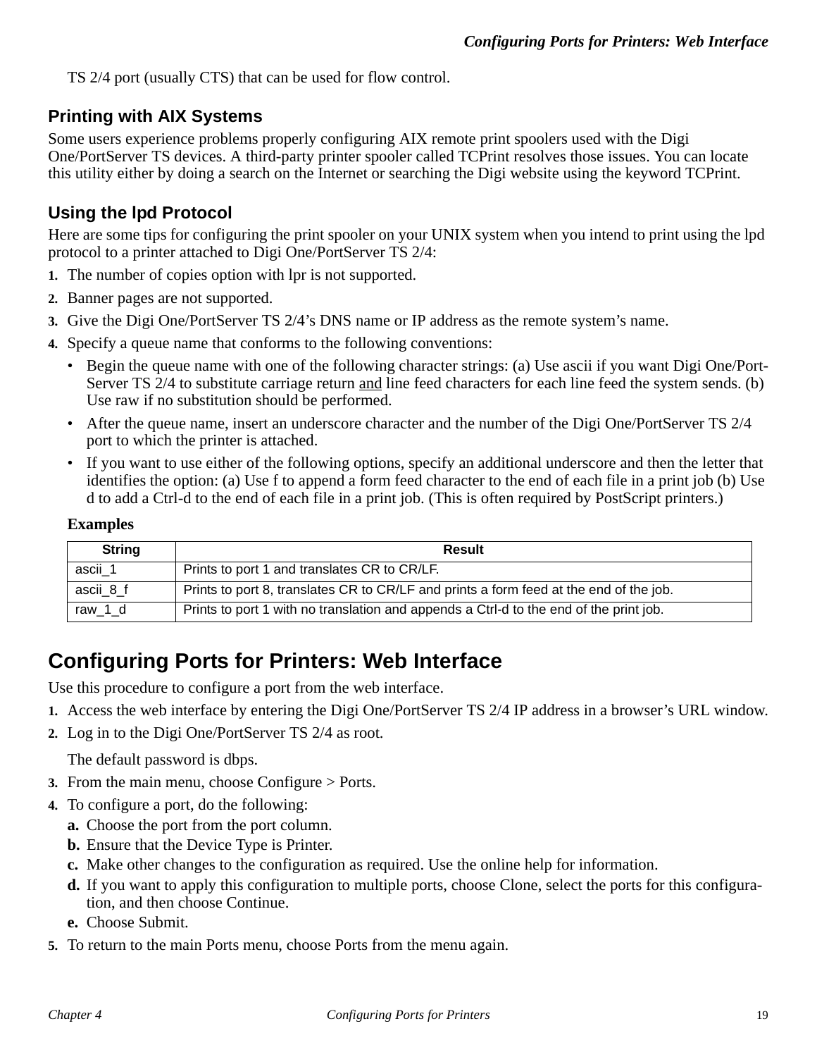TS 2/4 port (usually CTS) that can be used for flow control.

### Printing with AIX Systems

Some users experience problems properly configuring AIX remote print spoolers used with the Digi One/PortServer TS devices. A third-party printer spooler called TCPrint resolves those issues. You can locate this utility either by doing a search on the Internet or searching the Digi website using the keyword TCPrint.

### Using the lpd Protocol

Here are some tips for configuring the print spooler on your UNIX system when you intend to print using the lpd protocol to a printer attached to Digi One/PortServer TS 2/4:

1. The number of copies option with lpr is not supported.
2. Banner pages are not supported.
3. Give the Digi One/PortServer TS 2/4's DNS name or IP address as the remote system's name.
4. Specify a queue name that conforms to the following conventions:
   - Begin the queue name with one of the following character strings: (a) Use ascii if you want Digi One/PortServer TS 2/4 to substitute carriage return <u>and</u> line feed characters for each line feed the system sends. (b) Use raw if no substitution should be performed.
   - After the queue name, insert an underscore character and the number of the Digi One/PortServer TS 2/4 port to which the printer is attached.
   - If you want to use either of the following options, specify an additional underscore and then the letter that identifies the option: (a) Use f to append a form feed character to the end of each file in a print job (b) Use d to add a Ctrl-d to the end of each file in a print job. (This is often required by PostScript printers.)

**Examples**

| String | Result |
|---|---|
| ascii_1 | Prints to port 1 and translates CR to CR/LF. |
| ascii_8_f | Prints to port 8, translates CR to CR/LF and prints a form feed at the end of the job. |
| raw_1_d | Prints to port 1 with no translation and appends a Ctrl-d to the end of the print job. |

## Configuring Ports for Printers: Web Interface

Use this procedure to configure a port from the web interface.

1. Access the web interface by entering the Digi One/PortServer TS 2/4 IP address in a browser's URL window.
2. Log in to the Digi One/PortServer TS 2/4 as root.

   The default password is dbps.
3. From the main menu, choose Configure > Ports.
4. To configure a port, do the following:
   a. Choose the port from the port column.
   b. Ensure that the Device Type is Printer.
   c. Make other changes to the configuration as required. Use the online help for information.
   d. If you want to apply this configuration to multiple ports, choose Clone, select the ports for this configuration, and then choose Continue.
   e. Choose Submit.
5. To return to the main Ports menu, choose Ports from the menu again.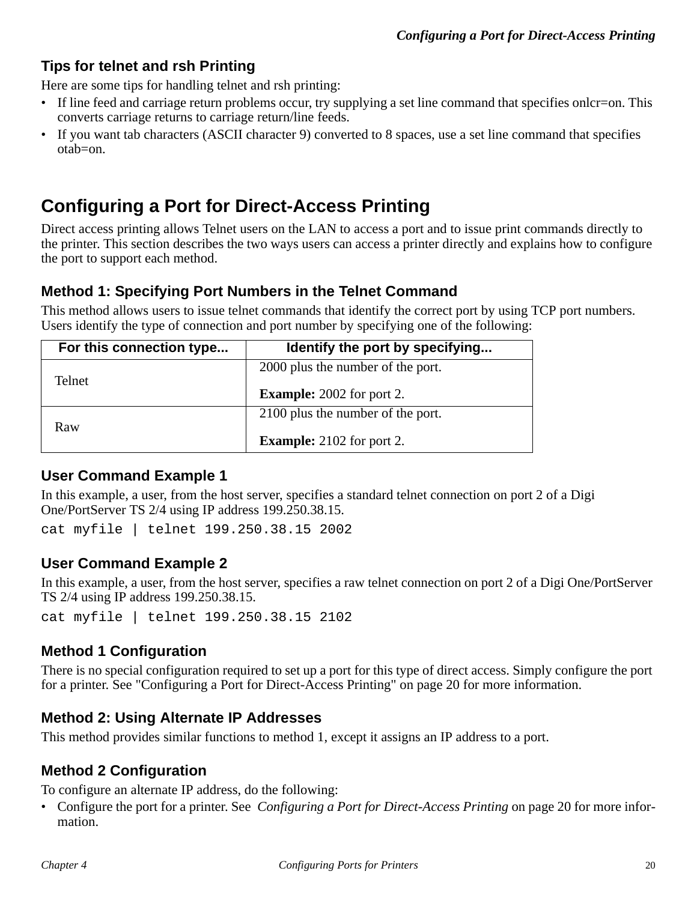### Tips for telnet and rsh Printing

Here are some tips for handling telnet and rsh printing:

- If line feed and carriage return problems occur, try supplying a set line command that specifies onlcr=on. This converts carriage returns to carriage return/line feeds.
- If you want tab characters (ASCII character 9) converted to 8 spaces, use a set line command that specifies otab=on.

## Configuring a Port for Direct-Access Printing

Direct access printing allows Telnet users on the LAN to access a port and to issue print commands directly to the printer. This section describes the two ways users can access a printer directly and explains how to configure the port to support each method.

### Method 1: Specifying Port Numbers in the Telnet Command

This method allows users to issue telnet commands that identify the correct port by using TCP port numbers. Users identify the type of connection and port number by specifying one of the following:

| For this connection type... | Identify the port by specifying... |
|---|---|
| Telnet | 2000 plus the number of the port.<br><br>**Example:** 2002 for port 2. |
| Raw | 2100 plus the number of the port.<br><br>**Example:** 2102 for port 2. |

### User Command Example 1

In this example, a user, from the host server, specifies a standard telnet connection on port 2 of a Digi One/PortServer TS 2/4 using IP address 199.250.38.15.

```
cat myfile | telnet 199.250.38.15 2002
```

### User Command Example 2

In this example, a user, from the host server, specifies a raw telnet connection on port 2 of a Digi One/PortServer TS 2/4 using IP address 199.250.38.15.

```
cat myfile | telnet 199.250.38.15 2102
```

### Method 1 Configuration

There is no special configuration required to set up a port for this type of direct access. Simply configure the port for a printer. See "Configuring a Port for Direct-Access Printing" on page 20 for more information.

### Method 2: Using Alternate IP Addresses

This method provides similar functions to method 1, except it assigns an IP address to a port.

### Method 2 Configuration

To configure an alternate IP address, do the following:

- Configure the port for a printer. See *Configuring a Port for Direct-Access Printing* on page 20 for more information.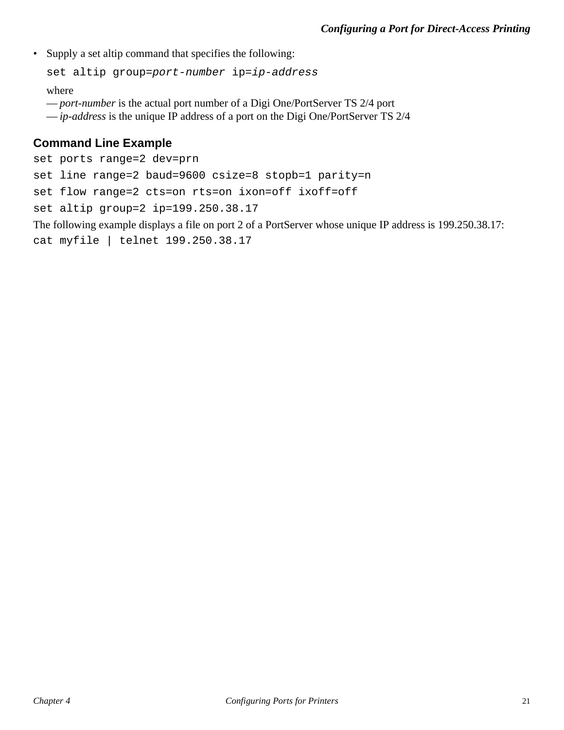- Supply a set altip command that specifies the following:

  `set altip group=`*`port-number`* `ip=`*`ip-address`*

  where
  — *port-number* is the actual port number of a Digi One/PortServer TS 2/4 port
  — *ip-address* is the unique IP address of a port on the Digi One/PortServer TS 2/4

### Command Line Example

```
set ports range=2 dev=prn
set line range=2 baud=9600 csize=8 stopb=1 parity=n
set flow range=2 cts=on rts=on ixon=off ixoff=off
set altip group=2 ip=199.250.38.17
```

The following example displays a file on port 2 of a PortServer whose unique IP address is 199.250.38.17:

```
cat myfile | telnet 199.250.38.17
```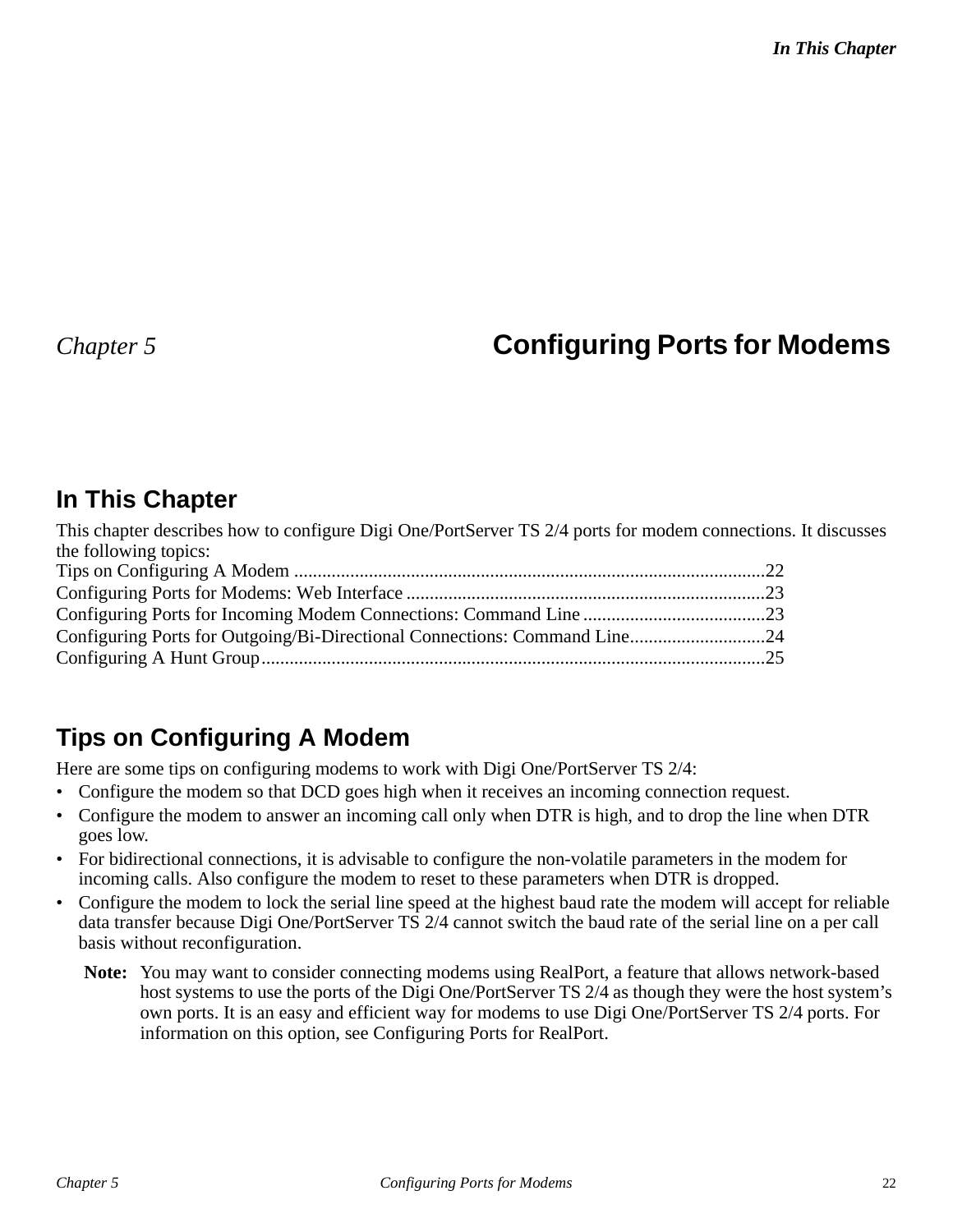# Chapter 5 Configuring Ports for Modems

## In This Chapter

This chapter describes how to configure Digi One/PortServer TS 2/4 ports for modem connections. It discusses the following topics:

Tips on Configuring A Modem ....................................................................................................22
Configuring Ports for Modems: Web Interface .............................................................................23
Configuring Ports for Incoming Modem Connections: Command Line .......................................23
Configuring Ports for Outgoing/Bi-Directional Connections: Command Line.............................24
Configuring A Hunt Group...........................................................................................................25

## Tips on Configuring A Modem

Here are some tips on configuring modems to work with Digi One/PortServer TS 2/4:

- Configure the modem so that DCD goes high when it receives an incoming connection request.
- Configure the modem to answer an incoming call only when DTR is high, and to drop the line when DTR goes low.
- For bidirectional connections, it is advisable to configure the non-volatile parameters in the modem for incoming calls. Also configure the modem to reset to these parameters when DTR is dropped.
- Configure the modem to lock the serial line speed at the highest baud rate the modem will accept for reliable data transfer because Digi One/PortServer TS 2/4 cannot switch the baud rate of the serial line on a per call basis without reconfiguration.

**Note:** You may want to consider connecting modems using RealPort, a feature that allows network-based host systems to use the ports of the Digi One/PortServer TS 2/4 as though they were the host system's own ports. It is an easy and efficient way for modems to use Digi One/PortServer TS 2/4 ports. For information on this option, see Configuring Ports for RealPort.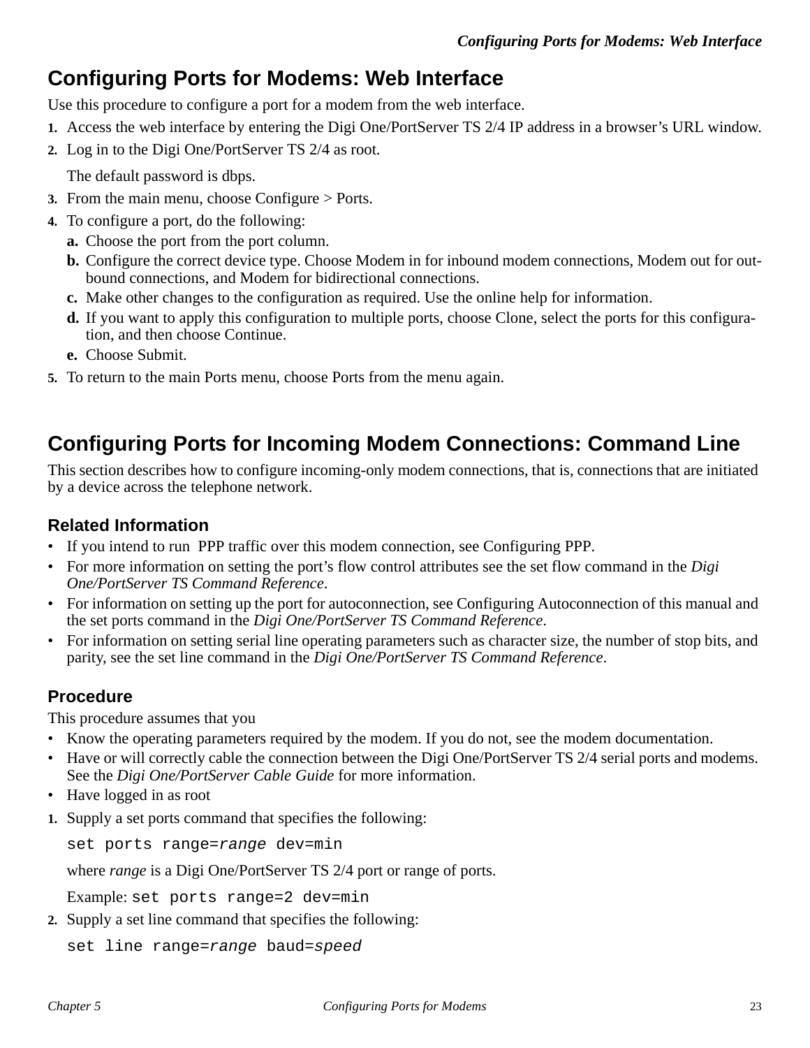## Configuring Ports for Modems: Web Interface

Use this procedure to configure a port for a modem from the web interface.

1. Access the web interface by entering the Digi One/PortServer TS 2/4 IP address in a browser's URL window.
2. Log in to the Digi One/PortServer TS 2/4 as root.

   The default password is dbps.
3. From the main menu, choose Configure > Ports.
4. To configure a port, do the following:
   a. Choose the port from the port column.
   b. Configure the correct device type. Choose Modem in for inbound modem connections, Modem out for outbound connections, and Modem for bidirectional connections.
   c. Make other changes to the configuration as required. Use the online help for information.
   d. If you want to apply this configuration to multiple ports, choose Clone, select the ports for this configuration, and then choose Continue.
   e. Choose Submit.
5. To return to the main Ports menu, choose Ports from the menu again.

## Configuring Ports for Incoming Modem Connections: Command Line

This section describes how to configure incoming-only modem connections, that is, connections that are initiated by a device across the telephone network.

### Related Information

- If you intend to run PPP traffic over this modem connection, see Configuring PPP.
- For more information on setting the port's flow control attributes see the set flow command in the *Digi One/PortServer TS Command Reference*.
- For information on setting up the port for autoconnection, see Configuring Autoconnection of this manual and the set ports command in the *Digi One/PortServer TS Command Reference*.
- For information on setting serial line operating parameters such as character size, the number of stop bits, and parity, see the set line command in the *Digi One/PortServer TS Command Reference*.

### Procedure

This procedure assumes that you

- Know the operating parameters required by the modem. If you do not, see the modem documentation.
- Have or will correctly cable the connection between the Digi One/PortServer TS 2/4 serial ports and modems. See the *Digi One/PortServer Cable Guide* for more information.
- Have logged in as root

1. Supply a set ports command that specifies the following:

   ```
   set ports range=range dev=min
   ```

   where *range* is a Digi One/PortServer TS 2/4 port or range of ports.

   Example: `set ports range=2 dev=min`
2. Supply a set line command that specifies the following:

   ```
   set line range=range baud=speed
   ```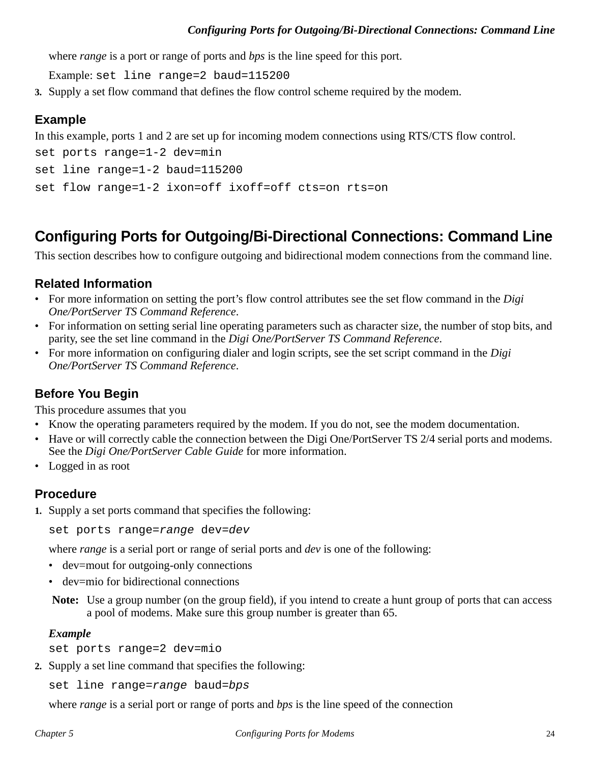where *range* is a port or range of ports and *bps* is the line speed for this port.

Example: `set line range=2 baud=115200`

3. Supply a set flow command that defines the flow control scheme required by the modem.

### Example

In this example, ports 1 and 2 are set up for incoming modem connections using RTS/CTS flow control.

```
set ports range=1-2 dev=min
set line range=1-2 baud=115200
set flow range=1-2 ixon=off ixoff=off cts=on rts=on
```

## Configuring Ports for Outgoing/Bi-Directional Connections: Command Line

This section describes how to configure outgoing and bidirectional modem connections from the command line.

### Related Information

- For more information on setting the port's flow control attributes see the set flow command in the *Digi One/PortServer TS Command Reference*.
- For information on setting serial line operating parameters such as character size, the number of stop bits, and parity, see the set line command in the *Digi One/PortServer TS Command Reference*.
- For more information on configuring dialer and login scripts, see the set script command in the *Digi One/PortServer TS Command Reference*.

### Before You Begin

This procedure assumes that you

- Know the operating parameters required by the modem. If you do not, see the modem documentation.
- Have or will correctly cable the connection between the Digi One/PortServer TS 2/4 serial ports and modems. See the *Digi One/PortServer Cable Guide* for more information.
- Logged in as root

### Procedure

1. Supply a set ports command that specifies the following:

   `set ports range=`*`range`*` dev=`*`dev`*

   where *range* is a serial port or range of serial ports and *dev* is one of the following:

   - dev=mout for outgoing-only connections
   - dev=mio for bidirectional connections

   **Note:** Use a group number (on the group field), if you intend to create a hunt group of ports that can access a pool of modems. Make sure this group number is greater than 65.

   ***Example***

   `set ports range=2 dev=mio`

2. Supply a set line command that specifies the following:

   `set line range=`*`range`*` baud=`*`bps`*

   where *range* is a serial port or range of ports and *bps* is the line speed of the connection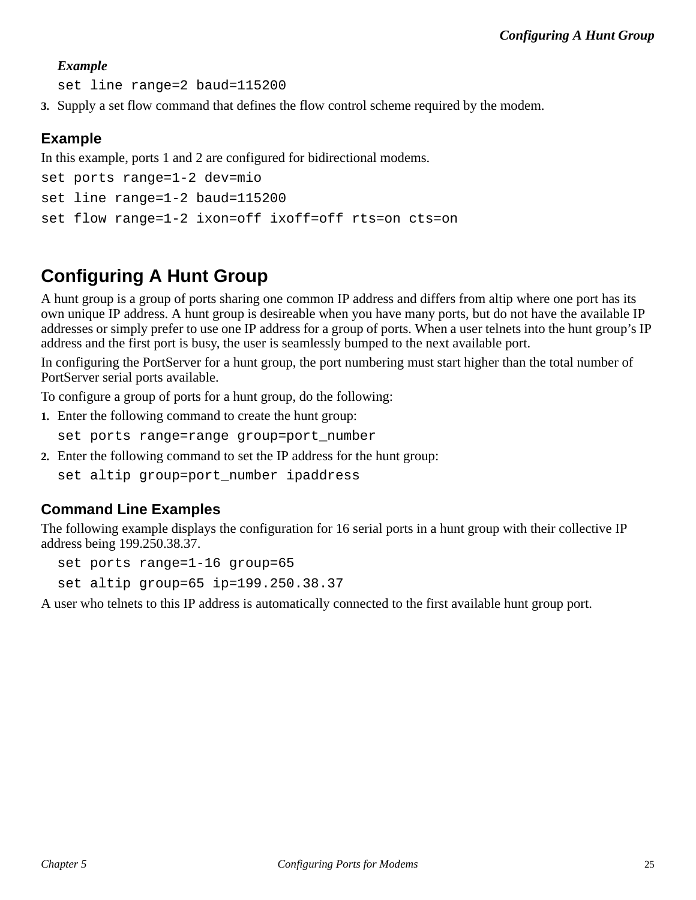*Example*

```
set line range=2 baud=115200
```

3. Supply a set flow command that defines the flow control scheme required by the modem.

### Example

In this example, ports 1 and 2 are configured for bidirectional modems.

```
set ports range=1-2 dev=mio
set line range=1-2 baud=115200
set flow range=1-2 ixon=off ixoff=off rts=on cts=on
```

## Configuring A Hunt Group

A hunt group is a group of ports sharing one common IP address and differs from altip where one port has its own unique IP address. A hunt group is desireable when you have many ports, but do not have the available IP addresses or simply prefer to use one IP address for a group of ports. When a user telnets into the hunt group's IP address and the first port is busy, the user is seamlessly bumped to the next available port.

In configuring the PortServer for a hunt group, the port numbering must start higher than the total number of PortServer serial ports available.

To configure a group of ports for a hunt group, do the following:

1. Enter the following command to create the hunt group:

   ```
   set ports range=range group=port_number
   ```

2. Enter the following command to set the IP address for the hunt group:

   ```
   set altip group=port_number ipaddress
   ```

### Command Line Examples

The following example displays the configuration for 16 serial ports in a hunt group with their collective IP address being 199.250.38.37.

```
set ports range=1-16 group=65
set altip group=65 ip=199.250.38.37
```

A user who telnets to this IP address is automatically connected to the first available hunt group port.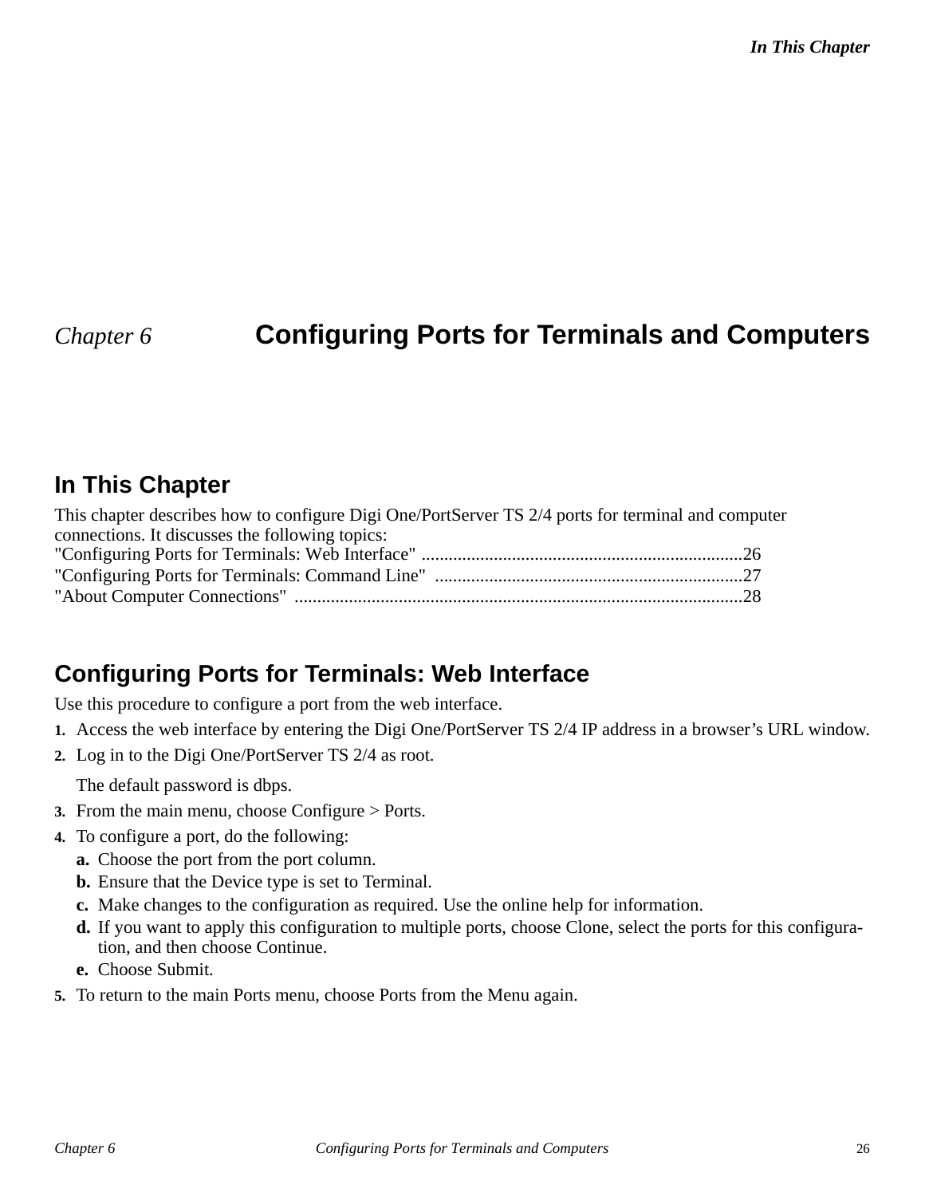# Chapter 6 Configuring Ports for Terminals and Computers

## In This Chapter

This chapter describes how to configure Digi One/PortServer TS 2/4 ports for terminal and computer connections. It discusses the following topics:

"Configuring Ports for Terminals: Web Interface" .......................................................................26
"Configuring Ports for Terminals: Command Line" ....................................................................27
"About Computer Connections" ...................................................................................................28

## Configuring Ports for Terminals: Web Interface

Use this procedure to configure a port from the web interface.

1. Access the web interface by entering the Digi One/PortServer TS 2/4 IP address in a browser's URL window.
2. Log in to the Digi One/PortServer TS 2/4 as root.

   The default password is dbps.
3. From the main menu, choose Configure > Ports.
4. To configure a port, do the following:
   a. Choose the port from the port column.
   b. Ensure that the Device type is set to Terminal.
   c. Make changes to the configuration as required. Use the online help for information.
   d. If you want to apply this configuration to multiple ports, choose Clone, select the ports for this configuration, and then choose Continue.
   e. Choose Submit.
5. To return to the main Ports menu, choose Ports from the Menu again.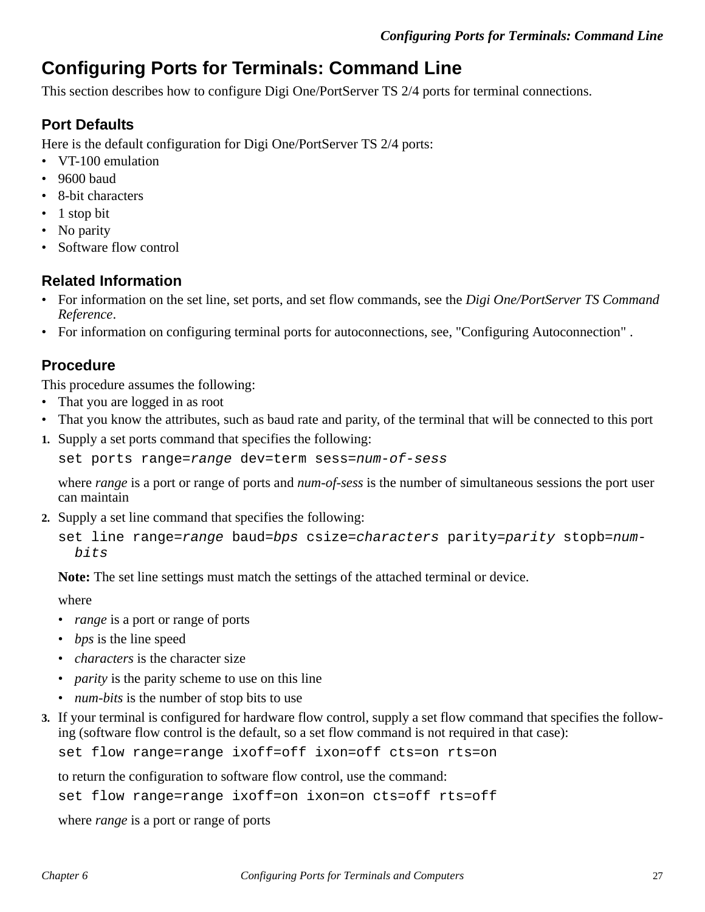# Configuring Ports for Terminals: Command Line

This section describes how to configure Digi One/PortServer TS 2/4 ports for terminal connections.

## Port Defaults

Here is the default configuration for Digi One/PortServer TS 2/4 ports:

- VT-100 emulation
- 9600 baud
- 8-bit characters
- 1 stop bit
- No parity
- Software flow control

## Related Information

- For information on the set line, set ports, and set flow commands, see the *Digi One/PortServer TS Command Reference*.
- For information on configuring terminal ports for autoconnections, see, "Configuring Autoconnection" .

## Procedure

This procedure assumes the following:

- That you are logged in as root
- That you know the attributes, such as baud rate and parity, of the terminal that will be connected to this port

1. Supply a set ports command that specifies the following:

   ```
   set ports range=range dev=term sess=num-of-sess
   ```

   where *range* is a port or range of ports and *num-of-sess* is the number of simultaneous sessions the port user can maintain

2. Supply a set line command that specifies the following:

   ```
   set line range=range baud=bps csize=characters parity=parity stopb=num-bits
   ```

   **Note:** The set line settings must match the settings of the attached terminal or device.

   where

   - *range* is a port or range of ports
   - *bps* is the line speed
   - *characters* is the character size
   - *parity* is the parity scheme to use on this line
   - *num-bits* is the number of stop bits to use

3. If your terminal is configured for hardware flow control, supply a set flow command that specifies the following (software flow control is the default, so a set flow command is not required in that case):

   ```
   set flow range=range ixoff=off ixon=off cts=on rts=on
   ```

   to return the configuration to software flow control, use the command:

   ```
   set flow range=range ixoff=on ixon=on cts=off rts=off
   ```

   where *range* is a port or range of ports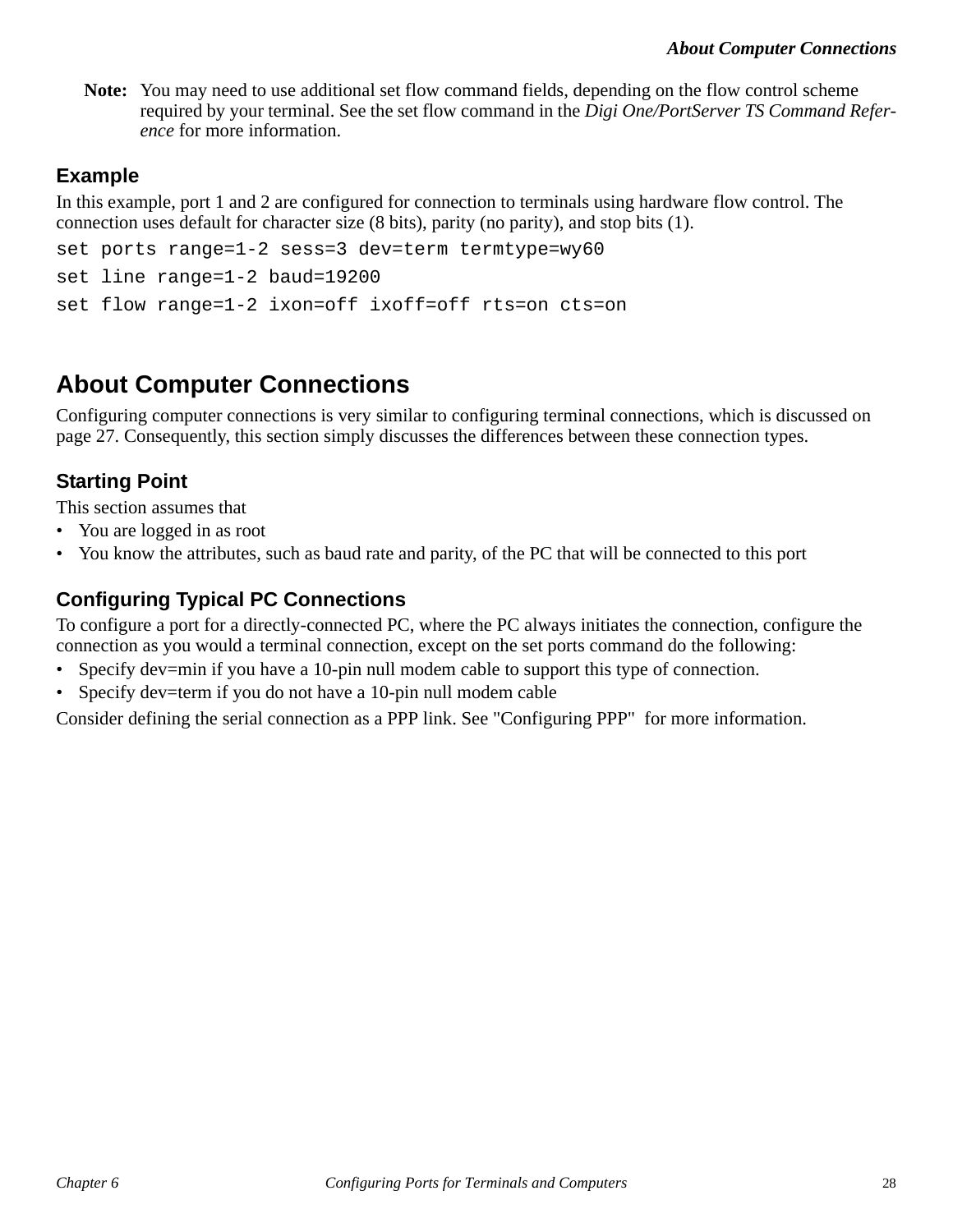**Note:** You may need to use additional set flow command fields, depending on the flow control scheme required by your terminal. See the set flow command in the *Digi One/PortServer TS Command Reference* for more information.

### Example

In this example, port 1 and 2 are configured for connection to terminals using hardware flow control. The connection uses default for character size (8 bits), parity (no parity), and stop bits (1).

```
set ports range=1-2 sess=3 dev=term termtype=wy60
set line range=1-2 baud=19200
set flow range=1-2 ixon=off ixoff=off rts=on cts=on
```

## About Computer Connections

Configuring computer connections is very similar to configuring terminal connections, which is discussed on page 27. Consequently, this section simply discusses the differences between these connection types.

### Starting Point

This section assumes that

- You are logged in as root
- You know the attributes, such as baud rate and parity, of the PC that will be connected to this port

### Configuring Typical PC Connections

To configure a port for a directly-connected PC, where the PC always initiates the connection, configure the connection as you would a terminal connection, except on the set ports command do the following:

- Specify dev=min if you have a 10-pin null modem cable to support this type of connection.
- Specify dev=term if you do not have a 10-pin null modem cable

Consider defining the serial connection as a PPP link. See "Configuring PPP" for more information.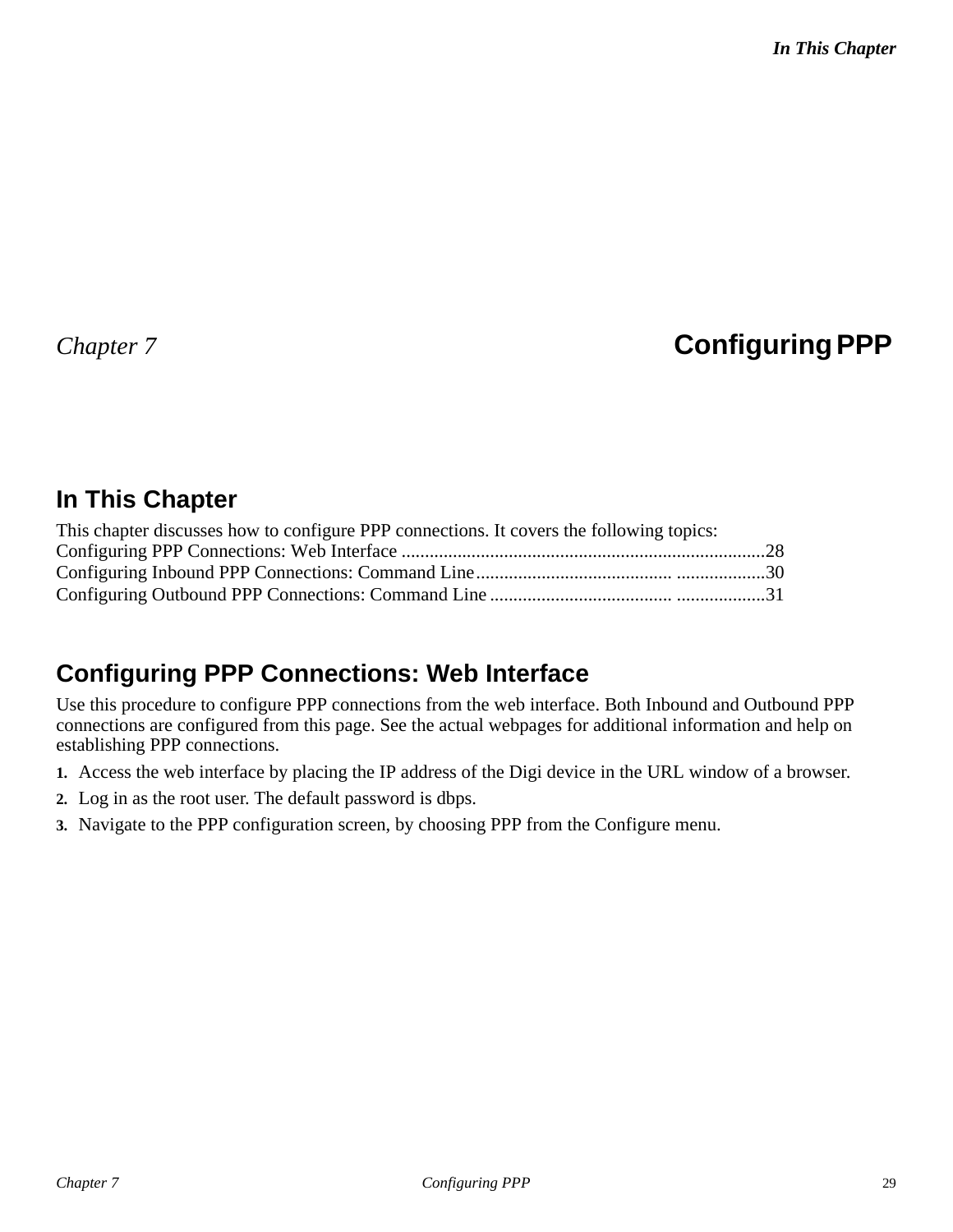# Chapter 7 Configuring PPP

## In This Chapter

This chapter discusses how to configure PPP connections. It covers the following topics:

Configuring PPP Connections: Web Interface ..............................................................................28
Configuring Inbound PPP Connections: Command Line............................................ ...................30
Configuring Outbound PPP Connections: Command Line ........................................ ...................31

## Configuring PPP Connections: Web Interface

Use this procedure to configure PPP connections from the web interface. Both Inbound and Outbound PPP connections are configured from this page. See the actual webpages for additional information and help on establishing PPP connections.

1. Access the web interface by placing the IP address of the Digi device in the URL window of a browser.
2. Log in as the root user. The default password is dbps.
3. Navigate to the PPP configuration screen, by choosing PPP from the Configure menu.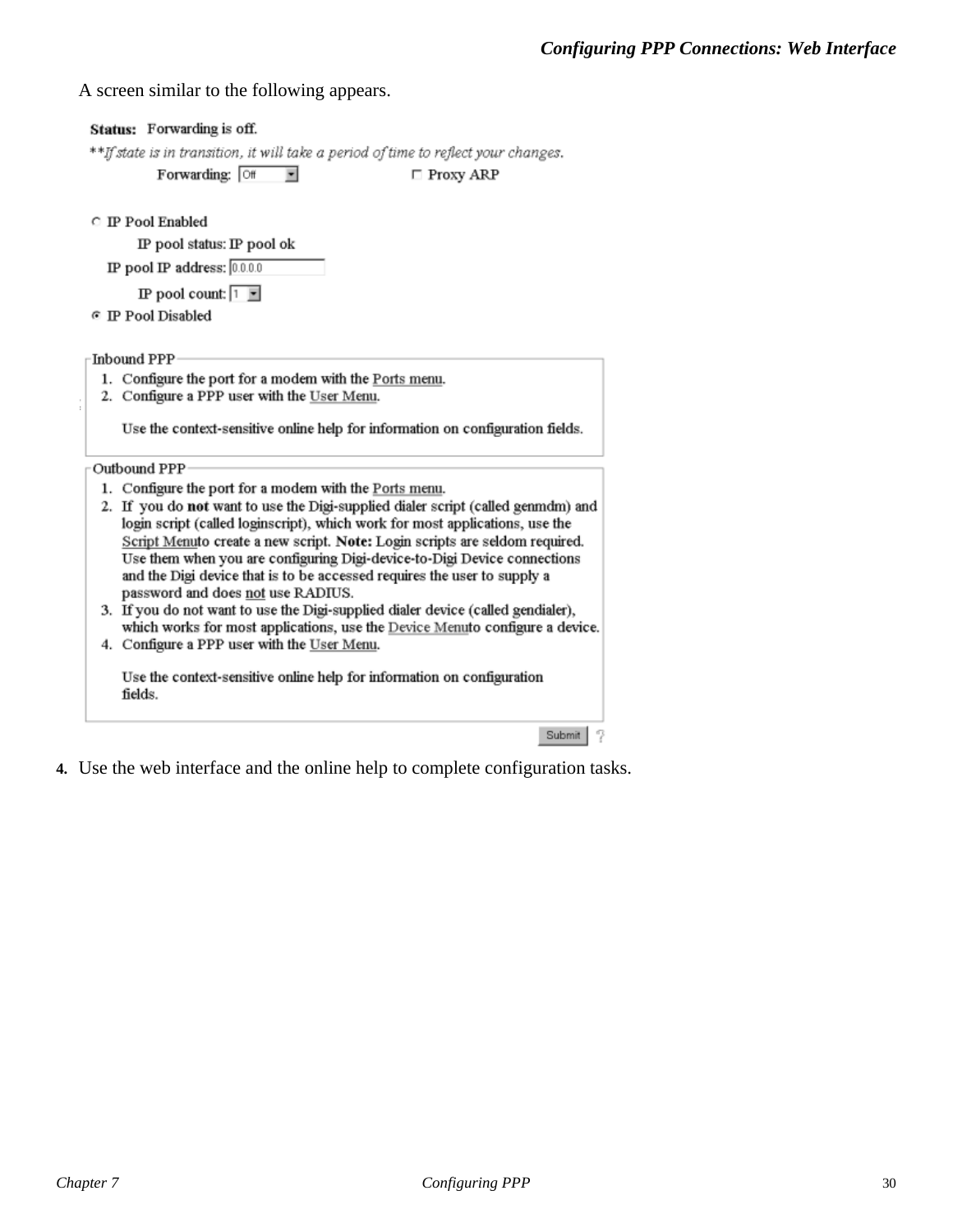A screen similar to the following appears.

**Status:** Forwarding is off.

**If state is in transition, it will take a period of time to reflect your changes.

Forwarding: Off    Proxy ARP

IP Pool Enabled

IP pool status: IP pool ok

IP pool IP address: 0.0.0.0

IP pool count: 1

IP Pool Disabled

Inbound PPP

1. Configure the port for a modem with the Ports menu.
2. Configure a PPP user with the User Menu.

   Use the context-sensitive online help for information on configuration fields.

Outbound PPP

1. Configure the port for a modem with the Ports menu.
2. If you do **not** want to use the Digi-supplied dialer script (called genmdm) and login script (called loginscript), which work for most applications, use the Script Menuto create a new script. **Note:** Login scripts are seldom required. Use them when you are configuring Digi-device-to-Digi Device connections and the Digi device that is to be accessed requires the user to supply a password and does not use RADIUS.
3. If you do not want to use the Digi-supplied dialer device (called gendialer), which works for most applications, use the Device Menuto configure a device.
4. Configure a PPP user with the User Menu.

   Use the context-sensitive online help for information on configuration fields.

Submit

4. Use the web interface and the online help to complete configuration tasks.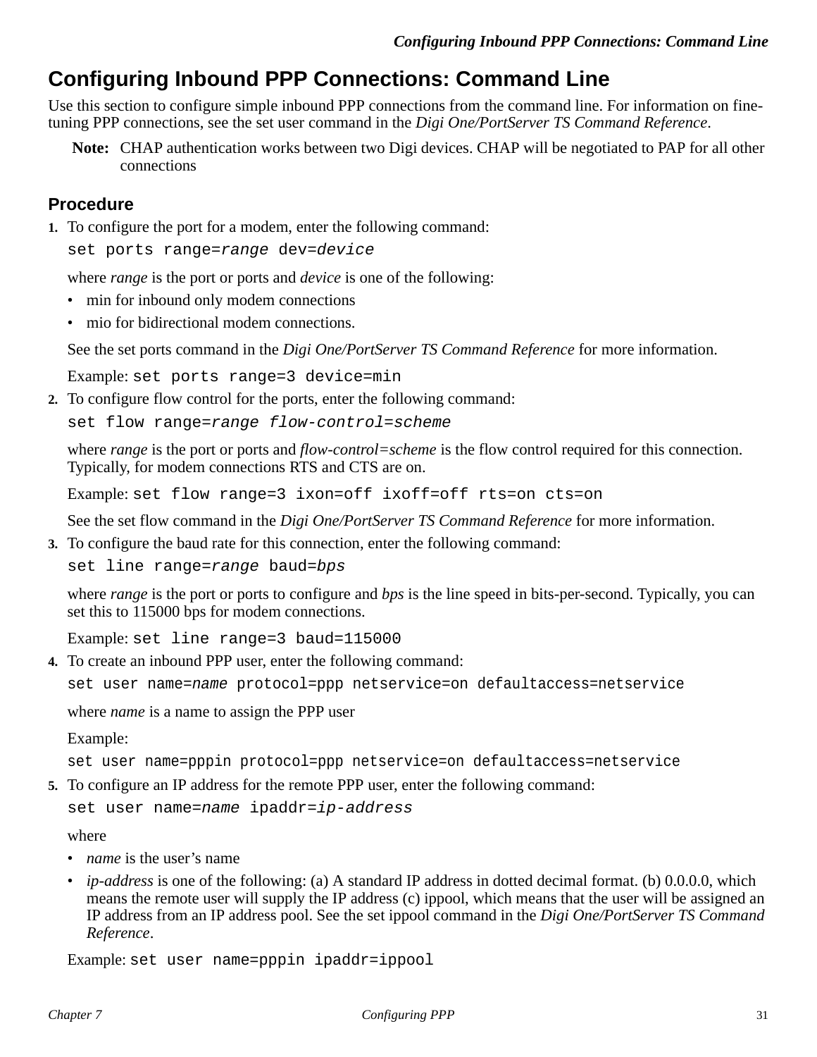# Configuring Inbound PPP Connections: Command Line

Use this section to configure simple inbound PPP connections from the command line. For information on fine-tuning PPP connections, see the set user command in the *Digi One/PortServer TS Command Reference*.

**Note:** CHAP authentication works between two Digi devices. CHAP will be negotiated to PAP for all other connections

## Procedure

1. To configure the port for a modem, enter the following command:

   `set ports range=`*`range`*` dev=`*`device`*

   where *range* is the port or ports and *device* is one of the following:

   - min for inbound only modem connections
   - mio for bidirectional modem connections.

   See the set ports command in the *Digi One/PortServer TS Command Reference* for more information.

   Example: `set ports range=3 device=min`

2. To configure flow control for the ports, enter the following command:

   `set flow range=`*`range flow-control=scheme`*

   where *range* is the port or ports and *flow-control=scheme* is the flow control required for this connection. Typically, for modem connections RTS and CTS are on.

   Example: `set flow range=3 ixon=off ixoff=off rts=on cts=on`

   See the set flow command in the *Digi One/PortServer TS Command Reference* for more information.

3. To configure the baud rate for this connection, enter the following command:

   `set line range=`*`range`*` baud=`*`bps`*

   where *range* is the port or ports to configure and *bps* is the line speed in bits-per-second. Typically, you can set this to 115000 bps for modem connections.

   Example: `set line range=3 baud=115000`

4. To create an inbound PPP user, enter the following command:

   `set user name=`*`name`*` protocol=ppp netservice=on defaultaccess=netservice`

   where *name* is a name to assign the PPP user

   Example:

   `set user name=pppin protocol=ppp netservice=on defaultaccess=netservice`

5. To configure an IP address for the remote PPP user, enter the following command:

   `set user name=`*`name`*` ipaddr=`*`ip-address`*

   where

   - *name* is the user's name
   - *ip-address* is one of the following: (a) A standard IP address in dotted decimal format. (b) 0.0.0.0, which means the remote user will supply the IP address (c) ippool, which means that the user will be assigned an IP address from an IP address pool. See the set ippool command in the *Digi One/PortServer TS Command Reference*.

   Example: `set user name=pppin ipaddr=ippool`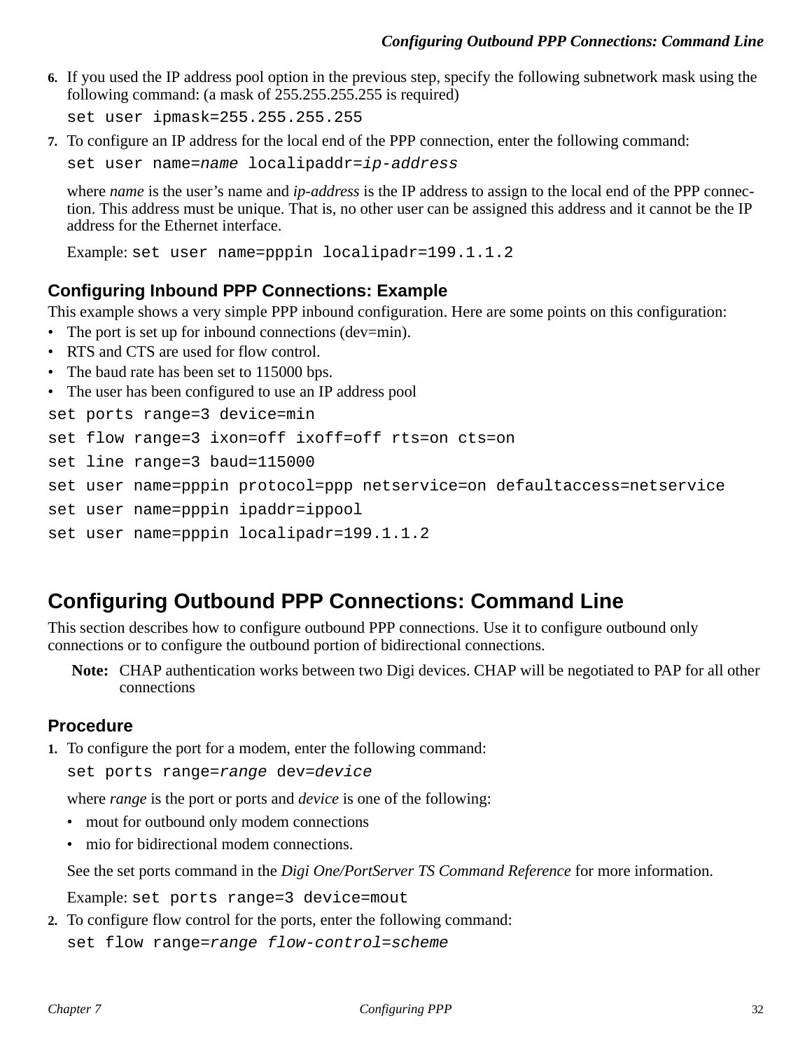6. If you used the IP address pool option in the previous step, specify the following subnetwork mask using the following command: (a mask of 255.255.255.255 is required)

   ```
   set user ipmask=255.255.255.255
   ```

7. To configure an IP address for the local end of the PPP connection, enter the following command:

   `set user name=`*`name`*` localipaddr=`*`ip-address`*

   where *name* is the user's name and *ip-address* is the IP address to assign to the local end of the PPP connection. This address must be unique. That is, no other user can be assigned this address and it cannot be the IP address for the Ethernet interface.

   Example: `set user name=pppin localipadr=199.1.1.2`

### Configuring Inbound PPP Connections: Example

This example shows a very simple PPP inbound configuration. Here are some points on this configuration:

- The port is set up for inbound connections (dev=min).
- RTS and CTS are used for flow control.
- The baud rate has been set to 115000 bps.
- The user has been configured to use an IP address pool

```
set ports range=3 device=min
set flow range=3 ixon=off ixoff=off rts=on cts=on
set line range=3 baud=115000
set user name=pppin protocol=ppp netservice=on defaultaccess=netservice
set user name=pppin ipaddr=ippool
set user name=pppin localipadr=199.1.1.2
```

## Configuring Outbound PPP Connections: Command Line

This section describes how to configure outbound PPP connections. Use it to configure outbound only connections or to configure the outbound portion of bidirectional connections.

**Note:** CHAP authentication works between two Digi devices. CHAP will be negotiated to PAP for all other connections

### Procedure

1. To configure the port for a modem, enter the following command:

   `set ports range=`*`range`*` dev=`*`device`*

   where *range* is the port or ports and *device* is one of the following:

   - mout for outbound only modem connections
   - mio for bidirectional modem connections.

   See the set ports command in the *Digi One/PortServer TS Command Reference* for more information.

   Example: `set ports range=3 device=mout`

2. To configure flow control for the ports, enter the following command:

   `set flow range=`*`range flow-control`*`=`*`scheme`*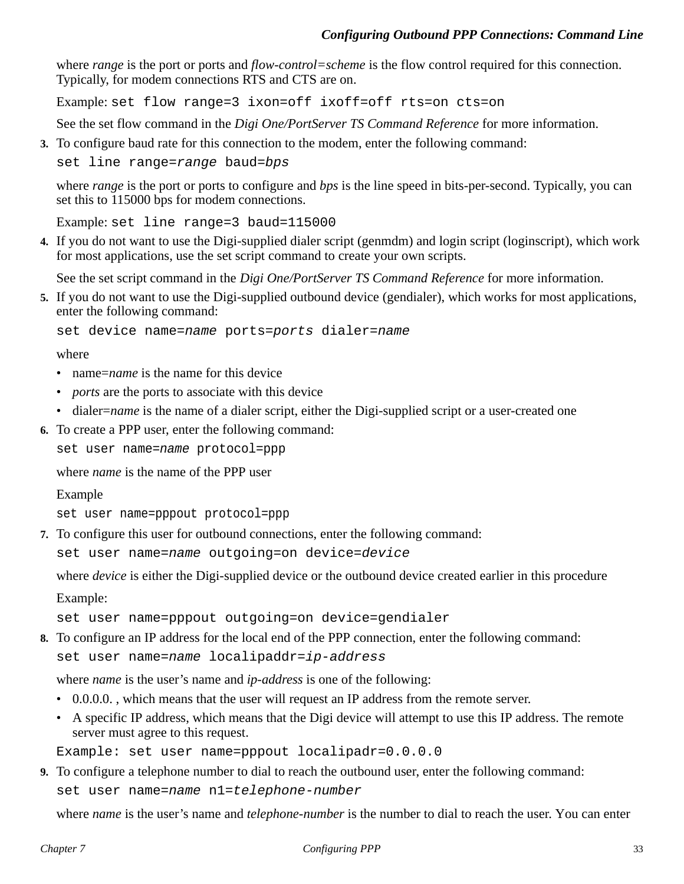where *range* is the port or ports and *flow-control=scheme* is the flow control required for this connection. Typically, for modem connections RTS and CTS are on.

Example: `set flow range=3 ixon=off ixoff=off rts=on cts=on`

See the set flow command in the *Digi One/PortServer TS Command Reference* for more information.

3. To configure baud rate for this connection to the modem, enter the following command:

   `set line range=`*range* `baud=`*bps*

   where *range* is the port or ports to configure and *bps* is the line speed in bits-per-second. Typically, you can set this to 115000 bps for modem connections.

   Example: `set line range=3 baud=115000`

4. If you do not want to use the Digi-supplied dialer script (genmdm) and login script (loginscript), which work for most applications, use the set script command to create your own scripts.

   See the set script command in the *Digi One/PortServer TS Command Reference* for more information.

5. If you do not want to use the Digi-supplied outbound device (gendialer), which works for most applications, enter the following command:

   `set device name=`*name* `ports=`*ports* `dialer=`*name*

   where

   - name=*name* is the name for this device
   - *ports* are the ports to associate with this device
   - dialer=*name* is the name of a dialer script, either the Digi-supplied script or a user-created one

6. To create a PPP user, enter the following command:

   `set user name=`*name* `protocol=ppp`

   where *name* is the name of the PPP user

   Example

   ```
   set user name=pppout protocol=ppp
   ```

7. To configure this user for outbound connections, enter the following command:

   `set user name=`*name* `outgoing=on device=`*device*

   where *device* is either the Digi-supplied device or the outbound device created earlier in this procedure

   Example:

   ```
   set user name=pppout outgoing=on device=gendialer
   ```

8. To configure an IP address for the local end of the PPP connection, enter the following command:

   `set user name=`*name* `localipaddr=`*ip-address*

   where *name* is the user's name and *ip-address* is one of the following:

   - 0.0.0.0. , which means that the user will request an IP address from the remote server.
   - A specific IP address, which means that the Digi device will attempt to use this IP address. The remote server must agree to this request.

   `Example: set user name=pppout localipadr=0.0.0.0`

9. To configure a telephone number to dial to reach the outbound user, enter the following command:

   `set user name=`*name* `n1=`*telephone-number*

   where *name* is the user's name and *telephone-number* is the number to dial to reach the user. You can enter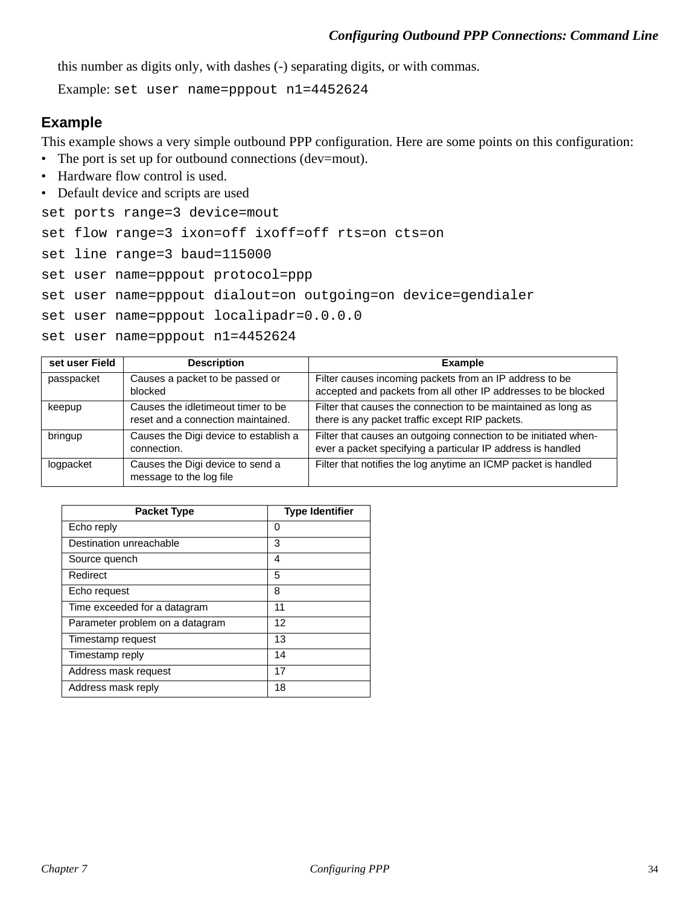this number as digits only, with dashes (-) separating digits, or with commas.

Example: `set user name=pppout n1=4452624`

## Example

This example shows a very simple outbound PPP configuration. Here are some points on this configuration:

- The port is set up for outbound connections (dev=mout).
- Hardware flow control is used.
- Default device and scripts are used

```
set ports range=3 device=mout
set flow range=3 ixon=off ixoff=off rts=on cts=on
set line range=3 baud=115000
set user name=pppout protocol=ppp
set user name=pppout dialout=on outgoing=on device=gendialer
set user name=pppout localipadr=0.0.0.0
set user name=pppout n1=4452624
```

| set user Field | Description | Example |
|---|---|---|
| passpacket | Causes a packet to be passed or blocked | Filter causes incoming packets from an IP address to be accepted and packets from all other IP addresses to be blocked |
| keepup | Causes the idletimeout timer to be reset and a connection maintained. | Filter that causes the connection to be maintained as long as there is any packet traffic except RIP packets. |
| bringup | Causes the Digi device to establish a connection. | Filter that causes an outgoing connection to be initiated whenever a packet specifying a particular IP address is handled |
| logpacket | Causes the Digi device to send a message to the log file | Filter that notifies the log anytime an ICMP packet is handled |

| Packet Type | Type Identifier |
|---|---|
| Echo reply | 0 |
| Destination unreachable | 3 |
| Source quench | 4 |
| Redirect | 5 |
| Echo request | 8 |
| Time exceeded for a datagram | 11 |
| Parameter problem on a datagram | 12 |
| Timestamp request | 13 |
| Timestamp reply | 14 |
| Address mask request | 17 |
| Address mask reply | 18 |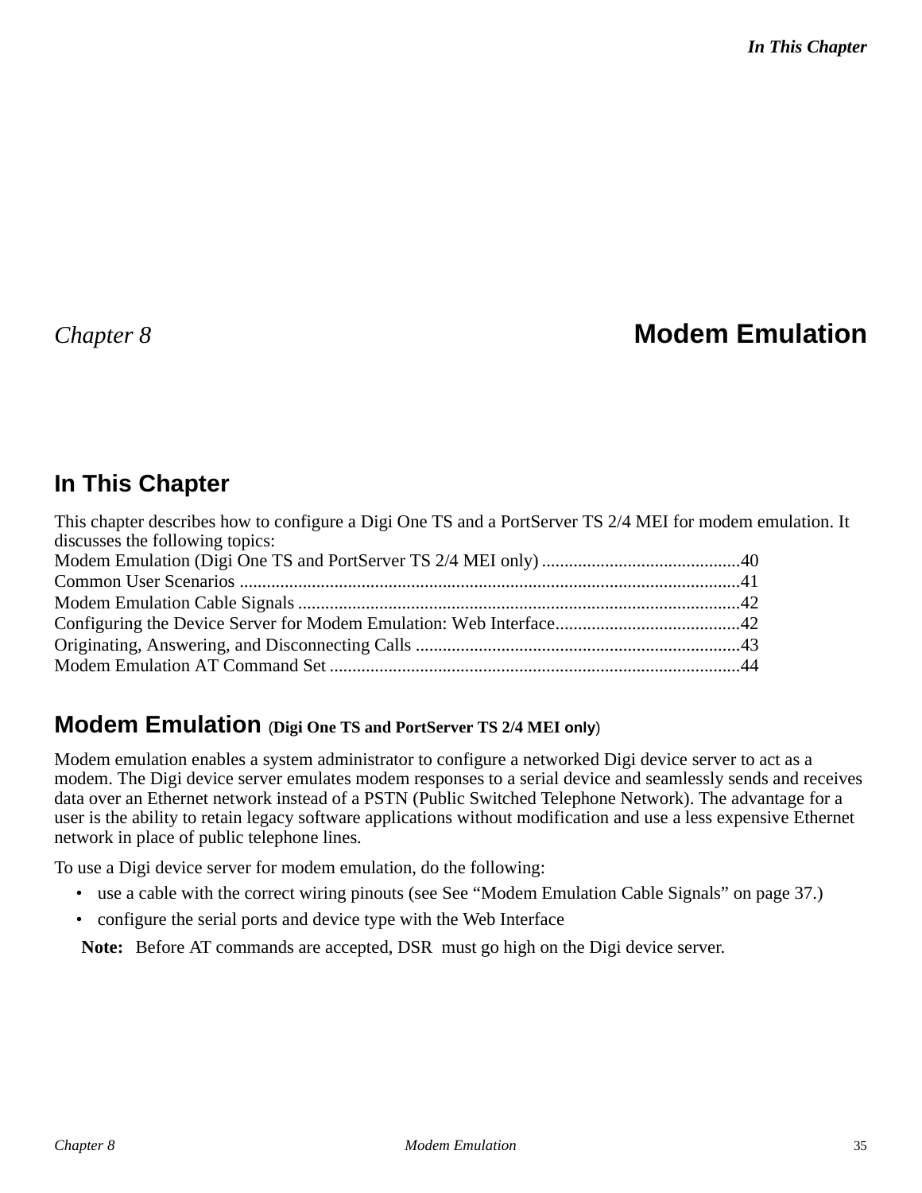# Chapter 8 Modem Emulation

## In This Chapter

This chapter describes how to configure a Digi One TS and a PortServer TS 2/4 MEI for modem emulation. It discusses the following topics:

Modem Emulation (Digi One TS and PortServer TS 2/4 MEI only) ............................................40
Common User Scenarios ..............................................................................................................41
Modem Emulation Cable Signals .................................................................................................42
Configuring the Device Server for Modem Emulation: Web Interface.........................................42
Originating, Answering, and Disconnecting Calls ........................................................................43
Modem Emulation AT Command Set ..........................................................................................44

## Modem Emulation (**Digi One TS and PortServer TS 2/4 MEI only**)

Modem emulation enables a system administrator to configure a networked Digi device server to act as a modem. The Digi device server emulates modem responses to a serial device and seamlessly sends and receives data over an Ethernet network instead of a PSTN (Public Switched Telephone Network). The advantage for a user is the ability to retain legacy software applications without modification and use a less expensive Ethernet network in place of public telephone lines.

To use a Digi device server for modem emulation, do the following:

- use a cable with the correct wiring pinouts (see See “Modem Emulation Cable Signals” on page 37.)
- configure the serial ports and device type with the Web Interface

**Note:** Before AT commands are accepted, DSR must go high on the Digi device server.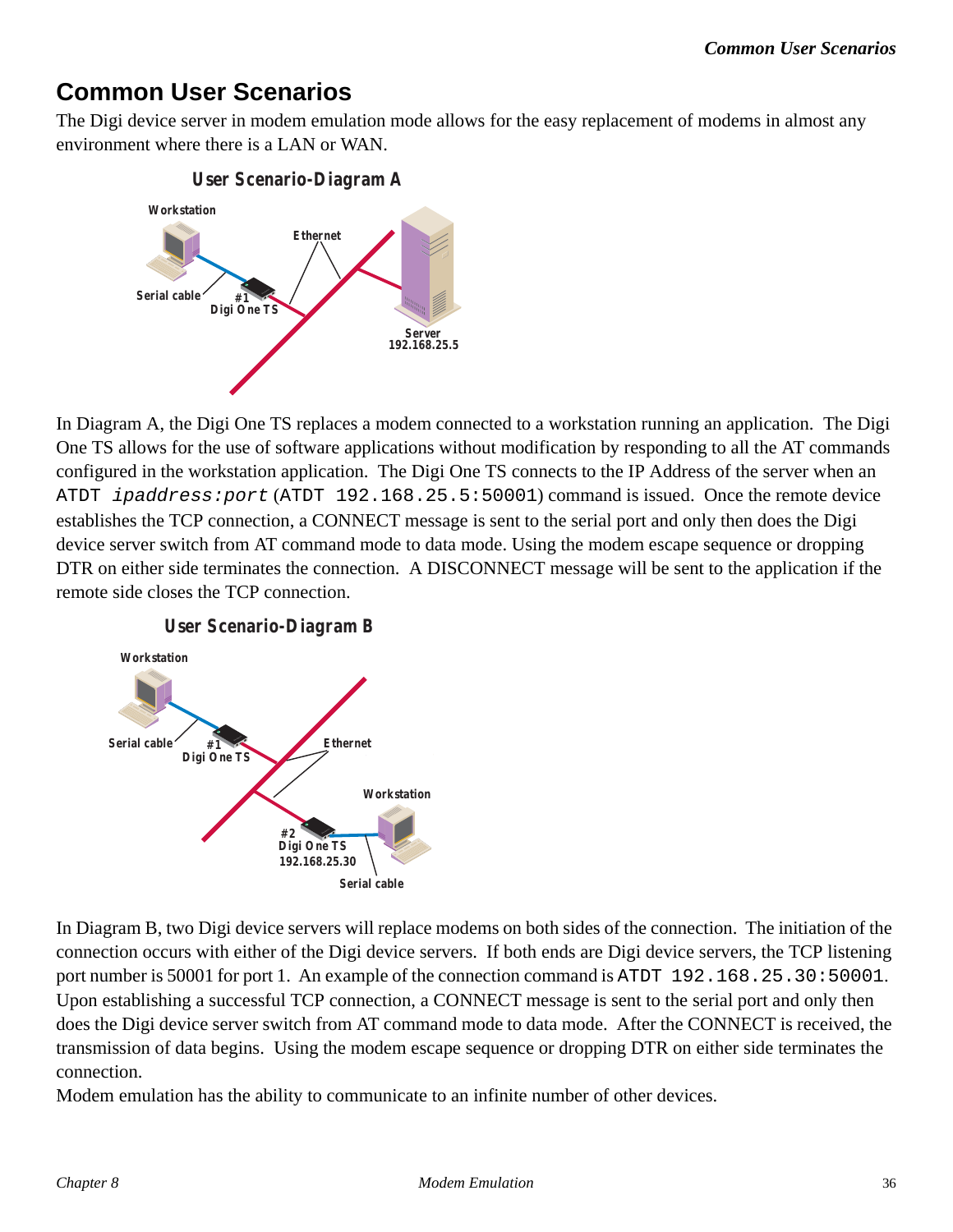# Common User Scenarios

The Digi device server in modem emulation mode allows for the easy replacement of modems in almost any environment where there is a LAN or WAN.

**User Scenario-Diagram A**

Workstation

Ethernet

Serial cable

#1 Digi One TS

Server 192.168.25.5

In Diagram A, the Digi One TS replaces a modem connected to a workstation running an application. The Digi One TS allows for the use of software applications without modification by responding to all the AT commands configured in the workstation application. The Digi One TS connects to the IP Address of the server when an `ATDT` *`ipaddress:port`* (`ATDT 192.168.25.5:50001`) command is issued. Once the remote device establishes the TCP connection, a CONNECT message is sent to the serial port and only then does the Digi device server switch from AT command mode to data mode. Using the modem escape sequence or dropping DTR on either side terminates the connection. A DISCONNECT message will be sent to the application if the remote side closes the TCP connection.

**User Scenario-Diagram B**

Workstation

Serial cable

#1 Digi One TS

Ethernet

Workstation

#2 Digi One TS 192.168.25.30

Serial cable

In Diagram B, two Digi device servers will replace modems on both sides of the connection. The initiation of the connection occurs with either of the Digi device servers. If both ends are Digi device servers, the TCP listening port number is 50001 for port 1. An example of the connection command is `ATDT 192.168.25.30:50001`. Upon establishing a successful TCP connection, a CONNECT message is sent to the serial port and only then does the Digi device server switch from AT command mode to data mode. After the CONNECT is received, the transmission of data begins. Using the modem escape sequence or dropping DTR on either side terminates the connection.

Modem emulation has the ability to communicate to an infinite number of other devices.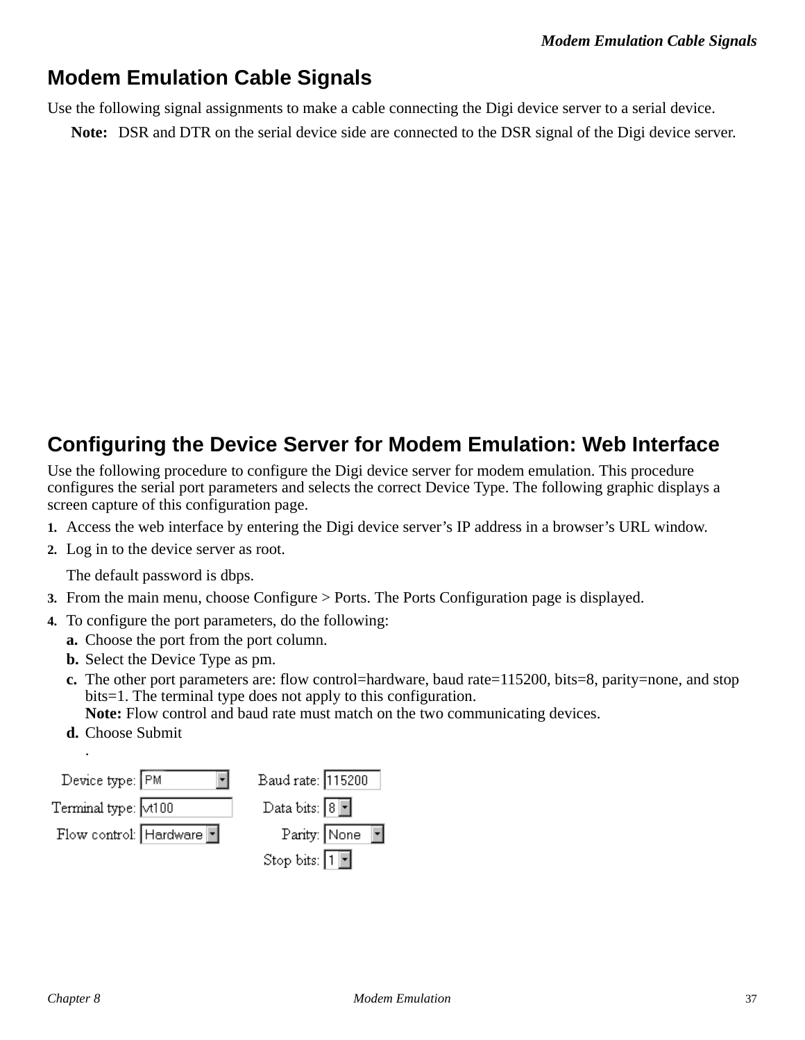## Modem Emulation Cable Signals

Use the following signal assignments to make a cable connecting the Digi device server to a serial device.

**Note:** DSR and DTR on the serial device side are connected to the DSR signal of the Digi device server.

## Configuring the Device Server for Modem Emulation: Web Interface

Use the following procedure to configure the Digi device server for modem emulation. This procedure configures the serial port parameters and selects the correct Device Type. The following graphic displays a screen capture of this configuration page.

1. Access the web interface by entering the Digi device server's IP address in a browser's URL window.
2. Log in to the device server as root.

   The default password is dbps.
3. From the main menu, choose Configure > Ports. The Ports Configuration page is displayed.
4. To configure the port parameters, do the following:
   a. Choose the port from the port column.
   b. Select the Device Type as pm.
   c. The other port parameters are: flow control=hardware, baud rate=115200, bits=8, parity=none, and stop bits=1. The terminal type does not apply to this configuration.
   **Note:** Flow control and baud rate must match on the two communicating devices.
   d. Choose Submit
   .

Device type: PM
Terminal type: vt100
Flow control: Hardware
Baud rate: 115200
Data bits: 8
Parity: None
Stop bits: 1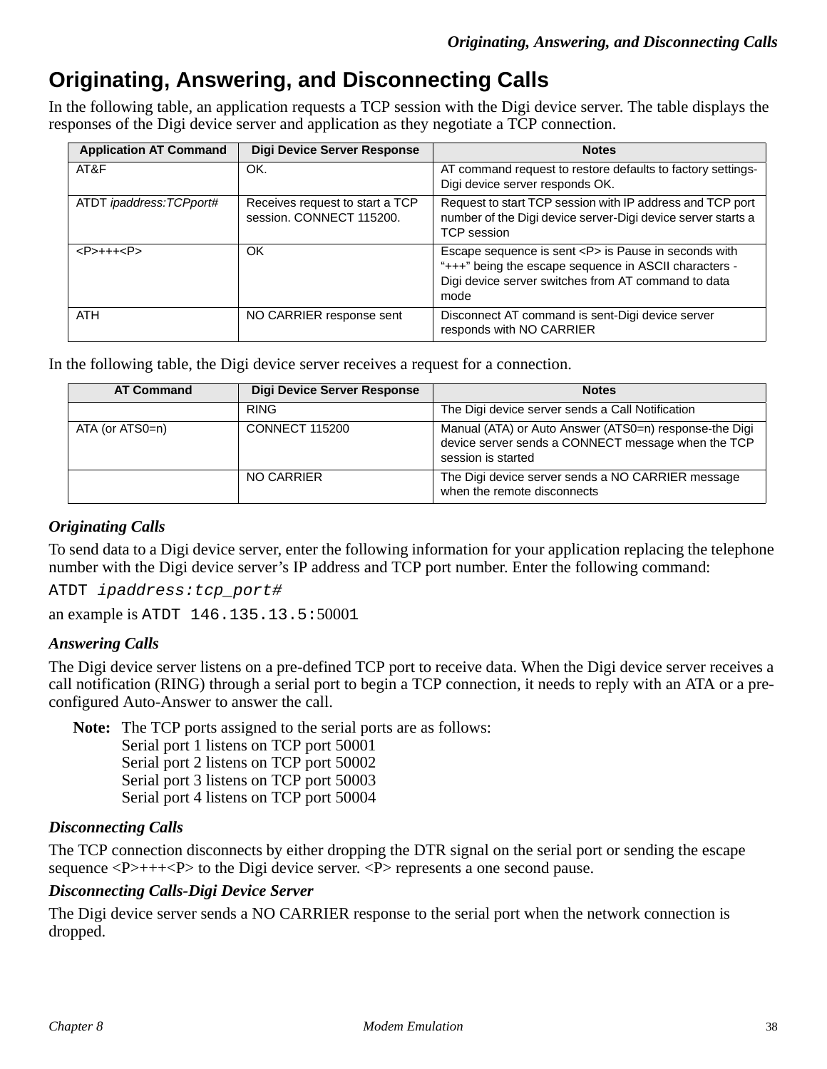# Originating, Answering, and Disconnecting Calls

In the following table, an application requests a TCP session with the Digi device server. The table displays the responses of the Digi device server and application as they negotiate a TCP connection.

| Application AT Command | Digi Device Server Response | Notes |
|---|---|---|
| AT&F | OK. | AT command request to restore defaults to factory settings-Digi device server responds OK. |
| ATDT *ipaddress:TCPport#* | Receives request to start a TCP session. CONNECT 115200. | Request to start TCP session with IP address and TCP port number of the Digi device server-Digi device server starts a TCP session |
| <P>+++<P> | OK | Escape sequence is sent <P> is Pause in seconds with “+++” being the escape sequence in ASCII characters - Digi device server switches from AT command to data mode |
| ATH | NO CARRIER response sent | Disconnect AT command is sent-Digi device server responds with NO CARRIER |

In the following table, the Digi device server receives a request for a connection.

| AT Command | Digi Device Server Response | Notes |
|---|---|---|
| | RING | The Digi device server sends a Call Notification |
| ATA (or ATS0=n) | CONNECT 115200 | Manual (ATA) or Auto Answer (ATS0=n) response-the Digi device server sends a CONNECT message when the TCP session is started |
| | NO CARRIER | The Digi device server sends a NO CARRIER message when the remote disconnects |

### *Originating Calls*

To send data to a Digi device server, enter the following information for your application replacing the telephone number with the Digi device server’s IP address and TCP port number. Enter the following command:

`ATDT` *`ipaddress:tcp_port#`*

an example is `ATDT 146.135.13.5:50001`

### *Answering Calls*

The Digi device server listens on a pre-defined TCP port to receive data. When the Digi device server receives a call notification (RING) through a serial port to begin a TCP connection, it needs to reply with an ATA or a pre-configured Auto-Answer to answer the call.

**Note:** The TCP ports assigned to the serial ports are as follows:
Serial port 1 listens on TCP port 50001
Serial port 2 listens on TCP port 50002
Serial port 3 listens on TCP port 50003
Serial port 4 listens on TCP port 50004

### *Disconnecting Calls*

The TCP connection disconnects by either dropping the DTR signal on the serial port or sending the escape sequence <P>+++<P> to the Digi device server. <P> represents a one second pause.

### *Disconnecting Calls-Digi Device Server*

The Digi device server sends a NO CARRIER response to the serial port when the network connection is dropped.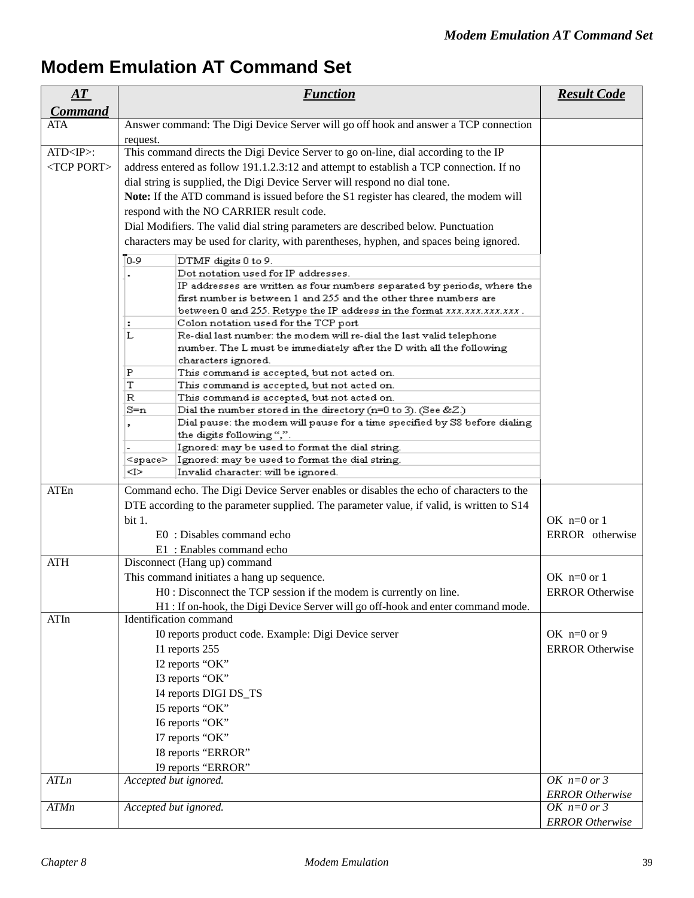# Modem Emulation AT Command Set

| AT Command | Function | Result Code |
|---|---|---|
| ATA | Answer command: The Digi Device Server will go off hook and answer a TCP connection request. | |
| ATD<IP>:<TCP PORT> | This command directs the Digi Device Server to go on-line, dial according to the IP address entered as follow 191.1.2.3:12 and attempt to establish a TCP connection. If no dial string is supplied, the Digi Device Server will respond no dial tone.<br>**Note:** If the ATD command is issued before the S1 register has cleared, the modem will respond with the NO CARRIER result code.<br>Dial Modifiers. The valid dial string parameters are described below. Punctuation characters may be used for clarity, with parentheses, hyphen, and spaces being ignored.<br>0-9 — DTMF digits 0 to 9.<br>. — Dot notation used for IP addresses. IP addresses are written as four numbers separated by periods, where the first number is between 1 and 255 and the other three numbers are between 0 and 255. Retype the IP address in the format *xxx.xxx.xxx.xxx* .<br>: — Colon notation used for the TCP port<br>L — Re-dial last number: the modem will re-dial the last valid telephone number. The L must be immediately after the D with all the following characters ignored.<br>P — This command is accepted, but not acted on.<br>T — This command is accepted, but not acted on.<br>R — This command is accepted, but not acted on.<br>S=n — Dial the number stored in the directory (n=0 to 3). (See &Z.)<br>, — Dial pause: the modem will pause for a time specified by S8 before dialing the digits following ",".<br>- — Ignored: may be used to format the dial string.<br><space> — Ignored: may be used to format the dial string.<br><I> — Invalid character: will be ignored. | |
| ATEn | Command echo. The Digi Device Server enables or disables the echo of characters to the DTE according to the parameter supplied. The parameter value, if valid, is written to S14 bit 1.<br>E0 : Disables command echo<br>E1 : Enables command echo | OK n=0 or 1<br>ERROR otherwise |
| ATH | Disconnect (Hang up) command<br>This command initiates a hang up sequence.<br>H0 : Disconnect the TCP session if the modem is currently on line.<br>H1 : If on-hook, the Digi Device Server will go off-hook and enter command mode. | OK n=0 or 1<br>ERROR Otherwise |
| ATIn | Identification command<br>I0 reports product code. Example: Digi Device server<br>I1 reports 255<br>I2 reports "OK"<br>I3 reports "OK"<br>I4 reports DIGI DS_TS<br>I5 reports "OK"<br>I6 reports "OK"<br>I7 reports "OK"<br>I8 reports "ERROR"<br>I9 reports "ERROR" | OK n=0 or 9<br>ERROR Otherwise |
| *ATLn* | *Accepted but ignored.* | *OK n=0 or 3*<br>*ERROR Otherwise* |
| *ATMn* | *Accepted but ignored.* | *OK n=0 or 3*<br>*ERROR Otherwise* |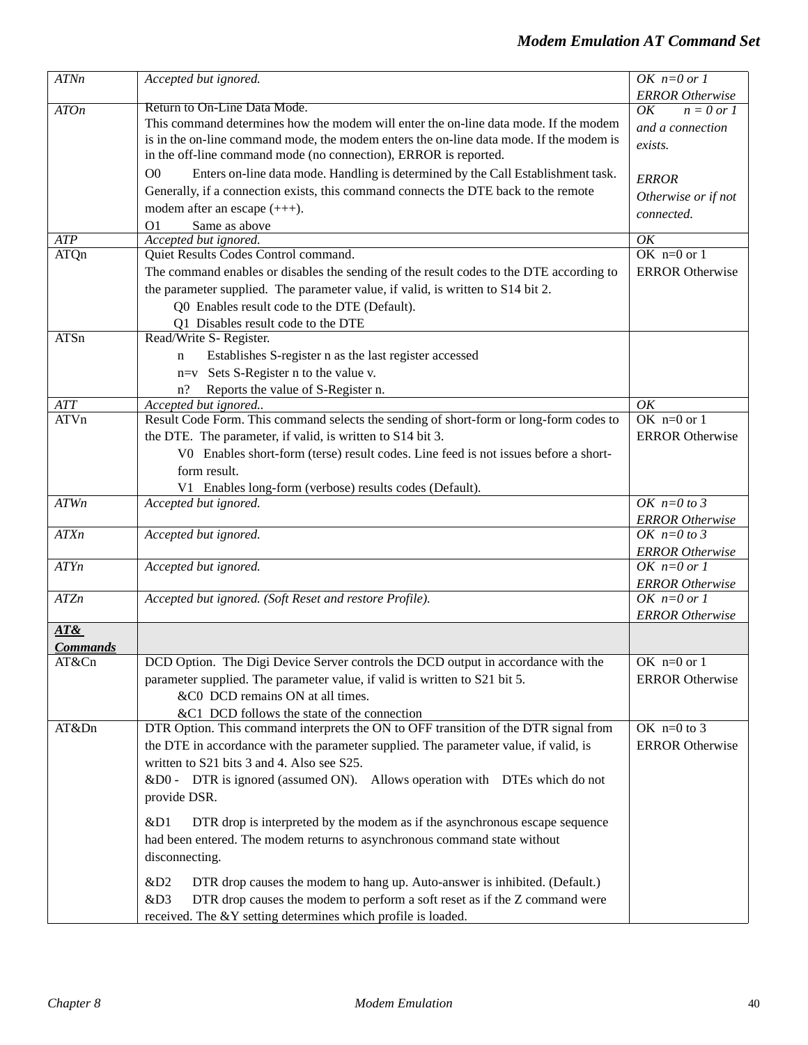| *ATNn* | *Accepted but ignored.* | *OK n=0 or 1*<br>*ERROR Otherwise* |
|---|---|---|
| *ATOn* | Return to On-Line Data Mode.<br>This command determines how the modem will enter the on-line data mode. If the modem is in the on-line command mode, the modem enters the on-line data mode. If the modem is in the off-line command mode (no connection), ERROR is reported.<br>O0 Enters on-line data mode. Handling is determined by the Call Establishment task. Generally, if a connection exists, this command connects the DTE back to the remote modem after an escape (+++).<br>O1 Same as above | *OK n = 0 or 1 and a connection exists.*<br><br>*ERROR Otherwise or if not connected.* |
| *ATP* | *Accepted but ignored.* | *OK* |
| ATQn | Quiet Results Codes Control command.<br>The command enables or disables the sending of the result codes to the DTE according to the parameter supplied. The parameter value, if valid, is written to S14 bit 2.<br>Q0 Enables result code to the DTE (Default).<br>Q1 Disables result code to the DTE | OK n=0 or 1<br>ERROR Otherwise |
| ATSn | Read/Write S- Register.<br>n Establishes S-register n as the last register accessed<br>n=v Sets S-Register n to the value v.<br>n? Reports the value of S-Register n. | |
| *ATT* | *Accepted but ignored..* | *OK* |
| ATVn | Result Code Form. This command selects the sending of short-form or long-form codes to the DTE. The parameter, if valid, is written to S14 bit 3.<br>V0 Enables short-form (terse) result codes. Line feed is not issues before a short-form result.<br>V1 Enables long-form (verbose) results codes (Default). | OK n=0 or 1<br>ERROR Otherwise |
| *ATWn* | *Accepted but ignored.* | *OK n=0 to 3*<br>*ERROR Otherwise* |
| *ATXn* | *Accepted but ignored.* | *OK n=0 to 3*<br>*ERROR Otherwise* |
| *ATYn* | *Accepted but ignored.* | *OK n=0 or 1*<br>*ERROR Otherwise* |
| *ATZn* | *Accepted but ignored. (Soft Reset and restore Profile).* | *OK n=0 or 1*<br>*ERROR Otherwise* |
| ***AT& Commands*** | | |
| AT&Cn | DCD Option. The Digi Device Server controls the DCD output in accordance with the parameter supplied. The parameter value, if valid is written to S21 bit 5.<br>&C0 DCD remains ON at all times.<br>&C1 DCD follows the state of the connection | OK n=0 or 1<br>ERROR Otherwise |
| AT&Dn | DTR Option. This command interprets the ON to OFF transition of the DTR signal from the DTE in accordance with the parameter supplied. The parameter value, if valid, is written to S21 bits 3 and 4. Also see S25.<br>&D0 - DTR is ignored (assumed ON). Allows operation with DTEs which do not provide DSR.<br>&D1 DTR drop is interpreted by the modem as if the asynchronous escape sequence had been entered. The modem returns to asynchronous command state without disconnecting.<br>&D2 DTR drop causes the modem to hang up. Auto-answer is inhibited. (Default.)<br>&D3 DTR drop causes the modem to perform a soft reset as if the Z command were received. The &Y setting determines which profile is loaded. | OK n=0 to 3<br>ERROR Otherwise |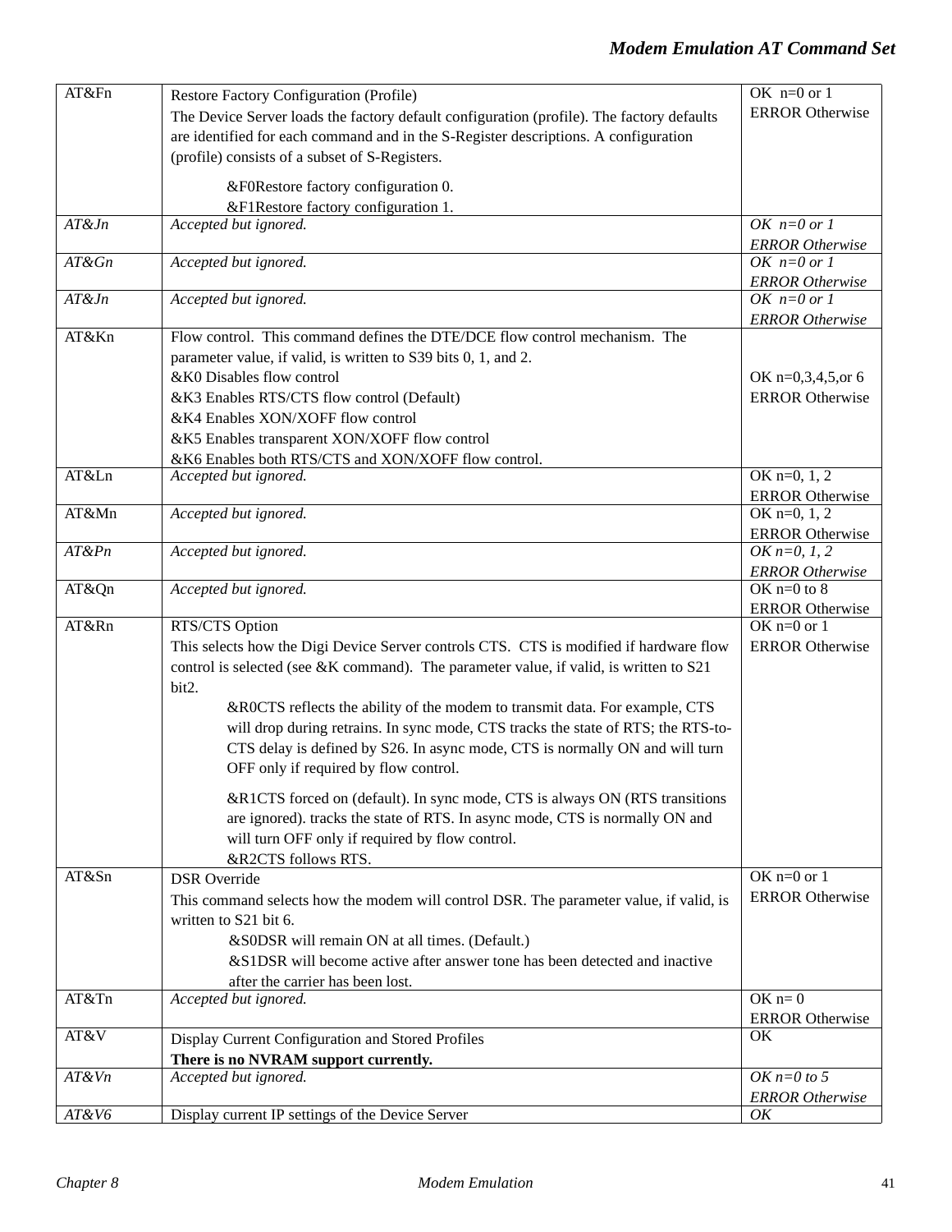| AT&Fn | Restore Factory Configuration (Profile)<br>The Device Server loads the factory default configuration (profile). The factory defaults are identified for each command and in the S-Register descriptions. A configuration (profile) consists of a subset of S-Registers.<br>&F0Restore factory configuration 0.<br>&F1Restore factory configuration 1. | OK n=0 or 1<br>ERROR Otherwise |
|---|---|---|
| *AT&Jn* | *Accepted but ignored.* | *OK n=0 or 1*<br>*ERROR Otherwise* |
| *AT&Gn* | *Accepted but ignored.* | *OK n=0 or 1*<br>*ERROR Otherwise* |
| *AT&Jn* | *Accepted but ignored.* | *OK n=0 or 1*<br>*ERROR Otherwise* |
| AT&Kn | Flow control. This command defines the DTE/DCE flow control mechanism. The parameter value, if valid, is written to S39 bits 0, 1, and 2.<br>&K0 Disables flow control<br>&K3 Enables RTS/CTS flow control (Default)<br>&K4 Enables XON/XOFF flow control<br>&K5 Enables transparent XON/XOFF flow control<br>&K6 Enables both RTS/CTS and XON/XOFF flow control. | OK n=0,3,4,5,or 6<br>ERROR Otherwise |
| AT&Ln | *Accepted but ignored.* | OK n=0, 1, 2<br>ERROR Otherwise |
| AT&Mn | *Accepted but ignored.* | OK n=0, 1, 2<br>ERROR Otherwise |
| *AT&Pn* | *Accepted but ignored.* | *OK n=0, 1, 2*<br>*ERROR Otherwise* |
| AT&Qn | *Accepted but ignored.* | OK n=0 to 8<br>ERROR Otherwise |
| AT&Rn | RTS/CTS Option<br>This selects how the Digi Device Server controls CTS. CTS is modified if hardware flow control is selected (see &K command). The parameter value, if valid, is written to S21 bit2.<br>&R0CTS reflects the ability of the modem to transmit data. For example, CTS will drop during retrains. In sync mode, CTS tracks the state of RTS; the RTS-to-CTS delay is defined by S26. In async mode, CTS is normally ON and will turn OFF only if required by flow control.<br>&R1CTS forced on (default). In sync mode, CTS is always ON (RTS transitions are ignored). tracks the state of RTS. In async mode, CTS is normally ON and will turn OFF only if required by flow control.<br>&R2CTS follows RTS. | OK n=0 or 1<br>ERROR Otherwise |
| AT&Sn | DSR Override<br>This command selects how the modem will control DSR. The parameter value, if valid, is written to S21 bit 6.<br>&S0DSR will remain ON at all times. (Default.)<br>&S1DSR will become active after answer tone has been detected and inactive after the carrier has been lost. | OK n=0 or 1<br>ERROR Otherwise |
| AT&Tn | *Accepted but ignored.* | OK n= 0<br>ERROR Otherwise |
| AT&V | Display Current Configuration and Stored Profiles<br>**There is no NVRAM support currently.** | OK |
| *AT&Vn* | *Accepted but ignored.* | *OK n=0 to 5*<br>*ERROR Otherwise* |
| *AT&V6* | Display current IP settings of the Device Server | *OK* |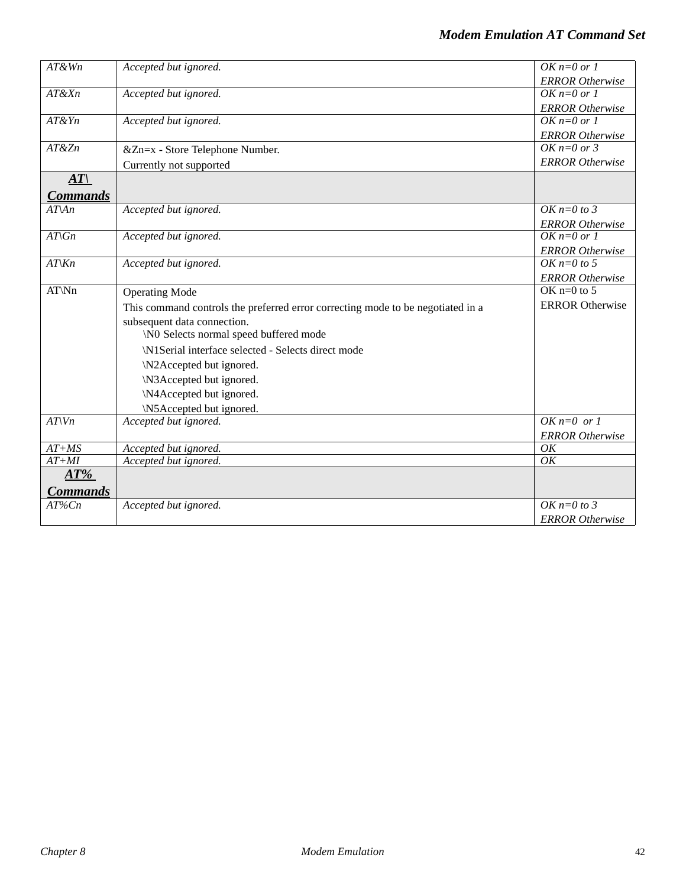| AT&Wn | Accepted but ignored. | OK n=0 or 1<br>ERROR Otherwise |
|---|---|---|
| AT&Xn | Accepted but ignored. | OK n=0 or 1<br>ERROR Otherwise |
| AT&Yn | Accepted but ignored. | OK n=0 or 1<br>ERROR Otherwise |
| AT&Zn | &Zn=x - Store Telephone Number.<br>Currently not supported | OK n=0 or 3<br>ERROR Otherwise |
| **AT\ Commands** | | |
| AT\An | Accepted but ignored. | OK n=0 to 3<br>ERROR Otherwise |
| AT\Gn | Accepted but ignored. | OK n=0 or 1<br>ERROR Otherwise |
| AT\Kn | Accepted but ignored. | OK n=0 to 5<br>ERROR Otherwise |
| AT\Nn | Operating Mode<br>This command controls the preferred error correcting mode to be negotiated in a subsequent data connection.<br>\N0 Selects normal speed buffered mode<br>\N1Serial interface selected - Selects direct mode<br>\N2Accepted but ignored.<br>\N3Accepted but ignored.<br>\N4Accepted but ignored.<br>\N5Accepted but ignored. | OK n=0 to 5<br>ERROR Otherwise |
| AT\Vn | Accepted but ignored. | OK n=0 or 1<br>ERROR Otherwise |
| AT+MS | Accepted but ignored. | OK |
| AT+MI | Accepted but ignored. | OK |
| **AT% Commands** | | |
| AT%Cn | Accepted but ignored. | OK n=0 to 3<br>ERROR Otherwise |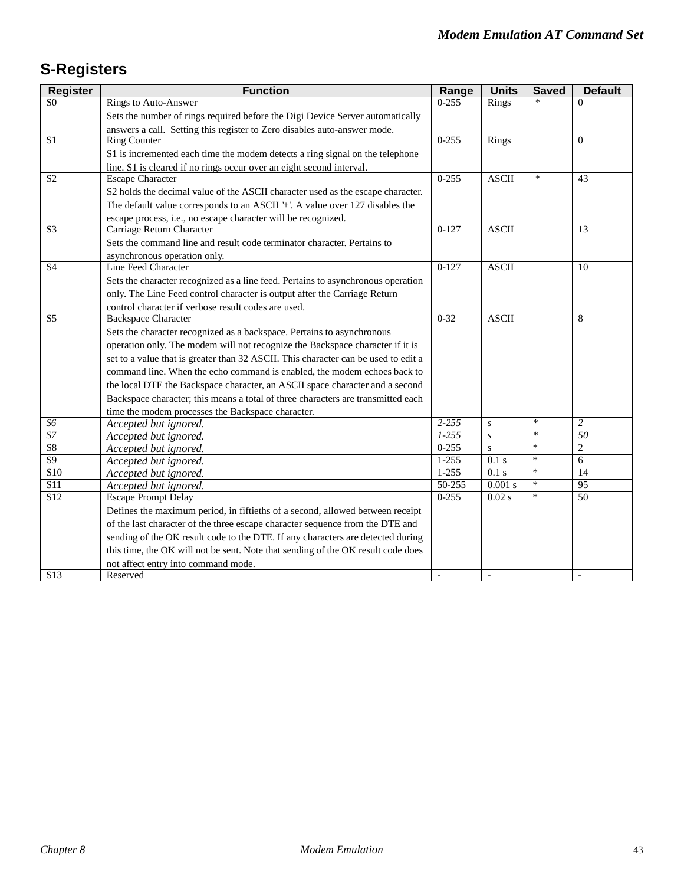## S-Registers

| Register | Function | Range | Units | Saved | Default |
|---|---|---|---|---|---|
| S0 | Rings to Auto-Answer<br>Sets the number of rings required before the Digi Device Server automatically answers a call. Setting this register to Zero disables auto-answer mode. | 0-255 | Rings | * | 0 |
| S1 | Ring Counter<br>S1 is incremented each time the modem detects a ring signal on the telephone line. S1 is cleared if no rings occur over an eight second interval. | 0-255 | Rings | | 0 |
| S2 | Escape Character<br>S2 holds the decimal value of the ASCII character used as the escape character. The default value corresponds to an ASCII '+'. A value over 127 disables the escape process, i.e., no escape character will be recognized. | 0-255 | ASCII | * | 43 |
| S3 | Carriage Return Character<br>Sets the command line and result code terminator character. Pertains to asynchronous operation only. | 0-127 | ASCII | | 13 |
| S4 | Line Feed Character<br>Sets the character recognized as a line feed. Pertains to asynchronous operation only. The Line Feed control character is output after the Carriage Return control character if verbose result codes are used. | 0-127 | ASCII | | 10 |
| S5 | Backspace Character<br>Sets the character recognized as a backspace. Pertains to asynchronous operation only. The modem will not recognize the Backspace character if it is set to a value that is greater than 32 ASCII. This character can be used to edit a command line. When the echo command is enabled, the modem echoes back to the local DTE the Backspace character, an ASCII space character and a second Backspace character; this means a total of three characters are transmitted each time the modem processes the Backspace character. | 0-32 | ASCII | | 8 |
| *S6* | *Accepted but ignored.* | *2-255* | *s* | * | *2* |
| *S7* | *Accepted but ignored.* | *1-255* | *s* | * | *50* |
| S8 | *Accepted but ignored.* | 0-255 | s | * | 2 |
| S9 | *Accepted but ignored.* | 1-255 | 0.1 s | * | 6 |
| S10 | *Accepted but ignored.* | 1-255 | 0.1 s | * | 14 |
| S11 | *Accepted but ignored.* | 50-255 | 0.001 s | * | 95 |
| S12 | Escape Prompt Delay<br>Defines the maximum period, in fiftieths of a second, allowed between receipt of the last character of the three escape character sequence from the DTE and sending of the OK result code to the DTE. If any characters are detected during this time, the OK will not be sent. Note that sending of the OK result code does not affect entry into command mode. | 0-255 | 0.02 s | * | 50 |
| S13 | Reserved | - | - | | - |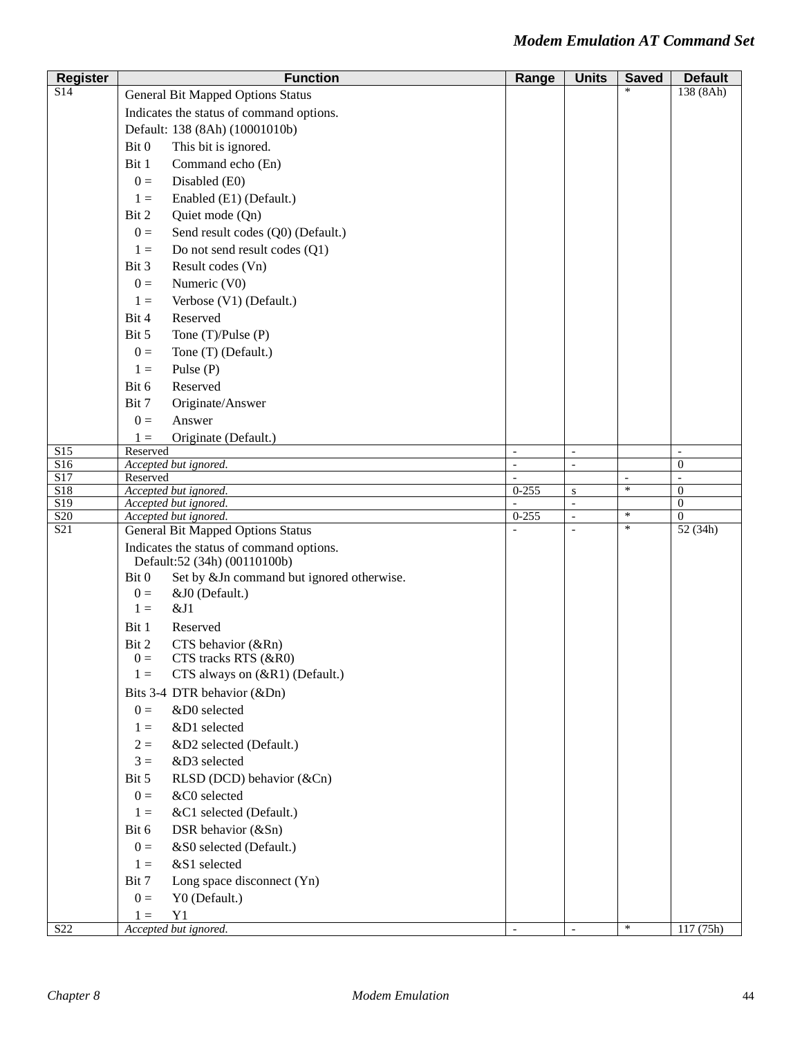| Register | Function | Range | Units | Saved | Default |
|---|---|---|---|---|---|
| S14 | General Bit Mapped Options Status<br>Indicates the status of command options.<br>Default: 138 (8Ah) (10001010b)<br>Bit 0 This bit is ignored.<br>Bit 1 Command echo (En)<br>0 = Disabled (E0)<br>1 = Enabled (E1) (Default.)<br>Bit 2 Quiet mode (Qn)<br>0 = Send result codes (Q0) (Default.)<br>1 = Do not send result codes (Q1)<br>Bit 3 Result codes (Vn)<br>0 = Numeric (V0)<br>1 = Verbose (V1) (Default.)<br>Bit 4 Reserved<br>Bit 5 Tone (T)/Pulse (P)<br>0 = Tone (T) (Default.)<br>1 = Pulse (P)<br>Bit 6 Reserved<br>Bit 7 Originate/Answer<br>0 = Answer<br>1 = Originate (Default.) | | | * | 138 (8Ah) |
| S15 | Reserved | - | - | | - |
| S16 | *Accepted but ignored.* | - | - | | 0 |
| S17 | Reserved | - | | - | - |
| S18 | *Accepted but ignored.* | 0-255 | s | * | 0 |
| S19 | *Accepted but ignored.* | - | - | | 0 |
| S20 | *Accepted but ignored.* | 0-255 | - | * | 0 |
| S21 | General Bit Mapped Options Status<br>Indicates the status of command options.<br>Default:52 (34h) (00110100b)<br>Bit 0 Set by &Jn command but ignored otherwise.<br>0 = &J0 (Default.)<br>1 = &J1<br>Bit 1 Reserved<br>Bit 2 CTS behavior (&Rn)<br>0 = CTS tracks RTS (&R0)<br>1 = CTS always on (&R1) (Default.)<br>Bits 3-4 DTR behavior (&Dn)<br>0 = &D0 selected<br>1 = &D1 selected<br>2 = &D2 selected (Default.)<br>3 = &D3 selected<br>Bit 5 RLSD (DCD) behavior (&Cn)<br>0 = &C0 selected<br>1 = &C1 selected (Default.)<br>Bit 6 DSR behavior (&Sn)<br>0 = &S0 selected (Default.)<br>1 = &S1 selected<br>Bit 7 Long space disconnect (Yn)<br>0 = Y0 (Default.)<br>1 = Y1 | - | - | * | 52 (34h) |
| S22 | *Accepted but ignored.* | - | - | * | 117 (75h) |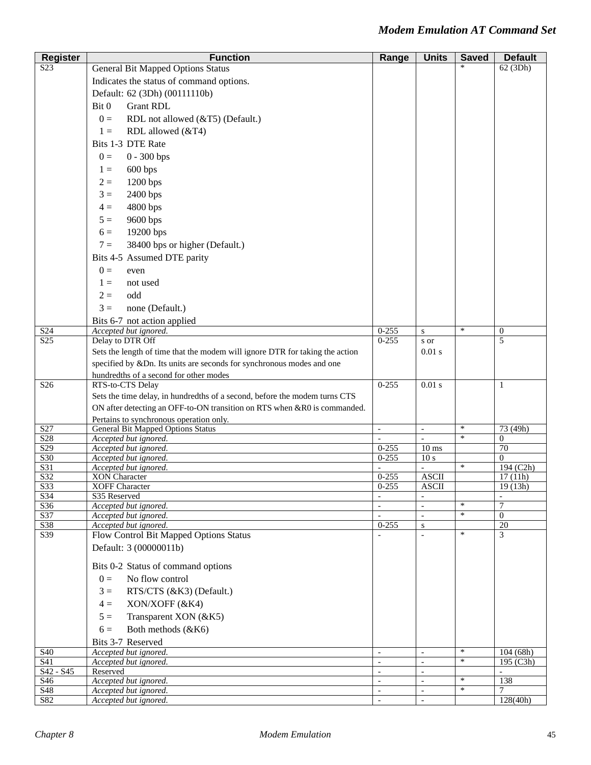| Register | Function | Range | Units | Saved | Default |
|---|---|---|---|---|---|
| S23 | General Bit Mapped Options Status<br>Indicates the status of command options.<br>Default: 62 (3Dh) (00111110b)<br>Bit 0 Grant RDL<br>0 = RDL not allowed (&T5) (Default.)<br>1 = RDL allowed (&T4)<br>Bits 1-3 DTE Rate<br>0 = 0 - 300 bps<br>1 = 600 bps<br>2 = 1200 bps<br>3 = 2400 bps<br>4 = 4800 bps<br>5 = 9600 bps<br>6 = 19200 bps<br>7 = 38400 bps or higher (Default.)<br>Bits 4-5 Assumed DTE parity<br>0 = even<br>1 = not used<br>2 = odd<br>3 = none (Default.)<br>Bits 6-7 not action applied | | | * | 62 (3Dh) |
| S24 | *Accepted but ignored.* | 0-255 | s | * | 0 |
| S25 | Delay to DTR Off<br>Sets the length of time that the modem will ignore DTR for taking the action specified by &Dn. Its units are seconds for synchronous modes and one hundredths of a second for other modes | 0-255 | s or 0.01 s | | 5 |
| S26 | RTS-to-CTS Delay<br>Sets the time delay, in hundredths of a second, before the modem turns CTS ON after detecting an OFF-to-ON transition on RTS when &R0 is commanded. Pertains to synchronous operation only. | 0-255 | 0.01 s | | 1 |
| S27 | General Bit Mapped Options Status | - | - | * | 73 (49h) |
| S28 | *Accepted but ignored.* | - | - | * | 0 |
| S29 | *Accepted but ignored.* | 0-255 | 10 ms | | 70 |
| S30 | *Accepted but ignored.* | 0-255 | 10 s | | 0 |
| S31 | *Accepted but ignored.* | - | - | * | 194 (C2h) |
| S32 | XON Character | 0-255 | ASCII | | 17 (11h) |
| S33 | XOFF Character | 0-255 | ASCII | | 19 (13h) |
| S34 | S35 Reserved | - | - | | - |
| S36 | *Accepted but ignored.* | - | - | * | 7 |
| S37 | *Accepted but ignored.* | - | - | * | 0 |
| S38 | *Accepted but ignored.* | 0-255 | s | | 20 |
| S39 | Flow Control Bit Mapped Options Status<br>Default: 3 (00000011b)<br>Bits 0-2 Status of command options<br>0 = No flow control<br>3 = RTS/CTS (&K3) (Default.)<br>4 = XON/XOFF (&K4)<br>5 = Transparent XON (&K5)<br>6 = Both methods (&K6)<br>Bits 3-7 Reserved | - | - | * | 3 |
| S40 | *Accepted but ignored.* | - | - | * | 104 (68h) |
| S41 | *Accepted but ignored.* | - | - | * | 195 (C3h) |
| S42 - S45 | Reserved | - | - | | - |
| S46 | *Accepted but ignored.* | - | - | * | 138 |
| S48 | *Accepted but ignored.* | - | - | * | 7 |
| S82 | *Accepted but ignored.* | - | - | | 128(40h) |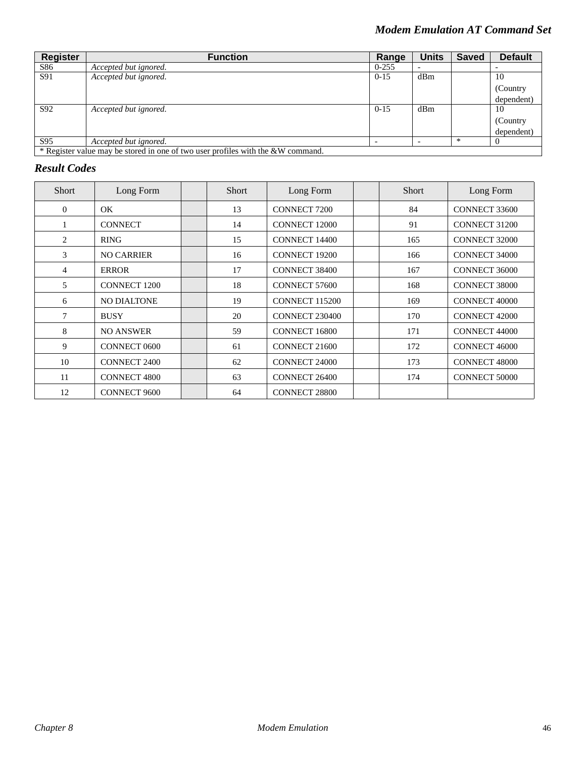| Register | Function | Range | Units | Saved | Default |
|---|---|---|---|---|---|
| S86 | *Accepted but ignored.* | 0-255 | - | | - |
| S91 | *Accepted but ignored.* | 0-15 | dBm | | 10 (Country dependent) |
| S92 | *Accepted but ignored.* | 0-15 | dBm | | 10 (Country dependent) |
| S95 | *Accepted but ignored.* | - | - | * | 0 |
| * Register value may be stored in one of two user profiles with the &W command. | | | | | |

## Result Codes

| Short | Long Form | | Short | Long Form | | Short | Long Form |
|---|---|---|---|---|---|---|---|
| 0 | OK | | 13 | CONNECT 7200 | | 84 | CONNECT 33600 |
| 1 | CONNECT | | 14 | CONNECT 12000 | | 91 | CONNECT 31200 |
| 2 | RING | | 15 | CONNECT 14400 | | 165 | CONNECT 32000 |
| 3 | NO CARRIER | | 16 | CONNECT 19200 | | 166 | CONNECT 34000 |
| 4 | ERROR | | 17 | CONNECT 38400 | | 167 | CONNECT 36000 |
| 5 | CONNECT 1200 | | 18 | CONNECT 57600 | | 168 | CONNECT 38000 |
| 6 | NO DIALTONE | | 19 | CONNECT 115200 | | 169 | CONNECT 40000 |
| 7 | BUSY | | 20 | CONNECT 230400 | | 170 | CONNECT 42000 |
| 8 | NO ANSWER | | 59 | CONNECT 16800 | | 171 | CONNECT 44000 |
| 9 | CONNECT 0600 | | 61 | CONNECT 21600 | | 172 | CONNECT 46000 |
| 10 | CONNECT 2400 | | 62 | CONNECT 24000 | | 173 | CONNECT 48000 |
| 11 | CONNECT 4800 | | 63 | CONNECT 26400 | | 174 | CONNECT 50000 |
| 12 | CONNECT 9600 | | 64 | CONNECT 28800 | | | |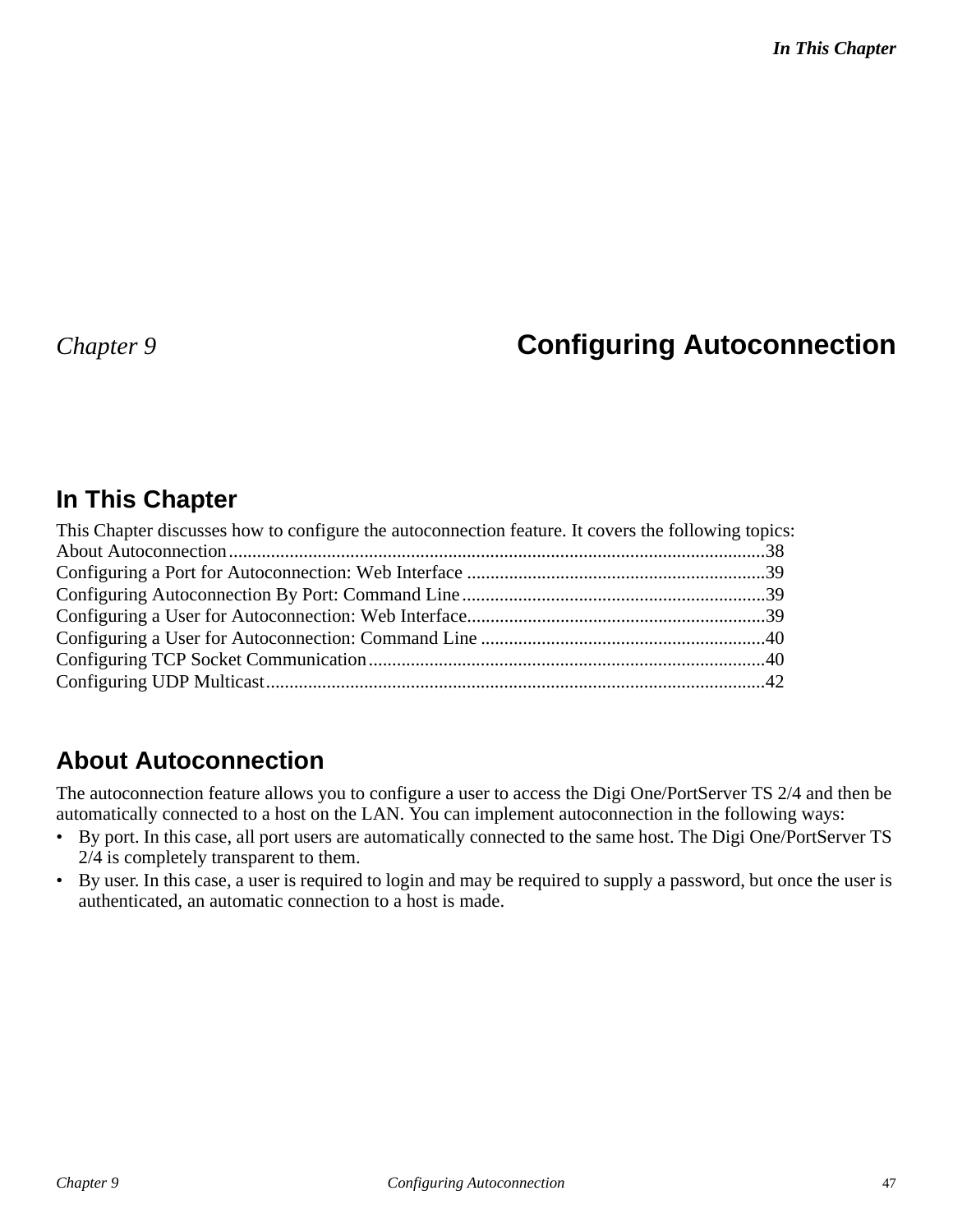# Chapter 9 Configuring Autoconnection

## In This Chapter

This Chapter discusses how to configure the autoconnection feature. It covers the following topics:

About Autoconnection..................................................................................................................38
Configuring a Port for Autoconnection: Web Interface ................................................................39
Configuring Autoconnection By Port: Command Line.................................................................39
Configuring a User for Autoconnection: Web Interface................................................................39
Configuring a User for Autoconnection: Command Line .............................................................40
Configuring TCP Socket Communication.....................................................................................40
Configuring UDP Multicast...........................................................................................................42

## About Autoconnection

The autoconnection feature allows you to configure a user to access the Digi One/PortServer TS 2/4 and then be automatically connected to a host on the LAN. You can implement autoconnection in the following ways:

- By port. In this case, all port users are automatically connected to the same host. The Digi One/PortServer TS 2/4 is completely transparent to them.
- By user. In this case, a user is required to login and may be required to supply a password, but once the user is authenticated, an automatic connection to a host is made.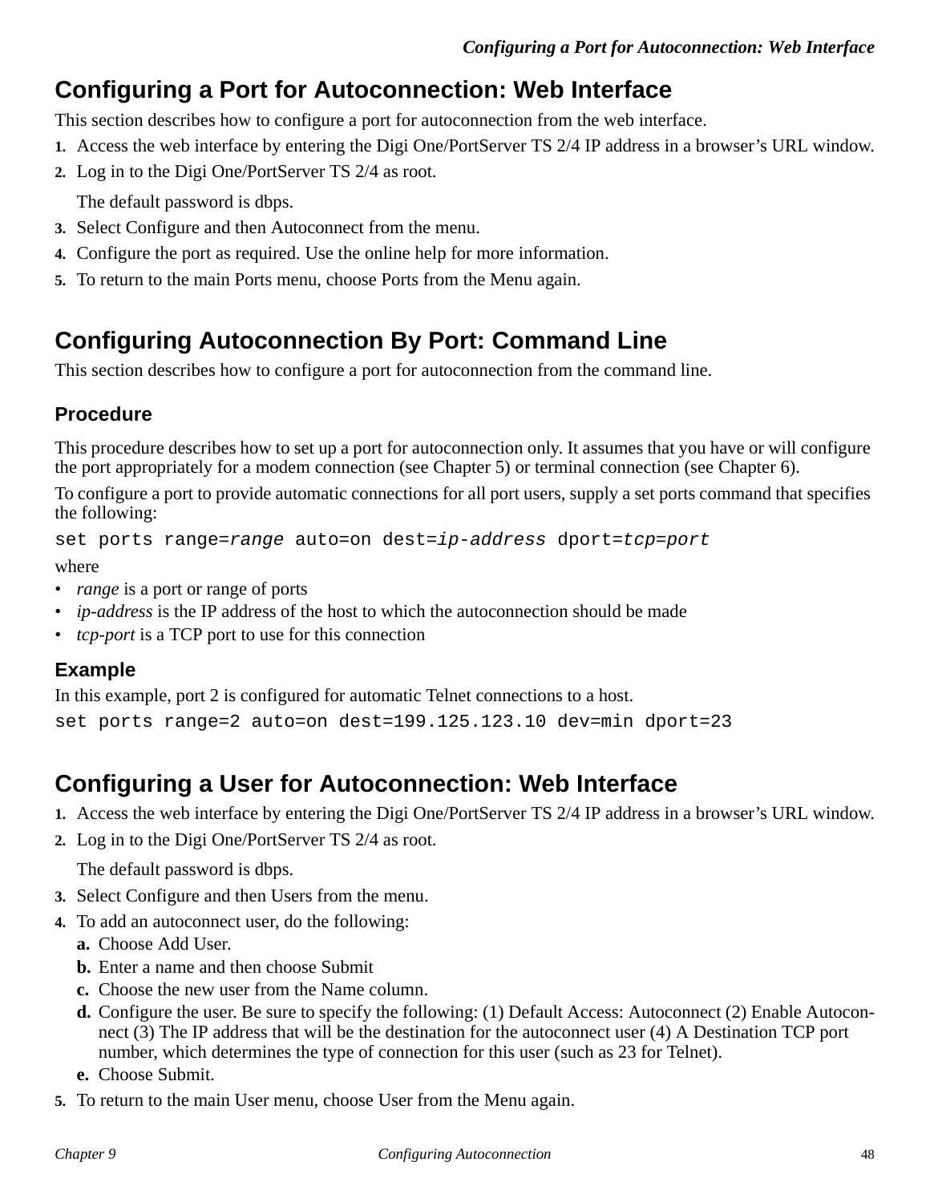## Configuring a Port for Autoconnection: Web Interface

This section describes how to configure a port for autoconnection from the web interface.

1. Access the web interface by entering the Digi One/PortServer TS 2/4 IP address in a browser's URL window.
2. Log in to the Digi One/PortServer TS 2/4 as root.

   The default password is dbps.
3. Select Configure and then Autoconnect from the menu.
4. Configure the port as required. Use the online help for more information.
5. To return to the main Ports menu, choose Ports from the Menu again.

## Configuring Autoconnection By Port: Command Line

This section describes how to configure a port for autoconnection from the command line.

### Procedure

This procedure describes how to set up a port for autoconnection only. It assumes that you have or will configure the port appropriately for a modem connection (see Chapter 5) or terminal connection (see Chapter 6).

To configure a port to provide automatic connections for all port users, supply a set ports command that specifies the following:

```
set ports range=range auto=on dest=ip-address dport=tcp=port
```

where

- *range* is a port or range of ports
- *ip-address* is the IP address of the host to which the autoconnection should be made
- *tcp-port* is a TCP port to use for this connection

### Example

In this example, port 2 is configured for automatic Telnet connections to a host.

```
set ports range=2 auto=on dest=199.125.123.10 dev=min dport=23
```

## Configuring a User for Autoconnection: Web Interface

1. Access the web interface by entering the Digi One/PortServer TS 2/4 IP address in a browser's URL window.
2. Log in to the Digi One/PortServer TS 2/4 as root.

   The default password is dbps.
3. Select Configure and then Users from the menu.
4. To add an autoconnect user, do the following:
   a. Choose Add User.
   b. Enter a name and then choose Submit
   c. Choose the new user from the Name column.
   d. Configure the user. Be sure to specify the following: (1) Default Access: Autoconnect (2) Enable Autoconnect (3) The IP address that will be the destination for the autoconnect user (4) A Destination TCP port number, which determines the type of connection for this user (such as 23 for Telnet).
   e. Choose Submit.
5. To return to the main User menu, choose User from the Menu again.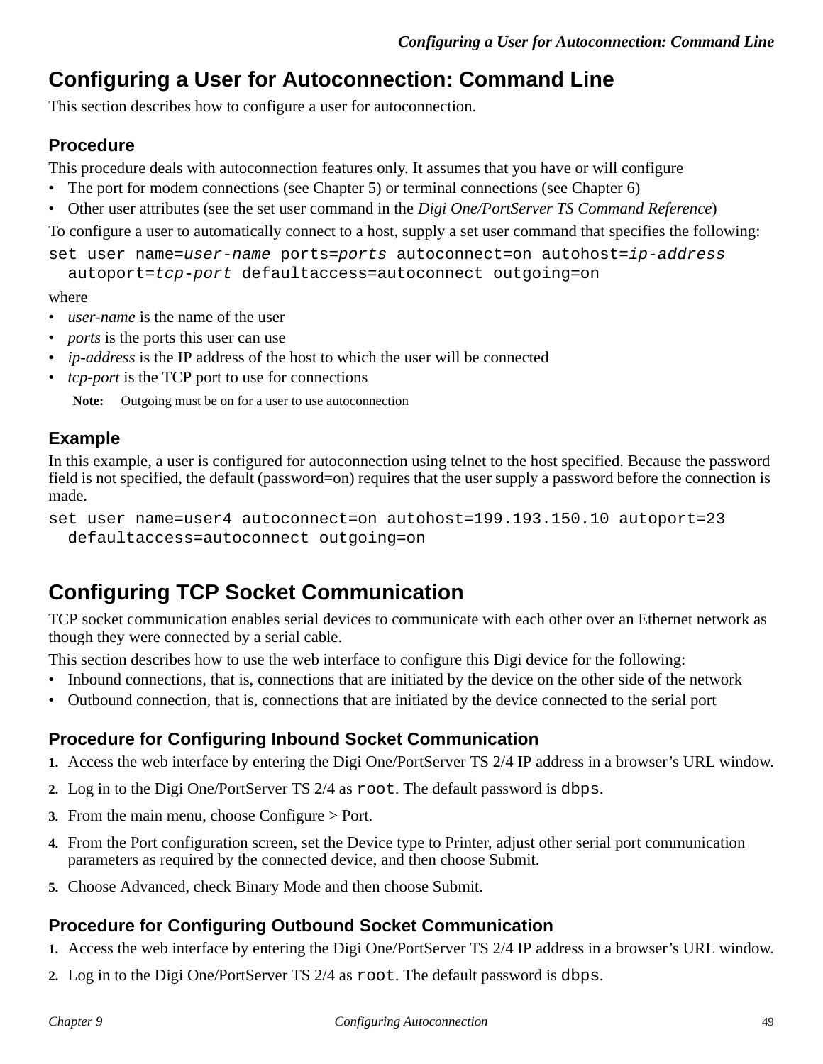## Configuring a User for Autoconnection: Command Line

This section describes how to configure a user for autoconnection.

### Procedure

This procedure deals with autoconnection features only. It assumes that you have or will configure

- The port for modem connections (see Chapter 5) or terminal connections (see Chapter 6)
- Other user attributes (see the set user command in the *Digi One/PortServer TS Command Reference*)

To configure a user to automatically connect to a host, supply a set user command that specifies the following:

```
set user name=user-name ports=ports autoconnect=on autohost=ip-address
  autoport=tcp-port defaultaccess=autoconnect outgoing=on
```

where

- *user-name* is the name of the user
- *ports* is the ports this user can use
- *ip-address* is the IP address of the host to which the user will be connected
- *tcp-port* is the TCP port to use for connections

**Note:** Outgoing must be on for a user to use autoconnection

### Example

In this example, a user is configured for autoconnection using telnet to the host specified. Because the password field is not specified, the default (password=on) requires that the user supply a password before the connection is made.

```
set user name=user4 autoconnect=on autohost=199.193.150.10 autoport=23
  defaultaccess=autoconnect outgoing=on
```

## Configuring TCP Socket Communication

TCP socket communication enables serial devices to communicate with each other over an Ethernet network as though they were connected by a serial cable.

This section describes how to use the web interface to configure this Digi device for the following:

- Inbound connections, that is, connections that are initiated by the device on the other side of the network
- Outbound connection, that is, connections that are initiated by the device connected to the serial port

### Procedure for Configuring Inbound Socket Communication

1. Access the web interface by entering the Digi One/PortServer TS 2/4 IP address in a browser's URL window.
2. Log in to the Digi One/PortServer TS 2/4 as `root`. The default password is `dbps`.
3. From the main menu, choose Configure > Port.
4. From the Port configuration screen, set the Device type to Printer, adjust other serial port communication parameters as required by the connected device, and then choose Submit.
5. Choose Advanced, check Binary Mode and then choose Submit.

### Procedure for Configuring Outbound Socket Communication

1. Access the web interface by entering the Digi One/PortServer TS 2/4 IP address in a browser's URL window.
2. Log in to the Digi One/PortServer TS 2/4 as `root`. The default password is `dbps`.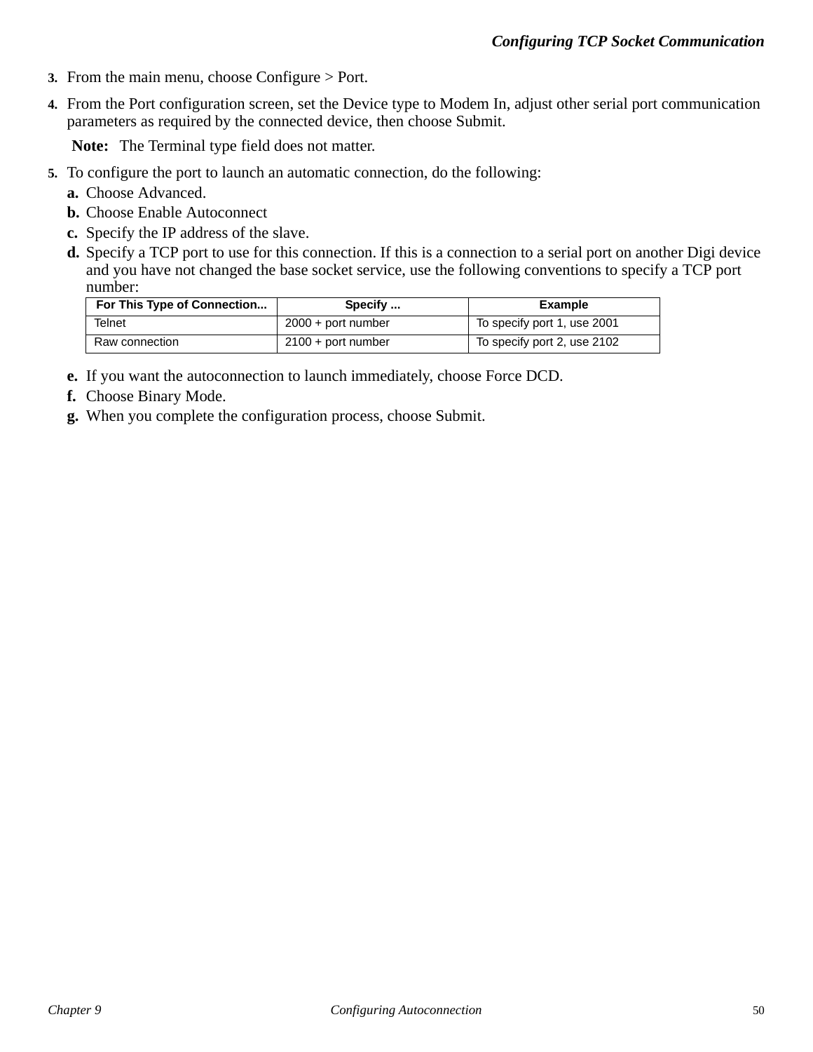3. From the main menu, choose Configure > Port.
4. From the Port configuration screen, set the Device type to Modem In, adjust other serial port communication parameters as required by the connected device, then choose Submit.

   **Note:** The Terminal type field does not matter.

5. To configure the port to launch an automatic connection, do the following:
   - **a.** Choose Advanced.
   - **b.** Choose Enable Autoconnect
   - **c.** Specify the IP address of the slave.
   - **d.** Specify a TCP port to use for this connection. If this is a connection to a serial port on another Digi device and you have not changed the base socket service, use the following conventions to specify a TCP port number:

| For This Type of Connection... | Specify ... | Example |
|---|---|---|
| Telnet | 2000 + port number | To specify port 1, use 2001 |
| Raw connection | 2100 + port number | To specify port 2, use 2102 |

   - **e.** If you want the autoconnection to launch immediately, choose Force DCD.
   - **f.** Choose Binary Mode.
   - **g.** When you complete the configuration process, choose Submit.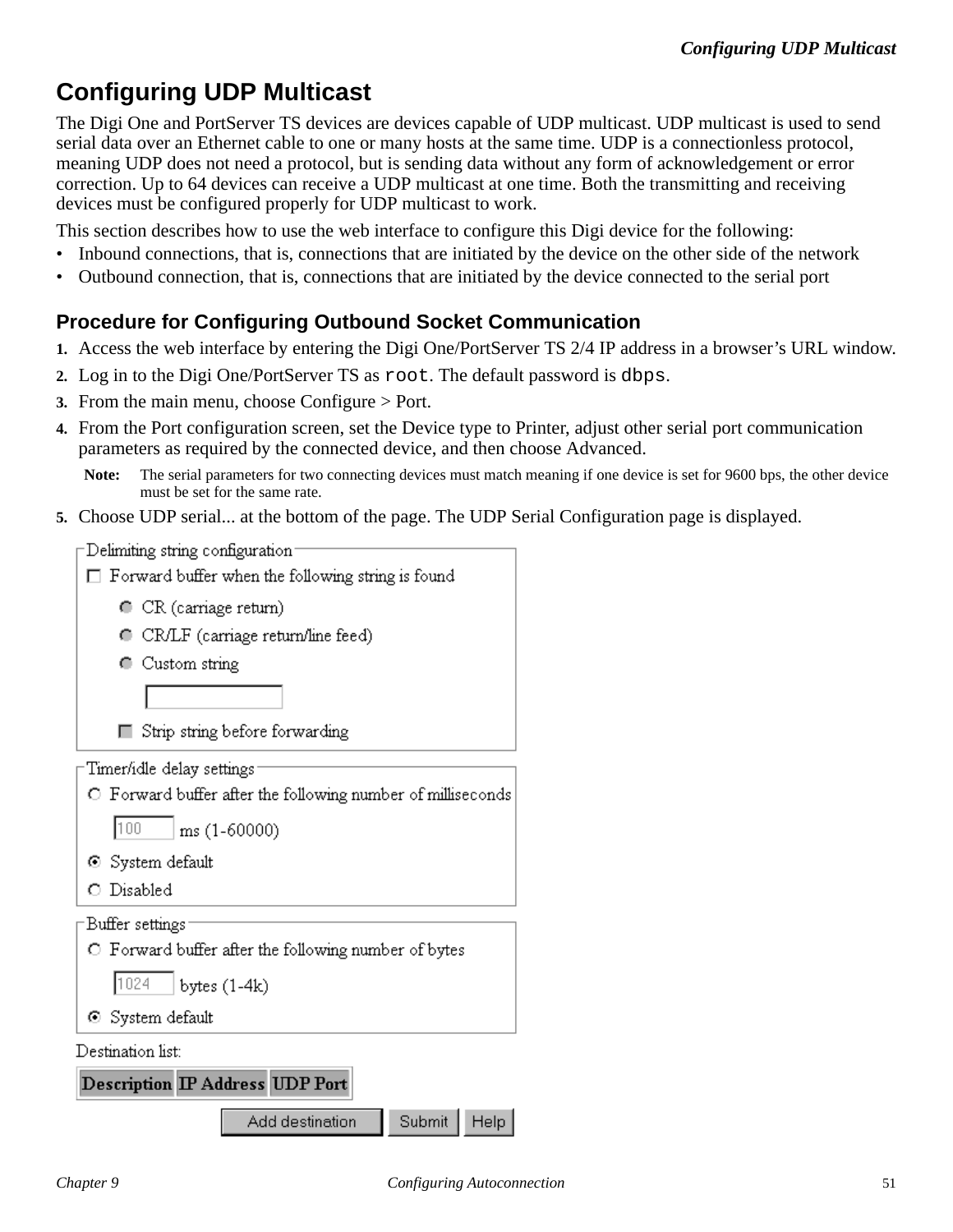# Configuring UDP Multicast

The Digi One and PortServer TS devices are devices capable of UDP multicast. UDP multicast is used to send serial data over an Ethernet cable to one or many hosts at the same time. UDP is a connectionless protocol, meaning UDP does not need a protocol, but is sending data without any form of acknowledgement or error correction. Up to 64 devices can receive a UDP multicast at one time. Both the transmitting and receiving devices must be configured properly for UDP multicast to work.

This section describes how to use the web interface to configure this Digi device for the following:

- Inbound connections, that is, connections that are initiated by the device on the other side of the network
- Outbound connection, that is, connections that are initiated by the device connected to the serial port

## Procedure for Configuring Outbound Socket Communication

1. Access the web interface by entering the Digi One/PortServer TS 2/4 IP address in a browser's URL window.
2. Log in to the Digi One/PortServer TS as `root`. The default password is `dbps`.
3. From the main menu, choose Configure > Port.
4. From the Port configuration screen, set the Device type to Printer, adjust other serial port communication parameters as required by the connected device, and then choose Advanced.

   **Note:** The serial parameters for two connecting devices must match meaning if one device is set for 9600 bps, the other device must be set for the same rate.

5. Choose UDP serial... at the bottom of the page. The UDP Serial Configuration page is displayed.

Delimiting string configuration

- ☐ Forward buffer when the following string is found
  - ○ CR (carriage return)
  - ○ CR/LF (carriage return/line feed)
  - ○ Custom string
  - ☐ Strip string before forwarding

Timer/idle delay settings

- ○ Forward buffer after the following number of milliseconds
  - 100 ms (1-60000)
- ◉ System default
- ○ Disabled

Buffer settings

- ○ Forward buffer after the following number of bytes
  - 1024 bytes (1-4k)
- ◉ System default

Destination list:

| Description | IP Address | UDP Port |
|---|---|---|

Add destination | Submit | Help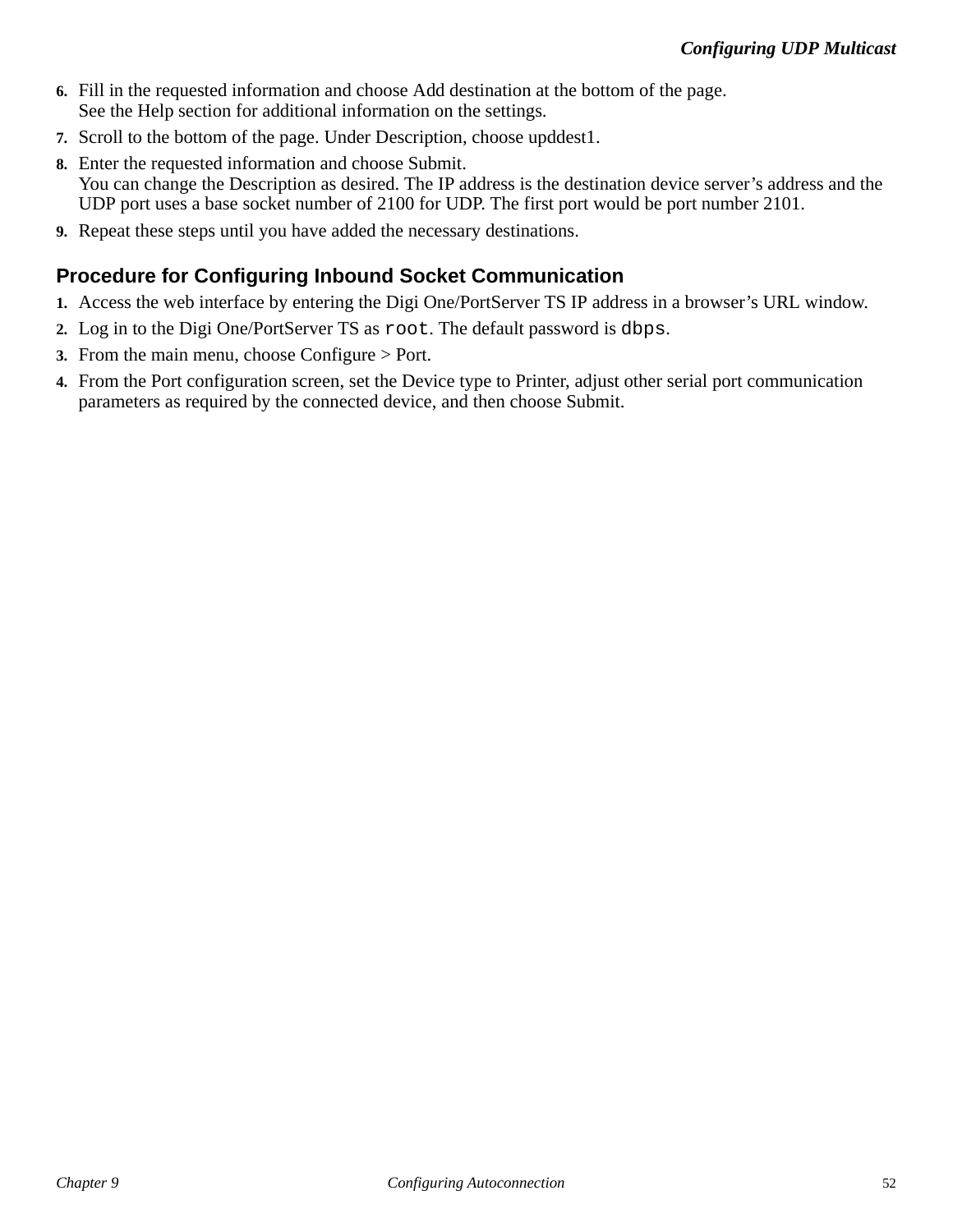6. Fill in the requested information and choose Add destination at the bottom of the page.
   See the Help section for additional information on the settings.
7. Scroll to the bottom of the page. Under Description, choose upddest1.
8. Enter the requested information and choose Submit.
   You can change the Description as desired. The IP address is the destination device server's address and the UDP port uses a base socket number of 2100 for UDP. The first port would be port number 2101.
9. Repeat these steps until you have added the necessary destinations.

## Procedure for Configuring Inbound Socket Communication

1. Access the web interface by entering the Digi One/PortServer TS IP address in a browser's URL window.
2. Log in to the Digi One/PortServer TS as `root`. The default password is `dbps`.
3. From the main menu, choose Configure > Port.
4. From the Port configuration screen, set the Device type to Printer, adjust other serial port communication parameters as required by the connected device, and then choose Submit.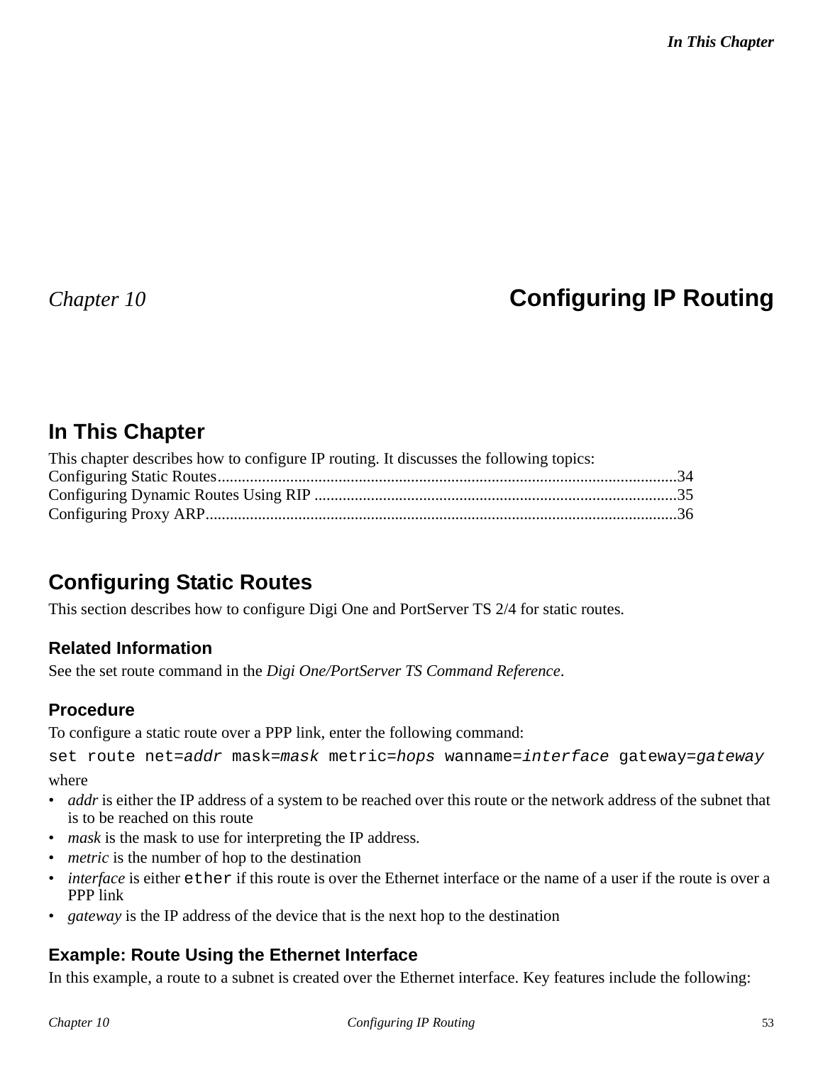# Chapter 10 Configuring IP Routing

## In This Chapter

This chapter describes how to configure IP routing. It discusses the following topics:

Configuring Static Routes.................................................................................................................34
Configuring Dynamic Routes Using RIP .........................................................................................35
Configuring Proxy ARP....................................................................................................................36

## Configuring Static Routes

This section describes how to configure Digi One and PortServer TS 2/4 for static routes.

### Related Information

See the set route command in the *Digi One/PortServer TS Command Reference*.

### Procedure

To configure a static route over a PPP link, enter the following command:

```
set route net=addr mask=mask metric=hops wanname=interface gateway=gateway
```

where

- *addr* is either the IP address of a system to be reached over this route or the network address of the subnet that is to be reached on this route
- *mask* is the mask to use for interpreting the IP address.
- *metric* is the number of hop to the destination
- *interface* is either `ether` if this route is over the Ethernet interface or the name of a user if the route is over a PPP link
- *gateway* is the IP address of the device that is the next hop to the destination

### Example: Route Using the Ethernet Interface

In this example, a route to a subnet is created over the Ethernet interface. Key features include the following: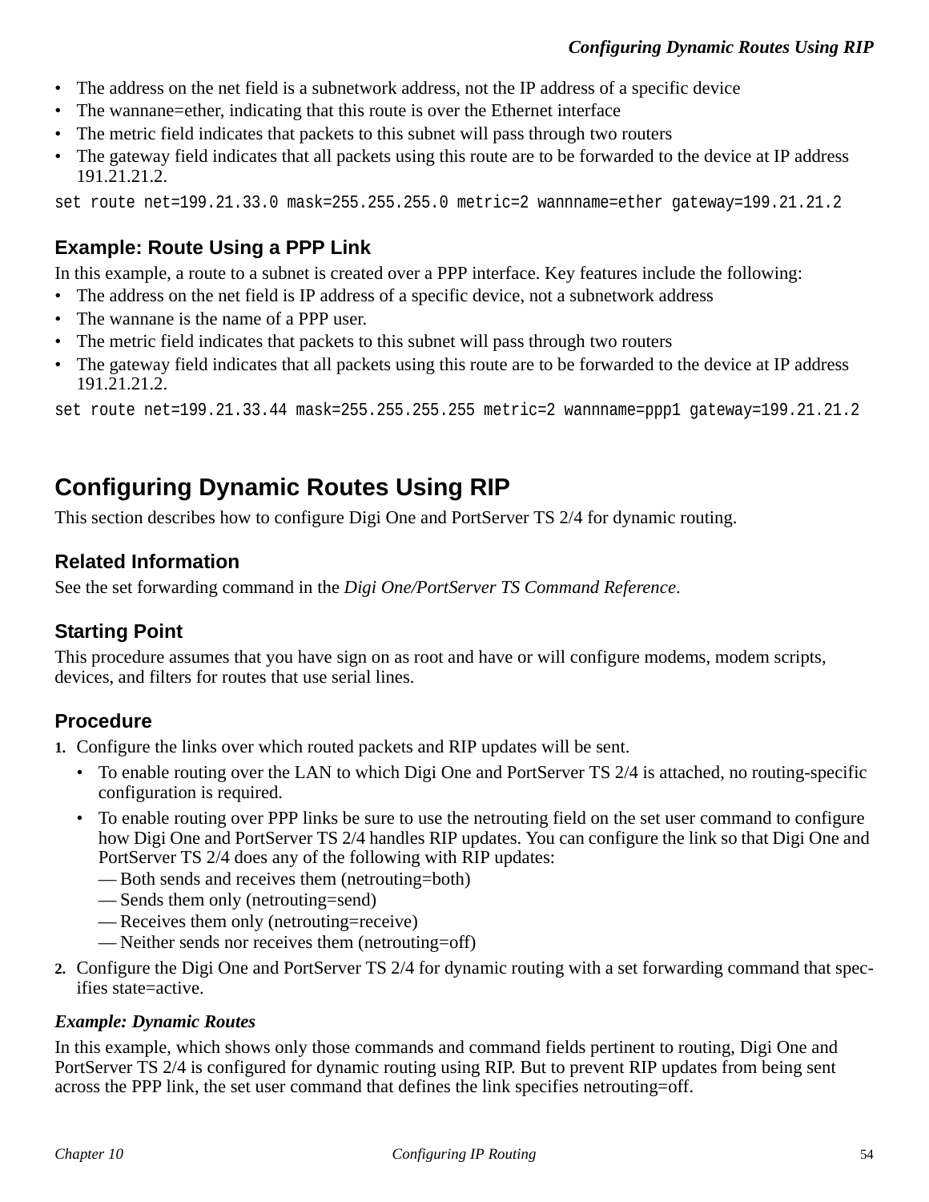- The address on the net field is a subnetwork address, not the IP address of a specific device
- The wannane=ether, indicating that this route is over the Ethernet interface
- The metric field indicates that packets to this subnet will pass through two routers
- The gateway field indicates that all packets using this route are to be forwarded to the device at IP address 191.21.21.2.

```
set route net=199.21.33.0 mask=255.255.255.0 metric=2 wannname=ether gateway=199.21.21.2
```

### Example: Route Using a PPP Link

In this example, a route to a subnet is created over a PPP interface. Key features include the following:

- The address on the net field is IP address of a specific device, not a subnetwork address
- The wannane is the name of a PPP user.
- The metric field indicates that packets to this subnet will pass through two routers
- The gateway field indicates that all packets using this route are to be forwarded to the device at IP address 191.21.21.2.

```
set route net=199.21.33.44 mask=255.255.255.255 metric=2 wannname=ppp1 gateway=199.21.21.2
```

## Configuring Dynamic Routes Using RIP

This section describes how to configure Digi One and PortServer TS 2/4 for dynamic routing.

### Related Information

See the set forwarding command in the *Digi One/PortServer TS Command Reference*.

### Starting Point

This procedure assumes that you have sign on as root and have or will configure modems, modem scripts, devices, and filters for routes that use serial lines.

### Procedure

1. Configure the links over which routed packets and RIP updates will be sent.
   - To enable routing over the LAN to which Digi One and PortServer TS 2/4 is attached, no routing-specific configuration is required.
   - To enable routing over PPP links be sure to use the netrouting field on the set user command to configure how Digi One and PortServer TS 2/4 handles RIP updates. You can configure the link so that Digi One and PortServer TS 2/4 does any of the following with RIP updates:
     — Both sends and receives them (netrouting=both)
     — Sends them only (netrouting=send)
     — Receives them only (netrouting=receive)
     — Neither sends nor receives them (netrouting=off)
2. Configure the Digi One and PortServer TS 2/4 for dynamic routing with a set forwarding command that specifies state=active.

***Example: Dynamic Routes***

In this example, which shows only those commands and command fields pertinent to routing, Digi One and PortServer TS 2/4 is configured for dynamic routing using RIP. But to prevent RIP updates from being sent across the PPP link, the set user command that defines the link specifies netrouting=off.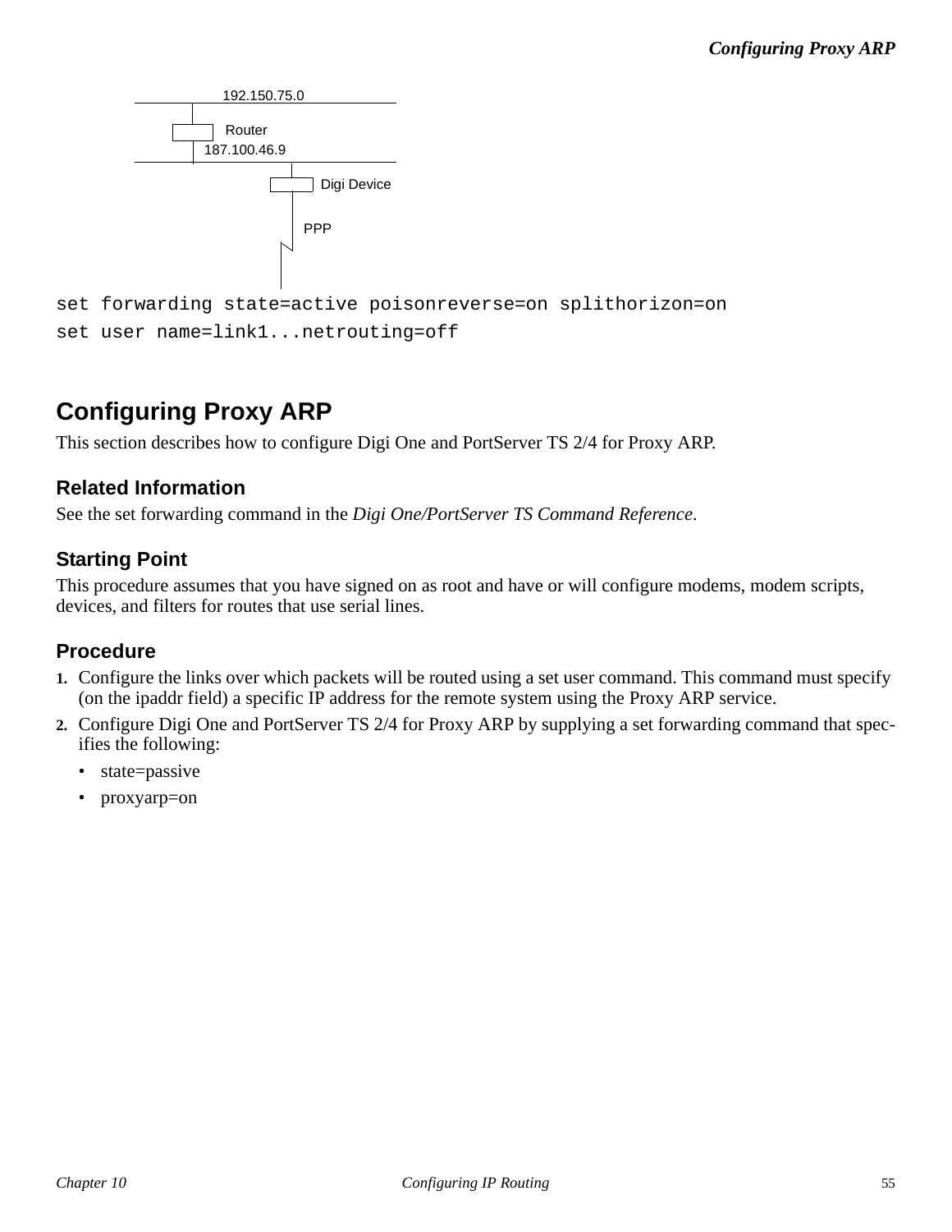192.150.75.0

Router

187.100.46.9

Digi Device

PPP

```
set forwarding state=active poisonreverse=on splithorizon=on
set user name=link1...netrouting=off
```

## Configuring Proxy ARP

This section describes how to configure Digi One and PortServer TS 2/4 for Proxy ARP.

### Related Information

See the set forwarding command in the *Digi One/PortServer TS Command Reference*.

### Starting Point

This procedure assumes that you have signed on as root and have or will configure modems, modem scripts, devices, and filters for routes that use serial lines.

### Procedure

1. Configure the links over which packets will be routed using a set user command. This command must specify (on the ipaddr field) a specific IP address for the remote system using the Proxy ARP service.
2. Configure Digi One and PortServer TS 2/4 for Proxy ARP by supplying a set forwarding command that specifies the following:
   - state=passive
   - proxyarp=on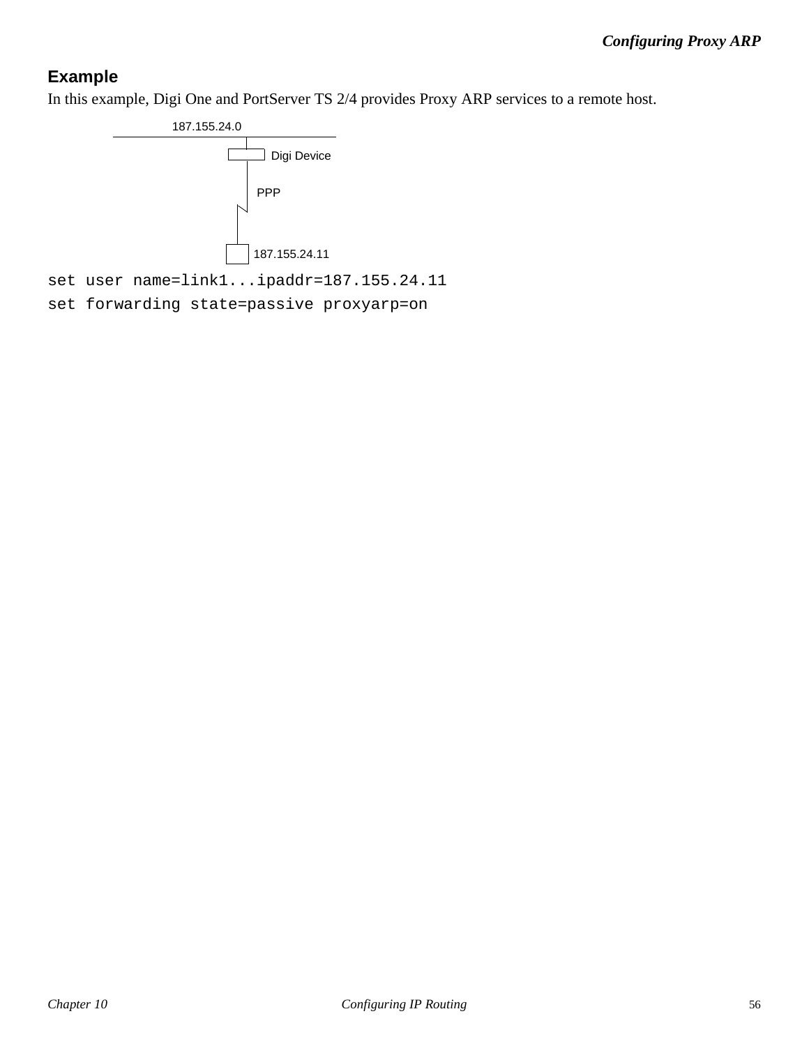### Example

In this example, Digi One and PortServer TS 2/4 provides Proxy ARP services to a remote host.

187.155.24.0

Digi Device

PPP

187.155.24.11

```
set user name=link1...ipaddr=187.155.24.11
set forwarding state=passive proxyarp=on
```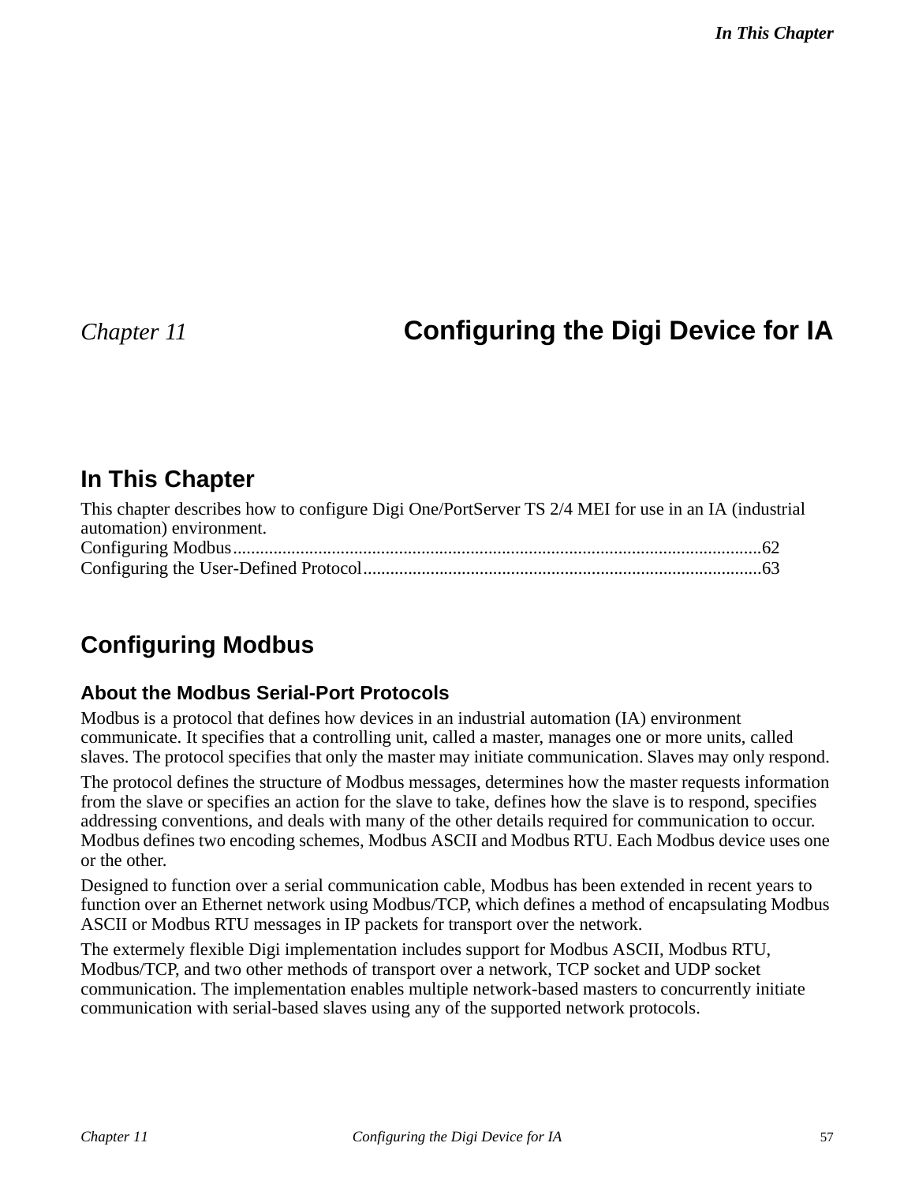# Chapter 11 Configuring the Digi Device for IA

## In This Chapter

This chapter describes how to configure Digi One/PortServer TS 2/4 MEI for use in an IA (industrial automation) environment.

Configuring Modbus.......................................................................................................................62
Configuring the User-Defined Protocol.........................................................................................63

## Configuring Modbus

### About the Modbus Serial-Port Protocols

Modbus is a protocol that defines how devices in an industrial automation (IA) environment communicate. It specifies that a controlling unit, called a master, manages one or more units, called slaves. The protocol specifies that only the master may initiate communication. Slaves may only respond.

The protocol defines the structure of Modbus messages, determines how the master requests information from the slave or specifies an action for the slave to take, defines how the slave is to respond, specifies addressing conventions, and deals with many of the other details required for communication to occur. Modbus defines two encoding schemes, Modbus ASCII and Modbus RTU. Each Modbus device uses one or the other.

Designed to function over a serial communication cable, Modbus has been extended in recent years to function over an Ethernet network using Modbus/TCP, which defines a method of encapsulating Modbus ASCII or Modbus RTU messages in IP packets for transport over the network.

The extermely flexible Digi implementation includes support for Modbus ASCII, Modbus RTU, Modbus/TCP, and two other methods of transport over a network, TCP socket and UDP socket communication. The implementation enables multiple network-based masters to concurrently initiate communication with serial-based slaves using any of the supported network protocols.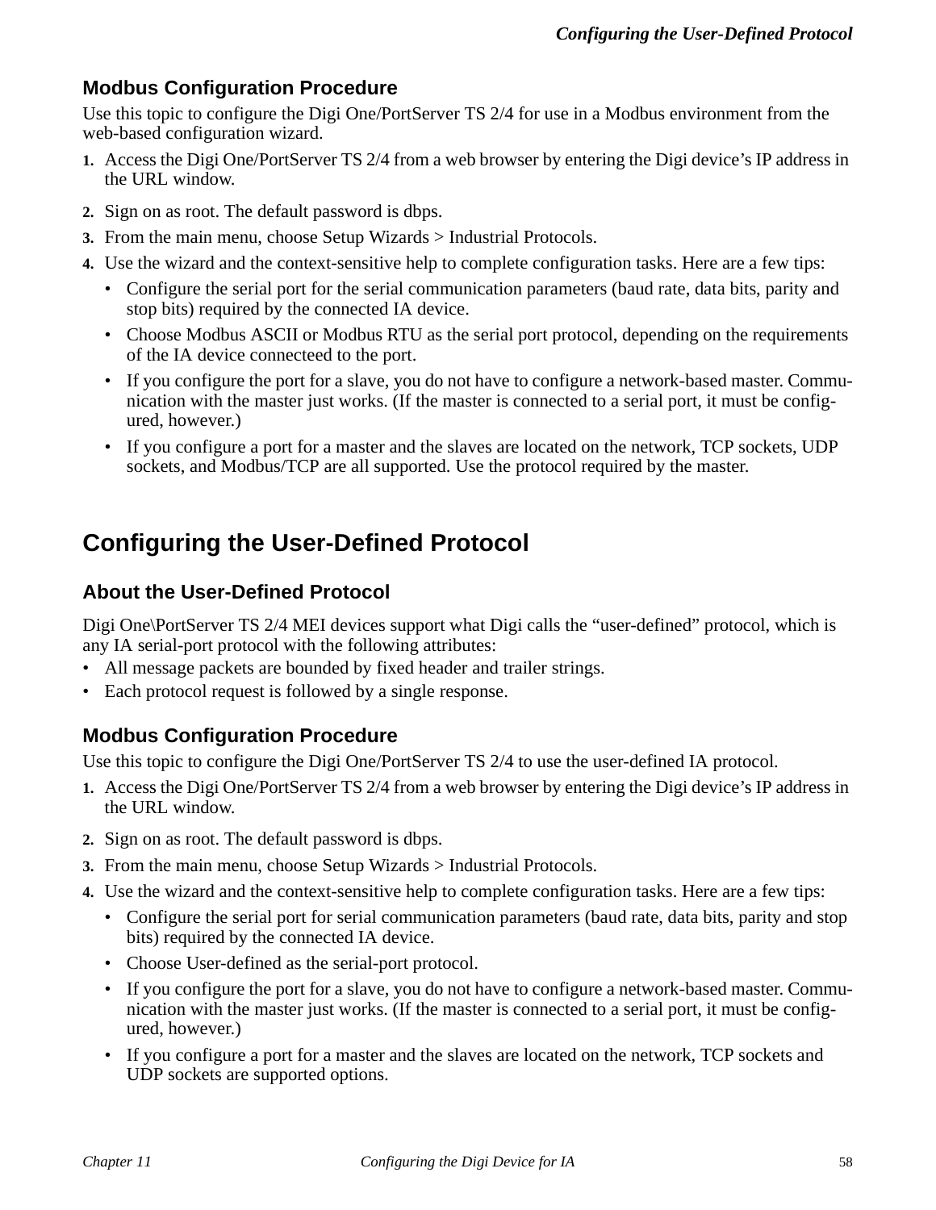### Modbus Configuration Procedure

Use this topic to configure the Digi One/PortServer TS 2/4 for use in a Modbus environment from the web-based configuration wizard.

1. Access the Digi One/PortServer TS 2/4 from a web browser by entering the Digi device's IP address in the URL window.
2. Sign on as root. The default password is dbps.
3. From the main menu, choose Setup Wizards > Industrial Protocols.
4. Use the wizard and the context-sensitive help to complete configuration tasks. Here are a few tips:
   - Configure the serial port for the serial communication parameters (baud rate, data bits, parity and stop bits) required by the connected IA device.
   - Choose Modbus ASCII or Modbus RTU as the serial port protocol, depending on the requirements of the IA device connecteed to the port.
   - If you configure the port for a slave, you do not have to configure a network-based master. Communication with the master just works. (If the master is connected to a serial port, it must be configured, however.)
   - If you configure a port for a master and the slaves are located on the network, TCP sockets, UDP sockets, and Modbus/TCP are all supported. Use the protocol required by the master.

## Configuring the User-Defined Protocol

### About the User-Defined Protocol

Digi One\PortServer TS 2/4 MEI devices support what Digi calls the "user-defined" protocol, which is any IA serial-port protocol with the following attributes:

- All message packets are bounded by fixed header and trailer strings.
- Each protocol request is followed by a single response.

### Modbus Configuration Procedure

Use this topic to configure the Digi One/PortServer TS 2/4 to use the user-defined IA protocol.

1. Access the Digi One/PortServer TS 2/4 from a web browser by entering the Digi device's IP address in the URL window.
2. Sign on as root. The default password is dbps.
3. From the main menu, choose Setup Wizards > Industrial Protocols.
4. Use the wizard and the context-sensitive help to complete configuration tasks. Here are a few tips:
   - Configure the serial port for serial communication parameters (baud rate, data bits, parity and stop bits) required by the connected IA device.
   - Choose User-defined as the serial-port protocol.
   - If you configure the port for a slave, you do not have to configure a network-based master. Communication with the master just works. (If the master is connected to a serial port, it must be configured, however.)
   - If you configure a port for a master and the slaves are located on the network, TCP sockets and UDP sockets are supported options.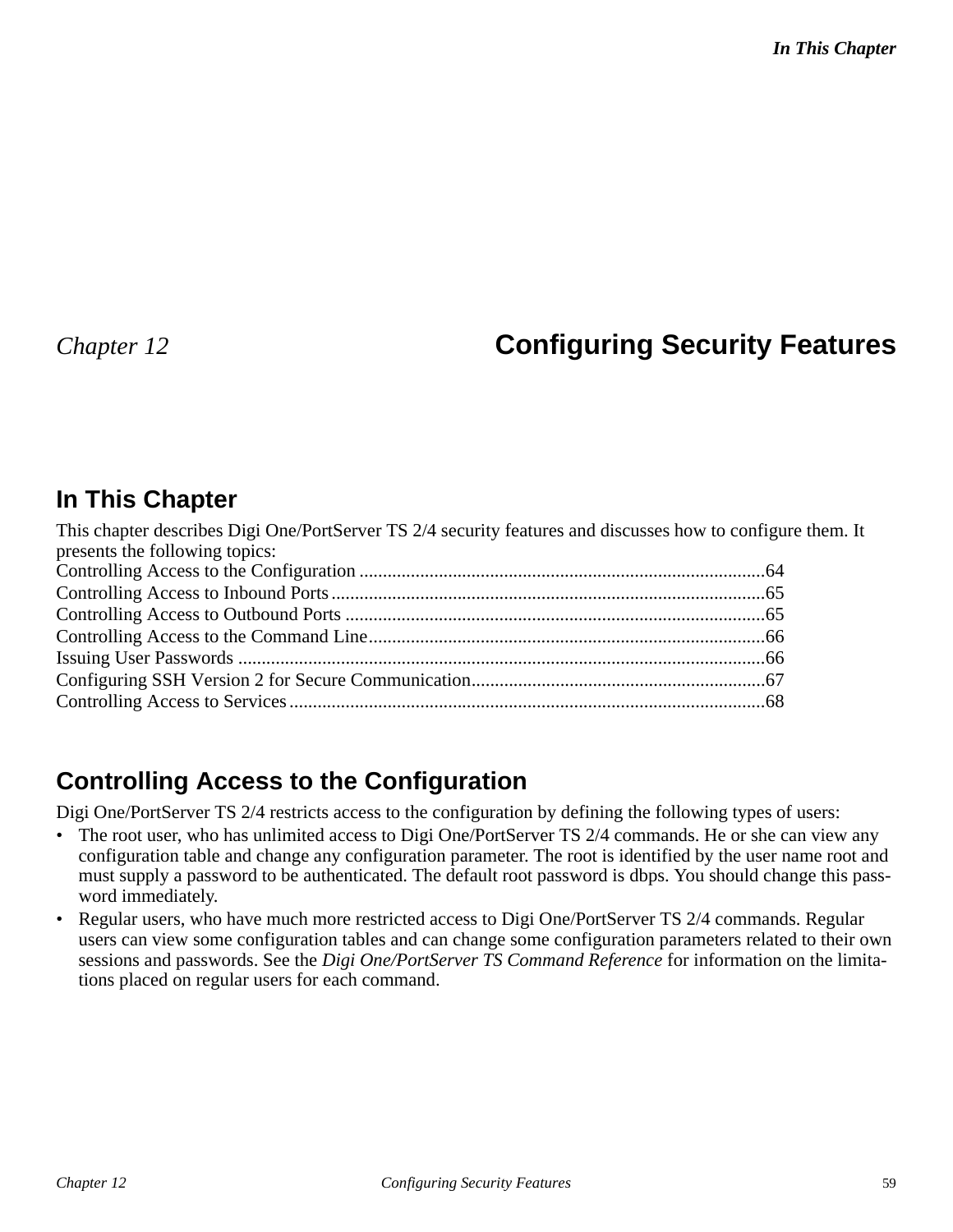# Chapter 12 Configuring Security Features

## In This Chapter

This chapter describes Digi One/PortServer TS 2/4 security features and discusses how to configure them. It presents the following topics:

Controlling Access to the Configuration .......................................................................................64
Controlling Access to Inbound Ports.............................................................................................65
Controlling Access to Outbound Ports ..........................................................................................65
Controlling Access to the Command Line.....................................................................................66
Issuing User Passwords .................................................................................................................66
Configuring SSH Version 2 for Secure Communication...............................................................67
Controlling Access to Services......................................................................................................68

## Controlling Access to the Configuration

Digi One/PortServer TS 2/4 restricts access to the configuration by defining the following types of users:

- The root user, who has unlimited access to Digi One/PortServer TS 2/4 commands. He or she can view any configuration table and change any configuration parameter. The root is identified by the user name root and must supply a password to be authenticated. The default root password is dbps. You should change this password immediately.
- Regular users, who have much more restricted access to Digi One/PortServer TS 2/4 commands. Regular users can view some configuration tables and can change some configuration parameters related to their own sessions and passwords. See the *Digi One/PortServer TS Command Reference* for information on the limitations placed on regular users for each command.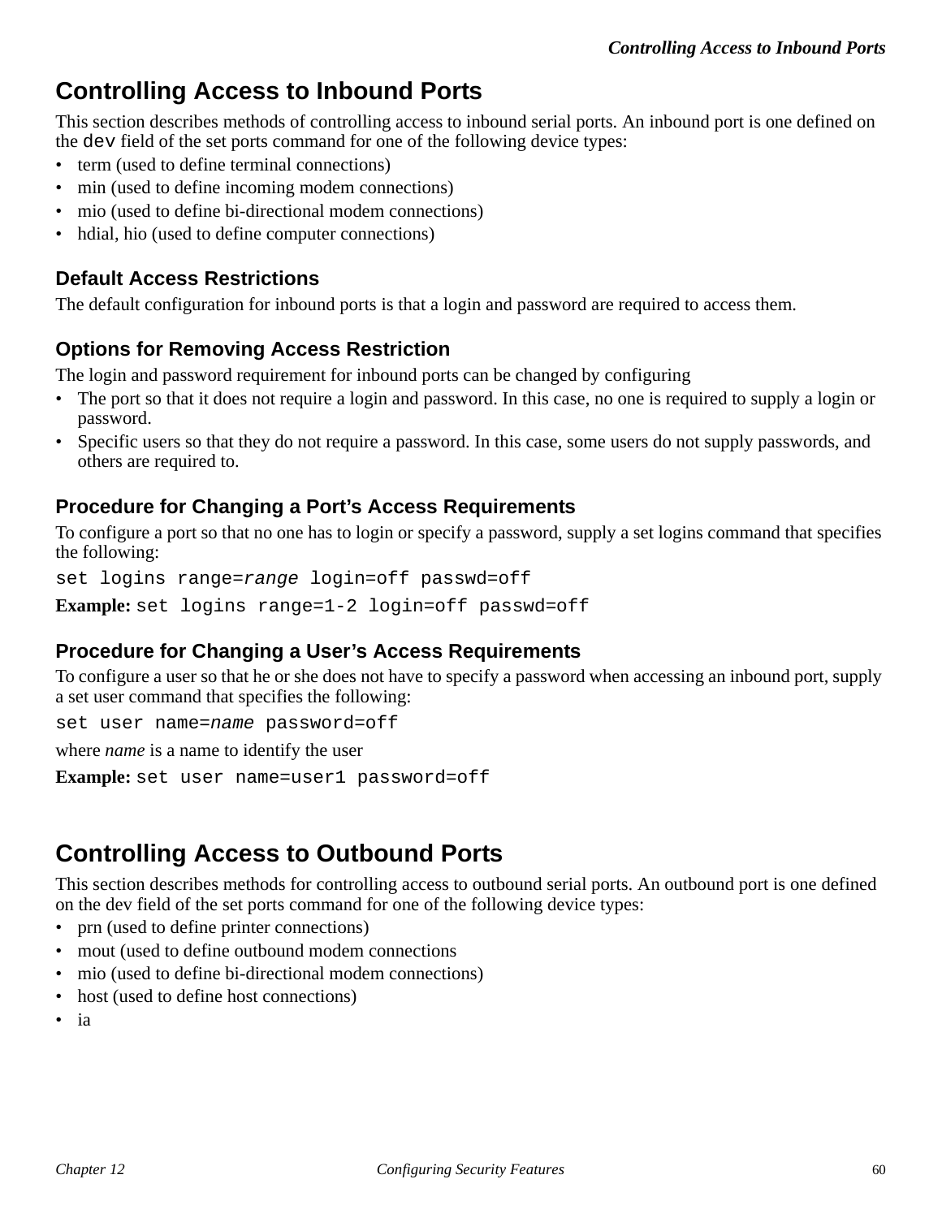# Controlling Access to Inbound Ports

This section describes methods of controlling access to inbound serial ports. An inbound port is one defined on the `dev` field of the set ports command for one of the following device types:

- term (used to define terminal connections)
- min (used to define incoming modem connections)
- mio (used to define bi-directional modem connections)
- hdial, hio (used to define computer connections)

## Default Access Restrictions

The default configuration for inbound ports is that a login and password are required to access them.

## Options for Removing Access Restriction

The login and password requirement for inbound ports can be changed by configuring

- The port so that it does not require a login and password. In this case, no one is required to supply a login or password.
- Specific users so that they do not require a password. In this case, some users do not supply passwords, and others are required to.

## Procedure for Changing a Port's Access Requirements

To configure a port so that no one has to login or specify a password, supply a set logins command that specifies the following:

`set logins range=`*`range`*` login=off passwd=off`

**Example:** `set logins range=1-2 login=off passwd=off`

## Procedure for Changing a User's Access Requirements

To configure a user so that he or she does not have to specify a password when accessing an inbound port, supply a set user command that specifies the following:

`set user name=`*`name`*` password=off`

where *name* is a name to identify the user

**Example:** `set user name=user1 password=off`

# Controlling Access to Outbound Ports

This section describes methods for controlling access to outbound serial ports. An outbound port is one defined on the dev field of the set ports command for one of the following device types:

- prn (used to define printer connections)
- mout (used to define outbound modem connections
- mio (used to define bi-directional modem connections)
- host (used to define host connections)
- ia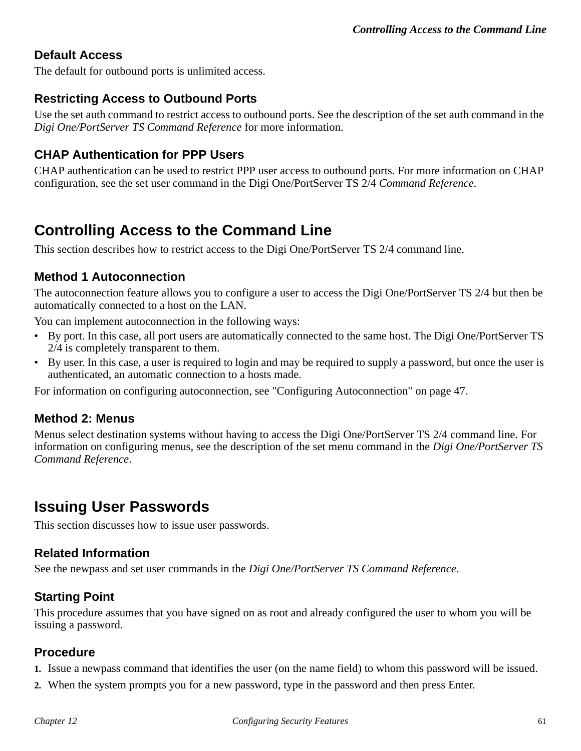### Default Access

The default for outbound ports is unlimited access.

### Restricting Access to Outbound Ports

Use the set auth command to restrict access to outbound ports. See the description of the set auth command in the *Digi One/PortServer TS Command Reference* for more information.

### CHAP Authentication for PPP Users

CHAP authentication can be used to restrict PPP user access to outbound ports. For more information on CHAP configuration, see the set user command in the Digi One/PortServer TS 2/4 *Command Reference*.

## Controlling Access to the Command Line

This section describes how to restrict access to the Digi One/PortServer TS 2/4 command line.

### Method 1 Autoconnection

The autoconnection feature allows you to configure a user to access the Digi One/PortServer TS 2/4 but then be automatically connected to a host on the LAN.

You can implement autoconnection in the following ways:

- By port. In this case, all port users are automatically connected to the same host. The Digi One/PortServer TS 2/4 is completely transparent to them.
- By user. In this case, a user is required to login and may be required to supply a password, but once the user is authenticated, an automatic connection to a hosts made.

For information on configuring autoconnection, see "Configuring Autoconnection" on page 47.

### Method 2: Menus

Menus select destination systems without having to access the Digi One/PortServer TS 2/4 command line. For information on configuring menus, see the description of the set menu command in the *Digi One/PortServer TS Command Reference*.

## Issuing User Passwords

This section discusses how to issue user passwords.

### Related Information

See the newpass and set user commands in the *Digi One/PortServer TS Command Reference*.

### Starting Point

This procedure assumes that you have signed on as root and already configured the user to whom you will be issuing a password.

### Procedure

1. Issue a newpass command that identifies the user (on the name field) to whom this password will be issued.
2. When the system prompts you for a new password, type in the password and then press Enter.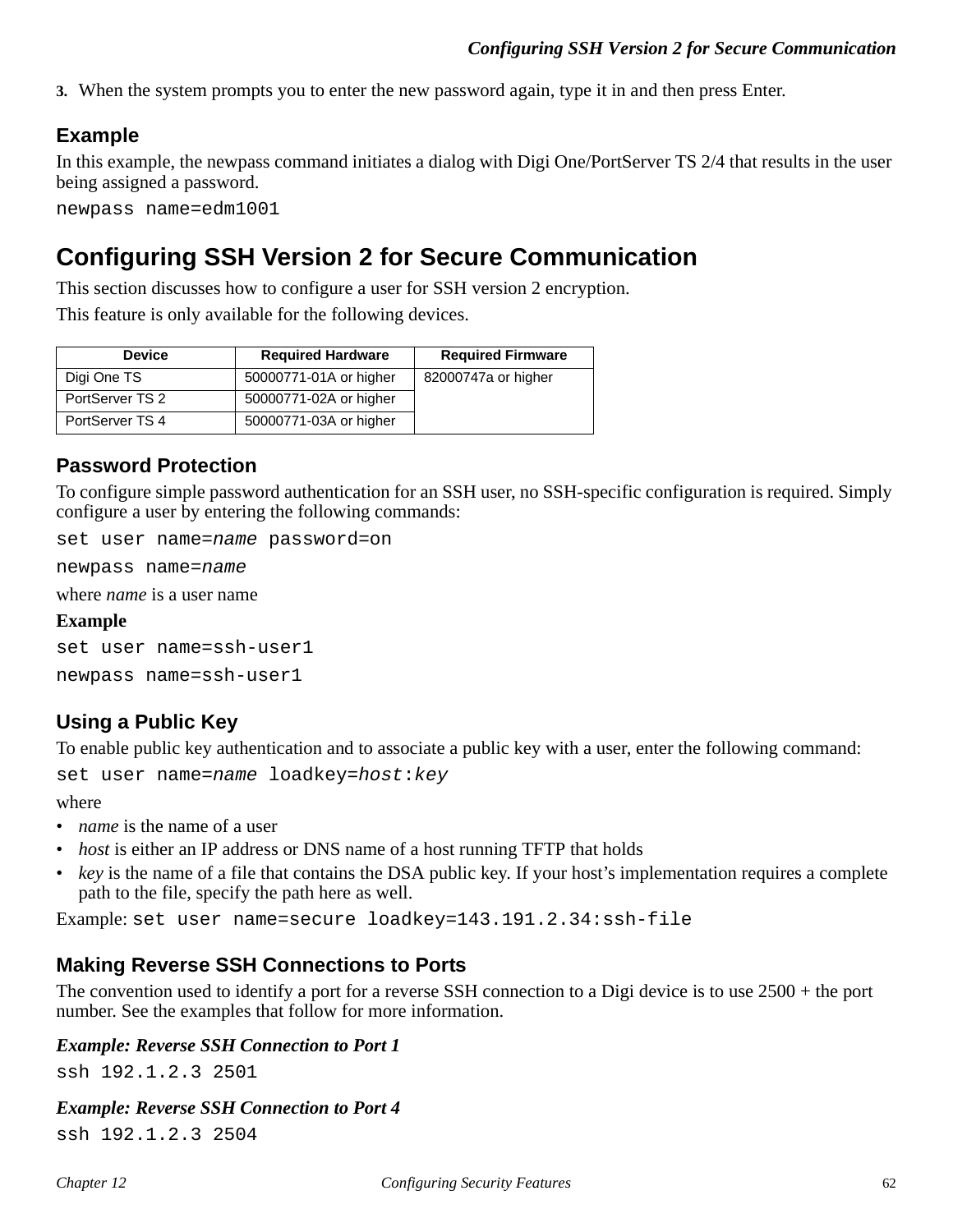3. When the system prompts you to enter the new password again, type it in and then press Enter.

### Example

In this example, the newpass command initiates a dialog with Digi One/PortServer TS 2/4 that results in the user being assigned a password.

```
newpass name=edm1001
```

## Configuring SSH Version 2 for Secure Communication

This section discusses how to configure a user for SSH version 2 encryption.

This feature is only available for the following devices.

| Device | Required Hardware | Required Firmware |
|---|---|---|
| Digi One TS | 50000771-01A or higher | 82000747a or higher |
| PortServer TS 2 | 50000771-02A or higher | |
| PortServer TS 4 | 50000771-03A or higher | |

### Password Protection

To configure simple password authentication for an SSH user, no SSH-specific configuration is required. Simply configure a user by entering the following commands:

```
set user name=name password=on
newpass name=name
```

where *name* is a user name

**Example**

```
set user name=ssh-user1
newpass name=ssh-user1
```

### Using a Public Key

To enable public key authentication and to associate a public key with a user, enter the following command:

```
set user name=name loadkey=host:key
```

where

- *name* is the name of a user
- *host* is either an IP address or DNS name of a host running TFTP that holds
- *key* is the name of a file that contains the DSA public key. If your host's implementation requires a complete path to the file, specify the path here as well.

Example: `set user name=secure loadkey=143.191.2.34:ssh-file`

### Making Reverse SSH Connections to Ports

The convention used to identify a port for a reverse SSH connection to a Digi device is to use 2500 + the port number. See the examples that follow for more information.

***Example: Reverse SSH Connection to Port 1***

```
ssh 192.1.2.3 2501
```

***Example: Reverse SSH Connection to Port 4***

```
ssh 192.1.2.3 2504
```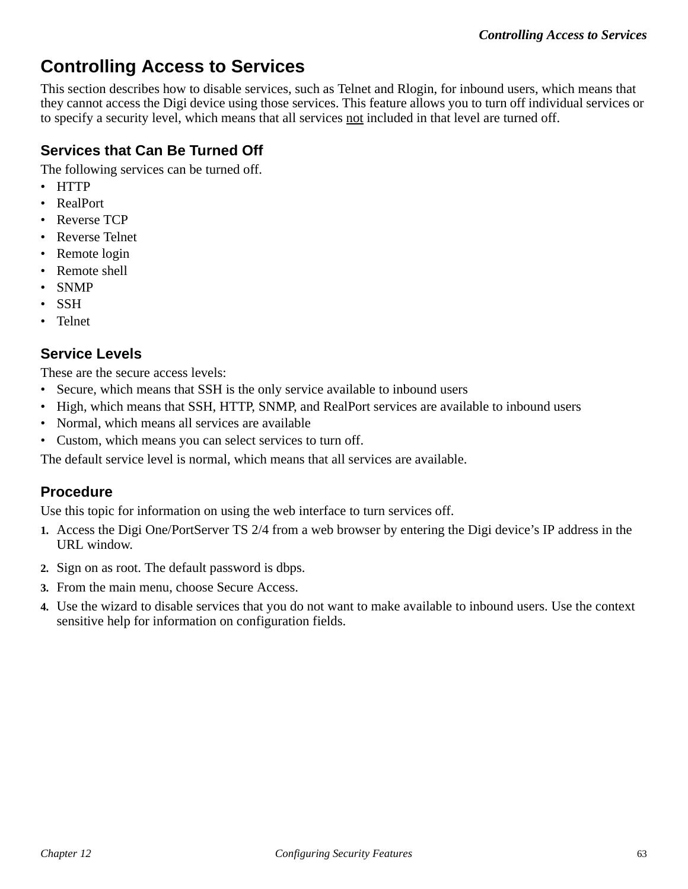# Controlling Access to Services

This section describes how to disable services, such as Telnet and Rlogin, for inbound users, which means that they cannot access the Digi device using those services. This feature allows you to turn off individual services or to specify a security level, which means that all services not included in that level are turned off.

## Services that Can Be Turned Off

The following services can be turned off.

- HTTP
- RealPort
- Reverse TCP
- Reverse Telnet
- Remote login
- Remote shell
- SNMP
- SSH
- Telnet

## Service Levels

These are the secure access levels:

- Secure, which means that SSH is the only service available to inbound users
- High, which means that SSH, HTTP, SNMP, and RealPort services are available to inbound users
- Normal, which means all services are available
- Custom, which means you can select services to turn off.

The default service level is normal, which means that all services are available.

## Procedure

Use this topic for information on using the web interface to turn services off.

1. Access the Digi One/PortServer TS 2/4 from a web browser by entering the Digi device’s IP address in the URL window.
2. Sign on as root. The default password is dbps.
3. From the main menu, choose Secure Access.
4. Use the wizard to disable services that you do not want to make available to inbound users. Use the context sensitive help for information on configuration fields.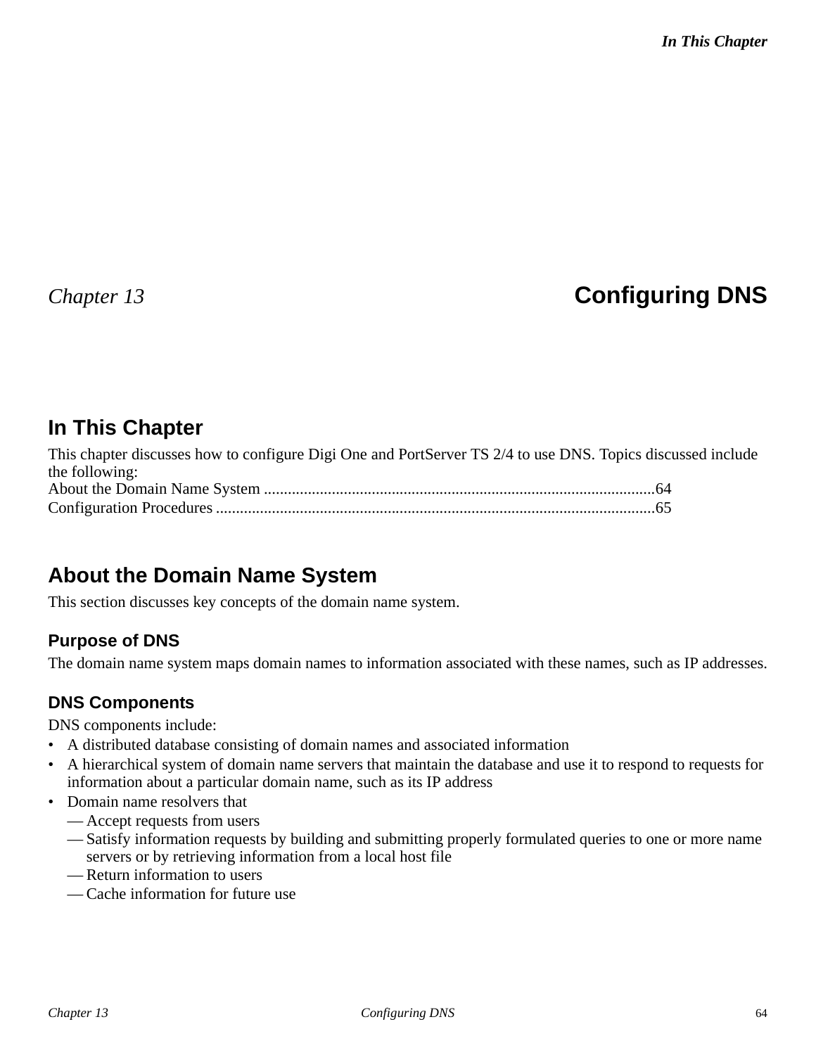# Chapter 13 Configuring DNS

## In This Chapter

This chapter discusses how to configure Digi One and PortServer TS 2/4 to use DNS. Topics discussed include the following:

About the Domain Name System ..................................................................................................64
Configuration Procedures ..............................................................................................................65

## About the Domain Name System

This section discusses key concepts of the domain name system.

### Purpose of DNS

The domain name system maps domain names to information associated with these names, such as IP addresses.

### DNS Components

DNS components include:

- A distributed database consisting of domain names and associated information
- A hierarchical system of domain name servers that maintain the database and use it to respond to requests for information about a particular domain name, such as its IP address
- Domain name resolvers that
  - — Accept requests from users
  - — Satisfy information requests by building and submitting properly formulated queries to one or more name servers or by retrieving information from a local host file
  - — Return information to users
  - — Cache information for future use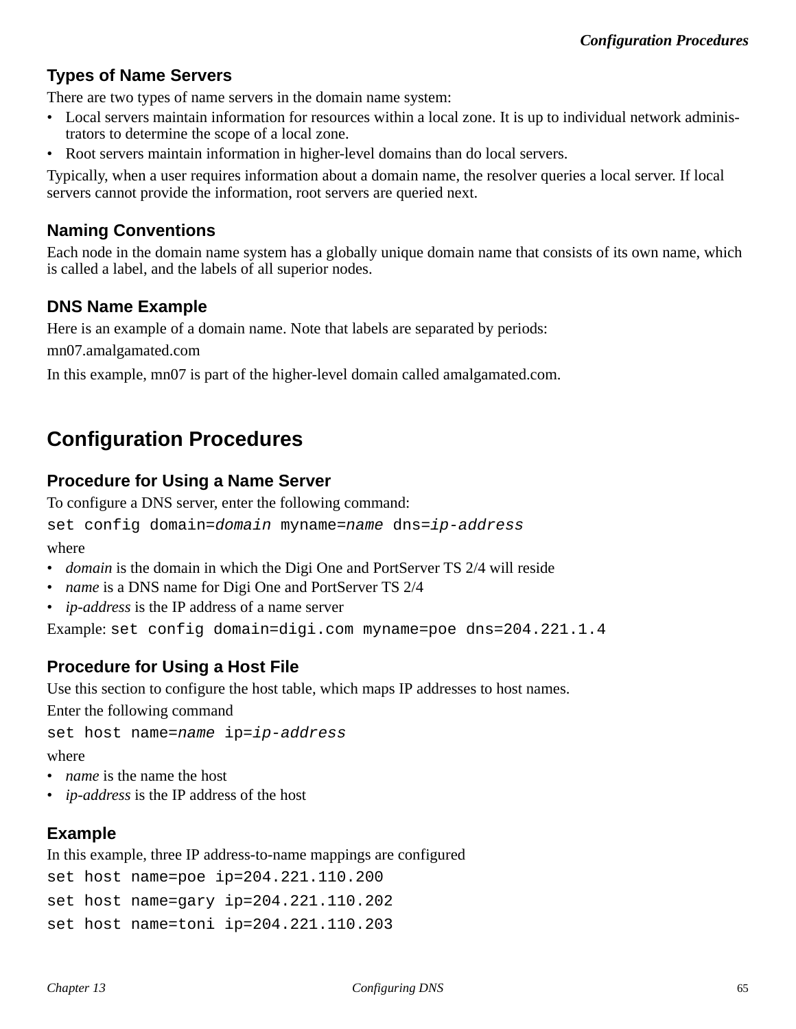### Types of Name Servers

There are two types of name servers in the domain name system:

- Local servers maintain information for resources within a local zone. It is up to individual network administrators to determine the scope of a local zone.
- Root servers maintain information in higher-level domains than do local servers.

Typically, when a user requires information about a domain name, the resolver queries a local server. If local servers cannot provide the information, root servers are queried next.

### Naming Conventions

Each node in the domain name system has a globally unique domain name that consists of its own name, which is called a label, and the labels of all superior nodes.

### DNS Name Example

Here is an example of a domain name. Note that labels are separated by periods:

mn07.amalgamated.com

In this example, mn07 is part of the higher-level domain called amalgamated.com.

## Configuration Procedures

### Procedure for Using a Name Server

To configure a DNS server, enter the following command:

`set config domain=`*`domain`*` myname=`*`name`*` dns=`*`ip-address`*

where

- *domain* is the domain in which the Digi One and PortServer TS 2/4 will reside
- *name* is a DNS name for Digi One and PortServer TS 2/4
- *ip-address* is the IP address of a name server

Example: `set config domain=digi.com myname=poe dns=204.221.1.4`

### Procedure for Using a Host File

Use this section to configure the host table, which maps IP addresses to host names.

Enter the following command

`set host name=`*`name`*` ip=`*`ip-address`*

where

- *name* is the name the host
- *ip-address* is the IP address of the host

### Example

In this example, three IP address-to-name mappings are configured

```
set host name=poe ip=204.221.110.200
set host name=gary ip=204.221.110.202
set host name=toni ip=204.221.110.203
```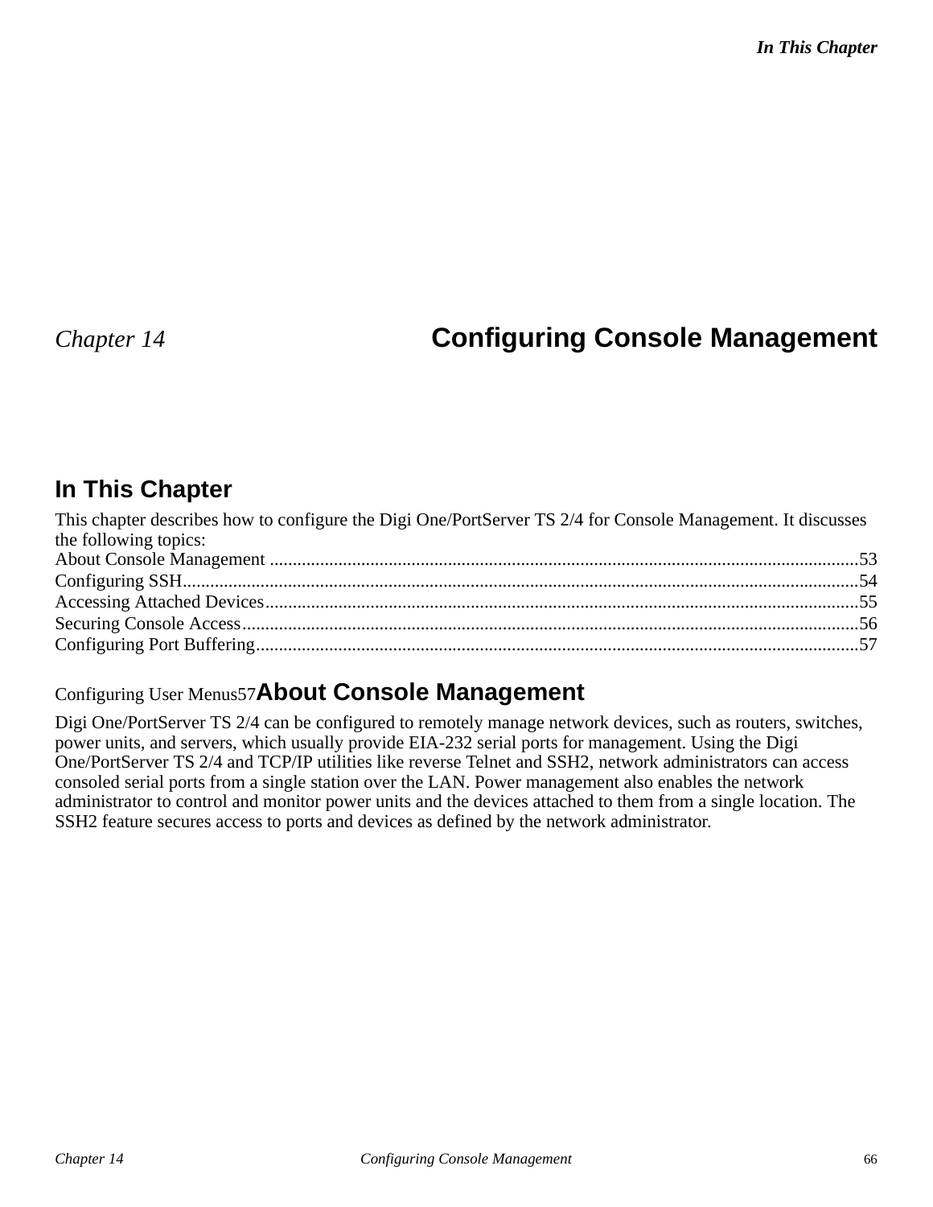# Chapter 14 Configuring Console Management

## In This Chapter

This chapter describes how to configure the Digi One/PortServer TS 2/4 for Console Management. It discusses the following topics:

About Console Management ................................................................................................................................53
Configuring SSH..................................................................................................................................................54
Accessing Attached Devices.................................................................................................................................55
Securing Console Access......................................................................................................................................56
Configuring Port Buffering...................................................................................................................................57

Configuring User Menus57

## About Console Management

Digi One/PortServer TS 2/4 can be configured to remotely manage network devices, such as routers, switches, power units, and servers, which usually provide EIA-232 serial ports for management. Using the Digi One/PortServer TS 2/4 and TCP/IP utilities like reverse Telnet and SSH2, network administrators can access consoled serial ports from a single station over the LAN. Power management also enables the network administrator to control and monitor power units and the devices attached to them from a single location. The SSH2 feature secures access to ports and devices as defined by the network administrator.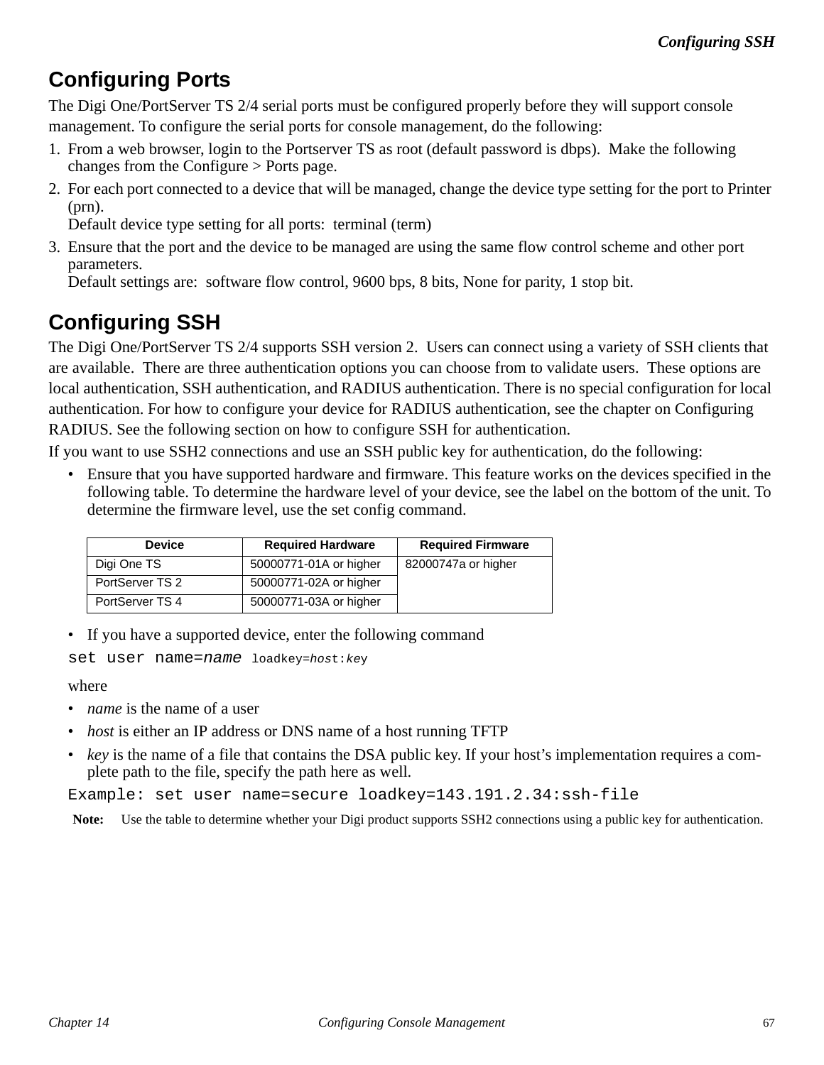## Configuring Ports

The Digi One/PortServer TS 2/4 serial ports must be configured properly before they will support console management. To configure the serial ports for console management, do the following:

1. From a web browser, login to the Portserver TS as root (default password is dbps). Make the following changes from the Configure > Ports page.
2. For each port connected to a device that will be managed, change the device type setting for the port to Printer (prn).
   Default device type setting for all ports: terminal (term)
3. Ensure that the port and the device to be managed are using the same flow control scheme and other port parameters.
   Default settings are: software flow control, 9600 bps, 8 bits, None for parity, 1 stop bit.

## Configuring SSH

The Digi One/PortServer TS 2/4 supports SSH version 2. Users can connect using a variety of SSH clients that are available. There are three authentication options you can choose from to validate users. These options are local authentication, SSH authentication, and RADIUS authentication. There is no special configuration for local authentication. For how to configure your device for RADIUS authentication, see the chapter on Configuring RADIUS. See the following section on how to configure SSH for authentication.

If you want to use SSH2 connections and use an SSH public key for authentication, do the following:

- Ensure that you have supported hardware and firmware. This feature works on the devices specified in the following table. To determine the hardware level of your device, see the label on the bottom of the unit. To determine the firmware level, use the set config command.

| Device | Required Hardware | Required Firmware |
|---|---|---|
| Digi One TS | 50000771-01A or higher | 82000747a or higher |
| PortServer TS 2 | 50000771-02A or higher | |
| PortServer TS 4 | 50000771-03A or higher | |

- If you have a supported device, enter the following command

```
set user name=name loadkey=host:key
```

where

- *name* is the name of a user
- *host* is either an IP address or DNS name of a host running TFTP
- *key* is the name of a file that contains the DSA public key. If your host's implementation requires a complete path to the file, specify the path here as well.

```
Example: set user name=secure loadkey=143.191.2.34:ssh-file
```

**Note:** Use the table to determine whether your Digi product supports SSH2 connections using a public key for authentication.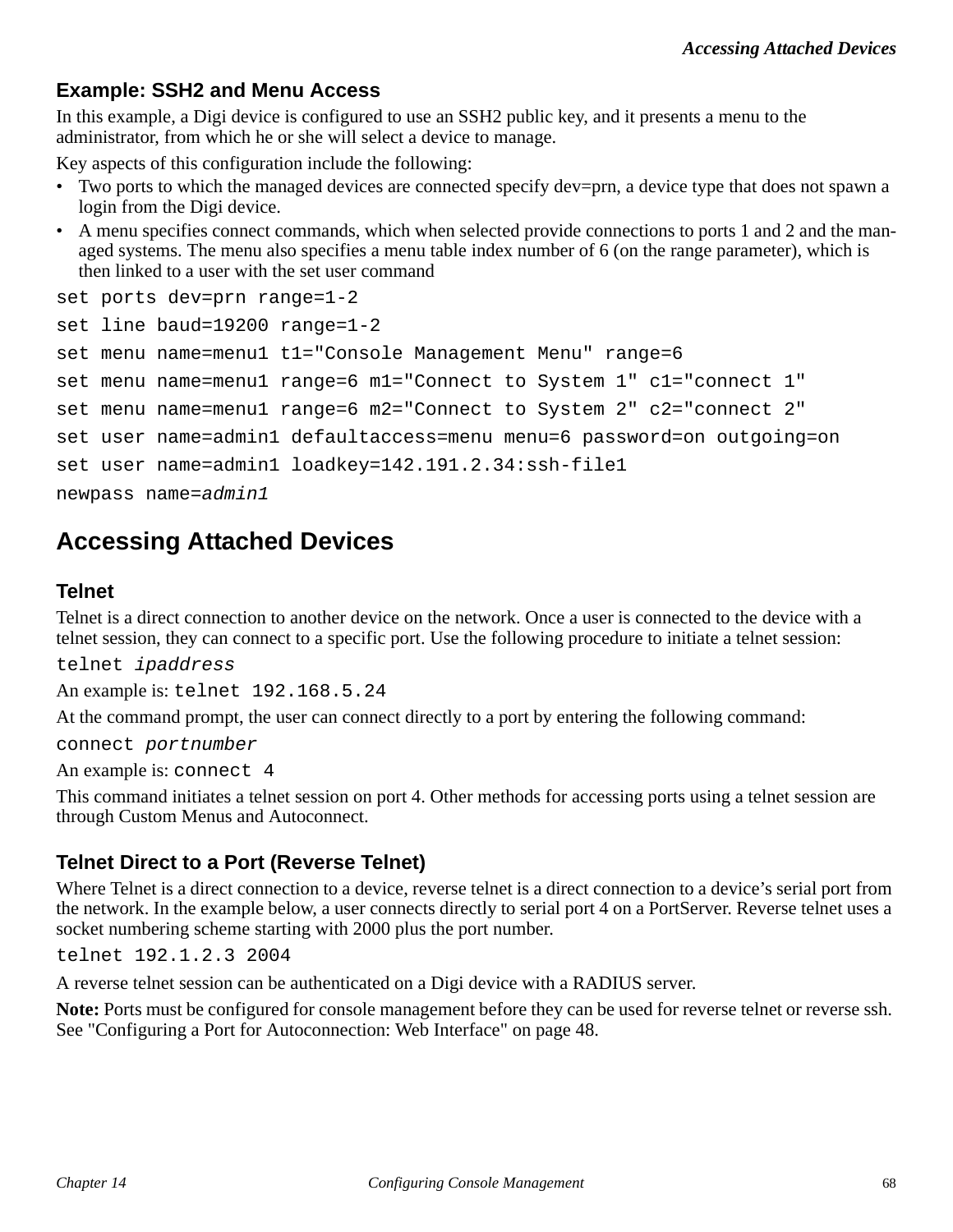### Example: SSH2 and Menu Access

In this example, a Digi device is configured to use an SSH2 public key, and it presents a menu to the administrator, from which he or she will select a device to manage.

Key aspects of this configuration include the following:

- Two ports to which the managed devices are connected specify dev=prn, a device type that does not spawn a login from the Digi device.
- A menu specifies connect commands, which when selected provide connections to ports 1 and 2 and the managed systems. The menu also specifies a menu table index number of 6 (on the range parameter), which is then linked to a user with the set user command

```
set ports dev=prn range=1-2
set line baud=19200 range=1-2
set menu name=menu1 t1="Console Management Menu" range=6
set menu name=menu1 range=6 m1="Connect to System 1" c1="connect 1"
set menu name=menu1 range=6 m2="Connect to System 2" c2="connect 2"
set user name=admin1 defaultaccess=menu menu=6 password=on outgoing=on
set user name=admin1 loadkey=142.191.2.34:ssh-file1
newpass name=admin1
```

## Accessing Attached Devices

### Telnet

Telnet is a direct connection to another device on the network. Once a user is connected to the device with a telnet session, they can connect to a specific port. Use the following procedure to initiate a telnet session:

`telnet` *`ipaddress`*

An example is: `telnet 192.168.5.24`

At the command prompt, the user can connect directly to a port by entering the following command:

`connect` *`portnumber`*

An example is: `connect 4`

This command initiates a telnet session on port 4. Other methods for accessing ports using a telnet session are through Custom Menus and Autoconnect.

### Telnet Direct to a Port (Reverse Telnet)

Where Telnet is a direct connection to a device, reverse telnet is a direct connection to a device's serial port from the network. In the example below, a user connects directly to serial port 4 on a PortServer. Reverse telnet uses a socket numbering scheme starting with 2000 plus the port number.

```
telnet 192.1.2.3 2004
```

A reverse telnet session can be authenticated on a Digi device with a RADIUS server.

**Note:** Ports must be configured for console management before they can be used for reverse telnet or reverse ssh. See "Configuring a Port for Autoconnection: Web Interface" on page 48.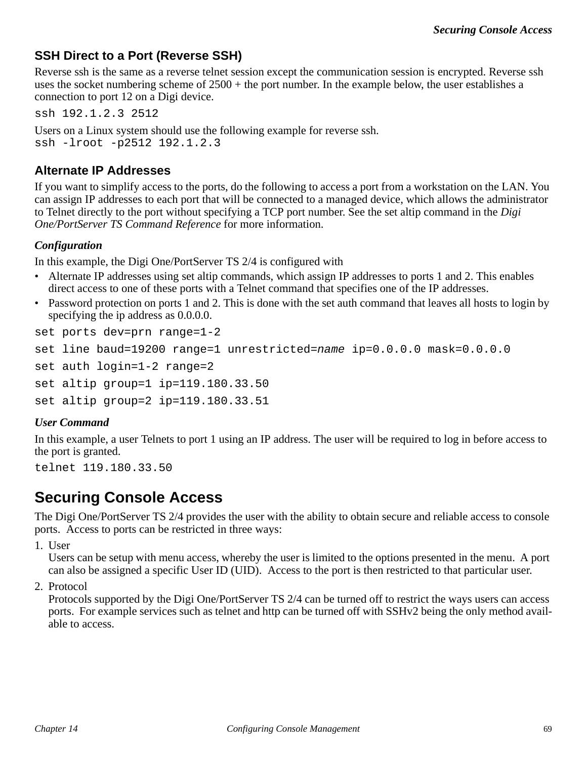### SSH Direct to a Port (Reverse SSH)

Reverse ssh is the same as a reverse telnet session except the communication session is encrypted. Reverse ssh uses the socket numbering scheme of 2500 + the port number. In the example below, the user establishes a connection to port 12 on a Digi device.

```
ssh 192.1.2.3 2512
```

Users on a Linux system should use the following example for reverse ssh.

```
ssh -lroot -p2512 192.1.2.3
```

### Alternate IP Addresses

If you want to simplify access to the ports, do the following to access a port from a workstation on the LAN. You can assign IP addresses to each port that will be connected to a managed device, which allows the administrator to Telnet directly to the port without specifying a TCP port number. See the set altip command in the *Digi One/PortServer TS Command Reference* for more information.

#### *Configuration*

In this example, the Digi One/PortServer TS 2/4 is configured with

- Alternate IP addresses using set altip commands, which assign IP addresses to ports 1 and 2. This enables direct access to one of these ports with a Telnet command that specifies one of the IP addresses.
- Password protection on ports 1 and 2. This is done with the set auth command that leaves all hosts to login by specifying the ip address as 0.0.0.0.

```
set ports dev=prn range=1-2
set line baud=19200 range=1 unrestricted=name ip=0.0.0.0 mask=0.0.0.0
set auth login=1-2 range=2
set altip group=1 ip=119.180.33.50
set altip group=2 ip=119.180.33.51
```

#### *User Command*

In this example, a user Telnets to port 1 using an IP address. The user will be required to log in before access to the port is granted.

```
telnet 119.180.33.50
```

## Securing Console Access

The Digi One/PortServer TS 2/4 provides the user with the ability to obtain secure and reliable access to console ports. Access to ports can be restricted in three ways:

1. User
   Users can be setup with menu access, whereby the user is limited to the options presented in the menu. A port can also be assigned a specific User ID (UID). Access to the port is then restricted to that particular user.
2. Protocol
   Protocols supported by the Digi One/PortServer TS 2/4 can be turned off to restrict the ways users can access ports. For example services such as telnet and http can be turned off with SSHv2 being the only method available to access.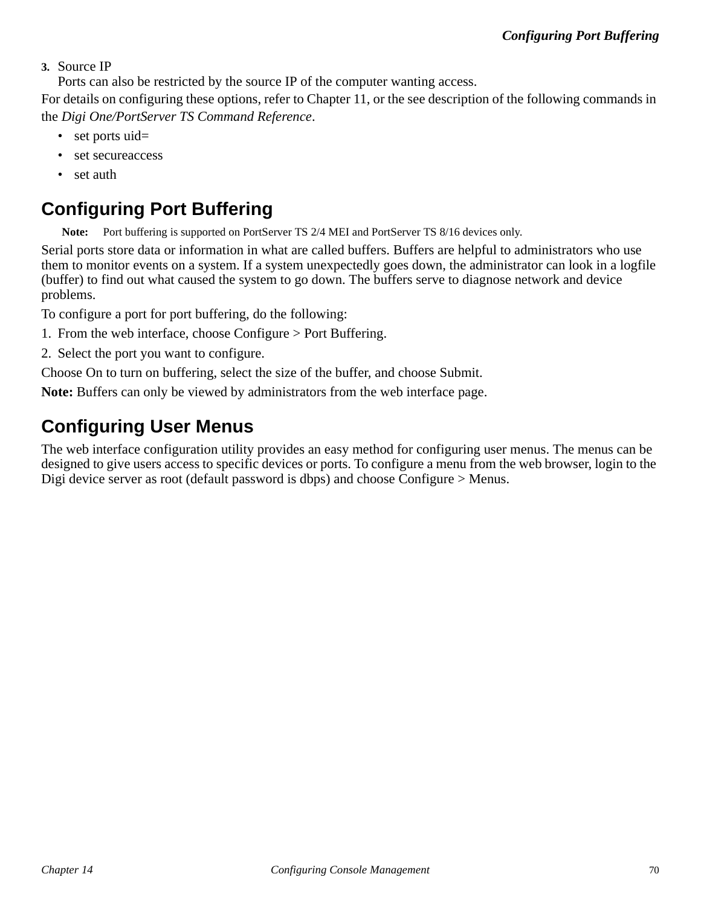3. Source IP
   Ports can also be restricted by the source IP of the computer wanting access.

For details on configuring these options, refer to Chapter 11, or the see description of the following commands in the *Digi One/PortServer TS Command Reference*.

- set ports uid=
- set secureaccess
- set auth

## Configuring Port Buffering

**Note:** Port buffering is supported on PortServer TS 2/4 MEI and PortServer TS 8/16 devices only.

Serial ports store data or information in what are called buffers. Buffers are helpful to administrators who use them to monitor events on a system. If a system unexpectedly goes down, the administrator can look in a logfile (buffer) to find out what caused the system to go down. The buffers serve to diagnose network and device problems.

To configure a port for port buffering, do the following:

1. From the web interface, choose Configure > Port Buffering.
2. Select the port you want to configure.

Choose On to turn on buffering, select the size of the buffer, and choose Submit.

**Note:** Buffers can only be viewed by administrators from the web interface page.

## Configuring User Menus

The web interface configuration utility provides an easy method for configuring user menus. The menus can be designed to give users access to specific devices or ports. To configure a menu from the web browser, login to the Digi device server as root (default password is dbps) and choose Configure > Menus.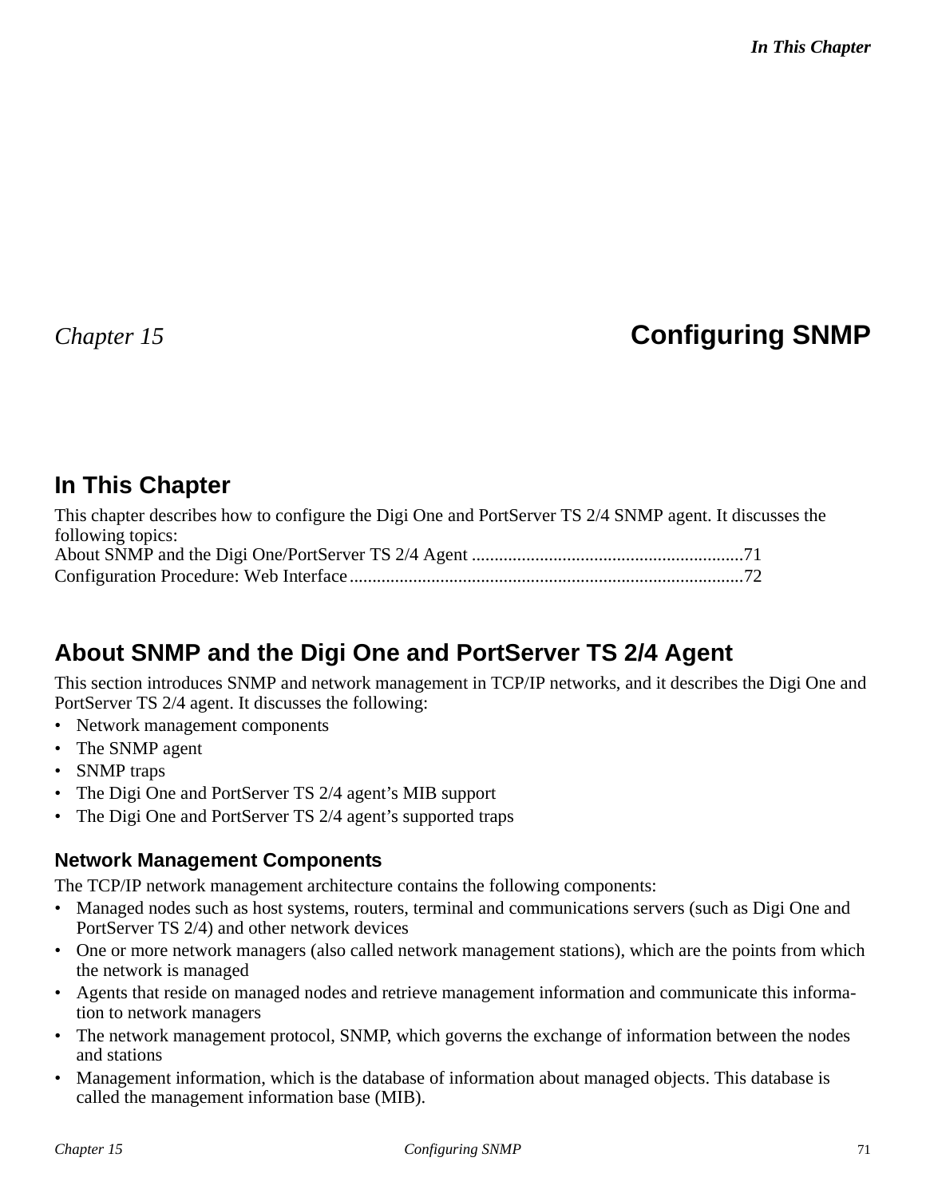*Chapter 15* **Configuring SNMP**

## In This Chapter

This chapter describes how to configure the Digi One and PortServer TS 2/4 SNMP agent. It discusses the following topics:

About SNMP and the Digi One/PortServer TS 2/4 Agent ............................................................71
Configuration Procedure: Web Interface.......................................................................................72

## About SNMP and the Digi One and PortServer TS 2/4 Agent

This section introduces SNMP and network management in TCP/IP networks, and it describes the Digi One and PortServer TS 2/4 agent. It discusses the following:

- Network management components
- The SNMP agent
- SNMP traps
- The Digi One and PortServer TS 2/4 agent's MIB support
- The Digi One and PortServer TS 2/4 agent's supported traps

### Network Management Components

The TCP/IP network management architecture contains the following components:

- Managed nodes such as host systems, routers, terminal and communications servers (such as Digi One and PortServer TS 2/4) and other network devices
- One or more network managers (also called network management stations), which are the points from which the network is managed
- Agents that reside on managed nodes and retrieve management information and communicate this information to network managers
- The network management protocol, SNMP, which governs the exchange of information between the nodes and stations
- Management information, which is the database of information about managed objects. This database is called the management information base (MIB).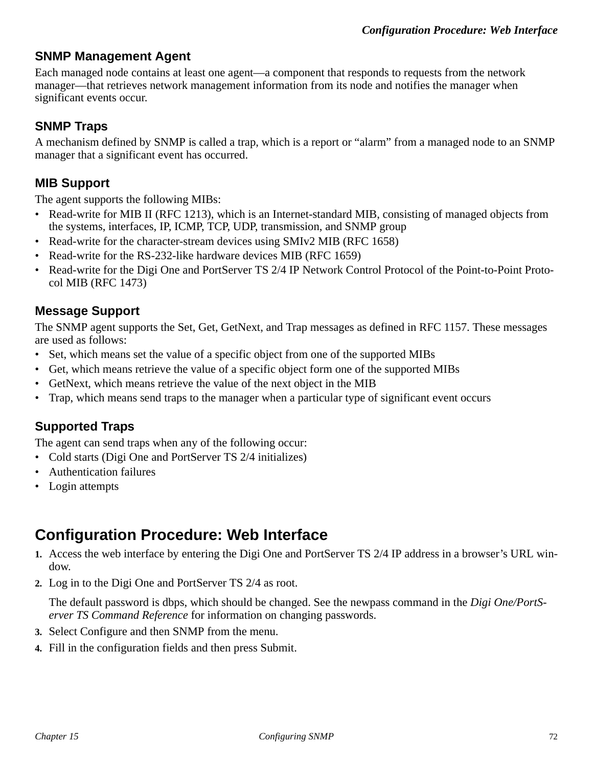### SNMP Management Agent

Each managed node contains at least one agent—a component that responds to requests from the network manager—that retrieves network management information from its node and notifies the manager when significant events occur.

### SNMP Traps

A mechanism defined by SNMP is called a trap, which is a report or “alarm” from a managed node to an SNMP manager that a significant event has occurred.

### MIB Support

The agent supports the following MIBs:

- Read-write for MIB II (RFC 1213), which is an Internet-standard MIB, consisting of managed objects from the systems, interfaces, IP, ICMP, TCP, UDP, transmission, and SNMP group
- Read-write for the character-stream devices using SMIv2 MIB (RFC 1658)
- Read-write for the RS-232-like hardware devices MIB (RFC 1659)
- Read-write for the Digi One and PortServer TS 2/4 IP Network Control Protocol of the Point-to-Point Protocol MIB (RFC 1473)

### Message Support

The SNMP agent supports the Set, Get, GetNext, and Trap messages as defined in RFC 1157. These messages are used as follows:

- Set, which means set the value of a specific object from one of the supported MIBs
- Get, which means retrieve the value of a specific object form one of the supported MIBs
- GetNext, which means retrieve the value of the next object in the MIB
- Trap, which means send traps to the manager when a particular type of significant event occurs

### Supported Traps

The agent can send traps when any of the following occur:

- Cold starts (Digi One and PortServer TS 2/4 initializes)
- Authentication failures
- Login attempts

## Configuration Procedure: Web Interface

1. Access the web interface by entering the Digi One and PortServer TS 2/4 IP address in a browser’s URL window.
2. Log in to the Digi One and PortServer TS 2/4 as root.

   The default password is dbps, which should be changed. See the newpass command in the *Digi One/PortServer TS Command Reference* for information on changing passwords.
3. Select Configure and then SNMP from the menu.
4. Fill in the configuration fields and then press Submit.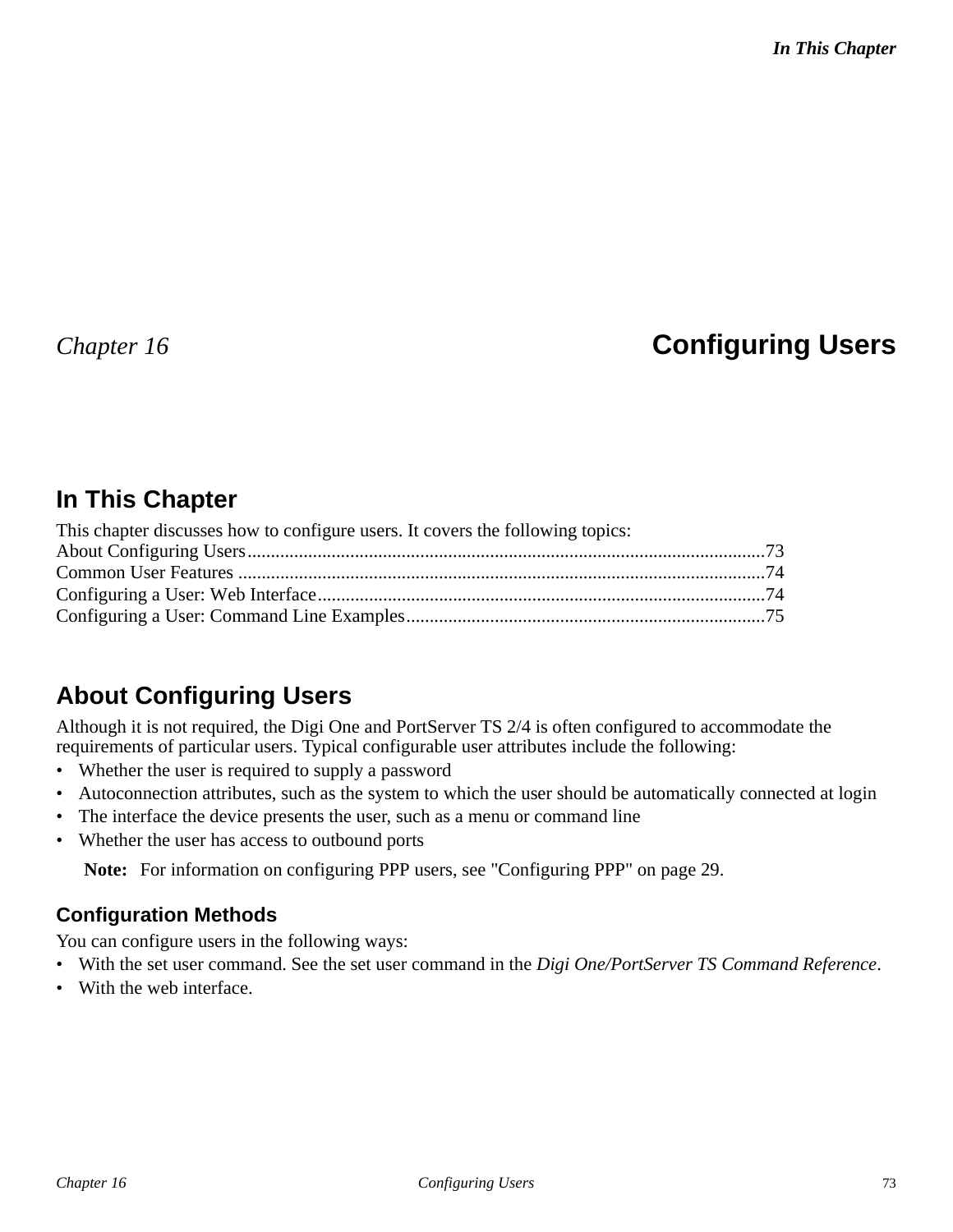# Chapter 16 Configuring Users

## In This Chapter

This chapter discusses how to configure users. It covers the following topics:

About Configuring Users..............................................................................................................73
Common User Features ................................................................................................................74
Configuring a User: Web Interface...............................................................................................74
Configuring a User: Command Line Examples............................................................................75

## About Configuring Users

Although it is not required, the Digi One and PortServer TS 2/4 is often configured to accommodate the requirements of particular users. Typical configurable user attributes include the following:

- Whether the user is required to supply a password
- Autoconnection attributes, such as the system to which the user should be automatically connected at login
- The interface the device presents the user, such as a menu or command line
- Whether the user has access to outbound ports

**Note:** For information on configuring PPP users, see "Configuring PPP" on page 29.

### Configuration Methods

You can configure users in the following ways:

- With the set user command. See the set user command in the *Digi One/PortServer TS Command Reference*.
- With the web interface.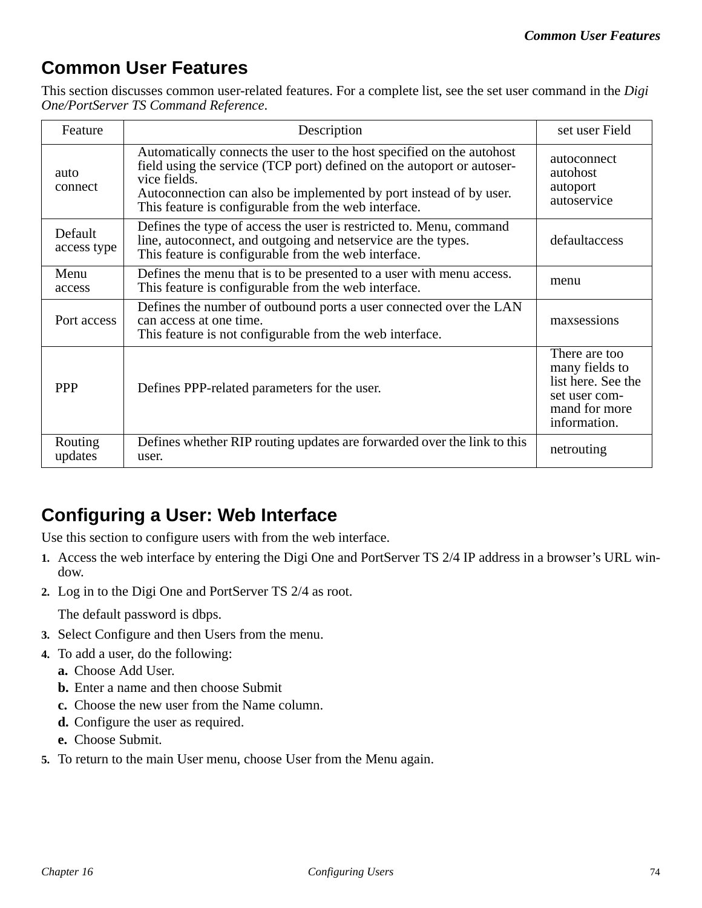# Common User Features

This section discusses common user-related features. For a complete list, see the set user command in the *Digi One/PortServer TS Command Reference*.

| Feature | Description | set user Field |
| --- | --- | --- |
| auto connect | Automatically connects the user to the host specified on the autohost field using the service (TCP port) defined on the autoport or autoservice fields.<br>Autoconnection can also be implemented by port instead of by user.<br>This feature is configurable from the web interface. | autoconnect<br>autohost<br>autoport<br>autoservice |
| Default access type | Defines the type of access the user is restricted to. Menu, command line, autoconnect, and outgoing and netservice are the types.<br>This feature is configurable from the web interface. | defaultaccess |
| Menu access | Defines the menu that is to be presented to a user with menu access.<br>This feature is configurable from the web interface. | menu |
| Port access | Defines the number of outbound ports a user connected over the LAN can access at one time.<br>This feature is not configurable from the web interface. | maxsessions |
| PPP | Defines PPP-related parameters for the user. | There are too many fields to list here. See the set user command for more information. |
| Routing updates | Defines whether RIP routing updates are forwarded over the link to this user. | netrouting |

# Configuring a User: Web Interface

Use this section to configure users with from the web interface.

1. Access the web interface by entering the Digi One and PortServer TS 2/4 IP address in a browser’s URL window.
2. Log in to the Digi One and PortServer TS 2/4 as root.

   The default password is dbps.
3. Select Configure and then Users from the menu.
4. To add a user, do the following:
   a. Choose Add User.
   b. Enter a name and then choose Submit
   c. Choose the new user from the Name column.
   d. Configure the user as required.
   e. Choose Submit.
5. To return to the main User menu, choose User from the Menu again.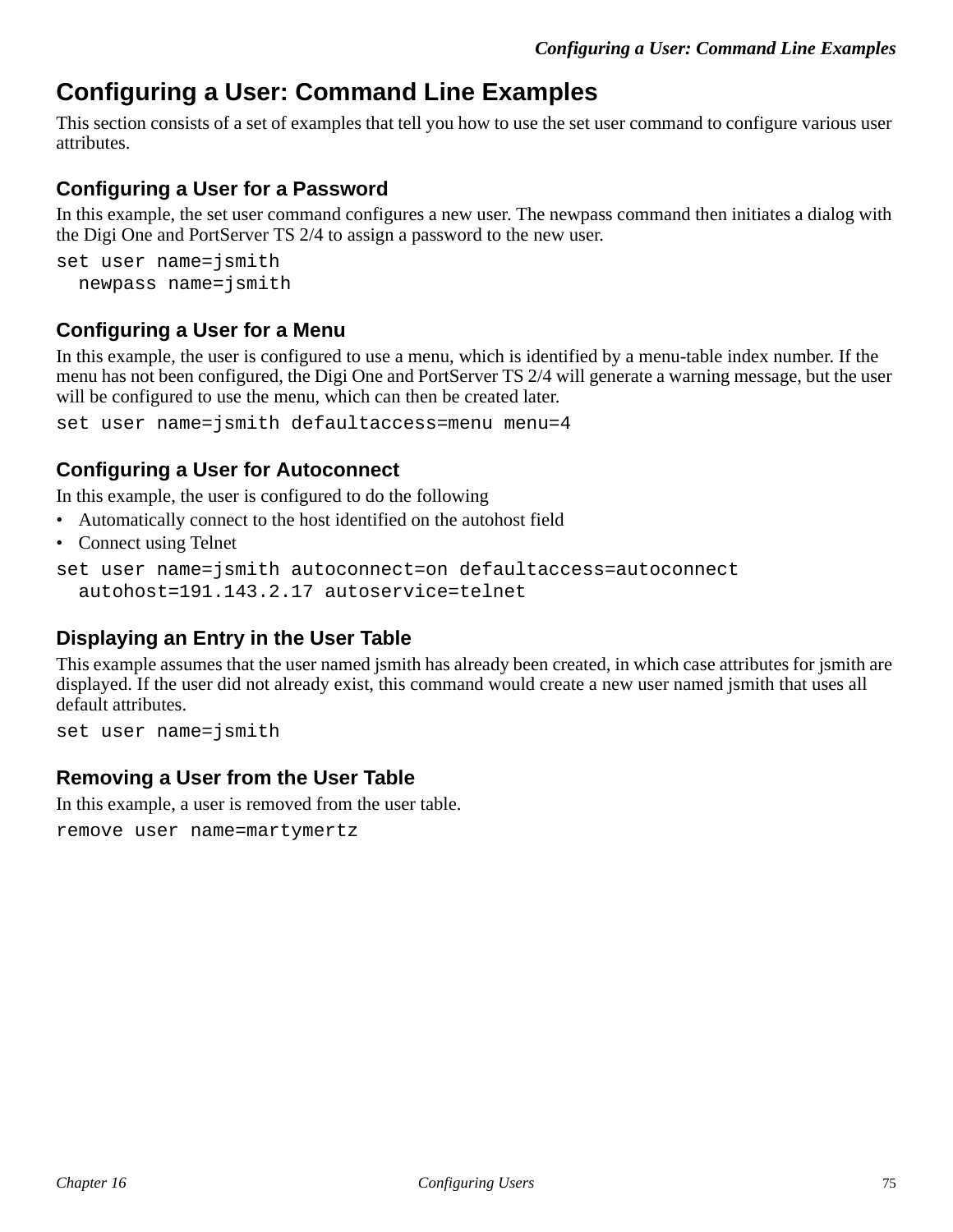# Configuring a User: Command Line Examples

This section consists of a set of examples that tell you how to use the set user command to configure various user attributes.

## Configuring a User for a Password

In this example, the set user command configures a new user. The newpass command then initiates a dialog with the Digi One and PortServer TS 2/4 to assign a password to the new user.

```
set user name=jsmith
  newpass name=jsmith
```

## Configuring a User for a Menu

In this example, the user is configured to use a menu, which is identified by a menu-table index number. If the menu has not been configured, the Digi One and PortServer TS 2/4 will generate a warning message, but the user will be configured to use the menu, which can then be created later.

```
set user name=jsmith defaultaccess=menu menu=4
```

## Configuring a User for Autoconnect

In this example, the user is configured to do the following

- Automatically connect to the host identified on the autohost field
- Connect using Telnet

```
set user name=jsmith autoconnect=on defaultaccess=autoconnect
  autohost=191.143.2.17 autoservice=telnet
```

## Displaying an Entry in the User Table

This example assumes that the user named jsmith has already been created, in which case attributes for jsmith are displayed. If the user did not already exist, this command would create a new user named jsmith that uses all default attributes.

```
set user name=jsmith
```

## Removing a User from the User Table

In this example, a user is removed from the user table.

```
remove user name=martymertz
```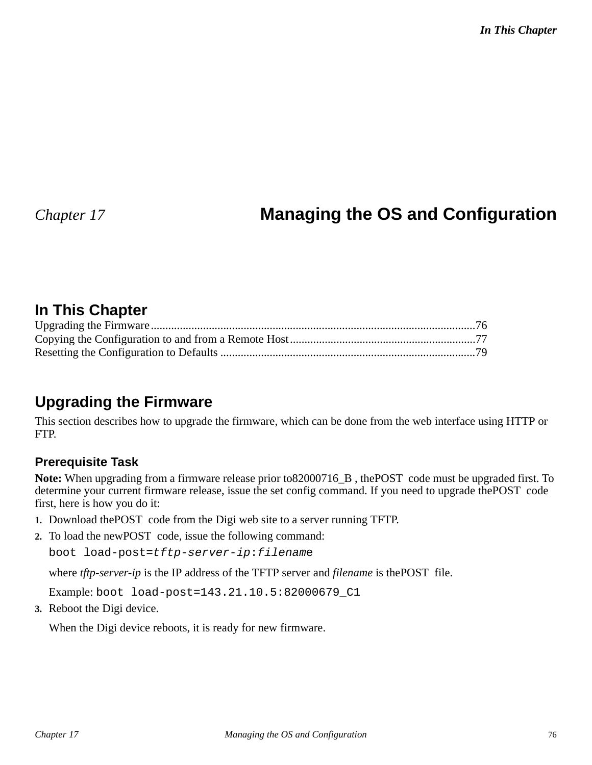# Chapter 17 Managing the OS and Configuration

## In This Chapter

Upgrading the Firmware........................................................................................................76
Copying the Configuration to and from a Remote Host................................................................77
Resetting the Configuration to Defaults ........................................................................................79

## Upgrading the Firmware

This section describes how to upgrade the firmware, which can be done from the web interface using HTTP or FTP.

### Prerequisite Task

**Note:** When upgrading from a firmware release prior to82000716_B , thePOST code must be upgraded first. To determine your current firmware release, issue the set config command. If you need to upgrade thePOST code first, here is how you do it:

1. Download thePOST code from the Digi web site to a server running TFTP.
2. To load the newPOST code, issue the following command:

   `boot load-post=`*`tftp-server-ip`*`:`*`filenam`*`e`

   where *tftp-server-ip* is the IP address of the TFTP server and *filename* is thePOST file.

   Example: `boot load-post=143.21.10.5:82000679_C1`
3. Reboot the Digi device.

   When the Digi device reboots, it is ready for new firmware.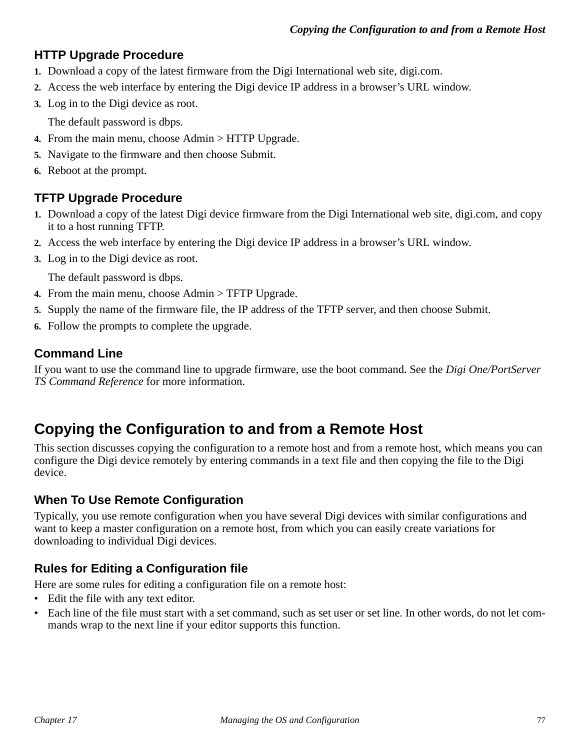### HTTP Upgrade Procedure

1. Download a copy of the latest firmware from the Digi International web site, digi.com.
2. Access the web interface by entering the Digi device IP address in a browser's URL window.
3. Log in to the Digi device as root.

   The default password is dbps.
4. From the main menu, choose Admin > HTTP Upgrade.
5. Navigate to the firmware and then choose Submit.
6. Reboot at the prompt.

### TFTP Upgrade Procedure

1. Download a copy of the latest Digi device firmware from the Digi International web site, digi.com, and copy it to a host running TFTP.
2. Access the web interface by entering the Digi device IP address in a browser's URL window.
3. Log in to the Digi device as root.

   The default password is dbps.
4. From the main menu, choose Admin > TFTP Upgrade.
5. Supply the name of the firmware file, the IP address of the TFTP server, and then choose Submit.
6. Follow the prompts to complete the upgrade.

### Command Line

If you want to use the command line to upgrade firmware, use the boot command. See the *Digi One/PortServer TS Command Reference* for more information.

## Copying the Configuration to and from a Remote Host

This section discusses copying the configuration to a remote host and from a remote host, which means you can configure the Digi device remotely by entering commands in a text file and then copying the file to the Digi device.

### When To Use Remote Configuration

Typically, you use remote configuration when you have several Digi devices with similar configurations and want to keep a master configuration on a remote host, from which you can easily create variations for downloading to individual Digi devices.

### Rules for Editing a Configuration file

Here are some rules for editing a configuration file on a remote host:

- Edit the file with any text editor.
- Each line of the file must start with a set command, such as set user or set line. In other words, do not let commands wrap to the next line if your editor supports this function.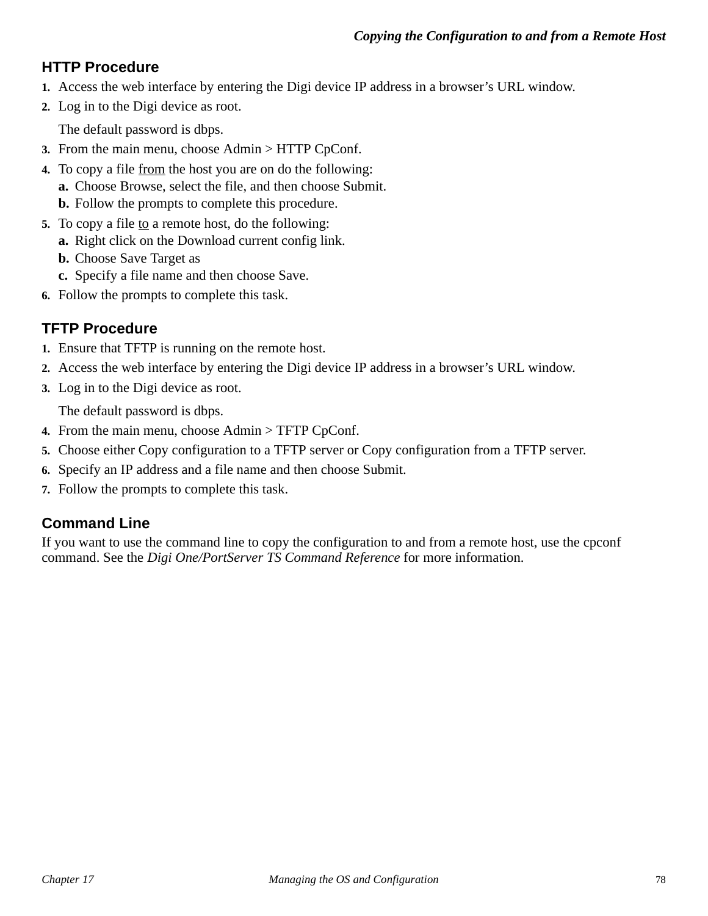## HTTP Procedure

1. Access the web interface by entering the Digi device IP address in a browser's URL window.
2. Log in to the Digi device as root.

   The default password is dbps.
3. From the main menu, choose Admin > HTTP CpConf.
4. To copy a file <u>from</u> the host you are on do the following:
   a. Choose Browse, select the file, and then choose Submit.
   b. Follow the prompts to complete this procedure.
5. To copy a file <u>to</u> a remote host, do the following:
   a. Right click on the Download current config link.
   b. Choose Save Target as
   c. Specify a file name and then choose Save.
6. Follow the prompts to complete this task.

## TFTP Procedure

1. Ensure that TFTP is running on the remote host.
2. Access the web interface by entering the Digi device IP address in a browser's URL window.
3. Log in to the Digi device as root.

   The default password is dbps.
4. From the main menu, choose Admin > TFTP CpConf.
5. Choose either Copy configuration to a TFTP server or Copy configuration from a TFTP server.
6. Specify an IP address and a file name and then choose Submit.
7. Follow the prompts to complete this task.

## Command Line

If you want to use the command line to copy the configuration to and from a remote host, use the cpconf command. See the *Digi One/PortServer TS Command Reference* for more information.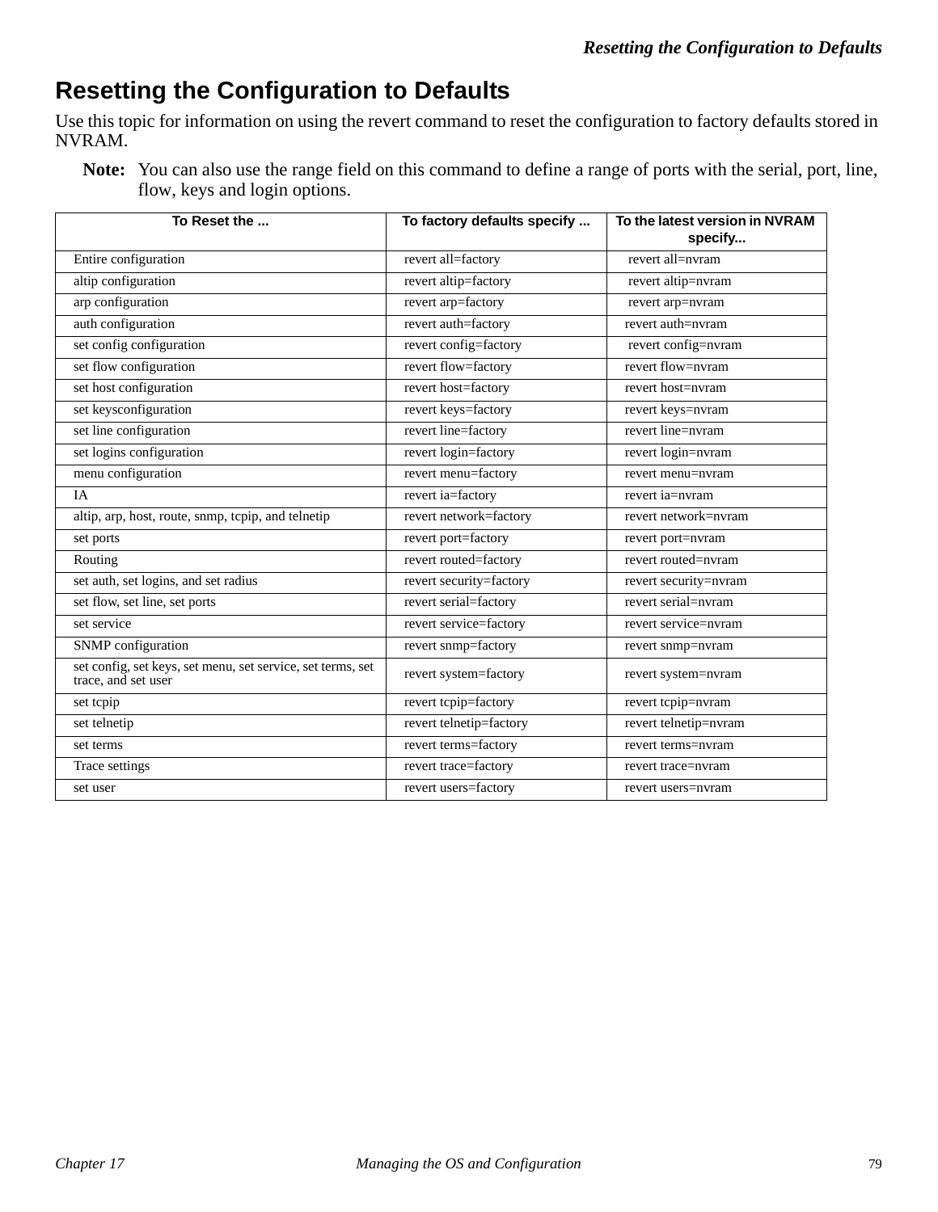# Resetting the Configuration to Defaults

Use this topic for information on using the revert command to reset the configuration to factory defaults stored in NVRAM.

**Note:** You can also use the range field on this command to define a range of ports with the serial, port, line, flow, keys and login options.

| To Reset the ... | To factory defaults specify ... | To the latest version in NVRAM specify... |
|---|---|---|
| Entire configuration | revert all=factory | revert all=nvram |
| altip configuration | revert altip=factory | revert altip=nvram |
| arp configuration | revert arp=factory | revert arp=nvram |
| auth configuration | revert auth=factory | revert auth=nvram |
| set config configuration | revert config=factory | revert config=nvram |
| set flow configuration | revert flow=factory | revert flow=nvram |
| set host configuration | revert host=factory | revert host=nvram |
| set keysconfiguration | revert keys=factory | revert keys=nvram |
| set line configuration | revert line=factory | revert line=nvram |
| set logins configuration | revert login=factory | revert login=nvram |
| menu configuration | revert menu=factory | revert menu=nvram |
| IA | revert ia=factory | revert ia=nvram |
| altip, arp, host, route, snmp, tcpip, and telnetip | revert network=factory | revert network=nvram |
| set ports | revert port=factory | revert port=nvram |
| Routing | revert routed=factory | revert routed=nvram |
| set auth, set logins, and set radius | revert security=factory | revert security=nvram |
| set flow, set line, set ports | revert serial=factory | revert serial=nvram |
| set service | revert service=factory | revert service=nvram |
| SNMP configuration | revert snmp=factory | revert snmp=nvram |
| set config, set keys, set menu, set service, set terms, set trace, and set user | revert system=factory | revert system=nvram |
| set tcpip | revert tcpip=factory | revert tcpip=nvram |
| set telnetip | revert telnetip=factory | revert telnetip=nvram |
| set terms | revert terms=factory | revert terms=nvram |
| Trace settings | revert trace=factory | revert trace=nvram |
| set user | revert users=factory | revert users=nvram |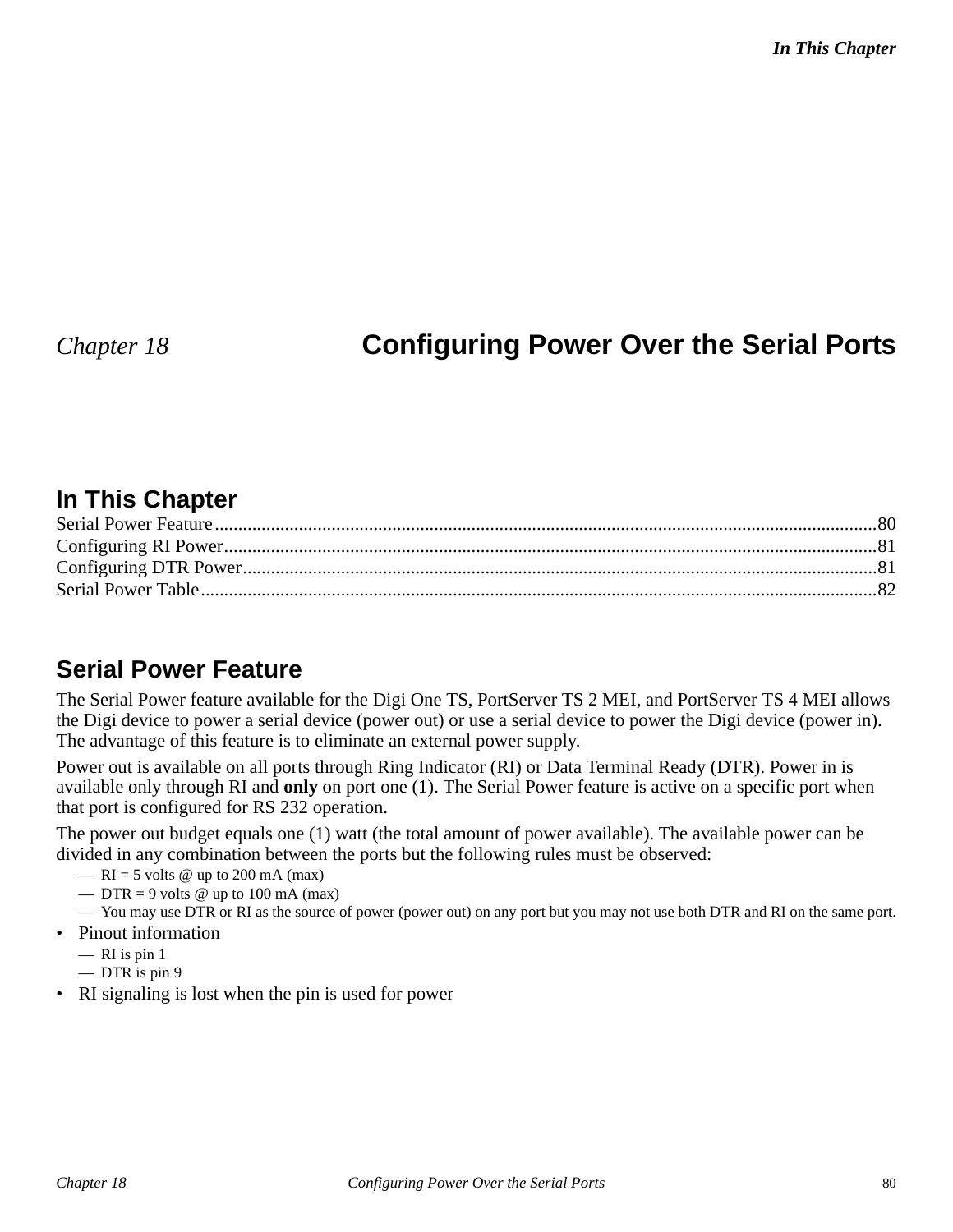# Chapter 18 Configuring Power Over the Serial Ports

## In This Chapter

Serial Power Feature....80
Configuring RI Power....81
Configuring DTR Power....81
Serial Power Table....82

## Serial Power Feature

The Serial Power feature available for the Digi One TS, PortServer TS 2 MEI, and PortServer TS 4 MEI allows the Digi device to power a serial device (power out) or use a serial device to power the Digi device (power in). The advantage of this feature is to eliminate an external power supply.

Power out is available on all ports through Ring Indicator (RI) or Data Terminal Ready (DTR). Power in is available only through RI and **only** on port one (1). The Serial Power feature is active on a specific port when that port is configured for RS 232 operation.

The power out budget equals one (1) watt (the total amount of power available). The available power can be divided in any combination between the ports but the following rules must be observed:

- — RI = 5 volts @ up to 200 mA (max)
- — DTR = 9 volts @ up to 100 mA (max)
- — You may use DTR or RI as the source of power (power out) on any port but you may not use both DTR and RI on the same port.

- Pinout information
  - — RI is pin 1
  - — DTR is pin 9
- RI signaling is lost when the pin is used for power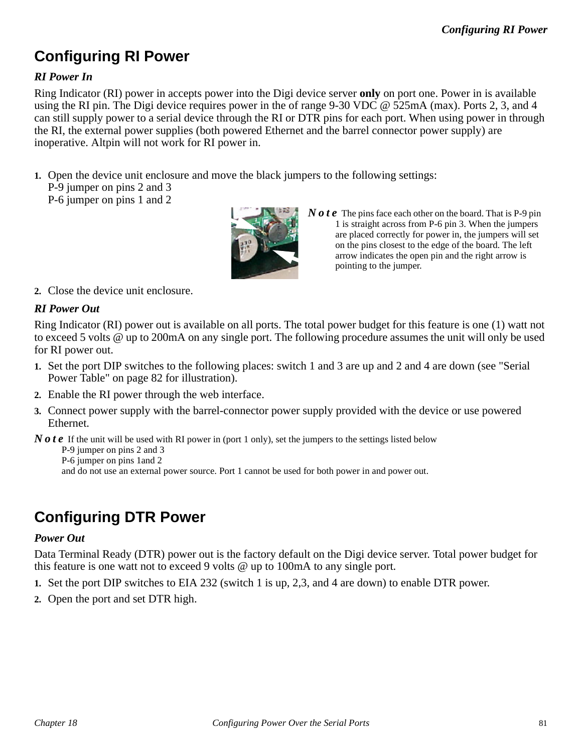# Configuring RI Power

### *RI Power In*

Ring Indicator (RI) power in accepts power into the Digi device server **only** on port one. Power in is available using the RI pin. The Digi device requires power in the of range 9-30 VDC @ 525mA (max). Ports 2, 3, and 4 can still supply power to a serial device through the RI or DTR pins for each port. When using power in through the RI, the external power supplies (both powered Ethernet and the barrel connector power supply) are inoperative. Altpin will not work for RI power in.

1. Open the device unit enclosure and move the black jumpers to the following settings:
   P-9 jumper on pins 2 and 3
   P-6 jumper on pins 1 and 2

   ***Note*** The pins face each other on the board. That is P-9 pin 1 is straight across from P-6 pin 3. When the jumpers are placed correctly for power in, the jumpers will set on the pins closest to the edge of the board. The left arrow indicates the open pin and the right arrow is pointing to the jumper.

2. Close the device unit enclosure.

### *RI Power Out*

Ring Indicator (RI) power out is available on all ports. The total power budget for this feature is one (1) watt not to exceed 5 volts @ up to 200mA on any single port. The following procedure assumes the unit will only be used for RI power out.

1. Set the port DIP switches to the following places: switch 1 and 3 are up and 2 and 4 are down (see "Serial Power Table" on page 82 for illustration).
2. Enable the RI power through the web interface.
3. Connect power supply with the barrel-connector power supply provided with the device or use powered Ethernet.

***Note*** If the unit will be used with RI power in (port 1 only), set the jumpers to the settings listed below
P-9 jumper on pins 2 and 3
P-6 jumper on pins 1and 2
and do not use an external power source. Port 1 cannot be used for both power in and power out.

# Configuring DTR Power

### *Power Out*

Data Terminal Ready (DTR) power out is the factory default on the Digi device server. Total power budget for this feature is one watt not to exceed 9 volts @ up to 100mA to any single port.

1. Set the port DIP switches to EIA 232 (switch 1 is up, 2,3, and 4 are down) to enable DTR power.
2. Open the port and set DTR high.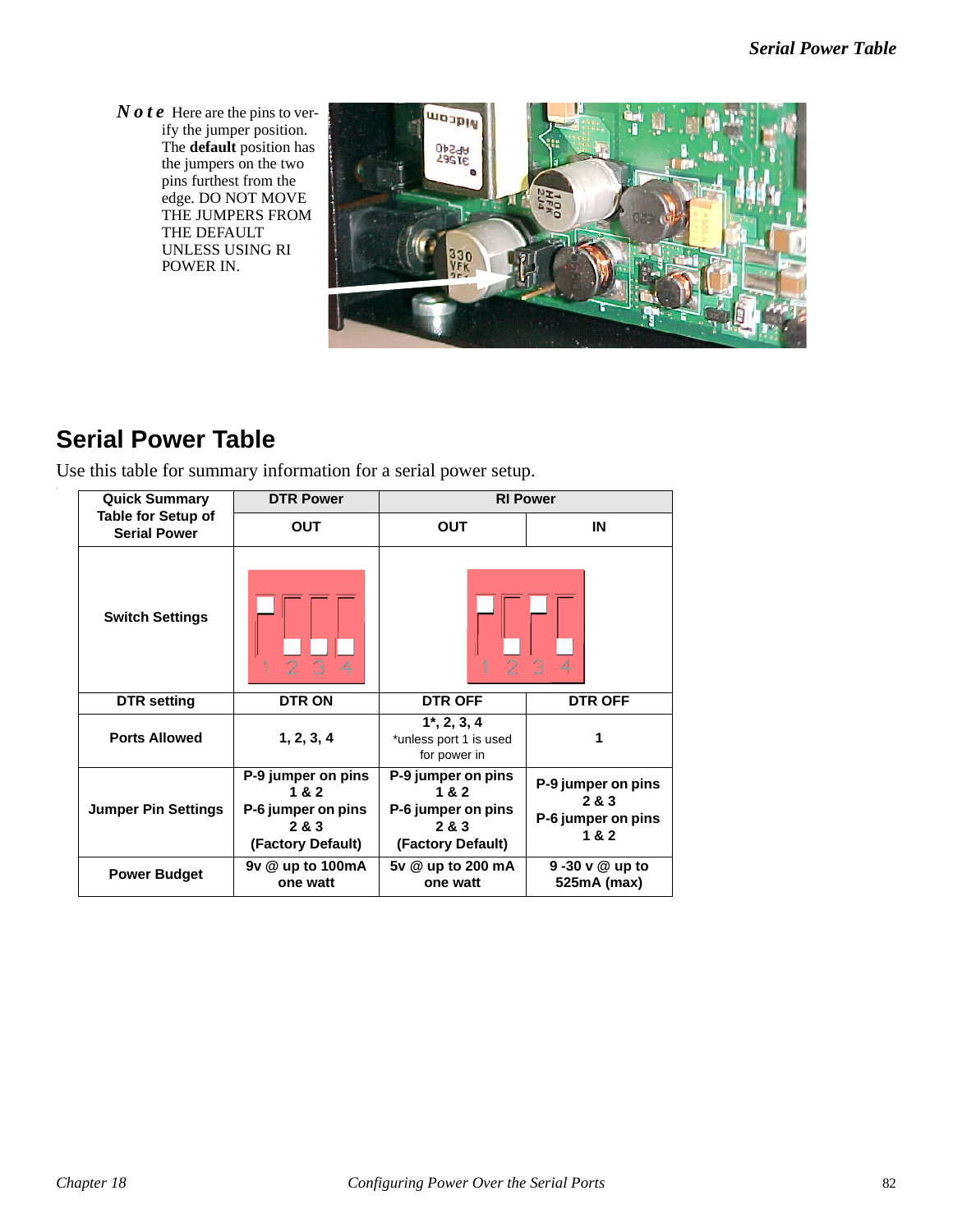**Note** Here are the pins to verify the jumper position. The **default** position has the jumpers on the two pins furthest from the edge. DO NOT MOVE THE JUMPERS FROM THE DEFAULT UNLESS USING RI POWER IN.

## Serial Power Table

Use this table for summary information for a serial power setup.

| Quick Summary Table for Setup of Serial Power | DTR Power | RI Power | |
|---|---|---|---|
| | OUT | OUT | IN |
| Switch Settings | | | |
| DTR setting | DTR ON | DTR OFF | DTR OFF |
| Ports Allowed | 1, 2, 3, 4 | 1*, 2, 3, 4 *unless port 1 is used for power in | 1 |
| Jumper Pin Settings | P-9 jumper on pins 1 & 2 P-6 jumper on pins 2 & 3 (Factory Default) | P-9 jumper on pins 1 & 2 P-6 jumper on pins 2 & 3 (Factory Default) | P-9 jumper on pins 2 & 3 P-6 jumper on pins 1 & 2 |
| Power Budget | 9v @ up to 100mA one watt | 5v @ up to 200 mA one watt | 9 -30 v @ up to 525mA (max) |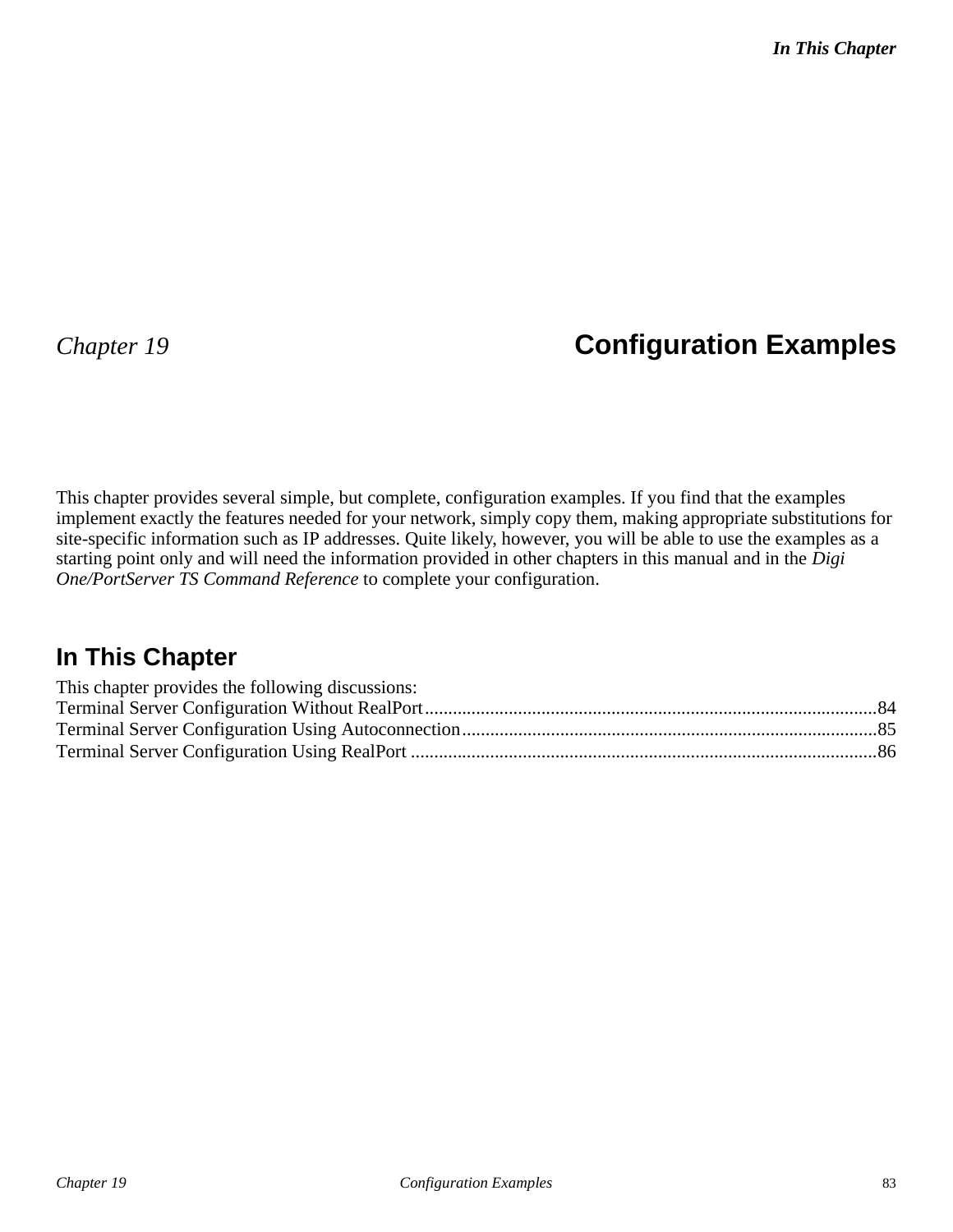# Chapter 19 Configuration Examples

This chapter provides several simple, but complete, configuration examples. If you find that the examples implement exactly the features needed for your network, simply copy them, making appropriate substitutions for site-specific information such as IP addresses. Quite likely, however, you will be able to use the examples as a starting point only and will need the information provided in other chapters in this manual and in the *Digi One/PortServer TS Command Reference* to complete your configuration.

## In This Chapter

This chapter provides the following discussions:

Terminal Server Configuration Without RealPort..........84
Terminal Server Configuration Using Autoconnection..........85
Terminal Server Configuration Using RealPort..........86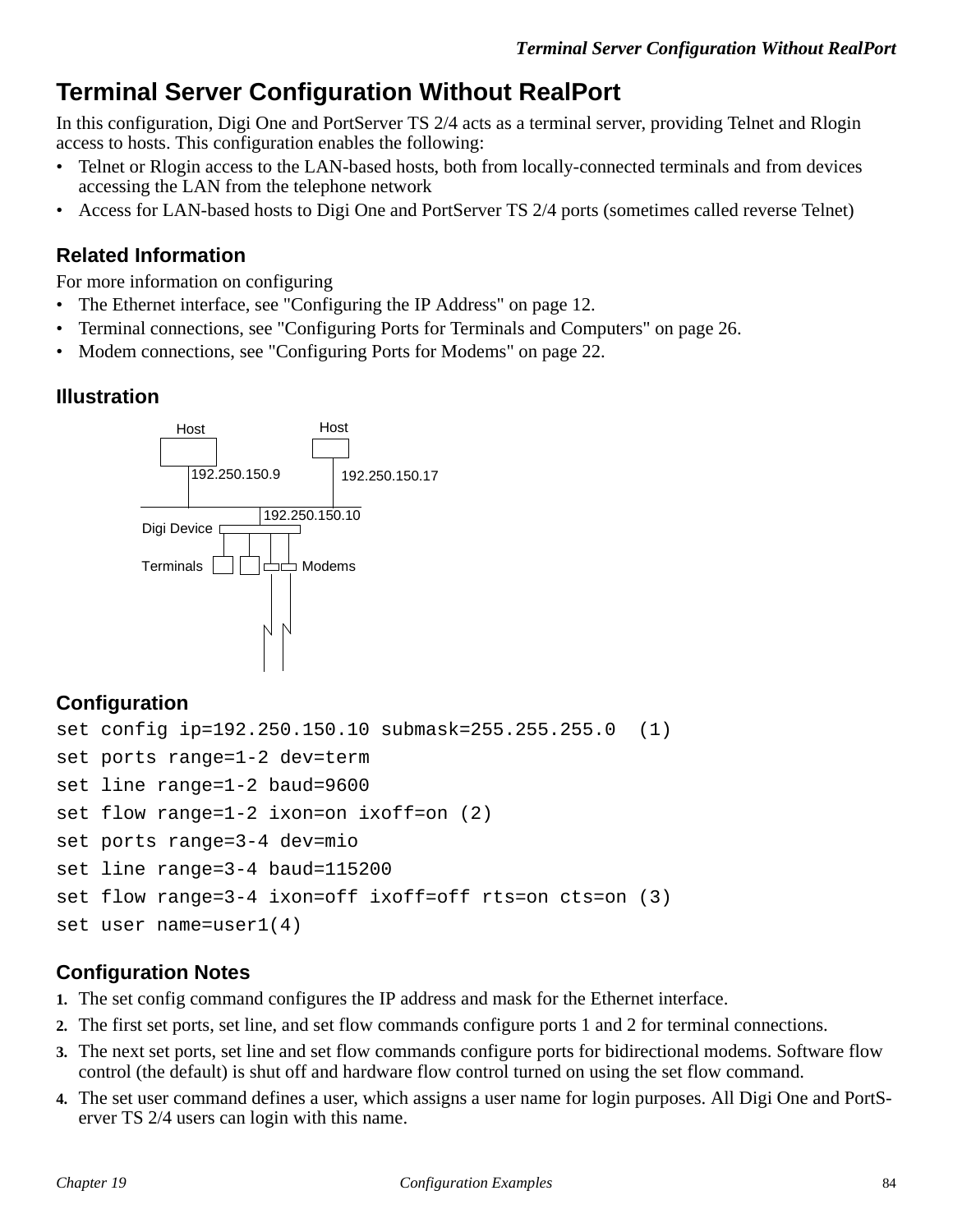# Terminal Server Configuration Without RealPort

In this configuration, Digi One and PortServer TS 2/4 acts as a terminal server, providing Telnet and Rlogin access to hosts. This configuration enables the following:

- Telnet or Rlogin access to the LAN-based hosts, both from locally-connected terminals and from devices accessing the LAN from the telephone network
- Access for LAN-based hosts to Digi One and PortServer TS 2/4 ports (sometimes called reverse Telnet)

## Related Information

For more information on configuring

- The Ethernet interface, see "Configuring the IP Address" on page 12.
- Terminal connections, see "Configuring Ports for Terminals and Computers" on page 26.
- Modem connections, see "Configuring Ports for Modems" on page 22.

## Illustration

Host 192.250.150.9 — Host 192.250.150.17 — Digi Device 192.250.150.10 — Terminals — Modems

## Configuration

```
set config ip=192.250.150.10 submask=255.255.255.0  (1)
set ports range=1-2 dev=term
set line range=1-2 baud=9600
set flow range=1-2 ixon=on ixoff=on (2)
set ports range=3-4 dev=mio
set line range=3-4 baud=115200
set flow range=3-4 ixon=off ixoff=off rts=on cts=on (3)
set user name=user1(4)
```

## Configuration Notes

1. The set config command configures the IP address and mask for the Ethernet interface.
2. The first set ports, set line, and set flow commands configure ports 1 and 2 for terminal connections.
3. The next set ports, set line and set flow commands configure ports for bidirectional modems. Software flow control (the default) is shut off and hardware flow control turned on using the set flow command.
4. The set user command defines a user, which assigns a user name for login purposes. All Digi One and PortServer TS 2/4 users can login with this name.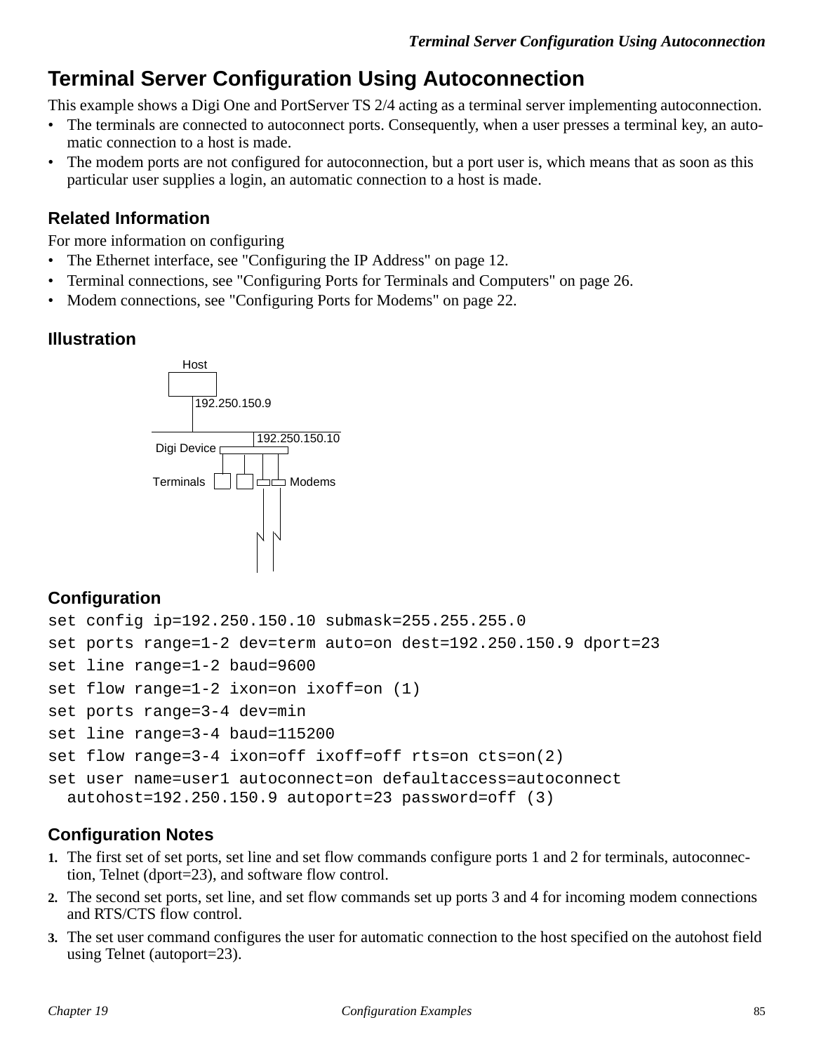# Terminal Server Configuration Using Autoconnection

This example shows a Digi One and PortServer TS 2/4 acting as a terminal server implementing autoconnection.

- The terminals are connected to autoconnect ports. Consequently, when a user presses a terminal key, an automatic connection to a host is made.
- The modem ports are not configured for autoconnection, but a port user is, which means that as soon as this particular user supplies a login, an automatic connection to a host is made.

## Related Information

For more information on configuring

- The Ethernet interface, see "Configuring the IP Address" on page 12.
- Terminal connections, see "Configuring Ports for Terminals and Computers" on page 26.
- Modem connections, see "Configuring Ports for Modems" on page 22.

## Illustration

Host

192.250.150.9

192.250.150.10

Digi Device

Terminals Modems

## Configuration

```
set config ip=192.250.150.10 submask=255.255.255.0
set ports range=1-2 dev=term auto=on dest=192.250.150.9 dport=23
set line range=1-2 baud=9600
set flow range=1-2 ixon=on ixoff=on (1)
set ports range=3-4 dev=min
set line range=3-4 baud=115200
set flow range=3-4 ixon=off ixoff=off rts=on cts=on(2)
set user name=user1 autoconnect=on defaultaccess=autoconnect
  autohost=192.250.150.9 autoport=23 password=off (3)
```

## Configuration Notes

1. The first set of set ports, set line and set flow commands configure ports 1 and 2 for terminals, autoconnection, Telnet (dport=23), and software flow control.
2. The second set ports, set line, and set flow commands set up ports 3 and 4 for incoming modem connections and RTS/CTS flow control.
3. The set user command configures the user for automatic connection to the host specified on the autohost field using Telnet (autoport=23).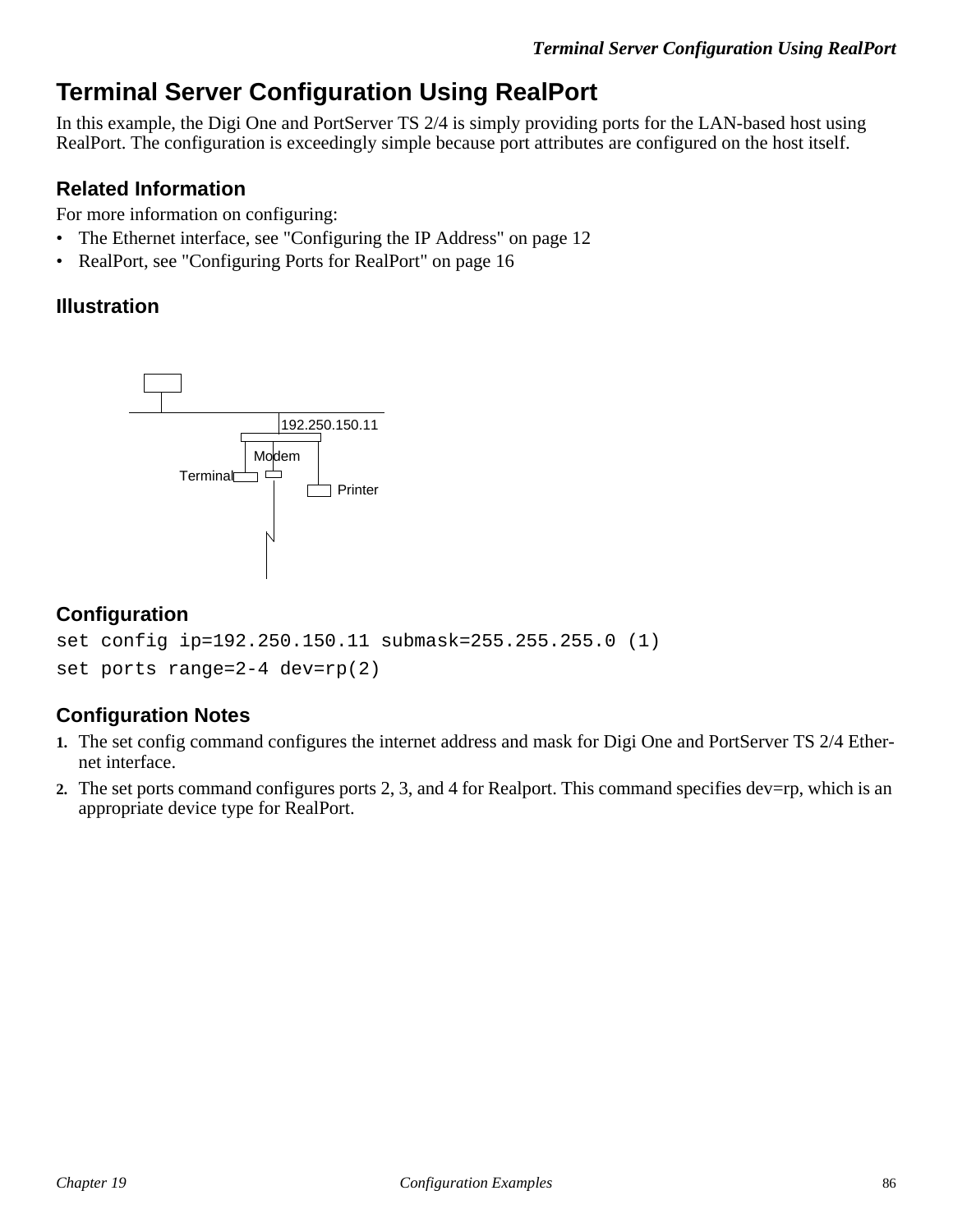# Terminal Server Configuration Using RealPort

In this example, the Digi One and PortServer TS 2/4 is simply providing ports for the LAN-based host using RealPort. The configuration is exceedingly simple because port attributes are configured on the host itself.

## Related Information

For more information on configuring:

- The Ethernet interface, see "Configuring the IP Address" on page 12
- RealPort, see "Configuring Ports for RealPort" on page 16

## Illustration

192.250.150.11

Modem

Terminal

Printer

## Configuration

```
set config ip=192.250.150.11 submask=255.255.255.0 (1)
set ports range=2-4 dev=rp(2)
```

## Configuration Notes

1. The set config command configures the internet address and mask for Digi One and PortServer TS 2/4 Ethernet interface.
2. The set ports command configures ports 2, 3, and 4 for Realport. This command specifies dev=rp, which is an appropriate device type for RealPort.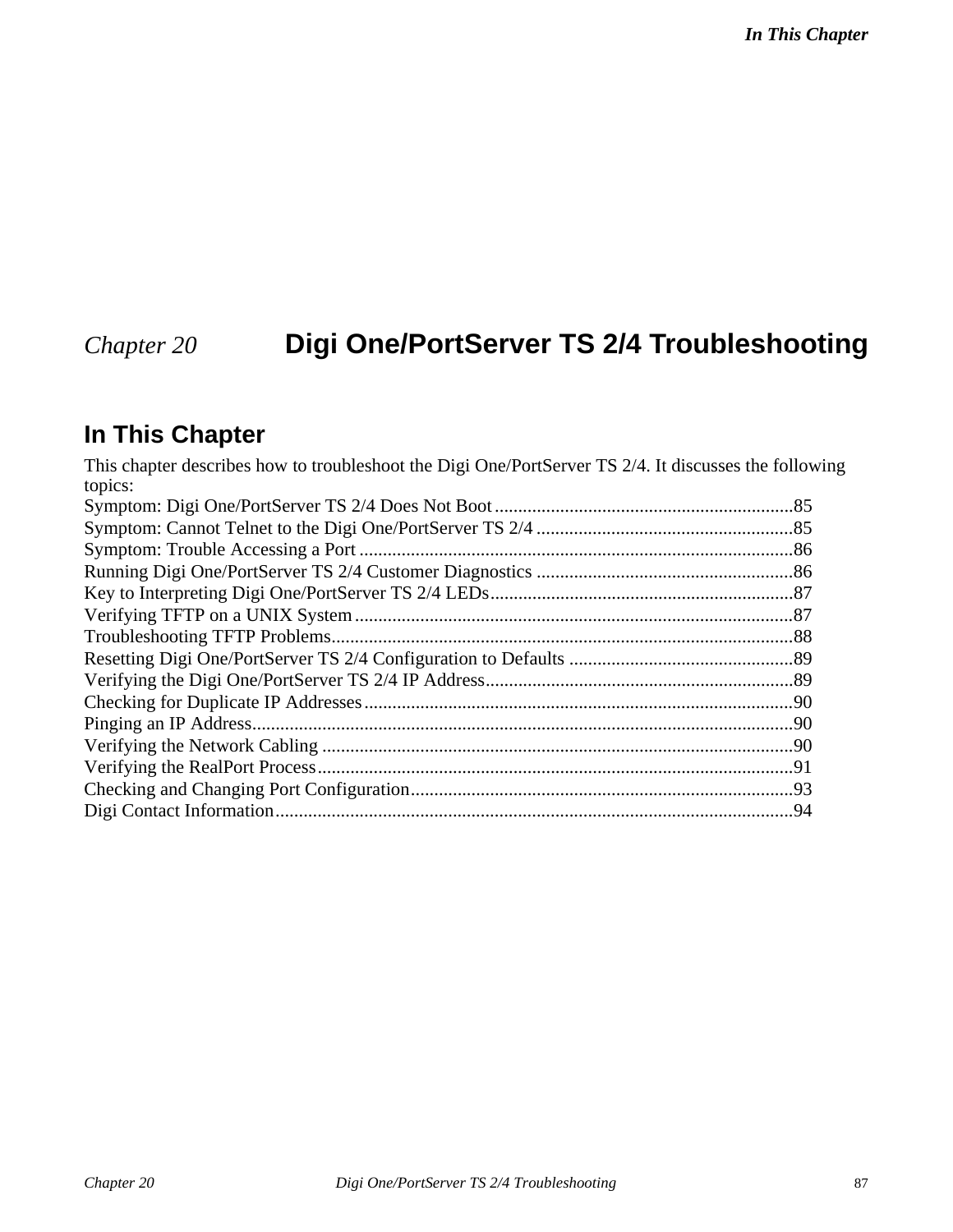# Chapter 20 Digi One/PortServer TS 2/4 Troubleshooting

## In This Chapter

This chapter describes how to troubleshoot the Digi One/PortServer TS 2/4. It discusses the following topics:

Symptom: Digi One/PortServer TS 2/4 Does Not Boot................................................................85
Symptom: Cannot Telnet to the Digi One/PortServer TS 2/4 .......................................................85
Symptom: Trouble Accessing a Port ............................................................................................86
Running Digi One/PortServer TS 2/4 Customer Diagnostics .......................................................86
Key to Interpreting Digi One/PortServer TS 2/4 LEDs.................................................................87
Verifying TFTP on a UNIX System.............................................................................................87
Troubleshooting TFTP Problems..................................................................................................88
Resetting Digi One/PortServer TS 2/4 Configuration to Defaults ................................................89
Verifying the Digi One/PortServer TS 2/4 IP Address.................................................................89
Checking for Duplicate IP Addresses...........................................................................................90
Pinging an IP Address..................................................................................................................90
Verifying the Network Cabling ....................................................................................................90
Verifying the RealPort Process.....................................................................................................91
Checking and Changing Port Configuration.................................................................................93
Digi Contact Information..............................................................................................................94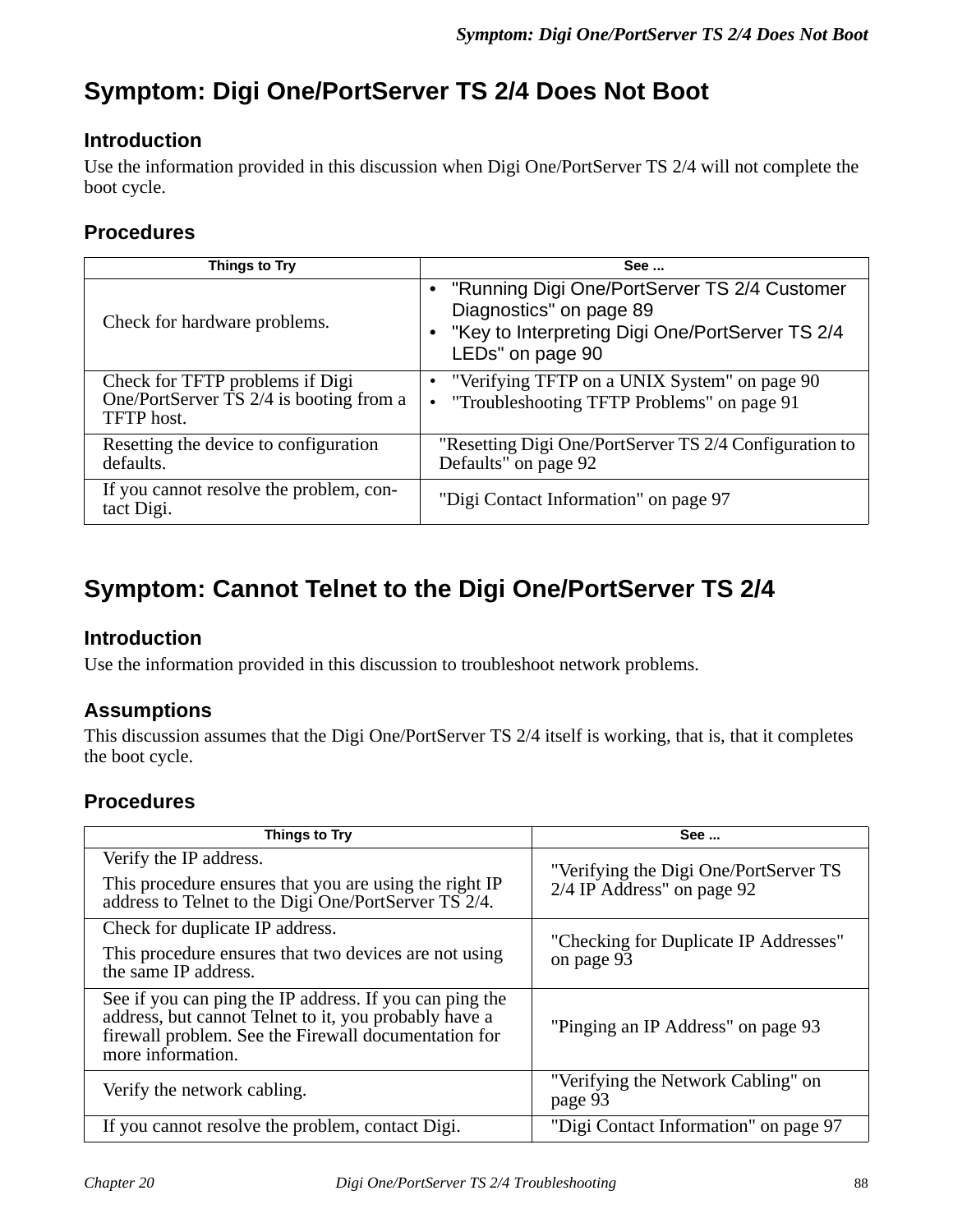# Symptom: Digi One/PortServer TS 2/4 Does Not Boot

## Introduction

Use the information provided in this discussion when Digi One/PortServer TS 2/4 will not complete the boot cycle.

## Procedures

| Things to Try | See ... |
|---|---|
| Check for hardware problems. | • "Running Digi One/PortServer TS 2/4 Customer Diagnostics" on page 89<br>• "Key to Interpreting Digi One/PortServer TS 2/4 LEDs" on page 90 |
| Check for TFTP problems if Digi One/PortServer TS 2/4 is booting from a TFTP host. | • "Verifying TFTP on a UNIX System" on page 90<br>• "Troubleshooting TFTP Problems" on page 91 |
| Resetting the device to configuration defaults. | "Resetting Digi One/PortServer TS 2/4 Configuration to Defaults" on page 92 |
| If you cannot resolve the problem, contact Digi. | "Digi Contact Information" on page 97 |

# Symptom: Cannot Telnet to the Digi One/PortServer TS 2/4

## Introduction

Use the information provided in this discussion to troubleshoot network problems.

## Assumptions

This discussion assumes that the Digi One/PortServer TS 2/4 itself is working, that is, that it completes the boot cycle.

## Procedures

| Things to Try | See ... |
|---|---|
| Verify the IP address.<br>This procedure ensures that you are using the right IP address to Telnet to the Digi One/PortServer TS 2/4. | "Verifying the Digi One/PortServer TS 2/4 IP Address" on page 92 |
| Check for duplicate IP address.<br>This procedure ensures that two devices are not using the same IP address. | "Checking for Duplicate IP Addresses" on page 93 |
| See if you can ping the IP address. If you can ping the address, but cannot Telnet to it, you probably have a firewall problem. See the Firewall documentation for more information. | "Pinging an IP Address" on page 93 |
| Verify the network cabling. | "Verifying the Network Cabling" on page 93 |
| If you cannot resolve the problem, contact Digi. | "Digi Contact Information" on page 97 |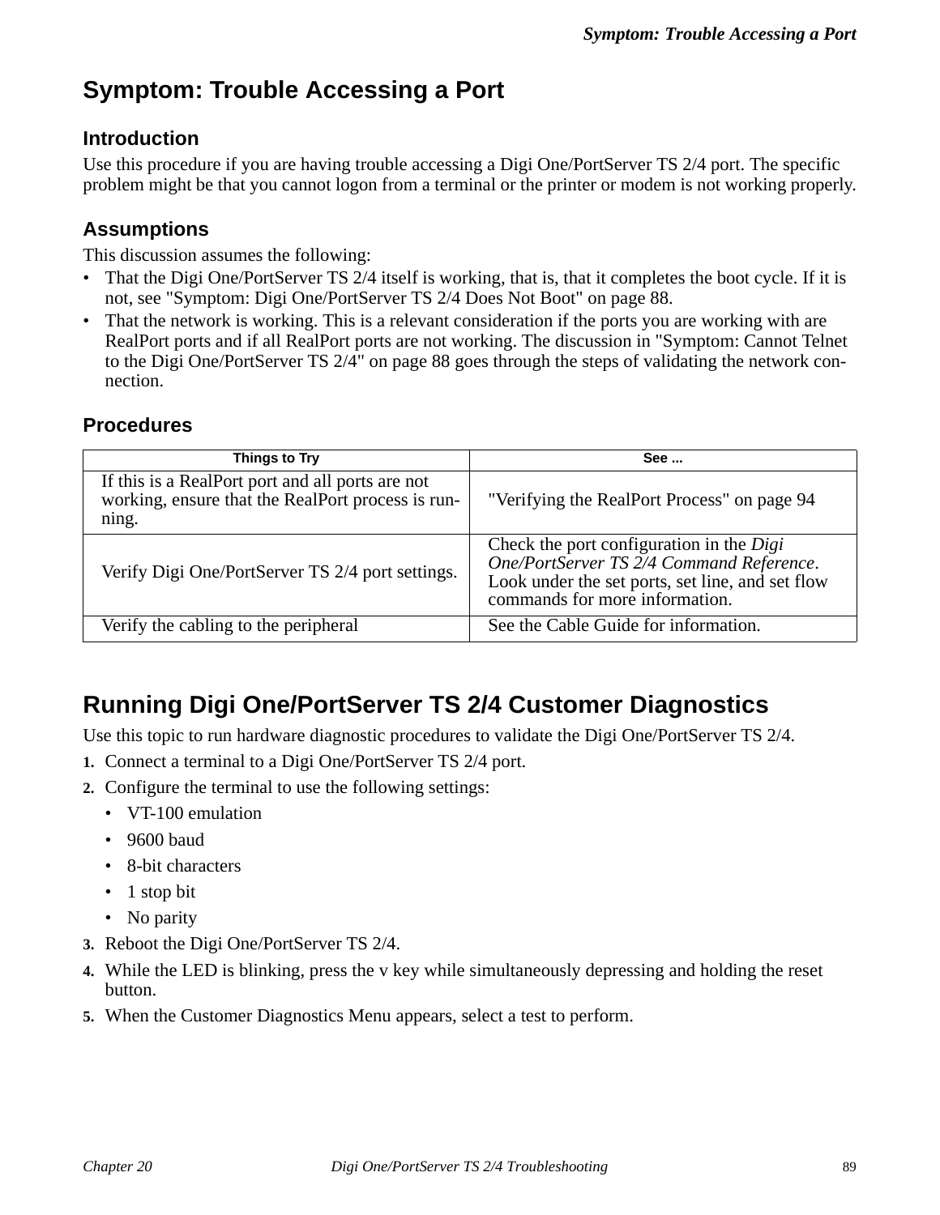# Symptom: Trouble Accessing a Port

## Introduction

Use this procedure if you are having trouble accessing a Digi One/PortServer TS 2/4 port. The specific problem might be that you cannot logon from a terminal or the printer or modem is not working properly.

## Assumptions

This discussion assumes the following:

- That the Digi One/PortServer TS 2/4 itself is working, that is, that it completes the boot cycle. If it is not, see "Symptom: Digi One/PortServer TS 2/4 Does Not Boot" on page 88.
- That the network is working. This is a relevant consideration if the ports you are working with are RealPort ports and if all RealPort ports are not working. The discussion in "Symptom: Cannot Telnet to the Digi One/PortServer TS 2/4" on page 88 goes through the steps of validating the network connection.

## Procedures

| Things to Try | See ... |
|---|---|
| If this is a RealPort port and all ports are not working, ensure that the RealPort process is running. | "Verifying the RealPort Process" on page 94 |
| Verify Digi One/PortServer TS 2/4 port settings. | Check the port configuration in the *Digi One/PortServer TS 2/4 Command Reference*. Look under the set ports, set line, and set flow commands for more information. |
| Verify the cabling to the peripheral | See the Cable Guide for information. |

# Running Digi One/PortServer TS 2/4 Customer Diagnostics

Use this topic to run hardware diagnostic procedures to validate the Digi One/PortServer TS 2/4.

1. Connect a terminal to a Digi One/PortServer TS 2/4 port.
2. Configure the terminal to use the following settings:
   - VT-100 emulation
   - 9600 baud
   - 8-bit characters
   - 1 stop bit
   - No parity
3. Reboot the Digi One/PortServer TS 2/4.
4. While the LED is blinking, press the v key while simultaneously depressing and holding the reset button.
5. When the Customer Diagnostics Menu appears, select a test to perform.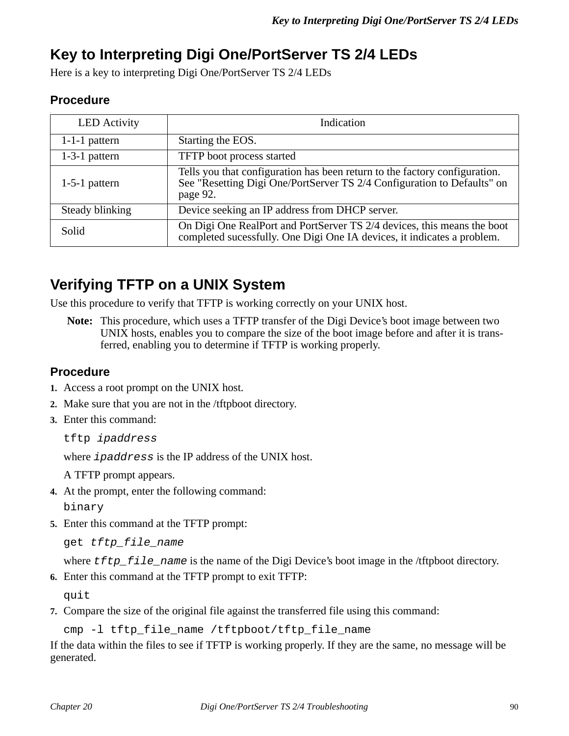# Key to Interpreting Digi One/PortServer TS 2/4 LEDs

Here is a key to interpreting Digi One/PortServer TS 2/4 LEDs

## Procedure

| LED Activity | Indication |
|---|---|
| 1-1-1 pattern | Starting the EOS. |
| 1-3-1 pattern | TFTP boot process started |
| 1-5-1 pattern | Tells you that configuration has been return to the factory configuration. See "Resetting Digi One/PortServer TS 2/4 Configuration to Defaults" on page 92. |
| Steady blinking | Device seeking an IP address from DHCP server. |
| Solid | On Digi One RealPort and PortServer TS 2/4 devices, this means the boot completed sucessfully. One Digi One IA devices, it indicates a problem. |

# Verifying TFTP on a UNIX System

Use this procedure to verify that TFTP is working correctly on your UNIX host.

**Note:** This procedure, which uses a TFTP transfer of the Digi Device's boot image between two UNIX hosts, enables you to compare the size of the boot image before and after it is transferred, enabling you to determine if TFTP is working properly.

## Procedure

1. Access a root prompt on the UNIX host.
2. Make sure that you are not in the /tftpboot directory.
3. Enter this command:

   `tftp` *`ipaddress`*

   where *`ipaddress`* is the IP address of the UNIX host.

   A TFTP prompt appears.
4. At the prompt, enter the following command:

   `binary`
5. Enter this command at the TFTP prompt:

   `get` *`tftp_file_name`*

   where *`tftp_file_name`* is the name of the Digi Device's boot image in the /tftpboot directory.
6. Enter this command at the TFTP prompt to exit TFTP:

   `quit`
7. Compare the size of the original file against the transferred file using this command:

   `cmp -l tftp_file_name /tftpboot/tftp_file_name`

If the data within the files to see if TFTP is working properly. If they are the same, no message will be generated.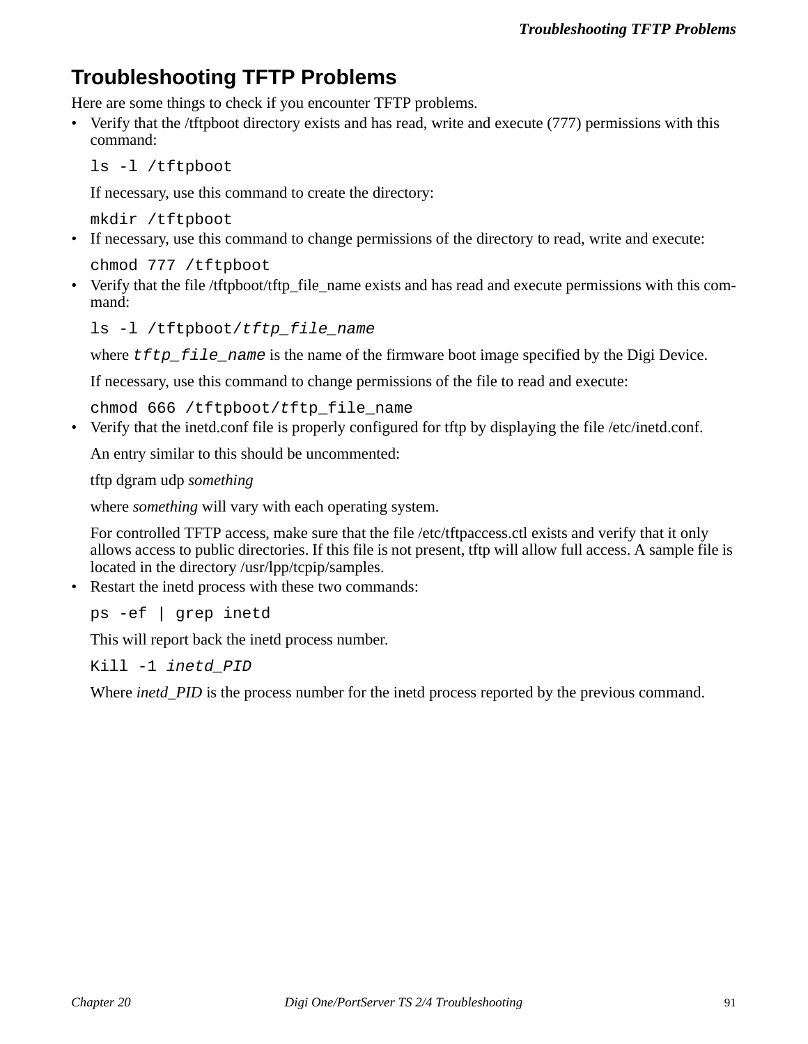# Troubleshooting TFTP Problems

Here are some things to check if you encounter TFTP problems.

- Verify that the /tftpboot directory exists and has read, write and execute (777) permissions with this command:

  ```
  ls -l /tftpboot
  ```

  If necessary, use this command to create the directory:

  ```
  mkdir /tftpboot
  ```

- If necessary, use this command to change permissions of the directory to read, write and execute:

  ```
  chmod 777 /tftpboot
  ```

- Verify that the file /tftpboot/tftp_file_name exists and has read and execute permissions with this command:

  ```
  ls -l /tftpboot/tftp_file_name
  ```

  where `tftp_file_name` is the name of the firmware boot image specified by the Digi Device.

  If necessary, use this command to change permissions of the file to read and execute:

  ```
  chmod 666 /tftpboot/tftp_file_name
  ```

- Verify that the inetd.conf file is properly configured for tftp by displaying the file /etc/inetd.conf.

  An entry similar to this should be uncommented:

  tftp dgram udp *something*

  where *something* will vary with each operating system.

  For controlled TFTP access, make sure that the file /etc/tftpaccess.ctl exists and verify that it only allows access to public directories. If this file is not present, tftp will allow full access. A sample file is located in the directory /usr/lpp/tcpip/samples.

- Restart the inetd process with these two commands:

  ```
  ps -ef | grep inetd
  ```

  This will report back the inetd process number.

  ```
  Kill -1 inetd_PID
  ```

  Where *inetd_PID* is the process number for the inetd process reported by the previous command.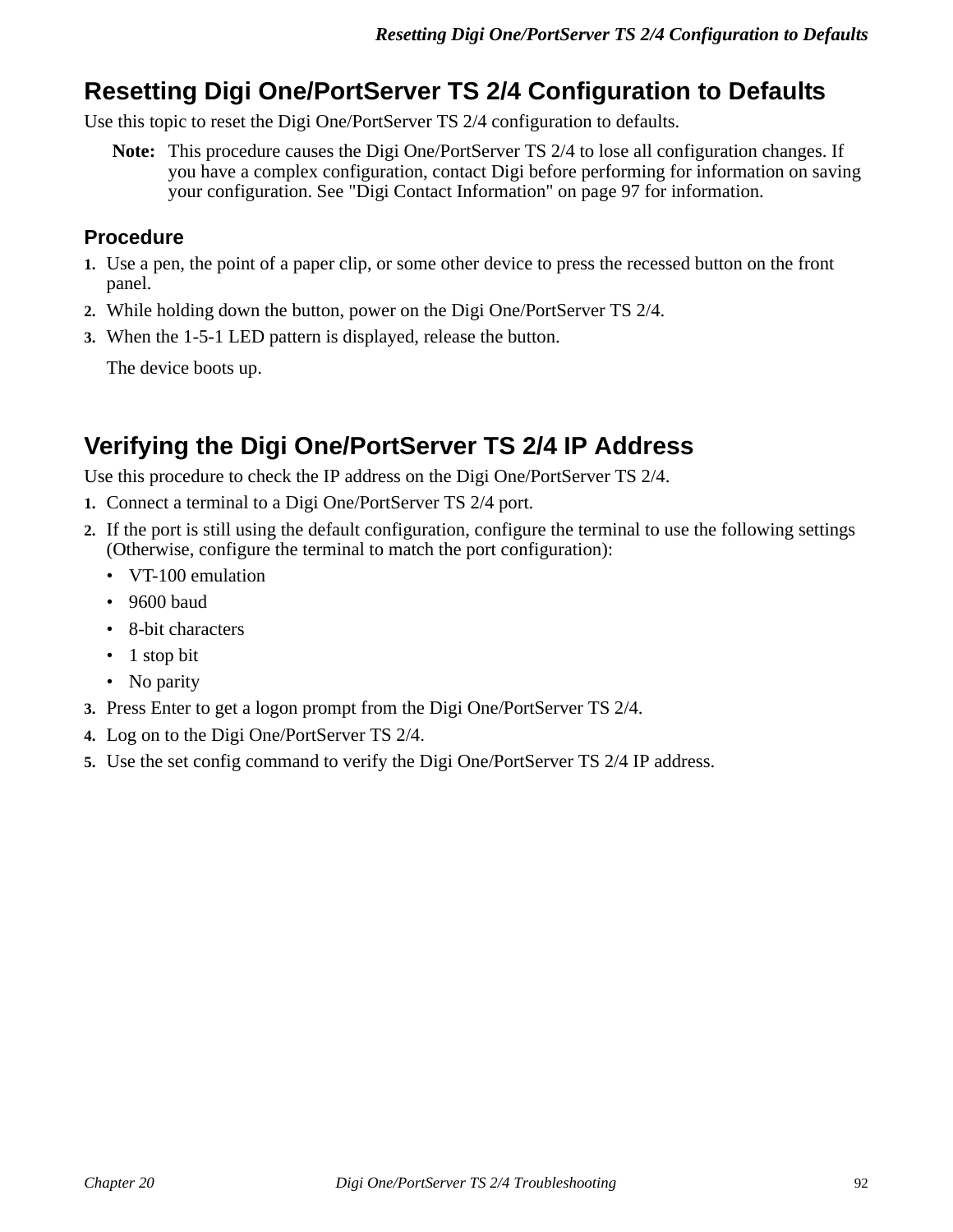## Resetting Digi One/PortServer TS 2/4 Configuration to Defaults

Use this topic to reset the Digi One/PortServer TS 2/4 configuration to defaults.

**Note:** This procedure causes the Digi One/PortServer TS 2/4 to lose all configuration changes. If you have a complex configuration, contact Digi before performing for information on saving your configuration. See "Digi Contact Information" on page 97 for information.

### Procedure

1. Use a pen, the point of a paper clip, or some other device to press the recessed button on the front panel.
2. While holding down the button, power on the Digi One/PortServer TS 2/4.
3. When the 1-5-1 LED pattern is displayed, release the button.

   The device boots up.

## Verifying the Digi One/PortServer TS 2/4 IP Address

Use this procedure to check the IP address on the Digi One/PortServer TS 2/4.

1. Connect a terminal to a Digi One/PortServer TS 2/4 port.
2. If the port is still using the default configuration, configure the terminal to use the following settings (Otherwise, configure the terminal to match the port configuration):
   - VT-100 emulation
   - 9600 baud
   - 8-bit characters
   - 1 stop bit
   - No parity
3. Press Enter to get a logon prompt from the Digi One/PortServer TS 2/4.
4. Log on to the Digi One/PortServer TS 2/4.
5. Use the set config command to verify the Digi One/PortServer TS 2/4 IP address.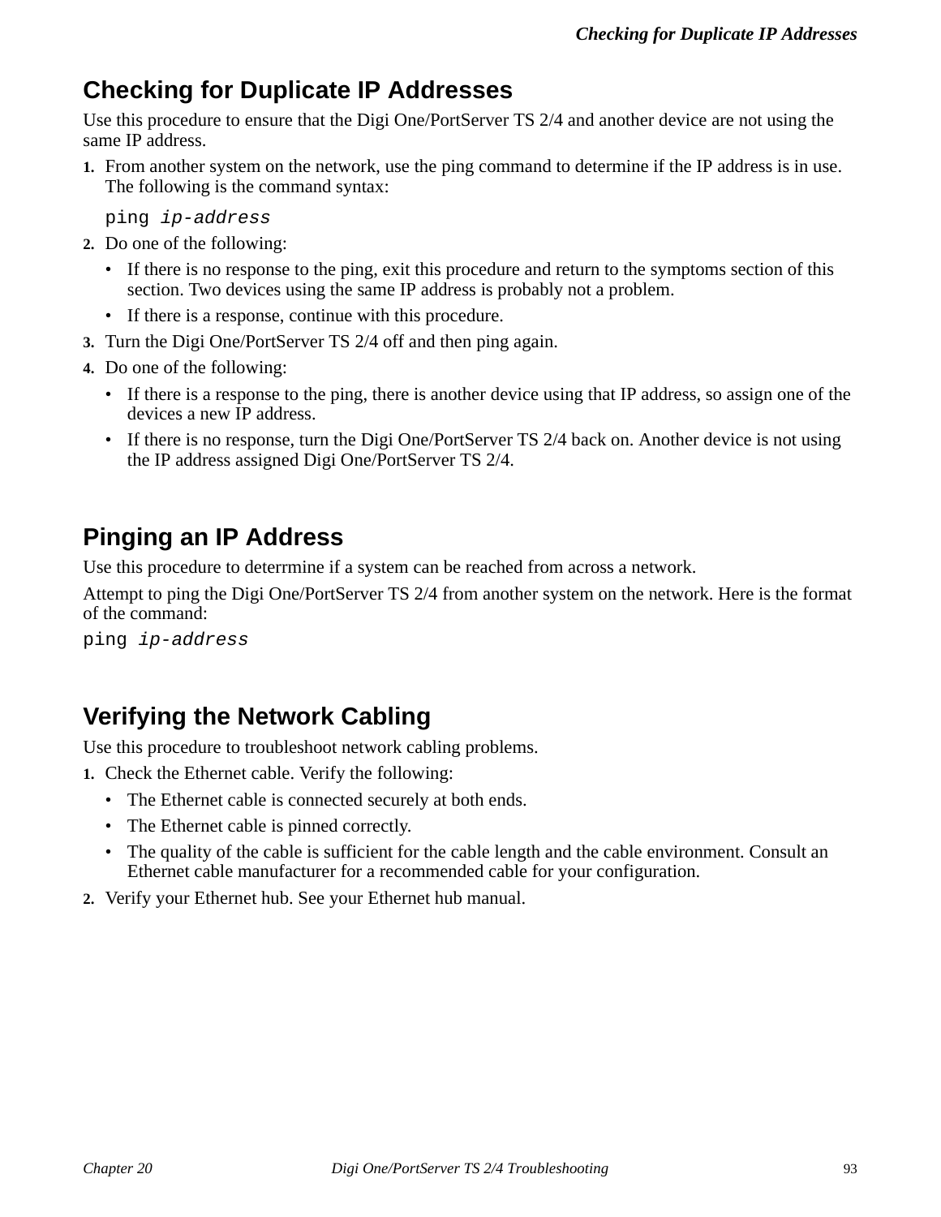## Checking for Duplicate IP Addresses

Use this procedure to ensure that the Digi One/PortServer TS 2/4 and another device are not using the same IP address.

1. From another system on the network, use the ping command to determine if the IP address is in use. The following is the command syntax:

   ```
   ping ip-address
   ```

2. Do one of the following:
   - If there is no response to the ping, exit this procedure and return to the symptoms section of this section. Two devices using the same IP address is probably not a problem.
   - If there is a response, continue with this procedure.
3. Turn the Digi One/PortServer TS 2/4 off and then ping again.
4. Do one of the following:
   - If there is a response to the ping, there is another device using that IP address, so assign one of the devices a new IP address.
   - If there is no response, turn the Digi One/PortServer TS 2/4 back on. Another device is not using the IP address assigned Digi One/PortServer TS 2/4.

## Pinging an IP Address

Use this procedure to deterrmine if a system can be reached from across a network.

Attempt to ping the Digi One/PortServer TS 2/4 from another system on the network. Here is the format of the command:

```
ping ip-address
```

## Verifying the Network Cabling

Use this procedure to troubleshoot network cabling problems.

1. Check the Ethernet cable. Verify the following:
   - The Ethernet cable is connected securely at both ends.
   - The Ethernet cable is pinned correctly.
   - The quality of the cable is sufficient for the cable length and the cable environment. Consult an Ethernet cable manufacturer for a recommended cable for your configuration.
2. Verify your Ethernet hub. See your Ethernet hub manual.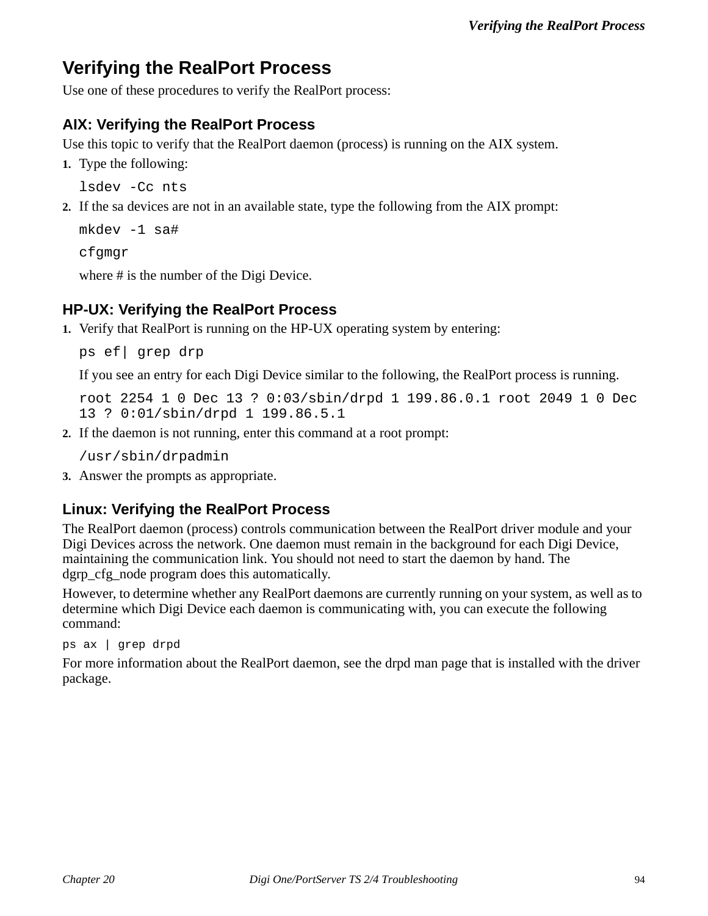# Verifying the RealPort Process

Use one of these procedures to verify the RealPort process:

## AIX: Verifying the RealPort Process

Use this topic to verify that the RealPort daemon (process) is running on the AIX system.

1. Type the following:

   ```
   lsdev -Cc nts
   ```

2. If the sa devices are not in an available state, type the following from the AIX prompt:

   ```
   mkdev -1 sa#
   ```

   ```
   cfgmgr
   ```

   where # is the number of the Digi Device.

## HP-UX: Verifying the RealPort Process

1. Verify that RealPort is running on the HP-UX operating system by entering:

   ```
   ps ef| grep drp
   ```

   If you see an entry for each Digi Device similar to the following, the RealPort process is running.

   ```
   root 2254 1 0 Dec 13 ? 0:03/sbin/drpd 1 199.86.0.1 root 2049 1 0 Dec
   13 ? 0:01/sbin/drpd 1 199.86.5.1
   ```

2. If the daemon is not running, enter this command at a root prompt:

   ```
   /usr/sbin/drpadmin
   ```

3. Answer the prompts as appropriate.

## Linux: Verifying the RealPort Process

The RealPort daemon (process) controls communication between the RealPort driver module and your Digi Devices across the network. One daemon must remain in the background for each Digi Device, maintaining the communication link. You should not need to start the daemon by hand. The dgrp_cfg_node program does this automatically.

However, to determine whether any RealPort daemons are currently running on your system, as well as to determine which Digi Device each daemon is communicating with, you can execute the following command:

```
ps ax | grep drpd
```

For more information about the RealPort daemon, see the drpd man page that is installed with the driver package.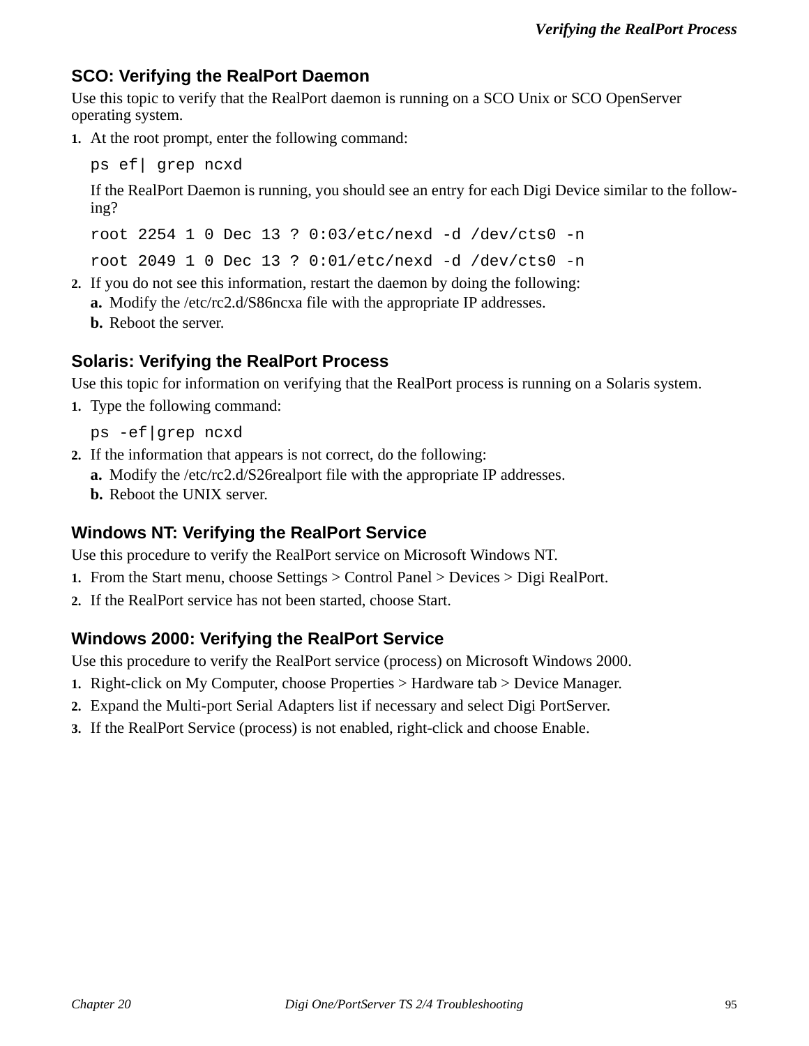## SCO: Verifying the RealPort Daemon

Use this topic to verify that the RealPort daemon is running on a SCO Unix or SCO OpenServer operating system.

1. At the root prompt, enter the following command:

   ```
   ps ef| grep ncxd
   ```

   If the RealPort Daemon is running, you should see an entry for each Digi Device similar to the following?

   ```
   root 2254 1 0 Dec 13 ? 0:03/etc/nexd -d /dev/cts0 -n
   ```

   ```
   root 2049 1 0 Dec 13 ? 0:01/etc/nexd -d /dev/cts0 -n
   ```

2. If you do not see this information, restart the daemon by doing the following:
   - **a.** Modify the /etc/rc2.d/S86ncxa file with the appropriate IP addresses.
   - **b.** Reboot the server.

## Solaris: Verifying the RealPort Process

Use this topic for information on verifying that the RealPort process is running on a Solaris system.

1. Type the following command:

   ```
   ps -ef|grep ncxd
   ```

2. If the information that appears is not correct, do the following:
   - **a.** Modify the /etc/rc2.d/S26realport file with the appropriate IP addresses.
   - **b.** Reboot the UNIX server.

## Windows NT: Verifying the RealPort Service

Use this procedure to verify the RealPort service on Microsoft Windows NT.

1. From the Start menu, choose Settings > Control Panel > Devices > Digi RealPort.
2. If the RealPort service has not been started, choose Start.

## Windows 2000: Verifying the RealPort Service

Use this procedure to verify the RealPort service (process) on Microsoft Windows 2000.

1. Right-click on My Computer, choose Properties > Hardware tab > Device Manager.
2. Expand the Multi-port Serial Adapters list if necessary and select Digi PortServer.
3. If the RealPort Service (process) is not enabled, right-click and choose Enable.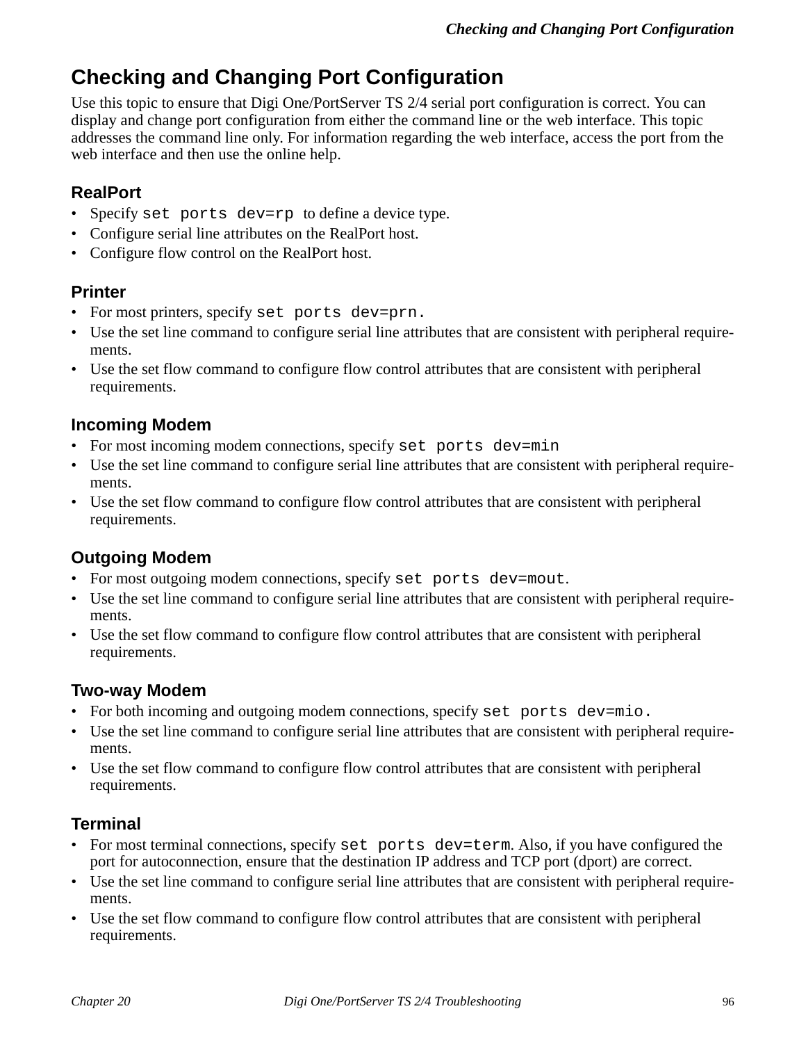# Checking and Changing Port Configuration

Use this topic to ensure that Digi One/PortServer TS 2/4 serial port configuration is correct. You can display and change port configuration from either the command line or the web interface. This topic addresses the command line only. For information regarding the web interface, access the port from the web interface and then use the online help.

## RealPort

- Specify `set ports dev=rp` to define a device type.
- Configure serial line attributes on the RealPort host.
- Configure flow control on the RealPort host.

## Printer

- For most printers, specify `set ports dev=prn.`
- Use the set line command to configure serial line attributes that are consistent with peripheral requirements.
- Use the set flow command to configure flow control attributes that are consistent with peripheral requirements.

## Incoming Modem

- For most incoming modem connections, specify `set ports dev=min`
- Use the set line command to configure serial line attributes that are consistent with peripheral requirements.
- Use the set flow command to configure flow control attributes that are consistent with peripheral requirements.

## Outgoing Modem

- For most outgoing modem connections, specify `set ports dev=mout`.
- Use the set line command to configure serial line attributes that are consistent with peripheral requirements.
- Use the set flow command to configure flow control attributes that are consistent with peripheral requirements.

## Two-way Modem

- For both incoming and outgoing modem connections, specify `set ports dev=mio.`
- Use the set line command to configure serial line attributes that are consistent with peripheral requirements.
- Use the set flow command to configure flow control attributes that are consistent with peripheral requirements.

## Terminal

- For most terminal connections, specify `set ports dev=term`. Also, if you have configured the port for autoconnection, ensure that the destination IP address and TCP port (dport) are correct.
- Use the set line command to configure serial line attributes that are consistent with peripheral requirements.
- Use the set flow command to configure flow control attributes that are consistent with peripheral requirements.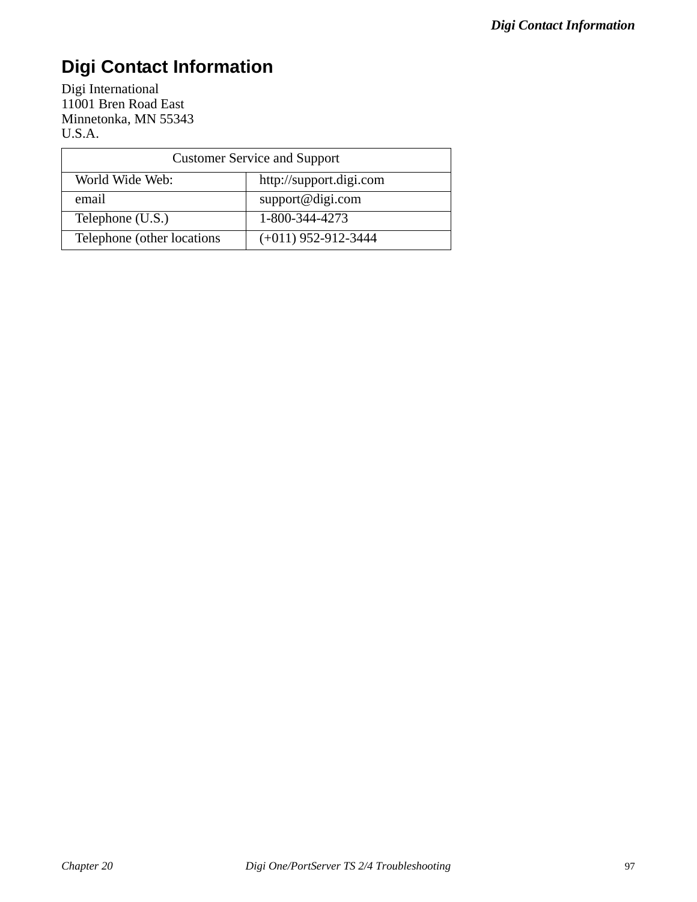# Digi Contact Information

Digi International
11001 Bren Road East
Minnetonka, MN 55343
U.S.A.

| Customer Service and Support | |
|---|---|
| World Wide Web: | http://support.digi.com |
| email | support@digi.com |
| Telephone (U.S.) | 1-800-344-4273 |
| Telephone (other locations | (+011) 952-912-3444 |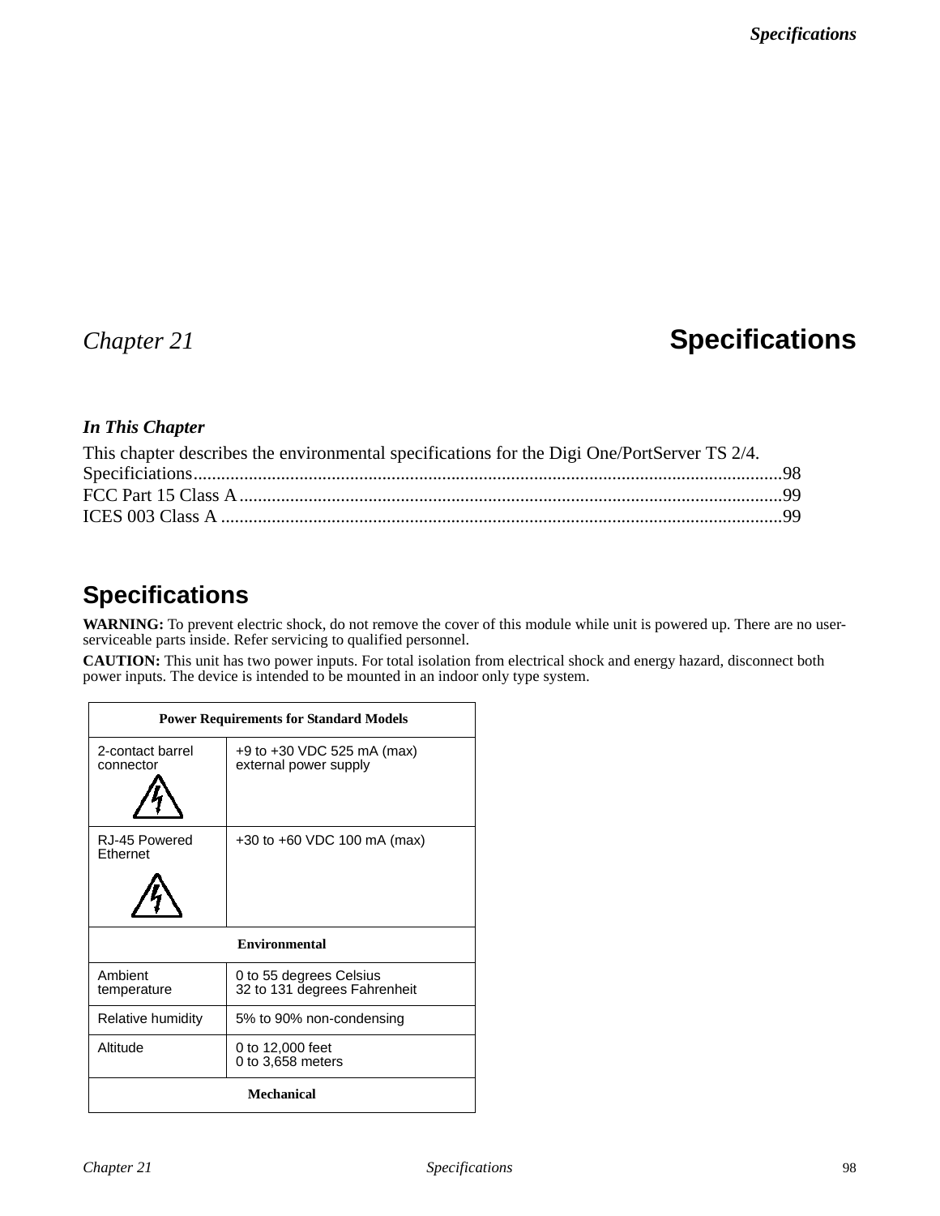# Chapter 21 Specifications

### *In This Chapter*

This chapter describes the environmental specifications for the Digi One/PortServer TS 2/4.

Specificiations................................................................................................................98
FCC Part 15 Class A.......................................................................................................99
ICES 003 Class A ..........................................................................................................99

## Specifications

**WARNING:** To prevent electric shock, do not remove the cover of this module while unit is powered up. There are no user-serviceable parts inside. Refer servicing to qualified personnel.

**CAUTION:** This unit has two power inputs. For total isolation from electrical shock and energy hazard, disconnect both power inputs. The device is intended to be mounted in an indoor only type system.

| Power Requirements for Standard Models | |
|---|---|
| 2-contact barrel connector | +9 to +30 VDC 525 mA (max) external power supply |
| RJ-45 Powered Ethernet | +30 to +60 VDC 100 mA (max) |
| **Environmental** | |
| Ambient temperature | 0 to 55 degrees Celsius<br>32 to 131 degrees Fahrenheit |
| Relative humidity | 5% to 90% non-condensing |
| Altitude | 0 to 12,000 feet<br>0 to 3,658 meters |
| **Mechanical** | |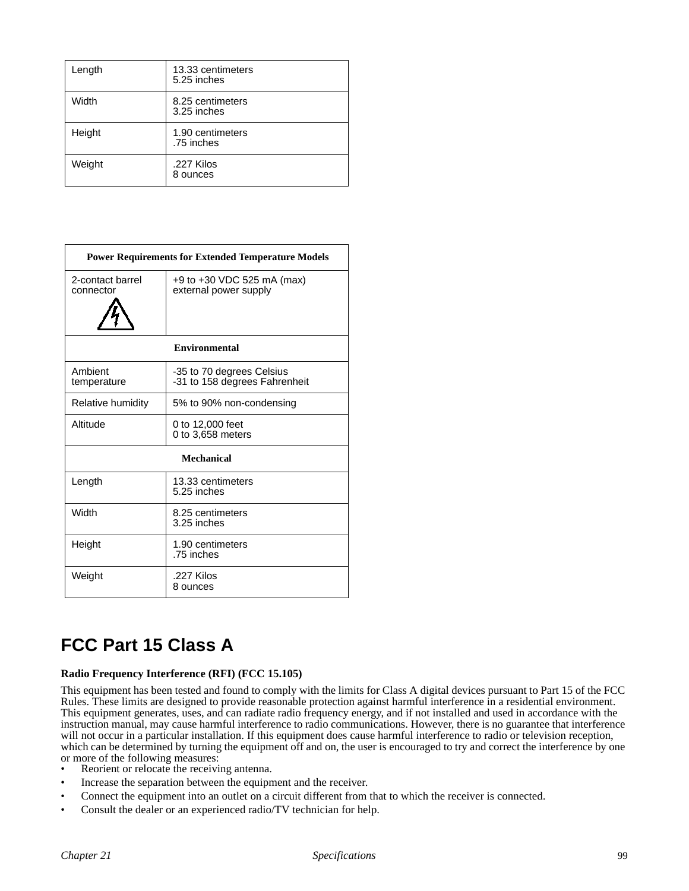| | |
|---|---|
| Length | 13.33 centimeters<br>5.25 inches |
| Width | 8.25 centimeters<br>3.25 inches |
| Height | 1.90 centimeters<br>.75 inches |
| Weight | .227 Kilos<br>8 ounces |

| **Power Requirements for Extended Temperature Models** | |
|---|---|
| 2-contact barrel connector | +9 to +30 VDC 525 mA (max) external power supply |
| **Environmental** | |
| Ambient temperature | -35 to 70 degrees Celsius<br>-31 to 158 degrees Fahrenheit |
| Relative humidity | 5% to 90% non-condensing |
| Altitude | 0 to 12,000 feet<br>0 to 3,658 meters |
| **Mechanical** | |
| Length | 13.33 centimeters<br>5.25 inches |
| Width | 8.25 centimeters<br>3.25 inches |
| Height | 1.90 centimeters<br>.75 inches |
| Weight | .227 Kilos<br>8 ounces |

# FCC Part 15 Class A

**Radio Frequency Interference (RFI) (FCC 15.105)**

This equipment has been tested and found to comply with the limits for Class A digital devices pursuant to Part 15 of the FCC Rules. These limits are designed to provide reasonable protection against harmful interference in a residential environment. This equipment generates, uses, and can radiate radio frequency energy, and if not installed and used in accordance with the instruction manual, may cause harmful interference to radio communications. However, there is no guarantee that interference will not occur in a particular installation. If this equipment does cause harmful interference to radio or television reception, which can be determined by turning the equipment off and on, the user is encouraged to try and correct the interference by one or more of the following measures:

- Reorient or relocate the receiving antenna.
- Increase the separation between the equipment and the receiver.
- Connect the equipment into an outlet on a circuit different from that to which the receiver is connected.
- Consult the dealer or an experienced radio/TV technician for help.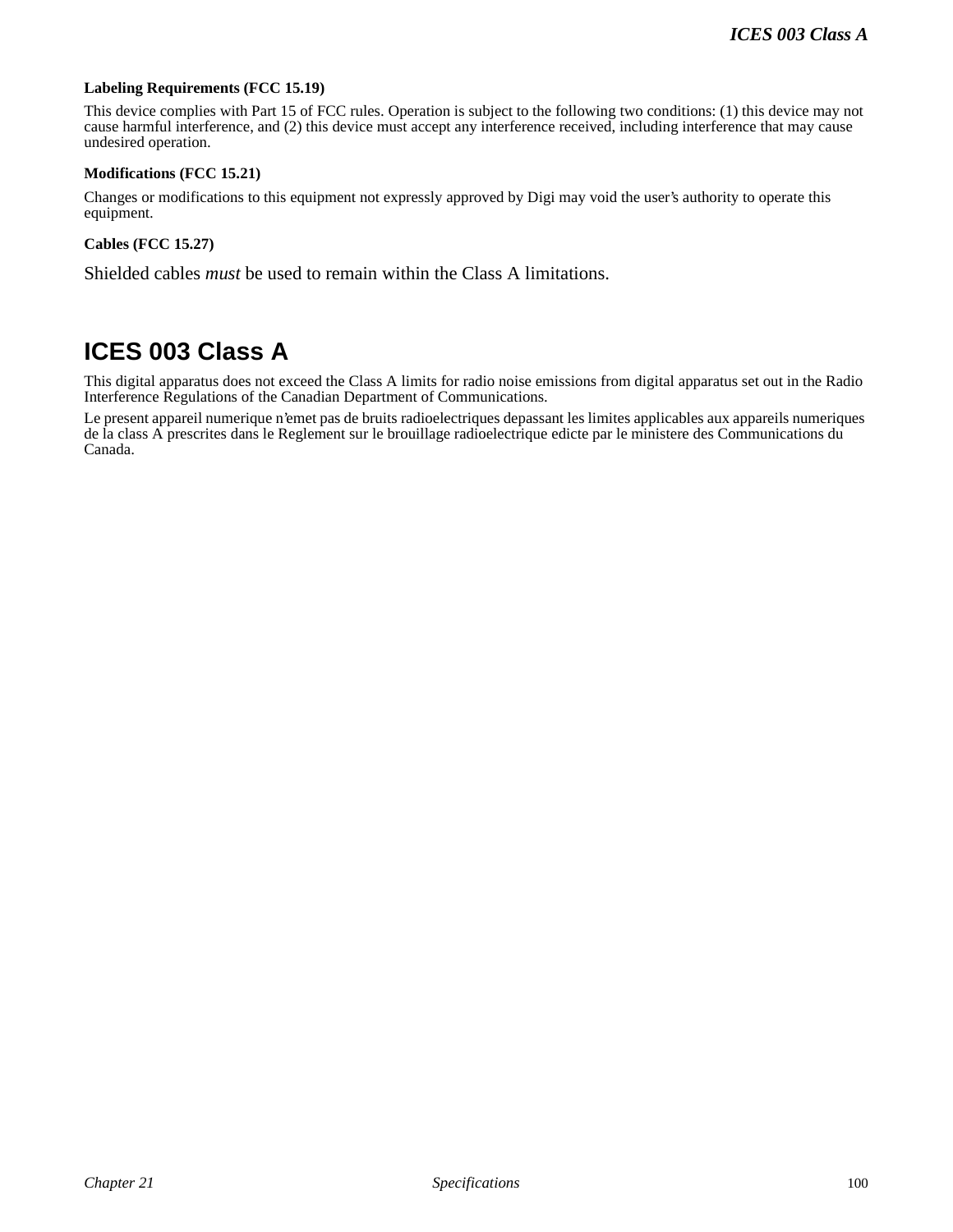**Labeling Requirements (FCC 15.19)**

This device complies with Part 15 of FCC rules. Operation is subject to the following two conditions: (1) this device may not cause harmful interference, and (2) this device must accept any interference received, including interference that may cause undesired operation.

**Modifications (FCC 15.21)**

Changes or modifications to this equipment not expressly approved by Digi may void the user's authority to operate this equipment.

**Cables (FCC 15.27)**

Shielded cables *must* be used to remain within the Class A limitations.

## ICES 003 Class A

This digital apparatus does not exceed the Class A limits for radio noise emissions from digital apparatus set out in the Radio Interference Regulations of the Canadian Department of Communications.

Le present appareil numerique n'emet pas de bruits radioelectriques depassant les limites applicables aux appareils numeriques de la class A prescrites dans le Reglement sur le brouillage radioelectrique edicte par le ministere des Communications du Canada.